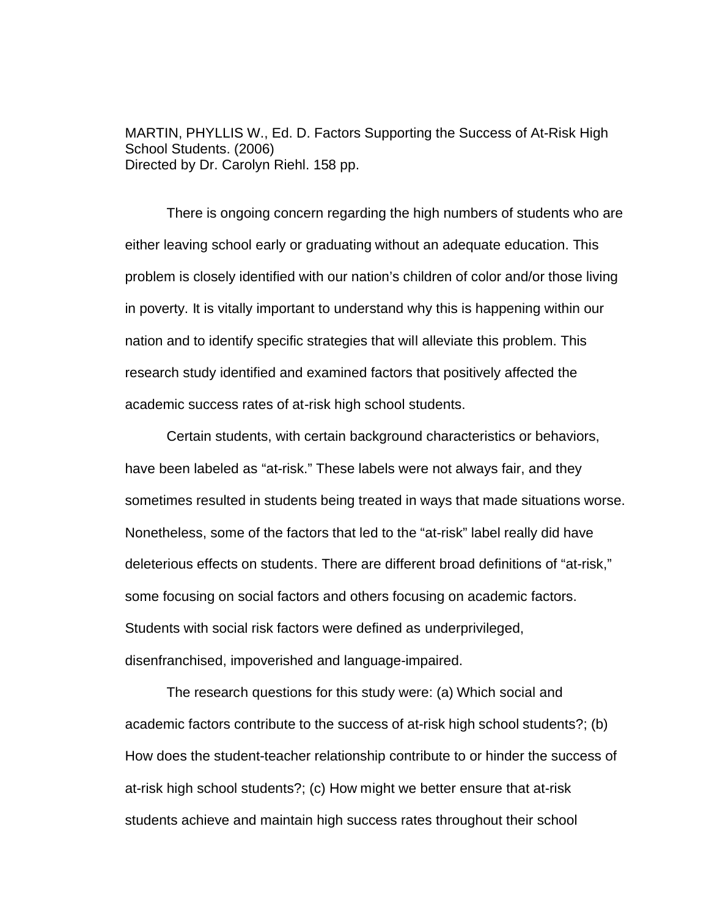MARTIN, PHYLLIS W., Ed. D. Factors Supporting the Success of At-Risk High School Students. (2006)
Directed by Dr. Carolyn Riehl. 158 pp.

There is ongoing concern regarding the high numbers of students who are either leaving school early or graduating without an adequate education. This problem is closely identified with our nation's children of color and/or those living in poverty. It is vitally important to understand why this is happening within our nation and to identify specific strategies that will alleviate this problem. This research study identified and examined factors that positively affected the academic success rates of at-risk high school students.

Certain students, with certain background characteristics or behaviors, have been labeled as "at-risk." These labels were not always fair, and they sometimes resulted in students being treated in ways that made situations worse. Nonetheless, some of the factors that led to the "at-risk" label really did have deleterious effects on students. There are different broad definitions of "at-risk," some focusing on social factors and others focusing on academic factors. Students with social risk factors were defined as underprivileged, disenfranchised, impoverished and language-impaired.

The research questions for this study were: (a) Which social and academic factors contribute to the success of at-risk high school students?; (b) How does the student-teacher relationship contribute to or hinder the success of at-risk high school students?; (c) How might we better ensure that at-risk students achieve and maintain high success rates throughout their school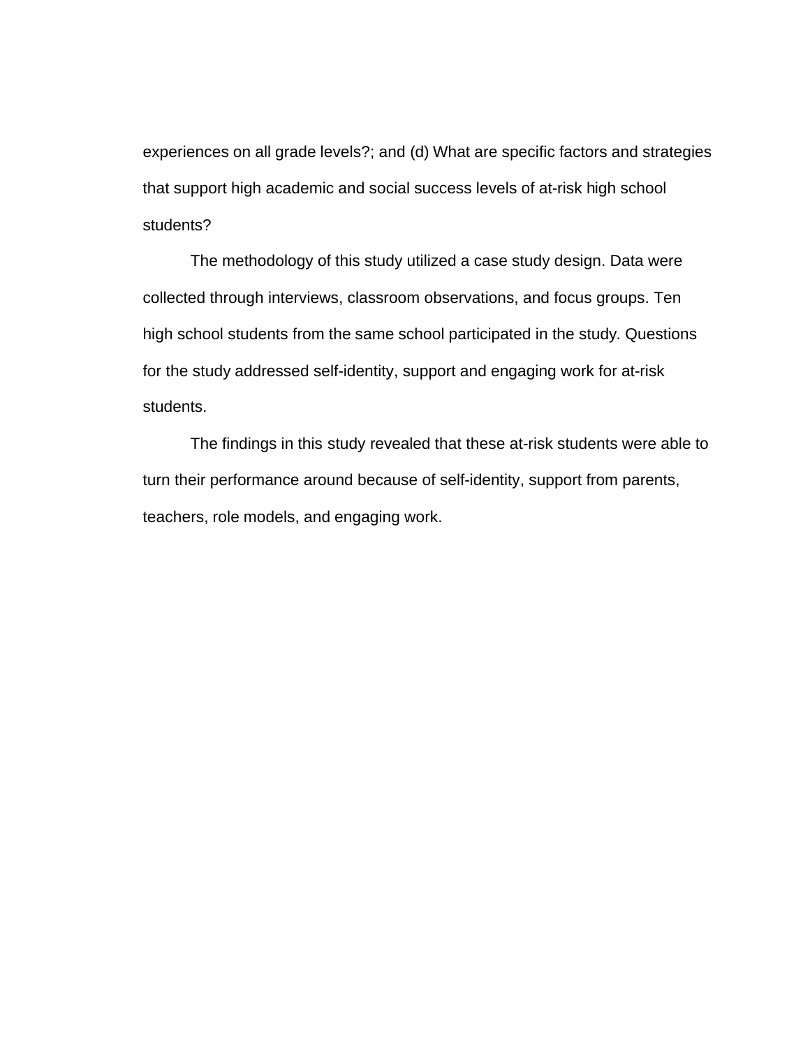experiences on all grade levels?; and (d) What are specific factors and strategies that support high academic and social success levels of at-risk high school students?

The methodology of this study utilized a case study design. Data were collected through interviews, classroom observations, and focus groups. Ten high school students from the same school participated in the study. Questions for the study addressed self-identity, support and engaging work for at-risk students.

The findings in this study revealed that these at-risk students were able to turn their performance around because of self-identity, support from parents, teachers, role models, and engaging work.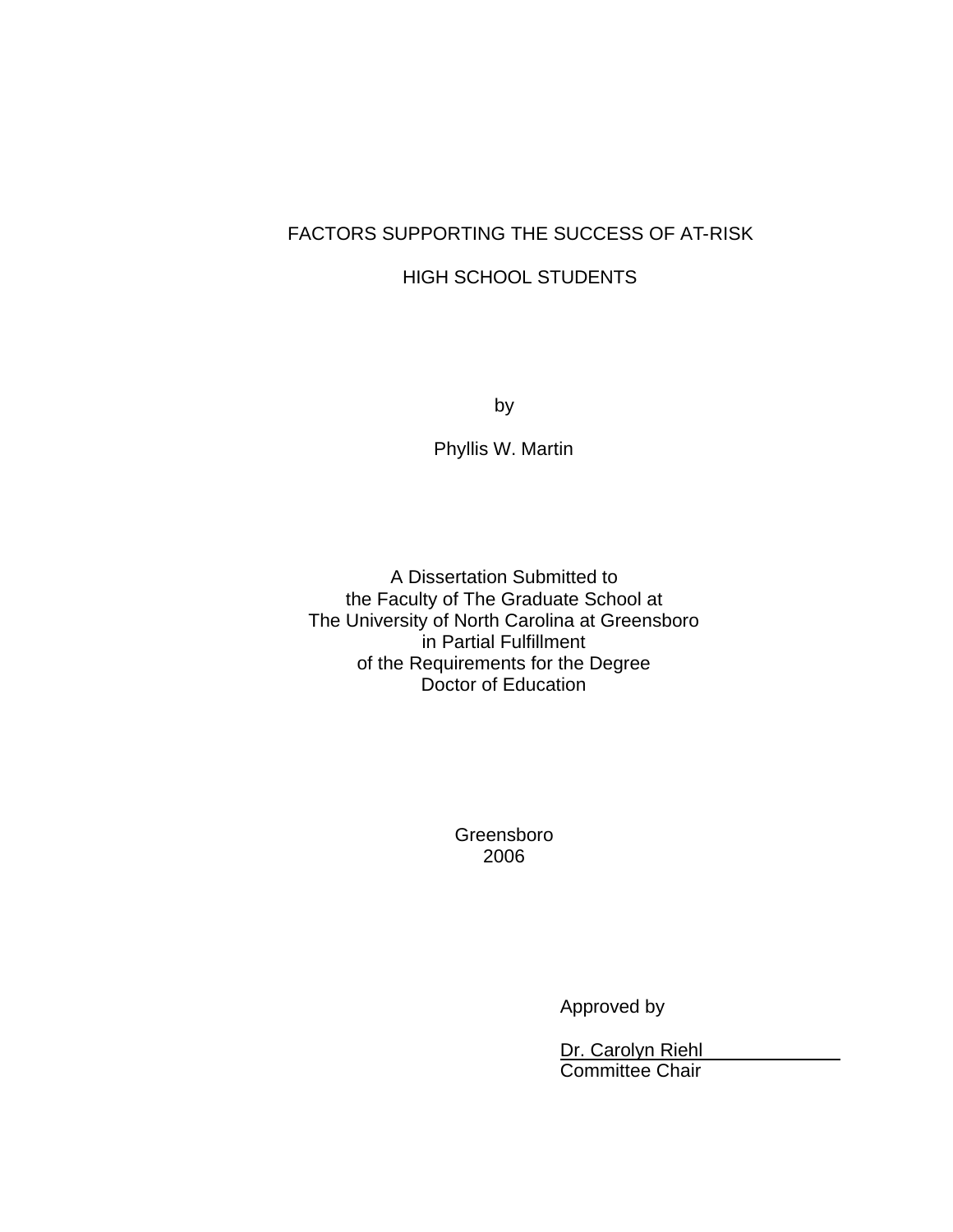# FACTORS SUPPORTING THE SUCCESS OF AT-RISK HIGH SCHOOL STUDENTS

by

Phyllis W. Martin

A Dissertation Submitted to
the Faculty of The Graduate School at
The University of North Carolina at Greensboro
in Partial Fulfillment
of the Requirements for the Degree
Doctor of Education

Greensboro
2006

Approved by

Dr. Carolyn Riehl
Committee Chair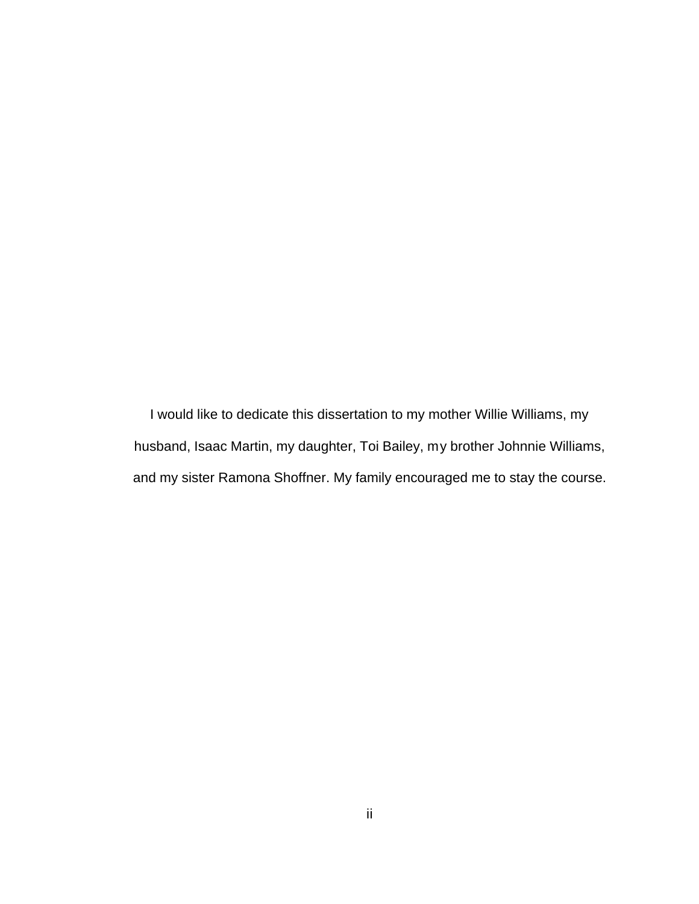I would like to dedicate this dissertation to my mother Willie Williams, my husband, Isaac Martin, my daughter, Toi Bailey, my brother Johnnie Williams, and my sister Ramona Shoffner. My family encouraged me to stay the course.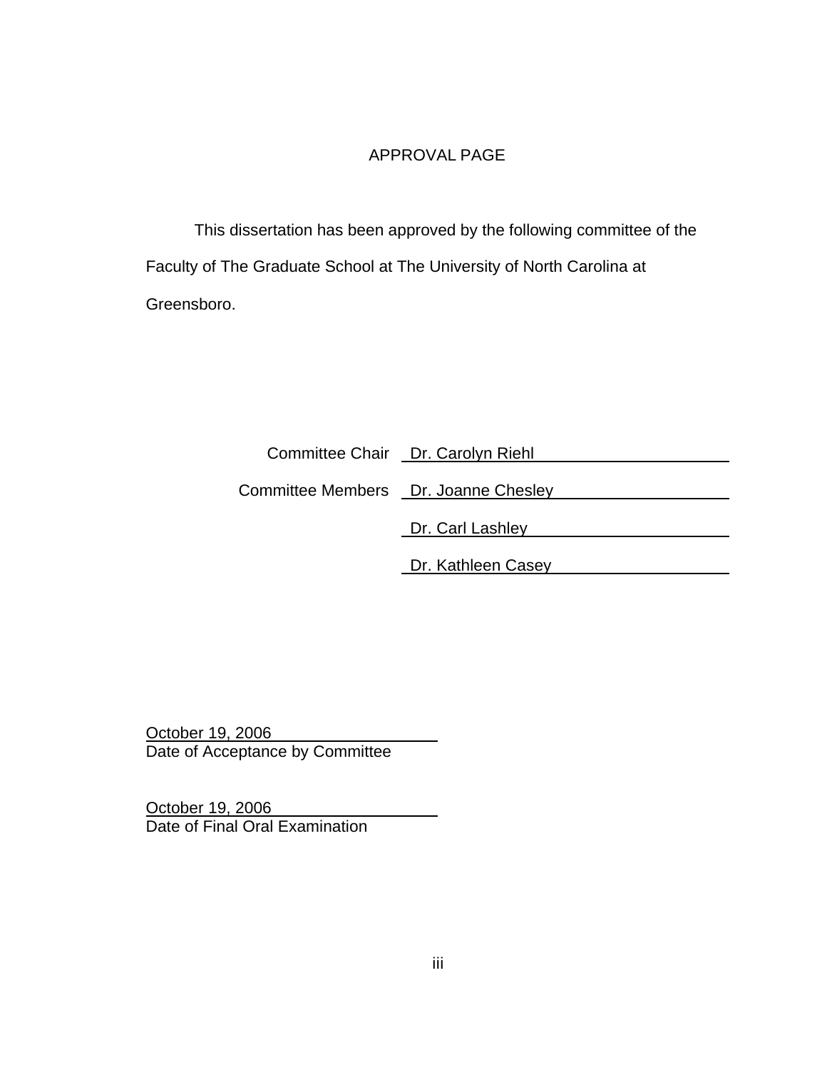# APPROVAL PAGE

This dissertation has been approved by the following committee of the Faculty of The Graduate School at The University of North Carolina at Greensboro.

Committee Chair Dr. Carolyn Riehl

Committee Members Dr. Joanne Chesley

Dr. Carl Lashley

Dr. Kathleen Casey

October 19, 2006
Date of Acceptance by Committee

October 19, 2006
Date of Final Oral Examination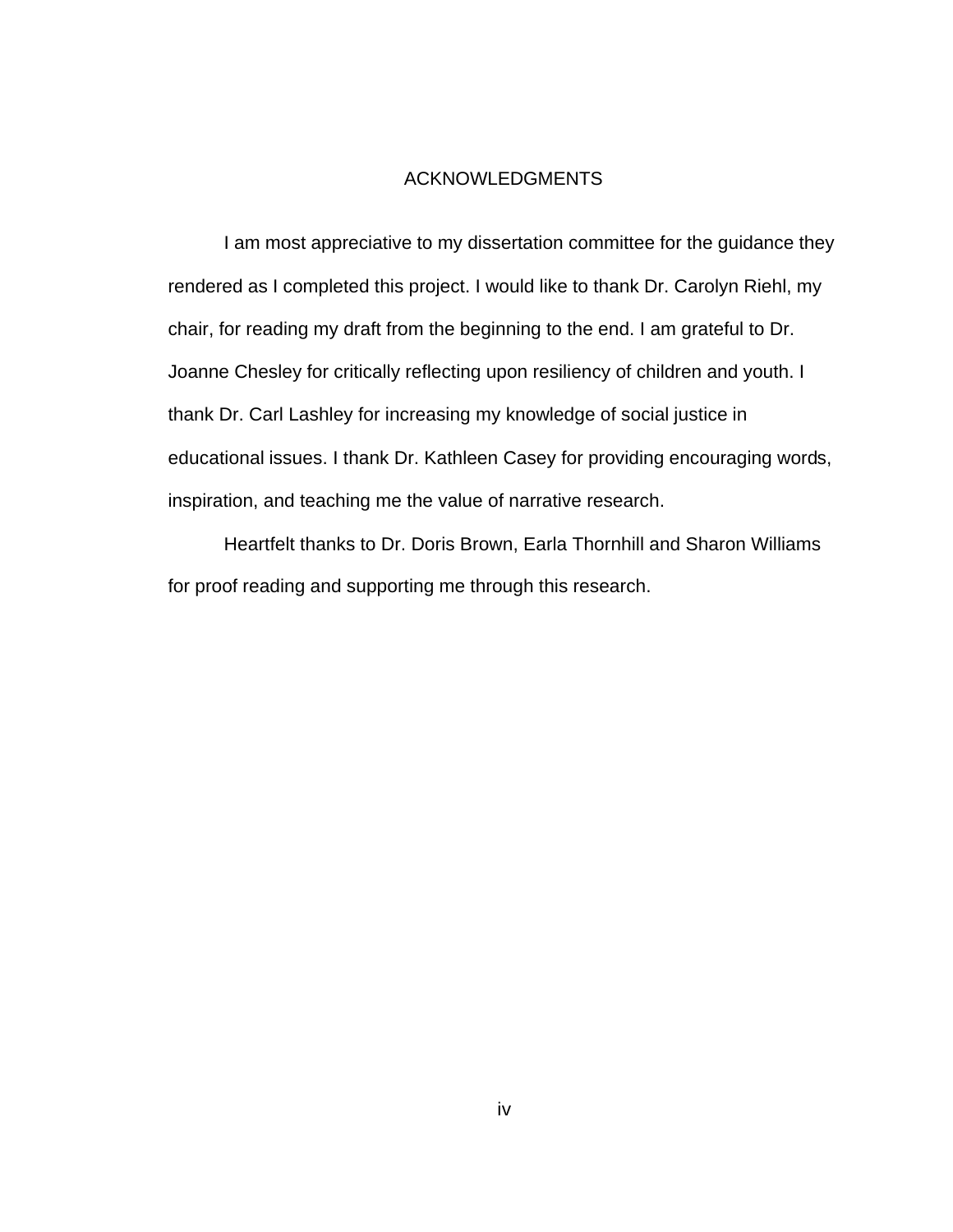# ACKNOWLEDGMENTS

I am most appreciative to my dissertation committee for the guidance they rendered as I completed this project. I would like to thank Dr. Carolyn Riehl, my chair, for reading my draft from the beginning to the end. I am grateful to Dr. Joanne Chesley for critically reflecting upon resiliency of children and youth. I thank Dr. Carl Lashley for increasing my knowledge of social justice in educational issues. I thank Dr. Kathleen Casey for providing encouraging words, inspiration, and teaching me the value of narrative research.

Heartfelt thanks to Dr. Doris Brown, Earla Thornhill and Sharon Williams for proof reading and supporting me through this research.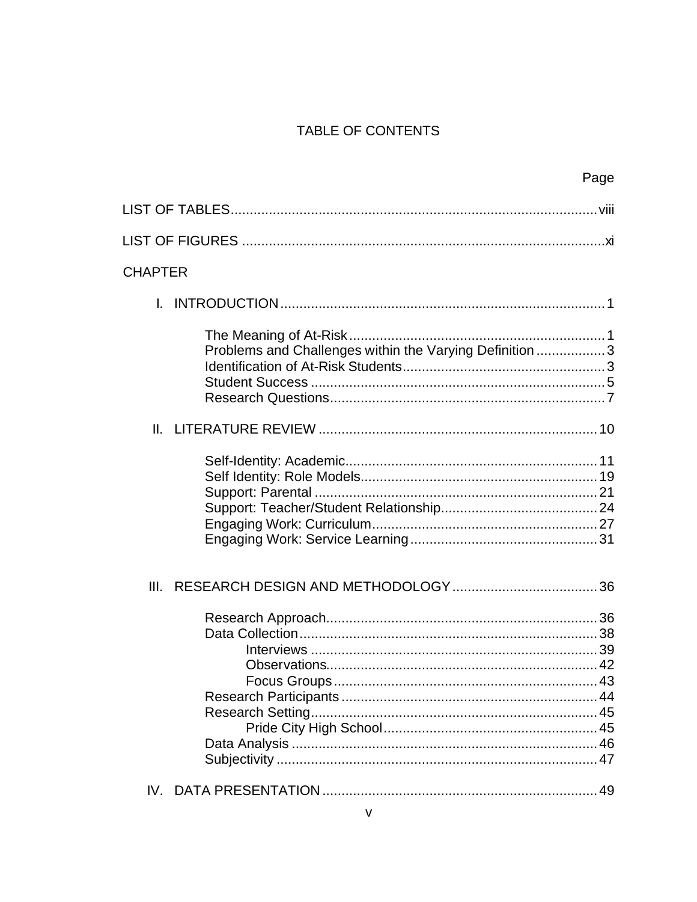# TABLE OF CONTENTS

| | Page |
|---|---|
| LIST OF TABLES | viii |
| LIST OF FIGURES | xi |
| CHAPTER | |
| I. INTRODUCTION | 1 |
| The Meaning of At-Risk | 1 |
| Problems and Challenges within the Varying Definition | 3 |
| Identification of At-Risk Students | 3 |
| Student Success | 5 |
| Research Questions | 7 |
| II. LITERATURE REVIEW | 10 |
| Self-Identity: Academic | 11 |
| Self Identity: Role Models | 19 |
| Support: Parental | 21 |
| Support: Teacher/Student Relationship | 24 |
| Engaging Work: Curriculum | 27 |
| Engaging Work: Service Learning | 31 |
| III. RESEARCH DESIGN AND METHODOLOGY | 36 |
| Research Approach | 36 |
| Data Collection | 38 |
| Interviews | 39 |
| Observations | 42 |
| Focus Groups | 43 |
| Research Participants | 44 |
| Research Setting | 45 |
| Pride City High School | 45 |
| Data Analysis | 46 |
| Subjectivity | 47 |
| IV. DATA PRESENTATION | 49 |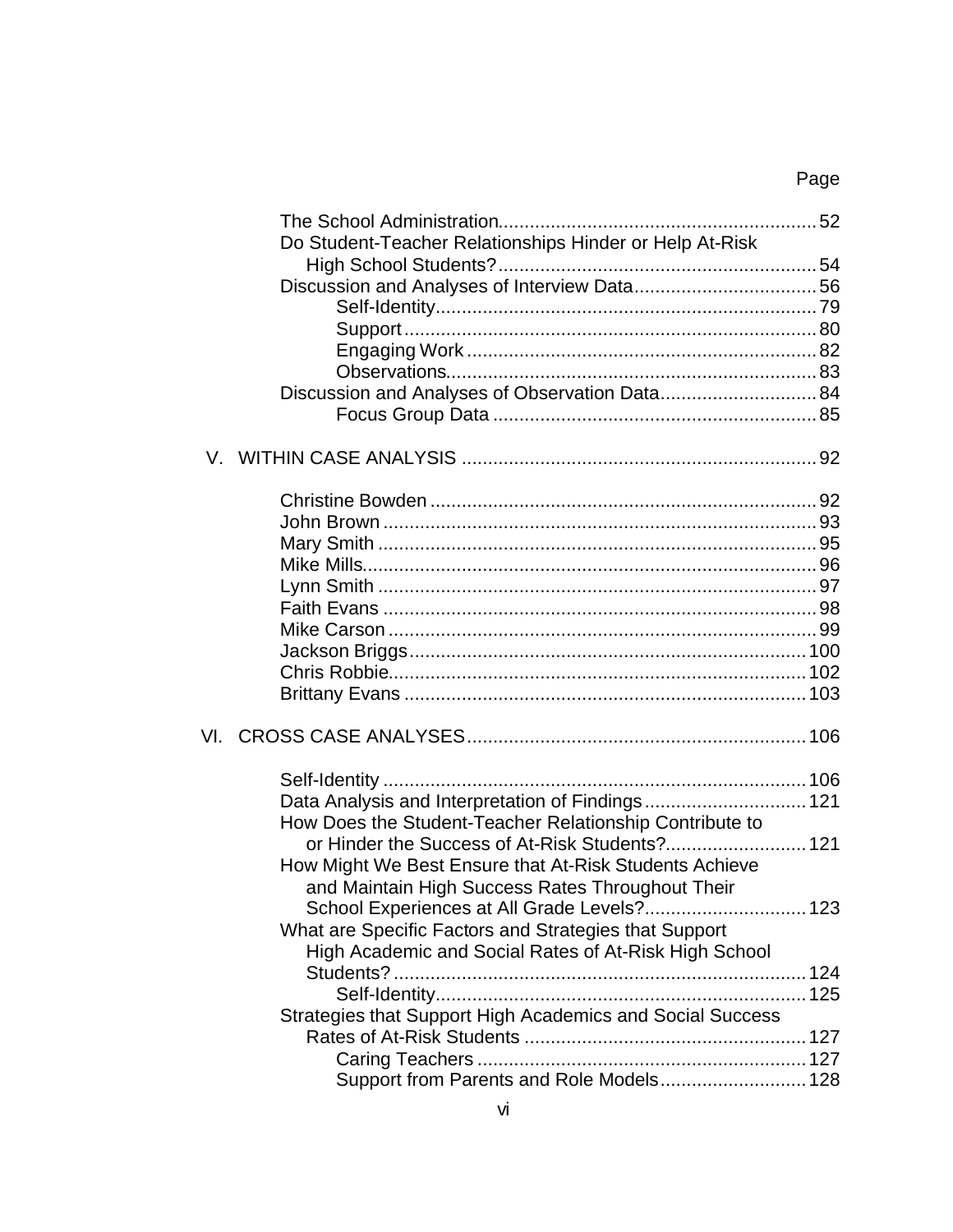Page

The School Administration ........................................................ 52
Do Student-Teacher Relationships Hinder or Help At-Risk High School Students? ........................................................ 54
Discussion and Analyses of Interview Data ........................................................ 56
- Self-Identity ........................................................ 79
- Support ........................................................ 80
- Engaging Work ........................................................ 82
- Observations ........................................................ 83

Discussion and Analyses of Observation Data ........................................................ 84
- Focus Group Data ........................................................ 85

V. WITHIN CASE ANALYSIS ........................................................ 92

Christine Bowden ........................................................ 92
John Brown ........................................................ 93
Mary Smith ........................................................ 95
Mike Mills ........................................................ 96
Lynn Smith ........................................................ 97
Faith Evans ........................................................ 98
Mike Carson ........................................................ 99
Jackson Briggs ........................................................ 100
Chris Robbie ........................................................ 102
Brittany Evans ........................................................ 103

VI. CROSS CASE ANALYSES ........................................................ 106

Self-Identity ........................................................ 106
Data Analysis and Interpretation of Findings ........................................................ 121
How Does the Student-Teacher Relationship Contribute to or Hinder the Success of At-Risk Students? ........................................................ 121
How Might We Best Ensure that At-Risk Students Achieve and Maintain High Success Rates Throughout Their School Experiences at All Grade Levels? ........................................................ 123
What are Specific Factors and Strategies that Support High Academic and Social Rates of At-Risk High School Students? ........................................................ 124
- Self-Identity ........................................................ 125

Strategies that Support High Academics and Social Success Rates of At-Risk Students ........................................................ 127
- Caring Teachers ........................................................ 127
- Support from Parents and Role Models ........................................................ 128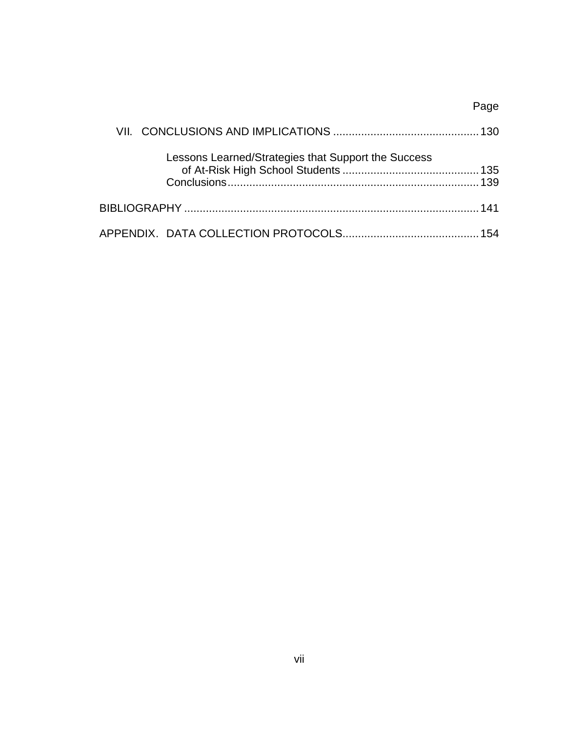Page

VII. CONCLUSIONS AND IMPLICATIONS .............................................. 130

Lessons Learned/Strategies that Support the Success of At-Risk High School Students ............................................ 135

Conclusions................................................................................ 139

BIBLIOGRAPHY .............................................................................................. 141

APPENDIX. DATA COLLECTION PROTOCOLS........................................... 154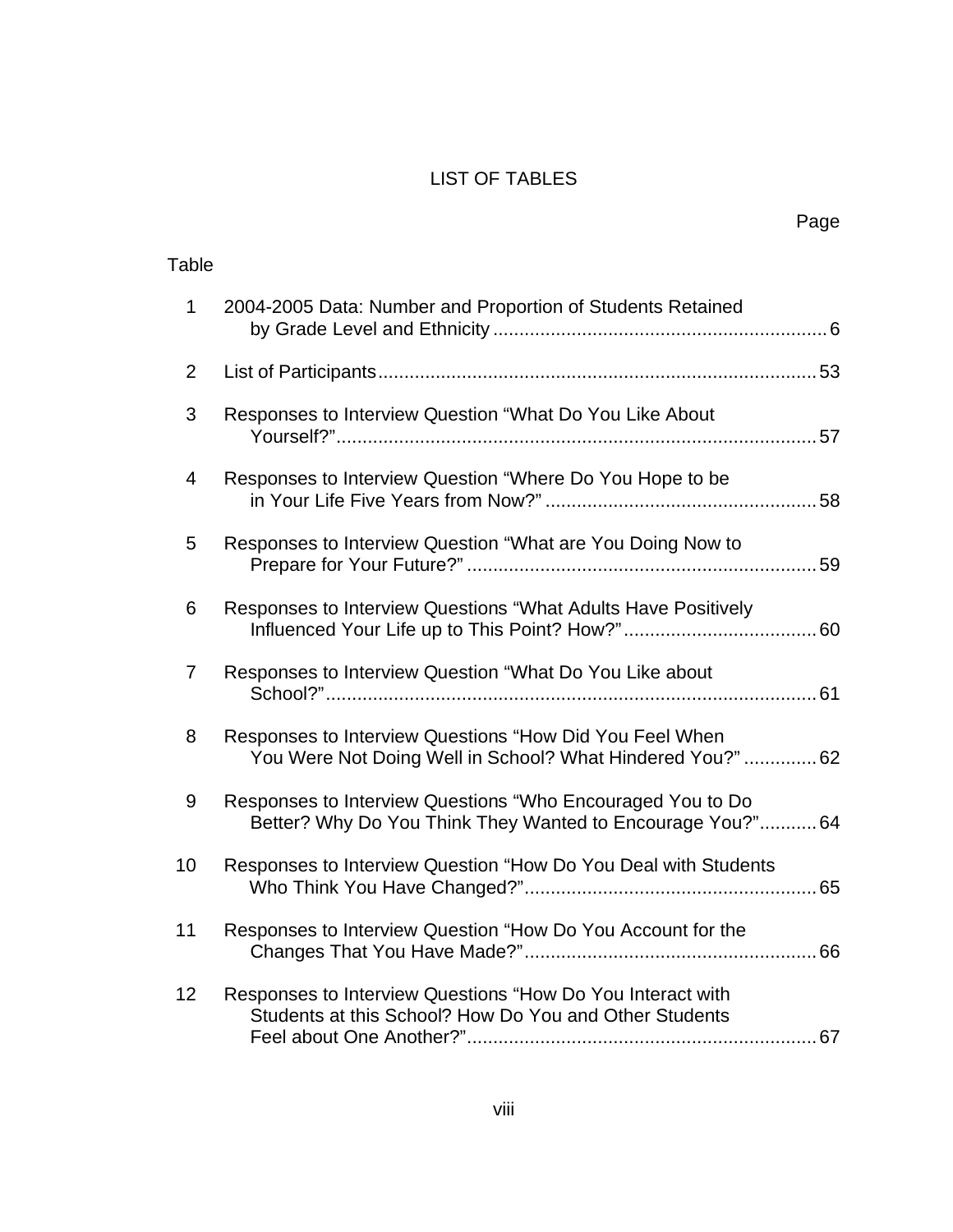# LIST OF TABLES

| Table | | Page |
|---|---|---|
| 1 | 2004-2005 Data: Number and Proportion of Students Retained by Grade Level and Ethnicity | 6 |
| 2 | List of Participants | 53 |
| 3 | Responses to Interview Question "What Do You Like About Yourself?" | 57 |
| 4 | Responses to Interview Question "Where Do You Hope to be in Your Life Five Years from Now?" | 58 |
| 5 | Responses to Interview Question "What are You Doing Now to Prepare for Your Future?" | 59 |
| 6 | Responses to Interview Questions "What Adults Have Positively Influenced Your Life up to This Point? How?" | 60 |
| 7 | Responses to Interview Question "What Do You Like about School?" | 61 |
| 8 | Responses to Interview Questions "How Did You Feel When You Were Not Doing Well in School? What Hindered You?" | 62 |
| 9 | Responses to Interview Questions "Who Encouraged You to Do Better? Why Do You Think They Wanted to Encourage You?" | 64 |
| 10 | Responses to Interview Question "How Do You Deal with Students Who Think You Have Changed?" | 65 |
| 11 | Responses to Interview Question "How Do You Account for the Changes That You Have Made?" | 66 |
| 12 | Responses to Interview Questions "How Do You Interact with Students at this School? How Do You and Other Students Feel about One Another?" | 67 |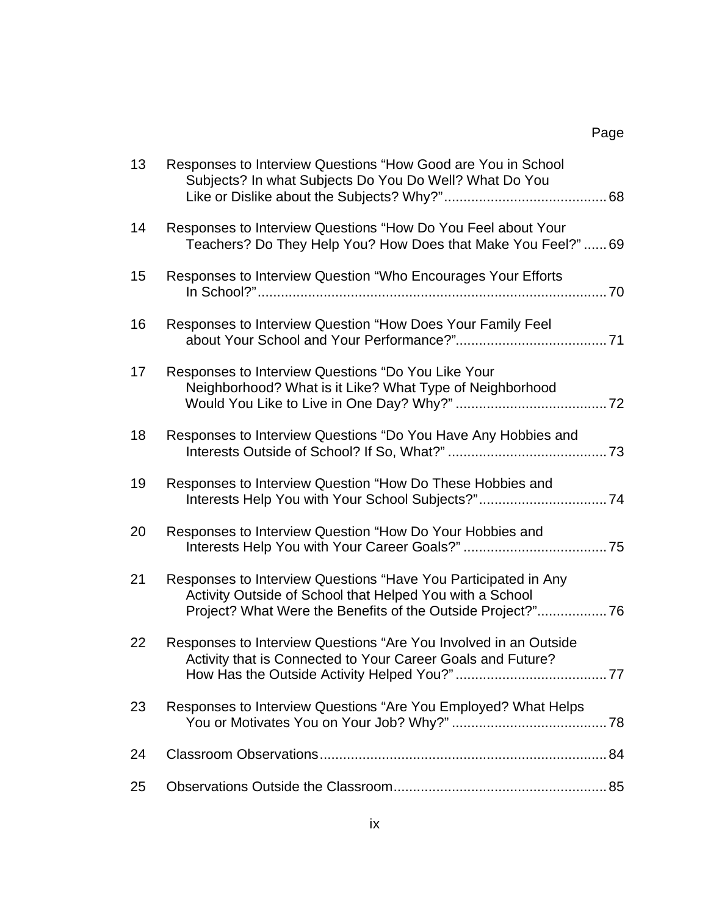| | | Page |
|---|---|---|
| 13 | Responses to Interview Questions “How Good are You in School Subjects? In what Subjects Do You Do Well? What Do You Like or Dislike about the Subjects? Why?” | 68 |
| 14 | Responses to Interview Questions “How Do You Feel about Your Teachers? Do They Help You? How Does that Make You Feel?” | 69 |
| 15 | Responses to Interview Question “Who Encourages Your Efforts In School?” | 70 |
| 16 | Responses to Interview Question “How Does Your Family Feel about Your School and Your Performance?” | 71 |
| 17 | Responses to Interview Questions “Do You Like Your Neighborhood? What is it Like? What Type of Neighborhood Would You Like to Live in One Day? Why?” | 72 |
| 18 | Responses to Interview Questions “Do You Have Any Hobbies and Interests Outside of School? If So, What?” | 73 |
| 19 | Responses to Interview Question “How Do These Hobbies and Interests Help You with Your School Subjects?” | 74 |
| 20 | Responses to Interview Question “How Do Your Hobbies and Interests Help You with Your Career Goals?” | 75 |
| 21 | Responses to Interview Questions “Have You Participated in Any Activity Outside of School that Helped You with a School Project? What Were the Benefits of the Outside Project?” | 76 |
| 22 | Responses to Interview Questions “Are You Involved in an Outside Activity that is Connected to Your Career Goals and Future? How Has the Outside Activity Helped You?” | 77 |
| 23 | Responses to Interview Questions “Are You Employed? What Helps You or Motivates You on Your Job? Why?” | 78 |
| 24 | Classroom Observations | 84 |
| 25 | Observations Outside the Classroom | 85 |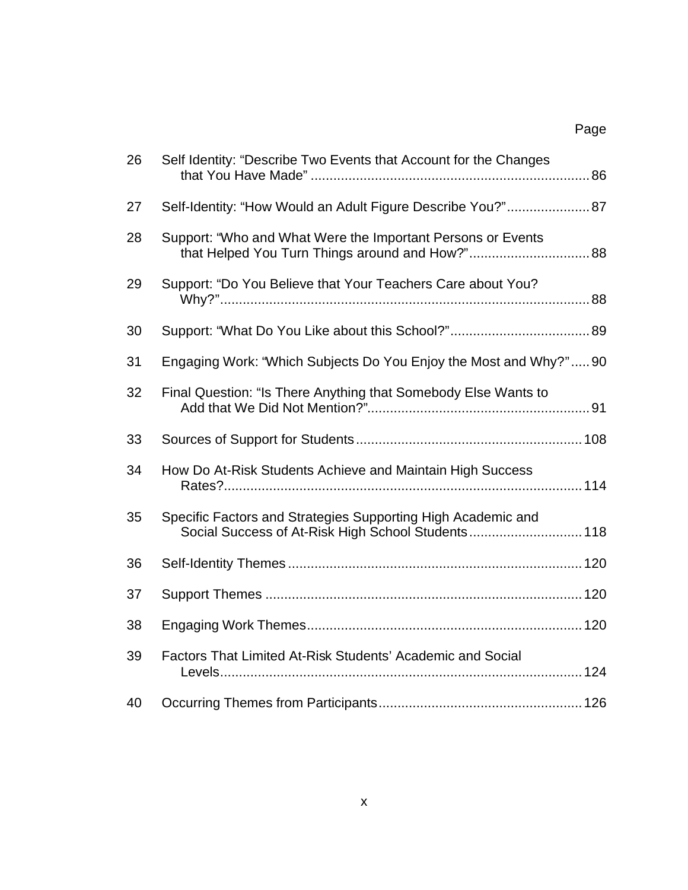| | | Page |
|---|---|---|
| 26 | Self Identity: “Describe Two Events that Account for the Changes that You Have Made” | 86 |
| 27 | Self-Identity: “How Would an Adult Figure Describe You?” | 87 |
| 28 | Support: “Who and What Were the Important Persons or Events that Helped You Turn Things around and How?” | 88 |
| 29 | Support: “Do You Believe that Your Teachers Care about You? Why?” | 88 |
| 30 | Support: “What Do You Like about this School?” | 89 |
| 31 | Engaging Work: “Which Subjects Do You Enjoy the Most and Why?” | 90 |
| 32 | Final Question: “Is There Anything that Somebody Else Wants to Add that We Did Not Mention?” | 91 |
| 33 | Sources of Support for Students | 108 |
| 34 | How Do At-Risk Students Achieve and Maintain High Success Rates? | 114 |
| 35 | Specific Factors and Strategies Supporting High Academic and Social Success of At-Risk High School Students | 118 |
| 36 | Self-Identity Themes | 120 |
| 37 | Support Themes | 120 |
| 38 | Engaging Work Themes | 120 |
| 39 | Factors That Limited At-Risk Students’ Academic and Social Levels | 124 |
| 40 | Occurring Themes from Participants | 126 |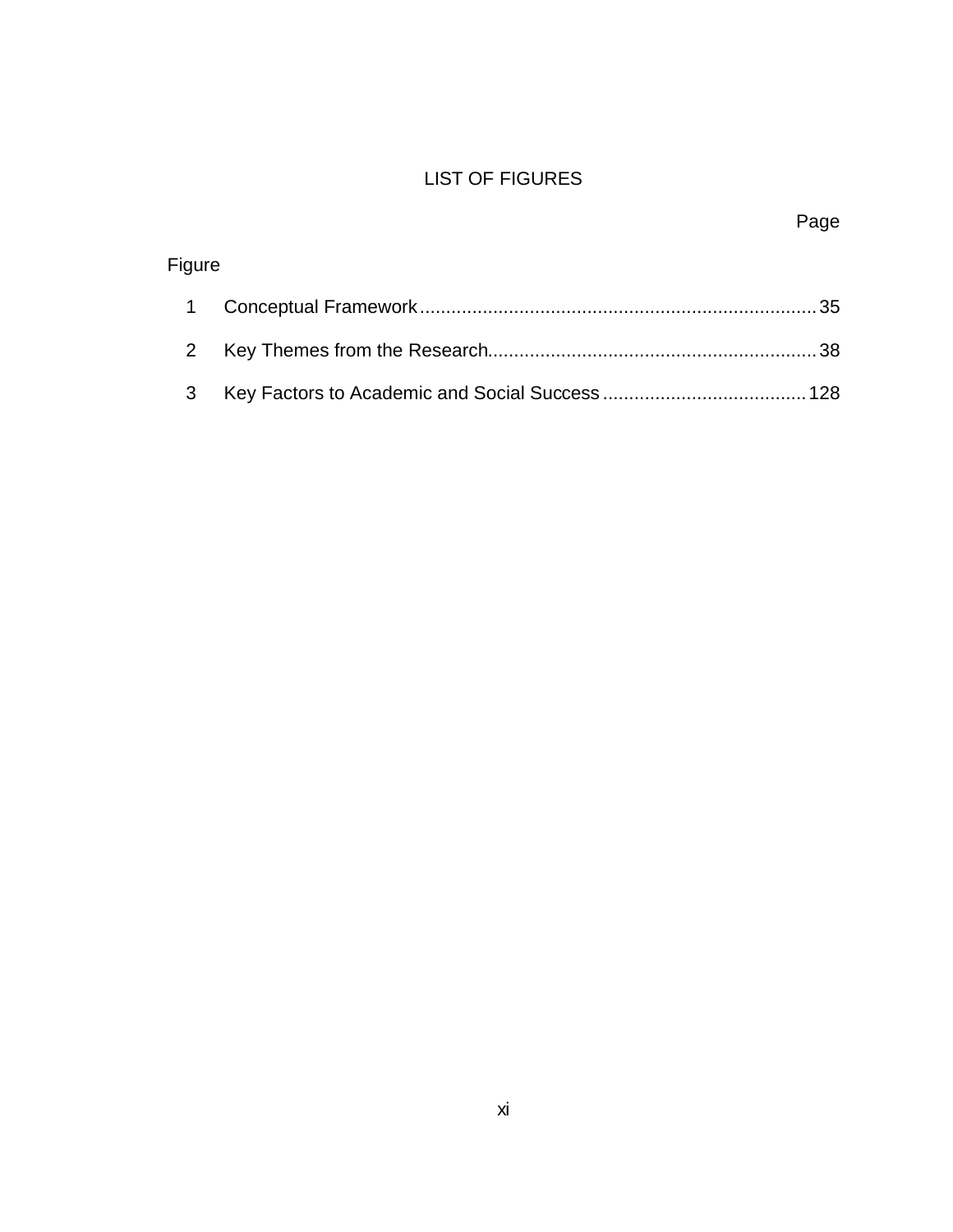# LIST OF FIGURES

| Figure | | Page |
|---|---|---|
| 1 | Conceptual Framework | 35 |
| 2 | Key Themes from the Research | 38 |
| 3 | Key Factors to Academic and Social Success | 128 |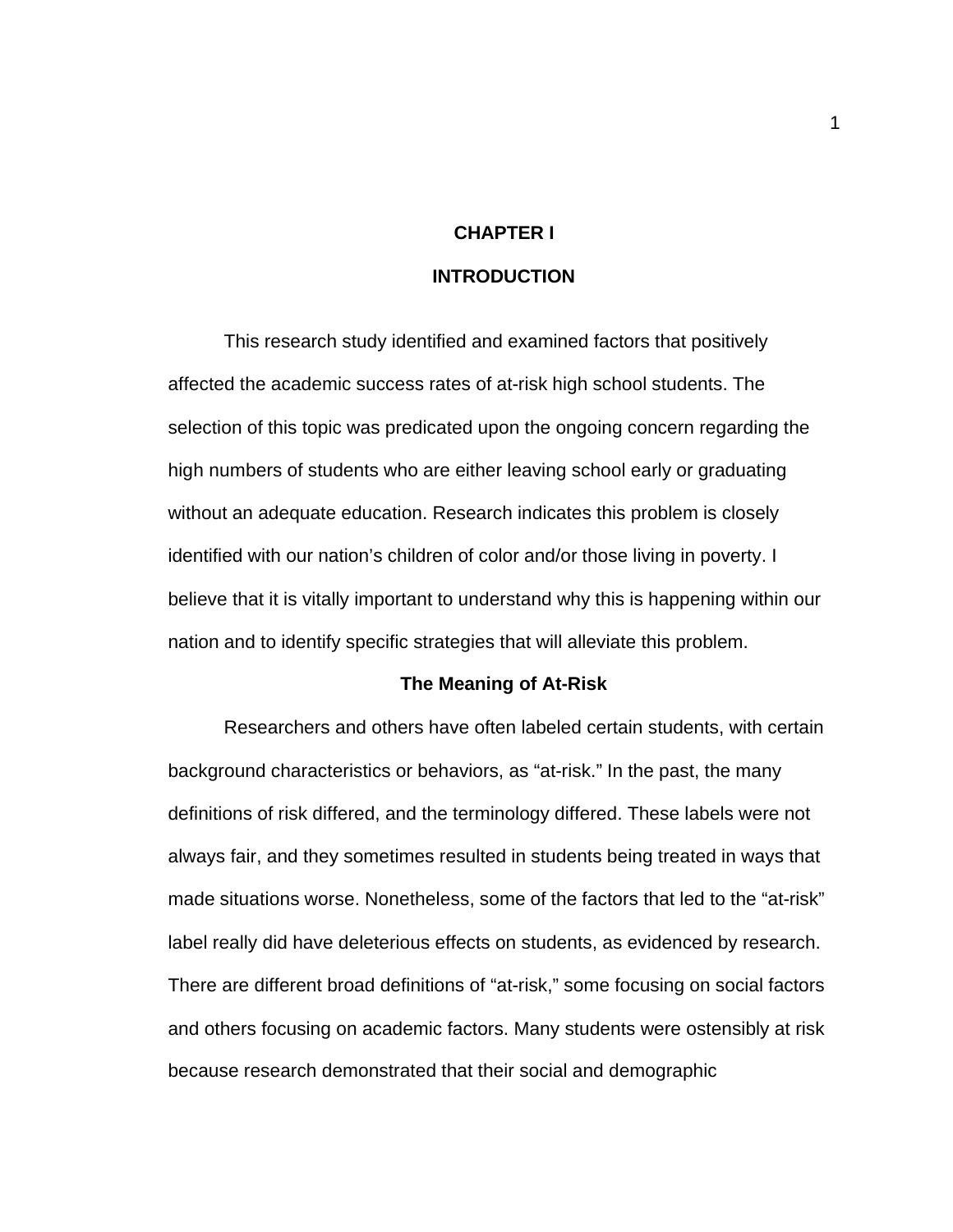# CHAPTER I

# INTRODUCTION

This research study identified and examined factors that positively affected the academic success rates of at-risk high school students. The selection of this topic was predicated upon the ongoing concern regarding the high numbers of students who are either leaving school early or graduating without an adequate education. Research indicates this problem is closely identified with our nation's children of color and/or those living in poverty. I believe that it is vitally important to understand why this is happening within our nation and to identify specific strategies that will alleviate this problem.

## The Meaning of At-Risk

Researchers and others have often labeled certain students, with certain background characteristics or behaviors, as "at-risk." In the past, the many definitions of risk differed, and the terminology differed. These labels were not always fair, and they sometimes resulted in students being treated in ways that made situations worse. Nonetheless, some of the factors that led to the "at-risk" label really did have deleterious effects on students, as evidenced by research. There are different broad definitions of "at-risk," some focusing on social factors and others focusing on academic factors. Many students were ostensibly at risk because research demonstrated that their social and demographic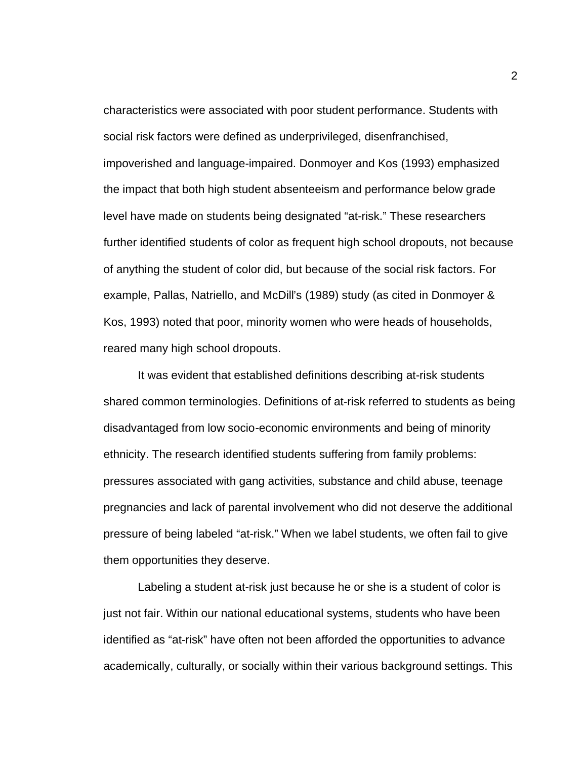characteristics were associated with poor student performance. Students with social risk factors were defined as underprivileged, disenfranchised, impoverished and language-impaired. Donmoyer and Kos (1993) emphasized the impact that both high student absenteeism and performance below grade level have made on students being designated "at-risk." These researchers further identified students of color as frequent high school dropouts, not because of anything the student of color did, but because of the social risk factors. For example, Pallas, Natriello, and McDill's (1989) study (as cited in Donmoyer & Kos, 1993) noted that poor, minority women who were heads of households, reared many high school dropouts.

It was evident that established definitions describing at-risk students shared common terminologies. Definitions of at-risk referred to students as being disadvantaged from low socio-economic environments and being of minority ethnicity. The research identified students suffering from family problems: pressures associated with gang activities, substance and child abuse, teenage pregnancies and lack of parental involvement who did not deserve the additional pressure of being labeled "at-risk." When we label students, we often fail to give them opportunities they deserve.

Labeling a student at-risk just because he or she is a student of color is just not fair. Within our national educational systems, students who have been identified as "at-risk" have often not been afforded the opportunities to advance academically, culturally, or socially within their various background settings. This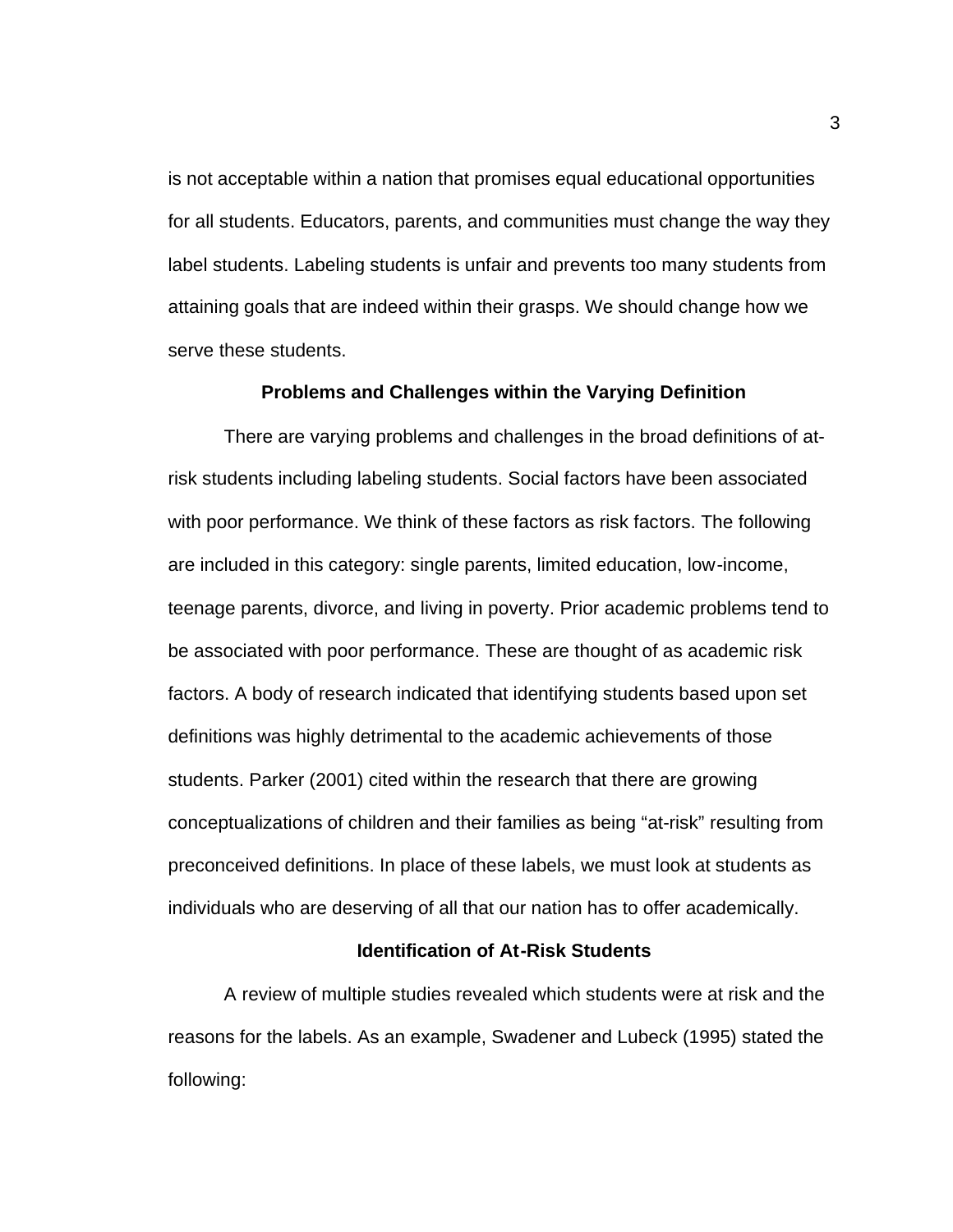is not acceptable within a nation that promises equal educational opportunities for all students. Educators, parents, and communities must change the way they label students. Labeling students is unfair and prevents too many students from attaining goals that are indeed within their grasps. We should change how we serve these students.

## Problems and Challenges within the Varying Definition

There are varying problems and challenges in the broad definitions of at-risk students including labeling students. Social factors have been associated with poor performance. We think of these factors as risk factors. The following are included in this category: single parents, limited education, low-income, teenage parents, divorce, and living in poverty. Prior academic problems tend to be associated with poor performance. These are thought of as academic risk factors. A body of research indicated that identifying students based upon set definitions was highly detrimental to the academic achievements of those students. Parker (2001) cited within the research that there are growing conceptualizations of children and their families as being “at-risk” resulting from preconceived definitions. In place of these labels, we must look at students as individuals who are deserving of all that our nation has to offer academically.

## Identification of At-Risk Students

A review of multiple studies revealed which students were at risk and the reasons for the labels. As an example, Swadener and Lubeck (1995) stated the following: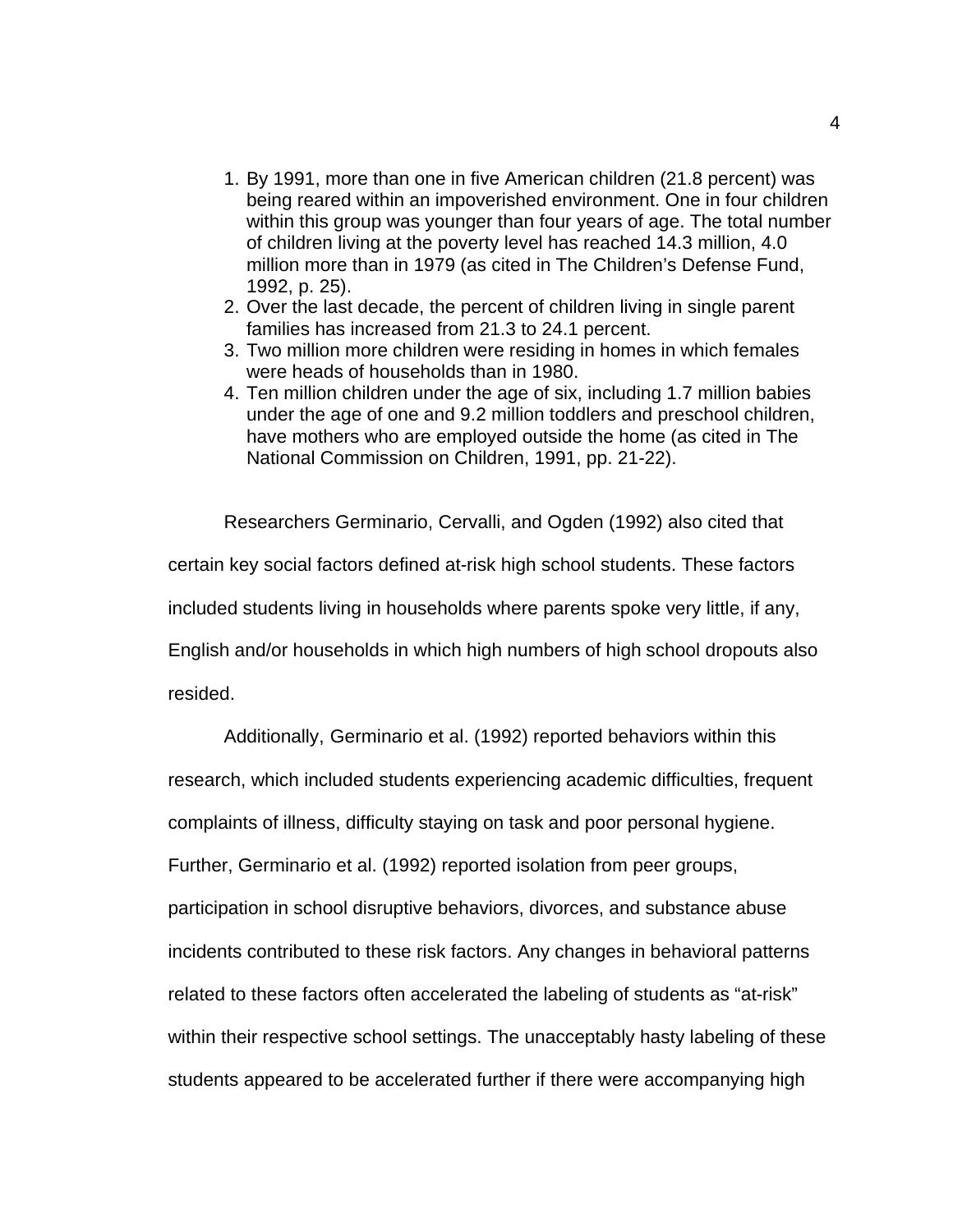1. By 1991, more than one in five American children (21.8 percent) was being reared within an impoverished environment. One in four children within this group was younger than four years of age. The total number of children living at the poverty level has reached 14.3 million, 4.0 million more than in 1979 (as cited in The Children's Defense Fund, 1992, p. 25).
2. Over the last decade, the percent of children living in single parent families has increased from 21.3 to 24.1 percent.
3. Two million more children were residing in homes in which females were heads of households than in 1980.
4. Ten million children under the age of six, including 1.7 million babies under the age of one and 9.2 million toddlers and preschool children, have mothers who are employed outside the home (as cited in The National Commission on Children, 1991, pp. 21-22).

Researchers Germinario, Cervalli, and Ogden (1992) also cited that certain key social factors defined at-risk high school students. These factors included students living in households where parents spoke very little, if any, English and/or households in which high numbers of high school dropouts also resided.

Additionally, Germinario et al. (1992) reported behaviors within this research, which included students experiencing academic difficulties, frequent complaints of illness, difficulty staying on task and poor personal hygiene. Further, Germinario et al. (1992) reported isolation from peer groups, participation in school disruptive behaviors, divorces, and substance abuse incidents contributed to these risk factors. Any changes in behavioral patterns related to these factors often accelerated the labeling of students as "at-risk" within their respective school settings. The unacceptably hasty labeling of these students appeared to be accelerated further if there were accompanying high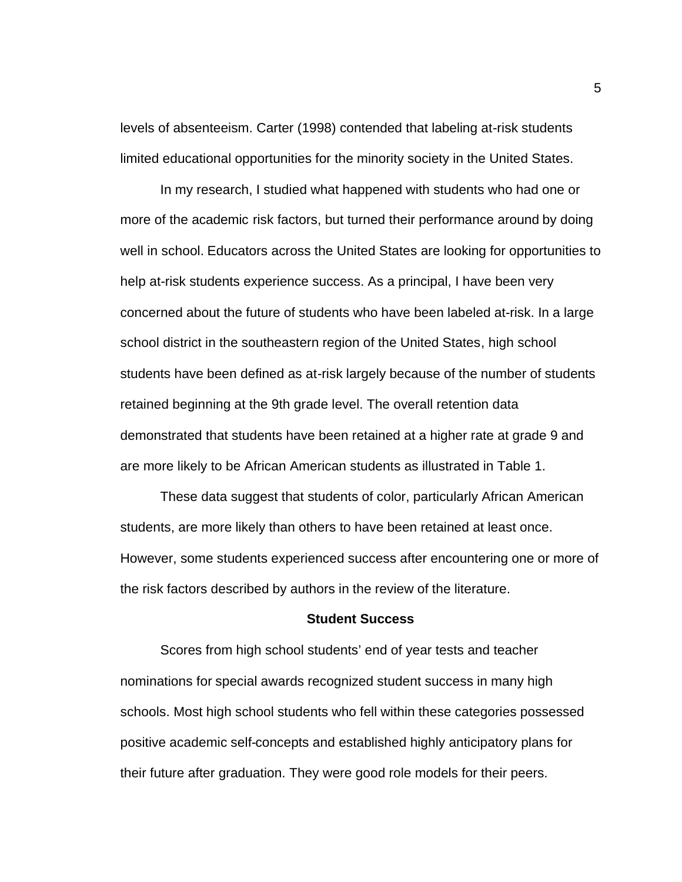levels of absenteeism. Carter (1998) contended that labeling at-risk students limited educational opportunities for the minority society in the United States.

In my research, I studied what happened with students who had one or more of the academic risk factors, but turned their performance around by doing well in school. Educators across the United States are looking for opportunities to help at-risk students experience success. As a principal, I have been very concerned about the future of students who have been labeled at-risk. In a large school district in the southeastern region of the United States, high school students have been defined as at-risk largely because of the number of students retained beginning at the 9th grade level. The overall retention data demonstrated that students have been retained at a higher rate at grade 9 and are more likely to be African American students as illustrated in Table 1.

These data suggest that students of color, particularly African American students, are more likely than others to have been retained at least once. However, some students experienced success after encountering one or more of the risk factors described by authors in the review of the literature.

## Student Success

Scores from high school students' end of year tests and teacher nominations for special awards recognized student success in many high schools. Most high school students who fell within these categories possessed positive academic self-concepts and established highly anticipatory plans for their future after graduation. They were good role models for their peers.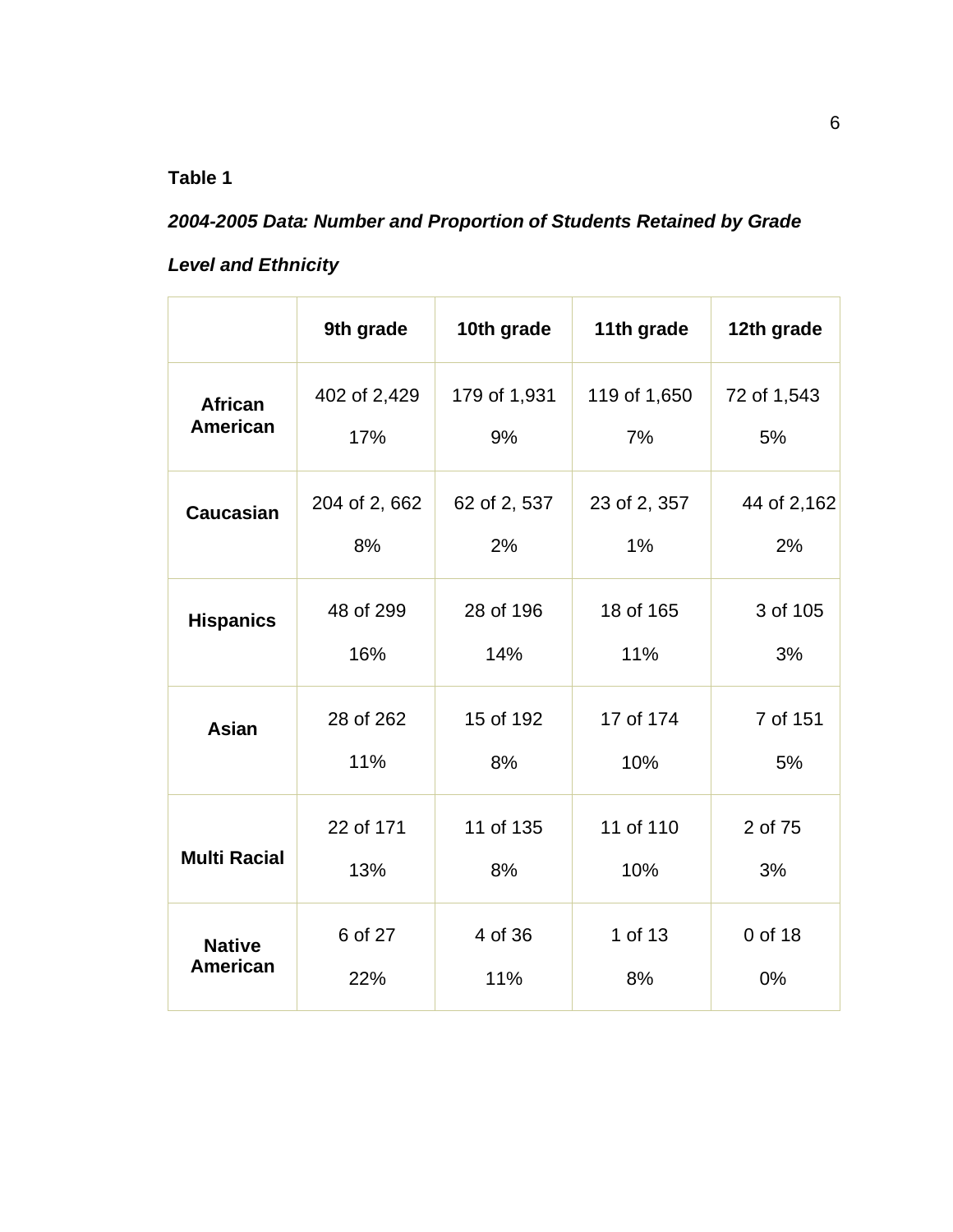**Table 1**

***2004-2005 Data: Number and Proportion of Students Retained by Grade Level and Ethnicity***

| | 9th grade | 10th grade | 11th grade | 12th grade |
|---|---|---|---|---|
| **African American** | 402 of 2,429<br>17% | 179 of 1,931<br>9% | 119 of 1,650<br>7% | 72 of 1,543<br>5% |
| **Caucasian** | 204 of 2, 662<br>8% | 62 of 2, 537<br>2% | 23 of 2, 357<br>1% | 44 of 2,162<br>2% |
| **Hispanics** | 48 of 299<br>16% | 28 of 196<br>14% | 18 of 165<br>11% | 3 of 105<br>3% |
| **Asian** | 28 of 262<br>11% | 15 of 192<br>8% | 17 of 174<br>10% | 7 of 151<br>5% |
| **Multi Racial** | 22 of 171<br>13% | 11 of 135<br>8% | 11 of 110<br>10% | 2 of 75<br>3% |
| **Native American** | 6 of 27<br>22% | 4 of 36<br>11% | 1 of 13<br>8% | 0 of 18<br>0% |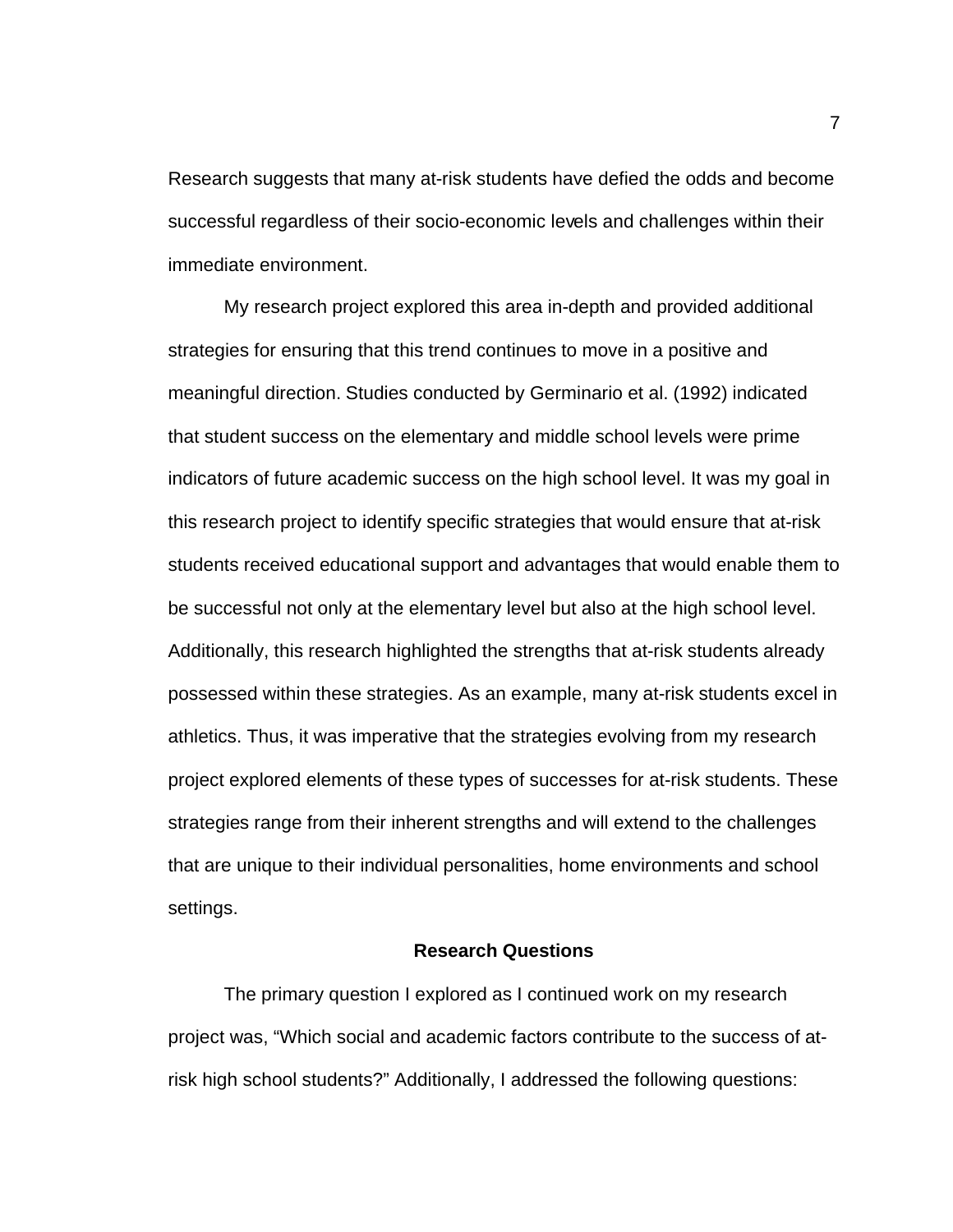Research suggests that many at-risk students have defied the odds and become successful regardless of their socio-economic levels and challenges within their immediate environment.

My research project explored this area in-depth and provided additional strategies for ensuring that this trend continues to move in a positive and meaningful direction. Studies conducted by Germinario et al. (1992) indicated that student success on the elementary and middle school levels were prime indicators of future academic success on the high school level. It was my goal in this research project to identify specific strategies that would ensure that at-risk students received educational support and advantages that would enable them to be successful not only at the elementary level but also at the high school level. Additionally, this research highlighted the strengths that at-risk students already possessed within these strategies. As an example, many at-risk students excel in athletics. Thus, it was imperative that the strategies evolving from my research project explored elements of these types of successes for at-risk students. These strategies range from their inherent strengths and will extend to the challenges that are unique to their individual personalities, home environments and school settings.

## Research Questions

The primary question I explored as I continued work on my research project was, "Which social and academic factors contribute to the success of at-risk high school students?" Additionally, I addressed the following questions: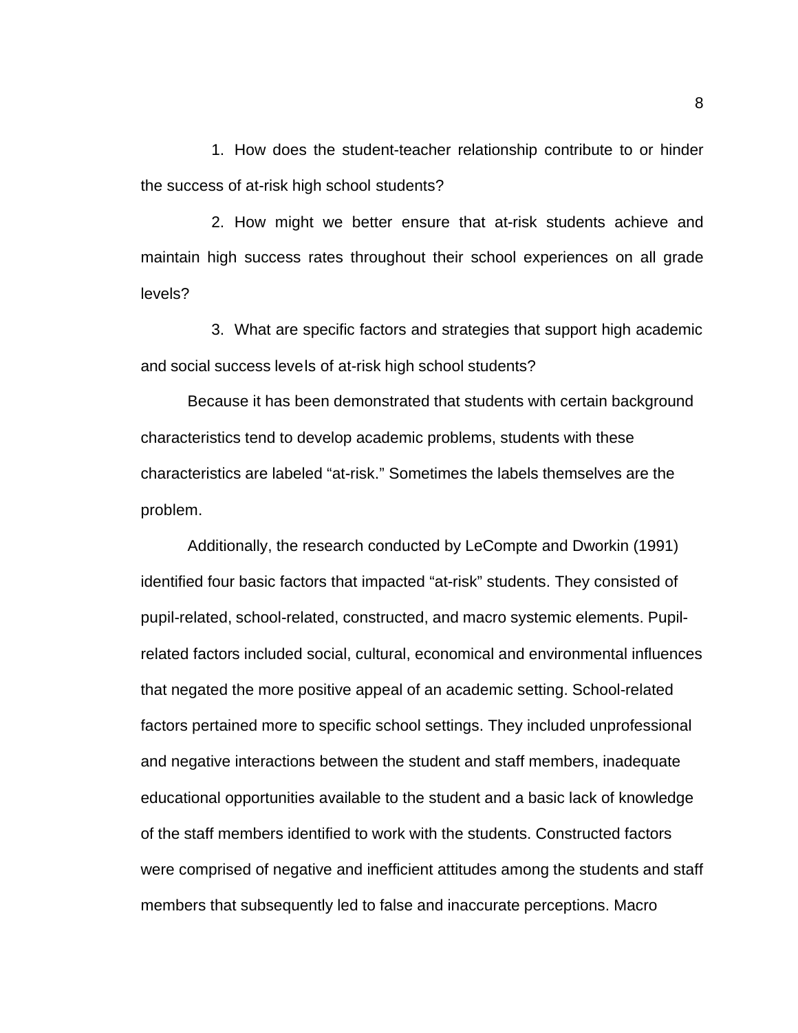1. How does the student-teacher relationship contribute to or hinder the success of at-risk high school students?

2. How might we better ensure that at-risk students achieve and maintain high success rates throughout their school experiences on all grade levels?

3. What are specific factors and strategies that support high academic and social success levels of at-risk high school students?

Because it has been demonstrated that students with certain background characteristics tend to develop academic problems, students with these characteristics are labeled "at-risk." Sometimes the labels themselves are the problem.

Additionally, the research conducted by LeCompte and Dworkin (1991) identified four basic factors that impacted "at-risk" students. They consisted of pupil-related, school-related, constructed, and macro systemic elements. Pupil-related factors included social, cultural, economical and environmental influences that negated the more positive appeal of an academic setting. School-related factors pertained more to specific school settings. They included unprofessional and negative interactions between the student and staff members, inadequate educational opportunities available to the student and a basic lack of knowledge of the staff members identified to work with the students. Constructed factors were comprised of negative and inefficient attitudes among the students and staff members that subsequently led to false and inaccurate perceptions. Macro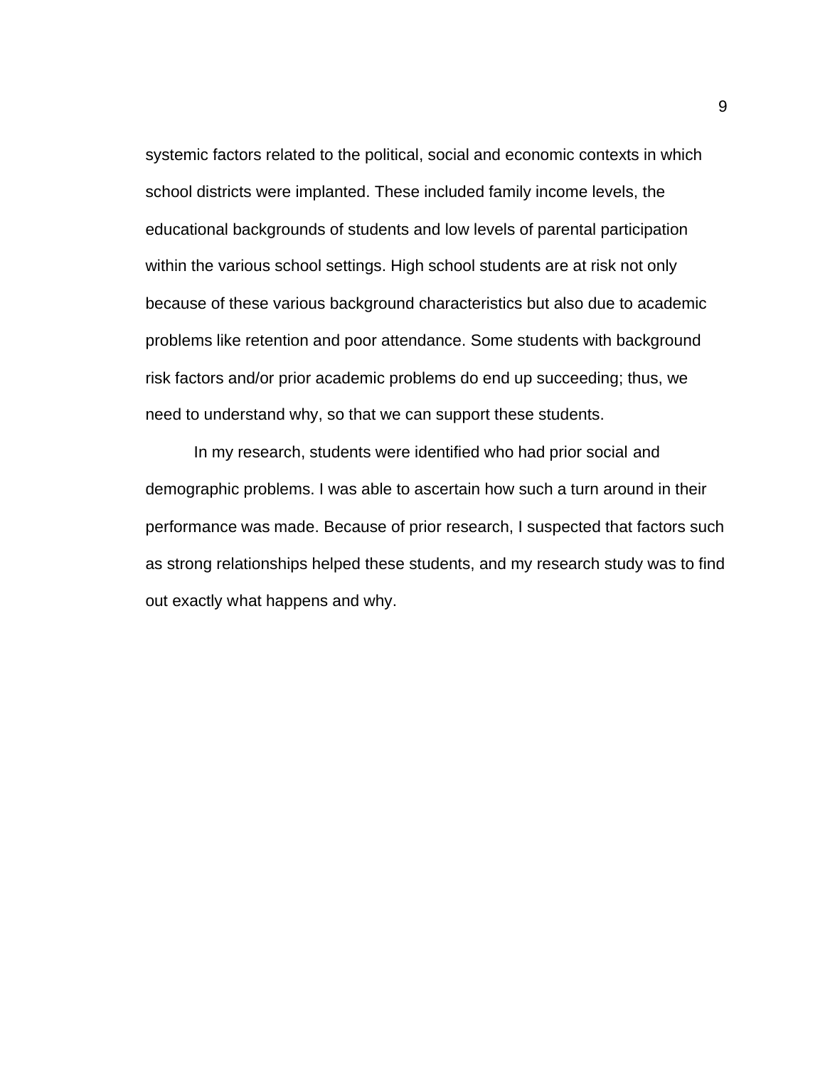systemic factors related to the political, social and economic contexts in which school districts were implanted. These included family income levels, the educational backgrounds of students and low levels of parental participation within the various school settings. High school students are at risk not only because of these various background characteristics but also due to academic problems like retention and poor attendance. Some students with background risk factors and/or prior academic problems do end up succeeding; thus, we need to understand why, so that we can support these students.

In my research, students were identified who had prior social and demographic problems. I was able to ascertain how such a turn around in their performance was made. Because of prior research, I suspected that factors such as strong relationships helped these students, and my research study was to find out exactly what happens and why.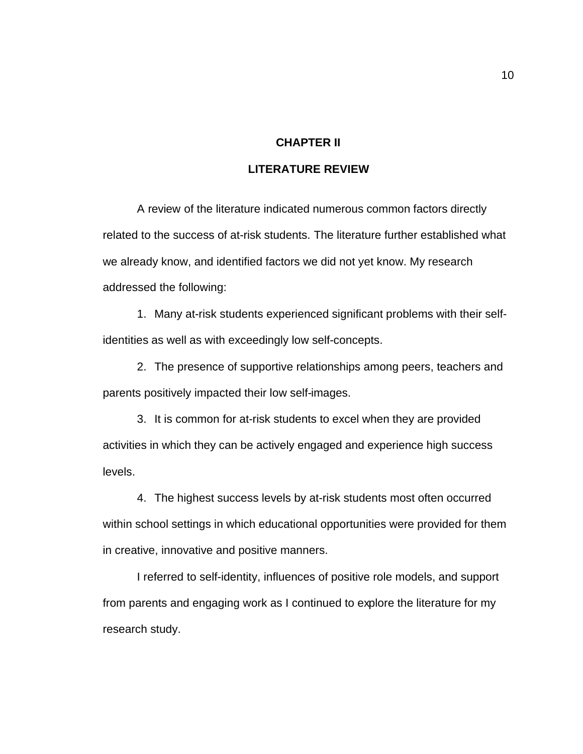# CHAPTER II

## LITERATURE REVIEW

A review of the literature indicated numerous common factors directly related to the success of at-risk students. The literature further established what we already know, and identified factors we did not yet know. My research addressed the following:

1. Many at-risk students experienced significant problems with their self-identities as well as with exceedingly low self-concepts.
2. The presence of supportive relationships among peers, teachers and parents positively impacted their low self-images.
3. It is common for at-risk students to excel when they are provided activities in which they can be actively engaged and experience high success levels.
4. The highest success levels by at-risk students most often occurred within school settings in which educational opportunities were provided for them in creative, innovative and positive manners.

I referred to self-identity, influences of positive role models, and support from parents and engaging work as I continued to explore the literature for my research study.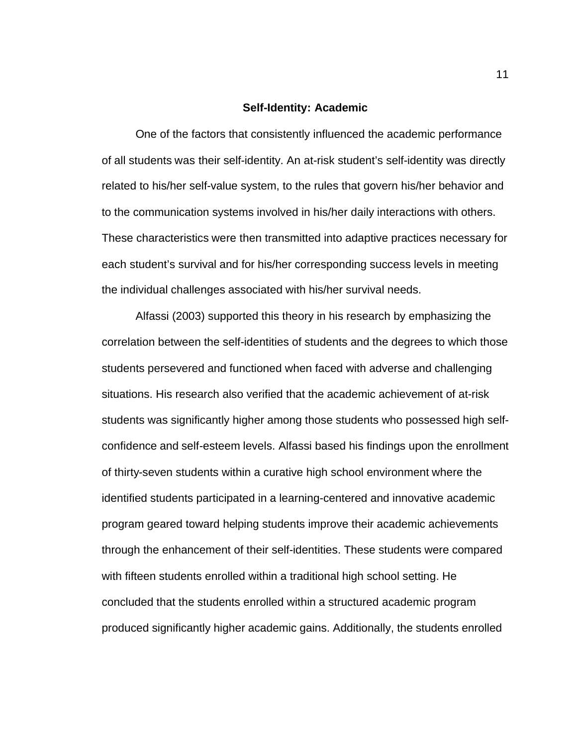## Self-Identity: Academic

One of the factors that consistently influenced the academic performance of all students was their self-identity. An at-risk student's self-identity was directly related to his/her self-value system, to the rules that govern his/her behavior and to the communication systems involved in his/her daily interactions with others. These characteristics were then transmitted into adaptive practices necessary for each student's survival and for his/her corresponding success levels in meeting the individual challenges associated with his/her survival needs.

Alfassi (2003) supported this theory in his research by emphasizing the correlation between the self-identities of students and the degrees to which those students persevered and functioned when faced with adverse and challenging situations. His research also verified that the academic achievement of at-risk students was significantly higher among those students who possessed high self-confidence and self-esteem levels. Alfassi based his findings upon the enrollment of thirty-seven students within a curative high school environment where the identified students participated in a learning-centered and innovative academic program geared toward helping students improve their academic achievements through the enhancement of their self-identities. These students were compared with fifteen students enrolled within a traditional high school setting. He concluded that the students enrolled within a structured academic program produced significantly higher academic gains. Additionally, the students enrolled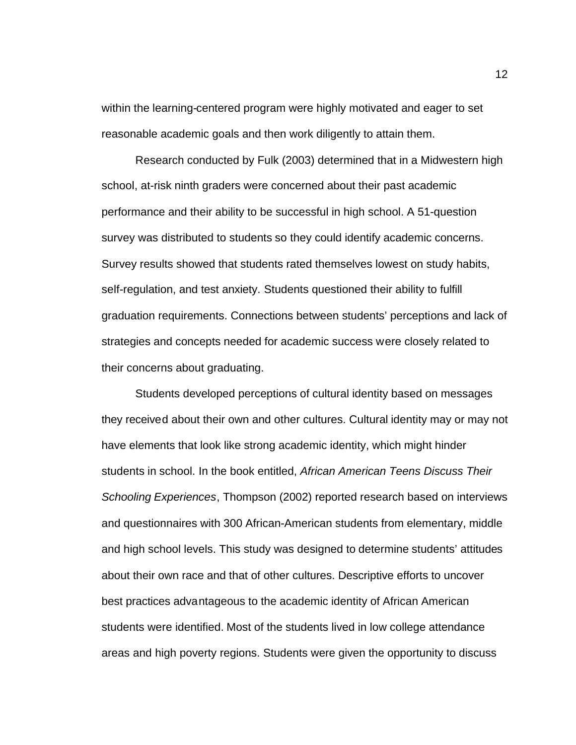within the learning-centered program were highly motivated and eager to set reasonable academic goals and then work diligently to attain them.

Research conducted by Fulk (2003) determined that in a Midwestern high school, at-risk ninth graders were concerned about their past academic performance and their ability to be successful in high school. A 51-question survey was distributed to students so they could identify academic concerns. Survey results showed that students rated themselves lowest on study habits, self-regulation, and test anxiety. Students questioned their ability to fulfill graduation requirements. Connections between students' perceptions and lack of strategies and concepts needed for academic success were closely related to their concerns about graduating.

Students developed perceptions of cultural identity based on messages they received about their own and other cultures. Cultural identity may or may not have elements that look like strong academic identity, which might hinder students in school. In the book entitled, *African American Teens Discuss Their Schooling Experiences*, Thompson (2002) reported research based on interviews and questionnaires with 300 African-American students from elementary, middle and high school levels. This study was designed to determine students' attitudes about their own race and that of other cultures. Descriptive efforts to uncover best practices advantageous to the academic identity of African American students were identified. Most of the students lived in low college attendance areas and high poverty regions. Students were given the opportunity to discuss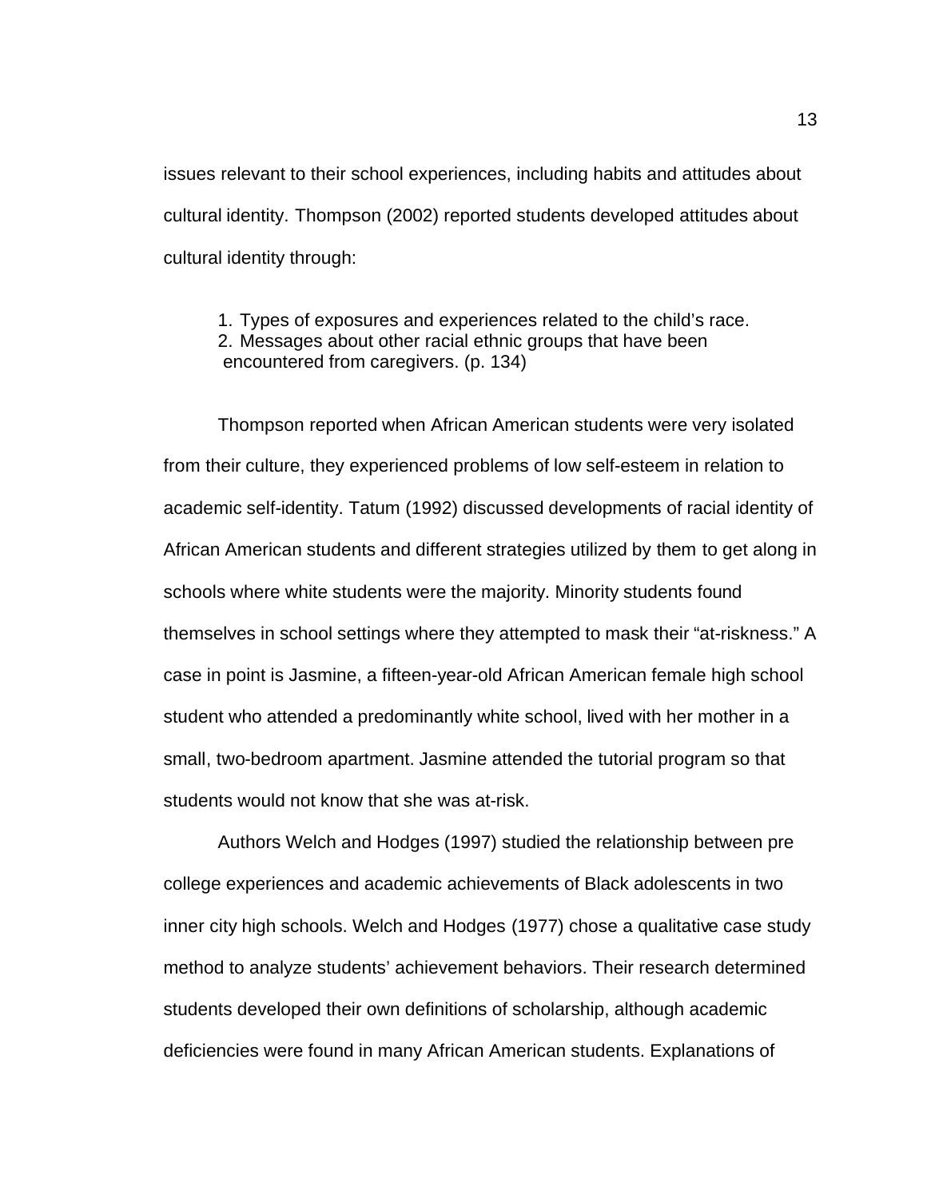issues relevant to their school experiences, including habits and attitudes about cultural identity. Thompson (2002) reported students developed attitudes about cultural identity through:

> 1. Types of exposures and experiences related to the child's race.
> 2. Messages about other racial ethnic groups that have been encountered from caregivers. (p. 134)

Thompson reported when African American students were very isolated from their culture, they experienced problems of low self-esteem in relation to academic self-identity. Tatum (1992) discussed developments of racial identity of African American students and different strategies utilized by them to get along in schools where white students were the majority. Minority students found themselves in school settings where they attempted to mask their "at-riskness." A case in point is Jasmine, a fifteen-year-old African American female high school student who attended a predominantly white school, lived with her mother in a small, two-bedroom apartment. Jasmine attended the tutorial program so that students would not know that she was at-risk.

Authors Welch and Hodges (1997) studied the relationship between pre college experiences and academic achievements of Black adolescents in two inner city high schools. Welch and Hodges (1977) chose a qualitative case study method to analyze students' achievement behaviors. Their research determined students developed their own definitions of scholarship, although academic deficiencies were found in many African American students. Explanations of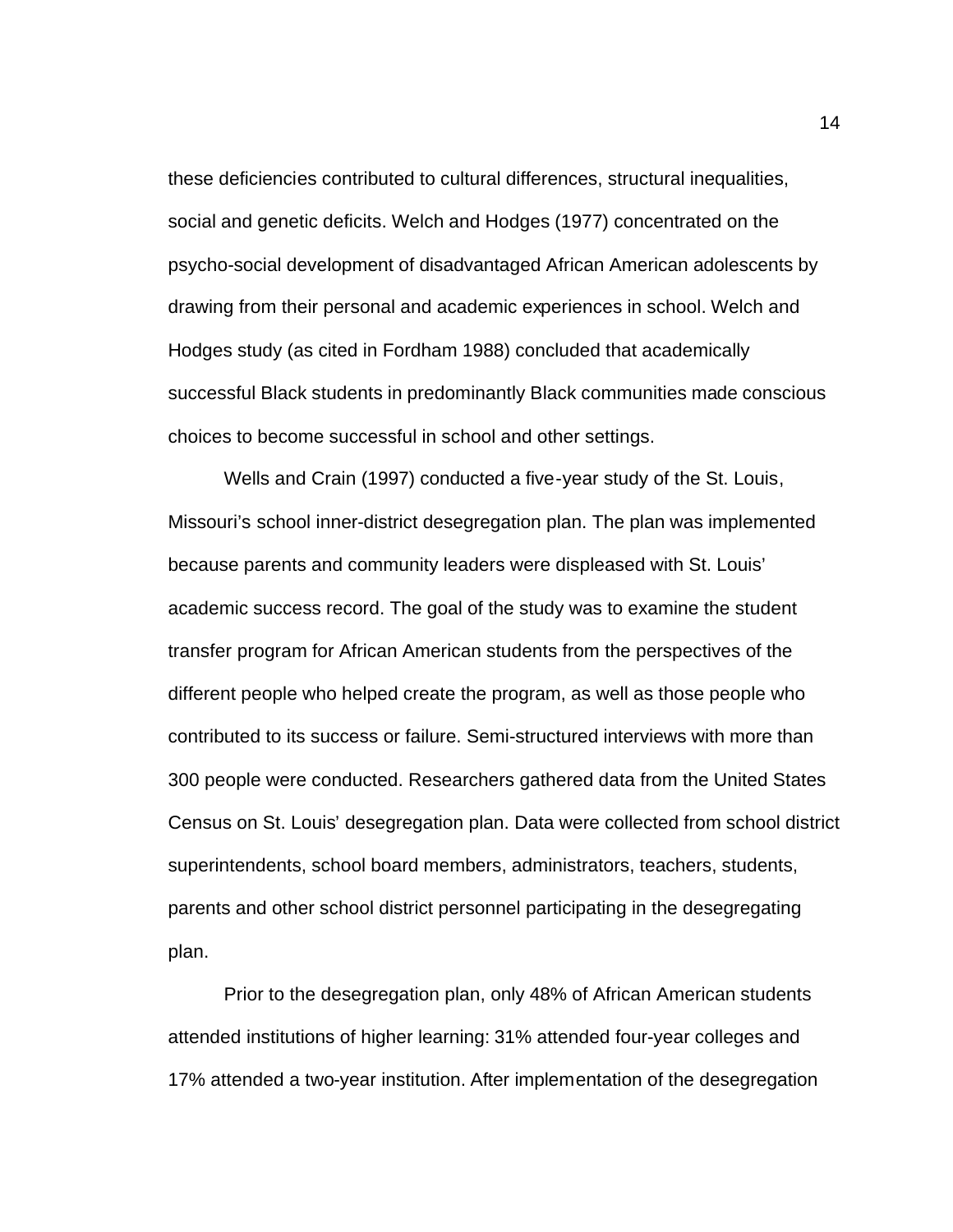these deficiencies contributed to cultural differences, structural inequalities, social and genetic deficits. Welch and Hodges (1977) concentrated on the psycho-social development of disadvantaged African American adolescents by drawing from their personal and academic experiences in school. Welch and Hodges study (as cited in Fordham 1988) concluded that academically successful Black students in predominantly Black communities made conscious choices to become successful in school and other settings.

Wells and Crain (1997) conducted a five-year study of the St. Louis, Missouri's school inner-district desegregation plan. The plan was implemented because parents and community leaders were displeased with St. Louis' academic success record. The goal of the study was to examine the student transfer program for African American students from the perspectives of the different people who helped create the program, as well as those people who contributed to its success or failure. Semi-structured interviews with more than 300 people were conducted. Researchers gathered data from the United States Census on St. Louis' desegregation plan. Data were collected from school district superintendents, school board members, administrators, teachers, students, parents and other school district personnel participating in the desegregating plan.

Prior to the desegregation plan, only 48% of African American students attended institutions of higher learning: 31% attended four-year colleges and 17% attended a two-year institution. After implementation of the desegregation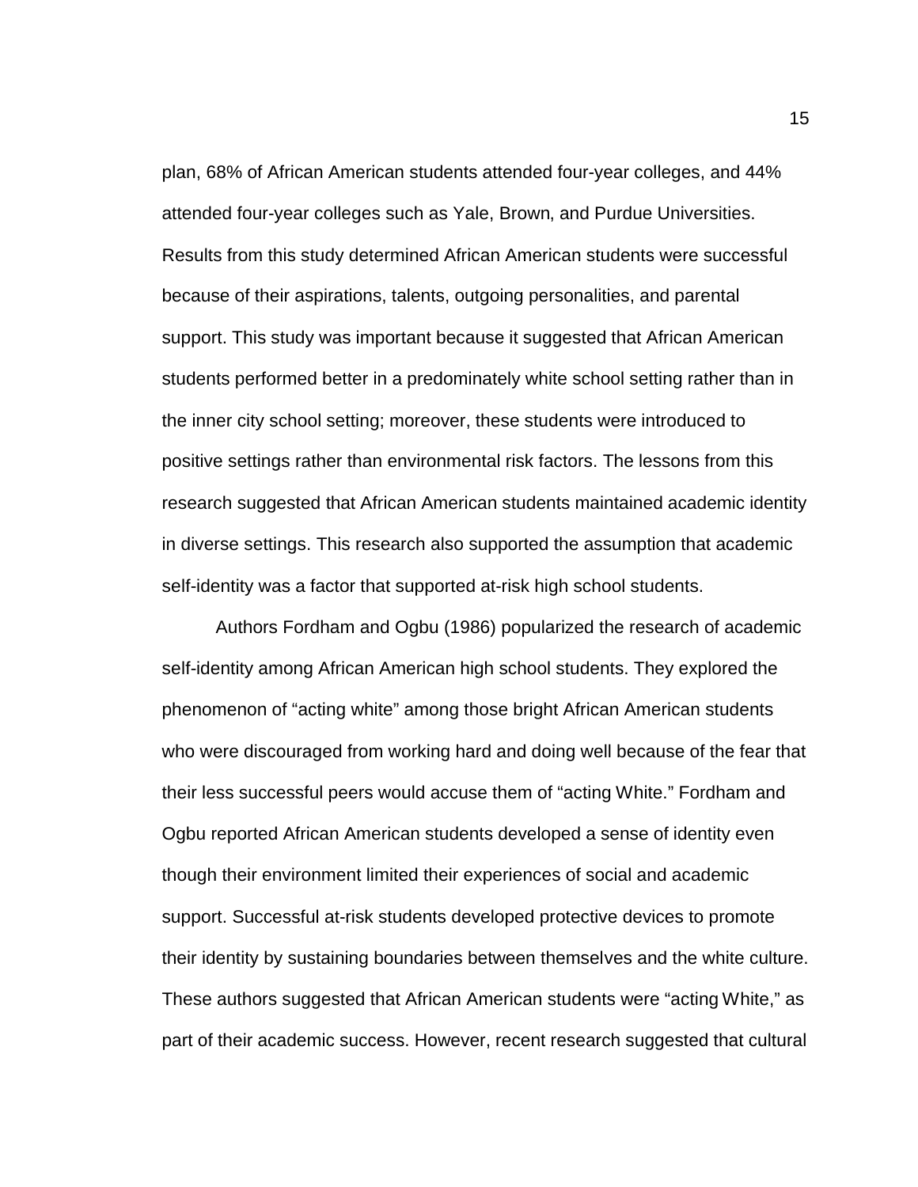plan, 68% of African American students attended four-year colleges, and 44% attended four-year colleges such as Yale, Brown, and Purdue Universities. Results from this study determined African American students were successful because of their aspirations, talents, outgoing personalities, and parental support. This study was important because it suggested that African American students performed better in a predominately white school setting rather than in the inner city school setting; moreover, these students were introduced to positive settings rather than environmental risk factors. The lessons from this research suggested that African American students maintained academic identity in diverse settings. This research also supported the assumption that academic self-identity was a factor that supported at-risk high school students.

Authors Fordham and Ogbu (1986) popularized the research of academic self-identity among African American high school students. They explored the phenomenon of "acting white" among those bright African American students who were discouraged from working hard and doing well because of the fear that their less successful peers would accuse them of "acting White." Fordham and Ogbu reported African American students developed a sense of identity even though their environment limited their experiences of social and academic support. Successful at-risk students developed protective devices to promote their identity by sustaining boundaries between themselves and the white culture. These authors suggested that African American students were "acting White," as part of their academic success. However, recent research suggested that cultural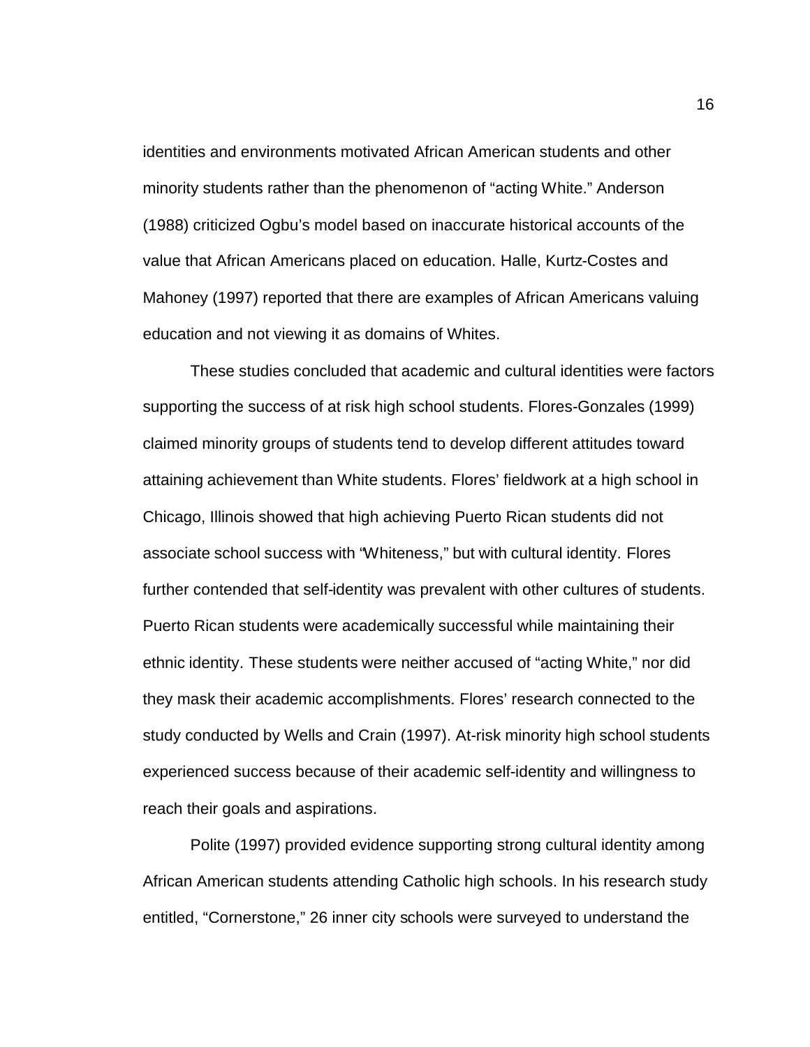identities and environments motivated African American students and other minority students rather than the phenomenon of "acting White." Anderson (1988) criticized Ogbu's model based on inaccurate historical accounts of the value that African Americans placed on education. Halle, Kurtz-Costes and Mahoney (1997) reported that there are examples of African Americans valuing education and not viewing it as domains of Whites.

These studies concluded that academic and cultural identities were factors supporting the success of at risk high school students. Flores-Gonzales (1999) claimed minority groups of students tend to develop different attitudes toward attaining achievement than White students. Flores' fieldwork at a high school in Chicago, Illinois showed that high achieving Puerto Rican students did not associate school success with "Whiteness," but with cultural identity. Flores further contended that self-identity was prevalent with other cultures of students. Puerto Rican students were academically successful while maintaining their ethnic identity. These students were neither accused of "acting White," nor did they mask their academic accomplishments. Flores' research connected to the study conducted by Wells and Crain (1997). At-risk minority high school students experienced success because of their academic self-identity and willingness to reach their goals and aspirations.

Polite (1997) provided evidence supporting strong cultural identity among African American students attending Catholic high schools. In his research study entitled, "Cornerstone," 26 inner city schools were surveyed to understand the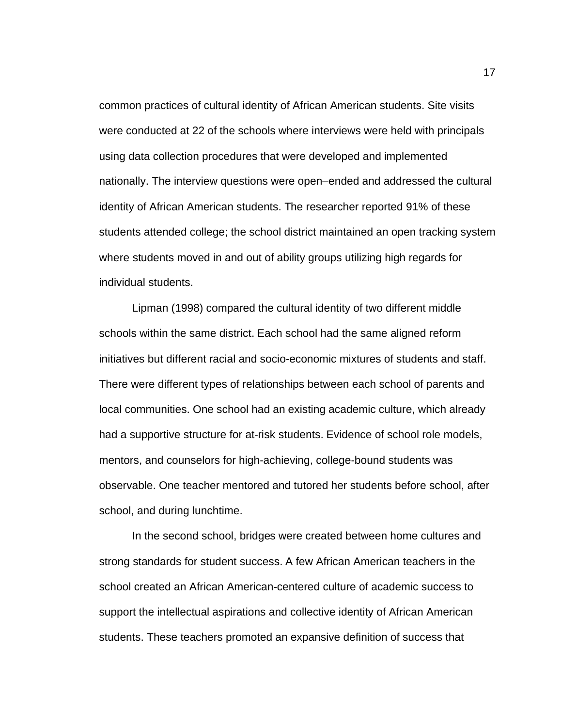common practices of cultural identity of African American students. Site visits were conducted at 22 of the schools where interviews were held with principals using data collection procedures that were developed and implemented nationally. The interview questions were open–ended and addressed the cultural identity of African American students. The researcher reported 91% of these students attended college; the school district maintained an open tracking system where students moved in and out of ability groups utilizing high regards for individual students.

Lipman (1998) compared the cultural identity of two different middle schools within the same district. Each school had the same aligned reform initiatives but different racial and socio-economic mixtures of students and staff. There were different types of relationships between each school of parents and local communities. One school had an existing academic culture, which already had a supportive structure for at-risk students. Evidence of school role models, mentors, and counselors for high-achieving, college-bound students was observable. One teacher mentored and tutored her students before school, after school, and during lunchtime.

In the second school, bridges were created between home cultures and strong standards for student success. A few African American teachers in the school created an African American-centered culture of academic success to support the intellectual aspirations and collective identity of African American students. These teachers promoted an expansive definition of success that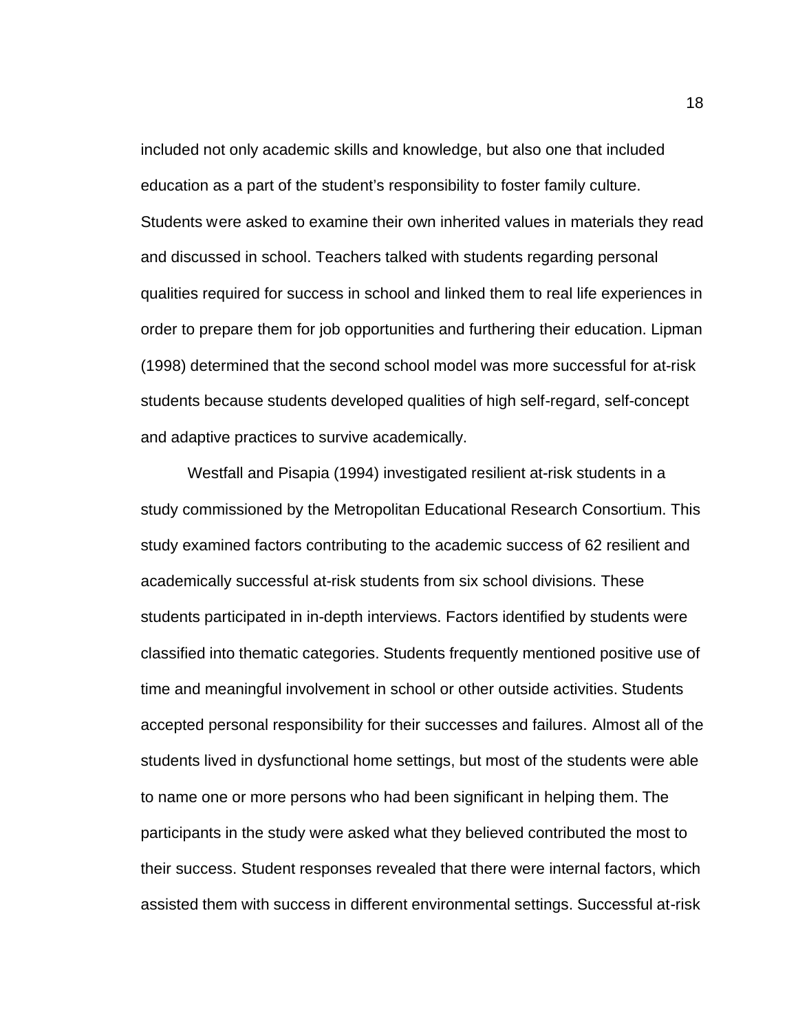included not only academic skills and knowledge, but also one that included education as a part of the student's responsibility to foster family culture. Students were asked to examine their own inherited values in materials they read and discussed in school. Teachers talked with students regarding personal qualities required for success in school and linked them to real life experiences in order to prepare them for job opportunities and furthering their education. Lipman (1998) determined that the second school model was more successful for at-risk students because students developed qualities of high self-regard, self-concept and adaptive practices to survive academically.

Westfall and Pisapia (1994) investigated resilient at-risk students in a study commissioned by the Metropolitan Educational Research Consortium. This study examined factors contributing to the academic success of 62 resilient and academically successful at-risk students from six school divisions. These students participated in in-depth interviews. Factors identified by students were classified into thematic categories. Students frequently mentioned positive use of time and meaningful involvement in school or other outside activities. Students accepted personal responsibility for their successes and failures. Almost all of the students lived in dysfunctional home settings, but most of the students were able to name one or more persons who had been significant in helping them. The participants in the study were asked what they believed contributed the most to their success. Student responses revealed that there were internal factors, which assisted them with success in different environmental settings. Successful at-risk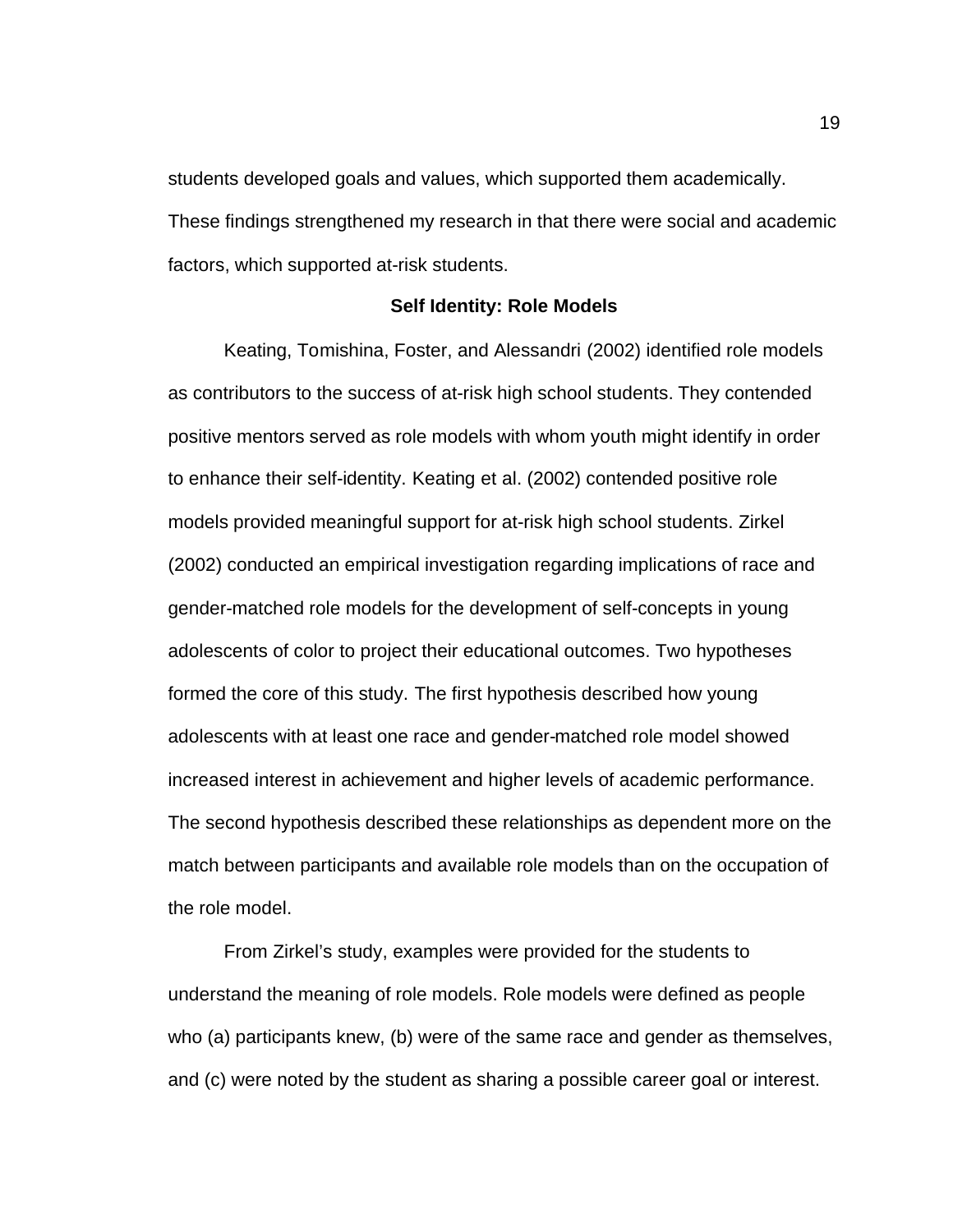students developed goals and values, which supported them academically. These findings strengthened my research in that there were social and academic factors, which supported at-risk students.

## Self Identity: Role Models

Keating, Tomishina, Foster, and Alessandri (2002) identified role models as contributors to the success of at-risk high school students. They contended positive mentors served as role models with whom youth might identify in order to enhance their self-identity. Keating et al. (2002) contended positive role models provided meaningful support for at-risk high school students. Zirkel (2002) conducted an empirical investigation regarding implications of race and gender-matched role models for the development of self-concepts in young adolescents of color to project their educational outcomes. Two hypotheses formed the core of this study. The first hypothesis described how young adolescents with at least one race and gender-matched role model showed increased interest in achievement and higher levels of academic performance. The second hypothesis described these relationships as dependent more on the match between participants and available role models than on the occupation of the role model.

From Zirkel's study, examples were provided for the students to understand the meaning of role models. Role models were defined as people who (a) participants knew, (b) were of the same race and gender as themselves, and (c) were noted by the student as sharing a possible career goal or interest.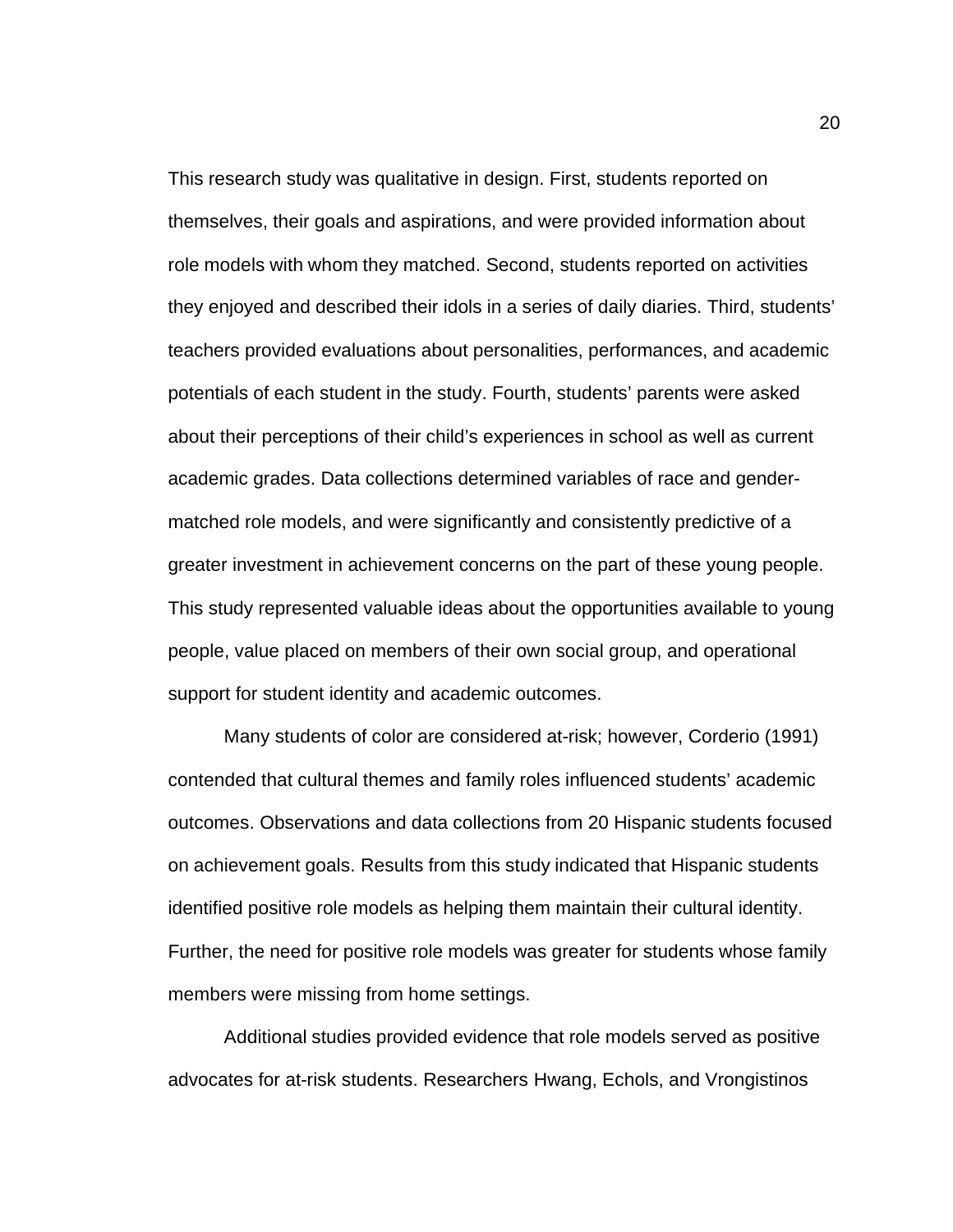This research study was qualitative in design. First, students reported on themselves, their goals and aspirations, and were provided information about role models with whom they matched. Second, students reported on activities they enjoyed and described their idols in a series of daily diaries. Third, students' teachers provided evaluations about personalities, performances, and academic potentials of each student in the study. Fourth, students' parents were asked about their perceptions of their child's experiences in school as well as current academic grades. Data collections determined variables of race and gender-matched role models, and were significantly and consistently predictive of a greater investment in achievement concerns on the part of these young people. This study represented valuable ideas about the opportunities available to young people, value placed on members of their own social group, and operational support for student identity and academic outcomes.

Many students of color are considered at-risk; however, Corderio (1991) contended that cultural themes and family roles influenced students' academic outcomes. Observations and data collections from 20 Hispanic students focused on achievement goals. Results from this study indicated that Hispanic students identified positive role models as helping them maintain their cultural identity. Further, the need for positive role models was greater for students whose family members were missing from home settings.

Additional studies provided evidence that role models served as positive advocates for at-risk students. Researchers Hwang, Echols, and Vrongistinos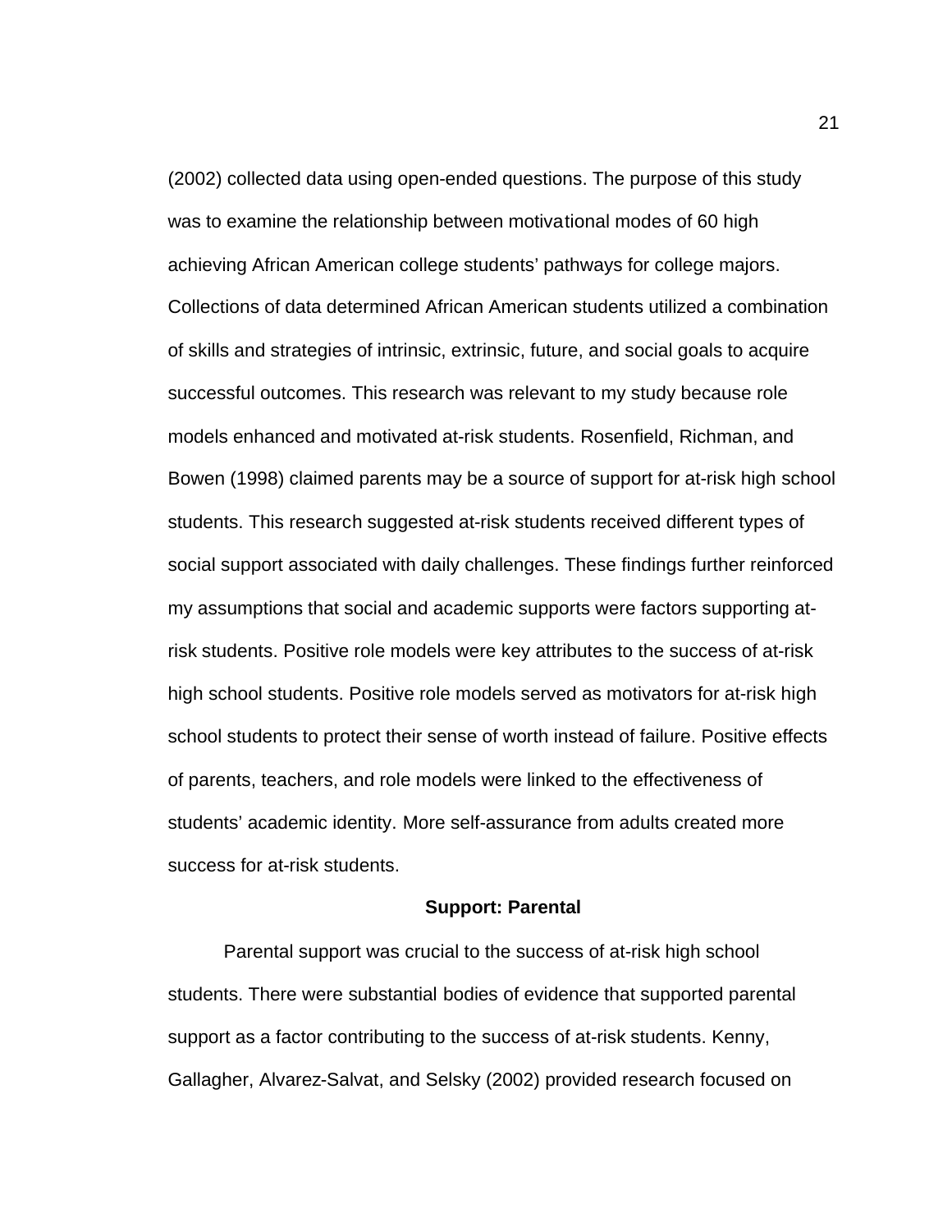(2002) collected data using open-ended questions. The purpose of this study was to examine the relationship between motivational modes of 60 high achieving African American college students' pathways for college majors. Collections of data determined African American students utilized a combination of skills and strategies of intrinsic, extrinsic, future, and social goals to acquire successful outcomes. This research was relevant to my study because role models enhanced and motivated at-risk students. Rosenfield, Richman, and Bowen (1998) claimed parents may be a source of support for at-risk high school students. This research suggested at-risk students received different types of social support associated with daily challenges. These findings further reinforced my assumptions that social and academic supports were factors supporting at-risk students. Positive role models were key attributes to the success of at-risk high school students. Positive role models served as motivators for at-risk high school students to protect their sense of worth instead of failure. Positive effects of parents, teachers, and role models were linked to the effectiveness of students' academic identity. More self-assurance from adults created more success for at-risk students.

## Support: Parental

Parental support was crucial to the success of at-risk high school students. There were substantial bodies of evidence that supported parental support as a factor contributing to the success of at-risk students. Kenny, Gallagher, Alvarez-Salvat, and Selsky (2002) provided research focused on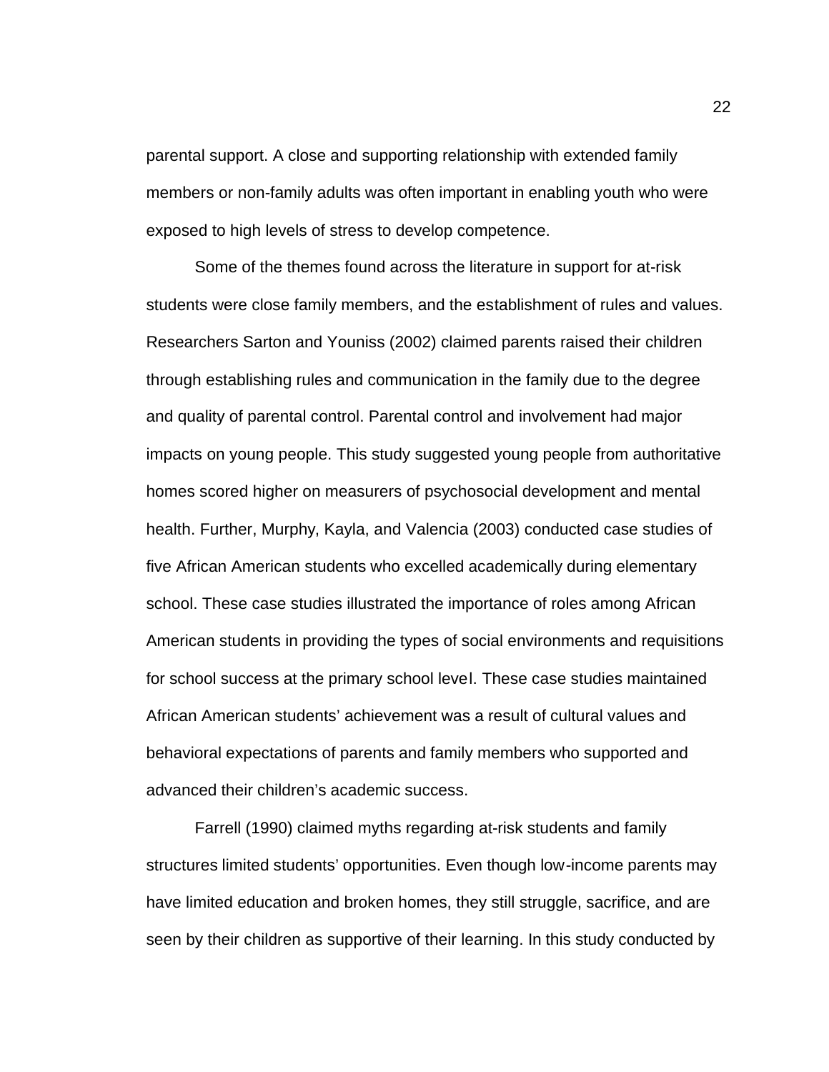parental support. A close and supporting relationship with extended family members or non-family adults was often important in enabling youth who were exposed to high levels of stress to develop competence.

Some of the themes found across the literature in support for at-risk students were close family members, and the establishment of rules and values. Researchers Sarton and Youniss (2002) claimed parents raised their children through establishing rules and communication in the family due to the degree and quality of parental control. Parental control and involvement had major impacts on young people. This study suggested young people from authoritative homes scored higher on measurers of psychosocial development and mental health. Further, Murphy, Kayla, and Valencia (2003) conducted case studies of five African American students who excelled academically during elementary school. These case studies illustrated the importance of roles among African American students in providing the types of social environments and requisitions for school success at the primary school level. These case studies maintained African American students' achievement was a result of cultural values and behavioral expectations of parents and family members who supported and advanced their children's academic success.

Farrell (1990) claimed myths regarding at-risk students and family structures limited students' opportunities. Even though low-income parents may have limited education and broken homes, they still struggle, sacrifice, and are seen by their children as supportive of their learning. In this study conducted by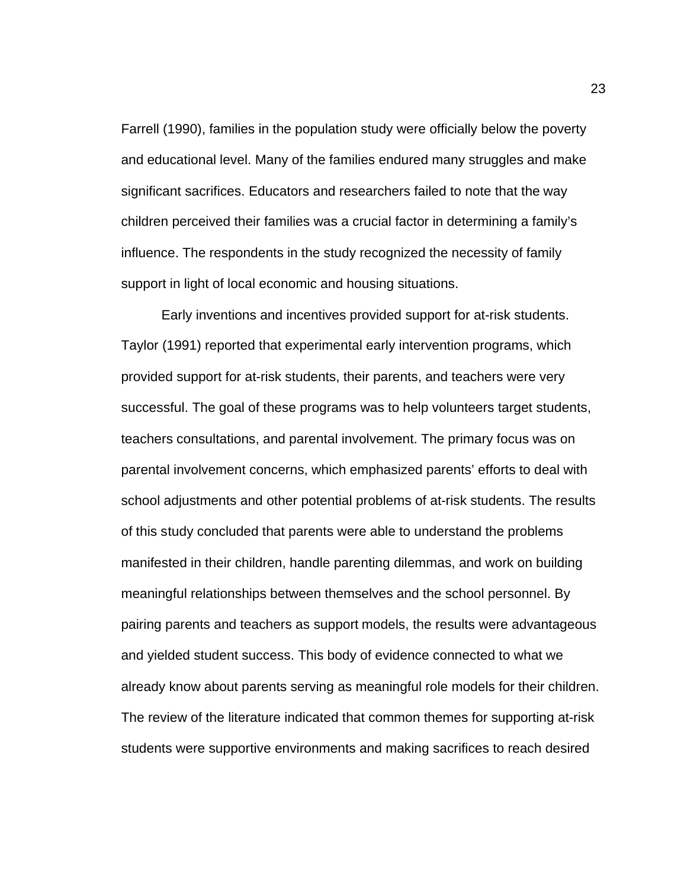Farrell (1990), families in the population study were officially below the poverty and educational level. Many of the families endured many struggles and make significant sacrifices. Educators and researchers failed to note that the way children perceived their families was a crucial factor in determining a family's influence. The respondents in the study recognized the necessity of family support in light of local economic and housing situations.

Early inventions and incentives provided support for at-risk students. Taylor (1991) reported that experimental early intervention programs, which provided support for at-risk students, their parents, and teachers were very successful. The goal of these programs was to help volunteers target students, teachers consultations, and parental involvement. The primary focus was on parental involvement concerns, which emphasized parents' efforts to deal with school adjustments and other potential problems of at-risk students. The results of this study concluded that parents were able to understand the problems manifested in their children, handle parenting dilemmas, and work on building meaningful relationships between themselves and the school personnel. By pairing parents and teachers as support models, the results were advantageous and yielded student success. This body of evidence connected to what we already know about parents serving as meaningful role models for their children. The review of the literature indicated that common themes for supporting at-risk students were supportive environments and making sacrifices to reach desired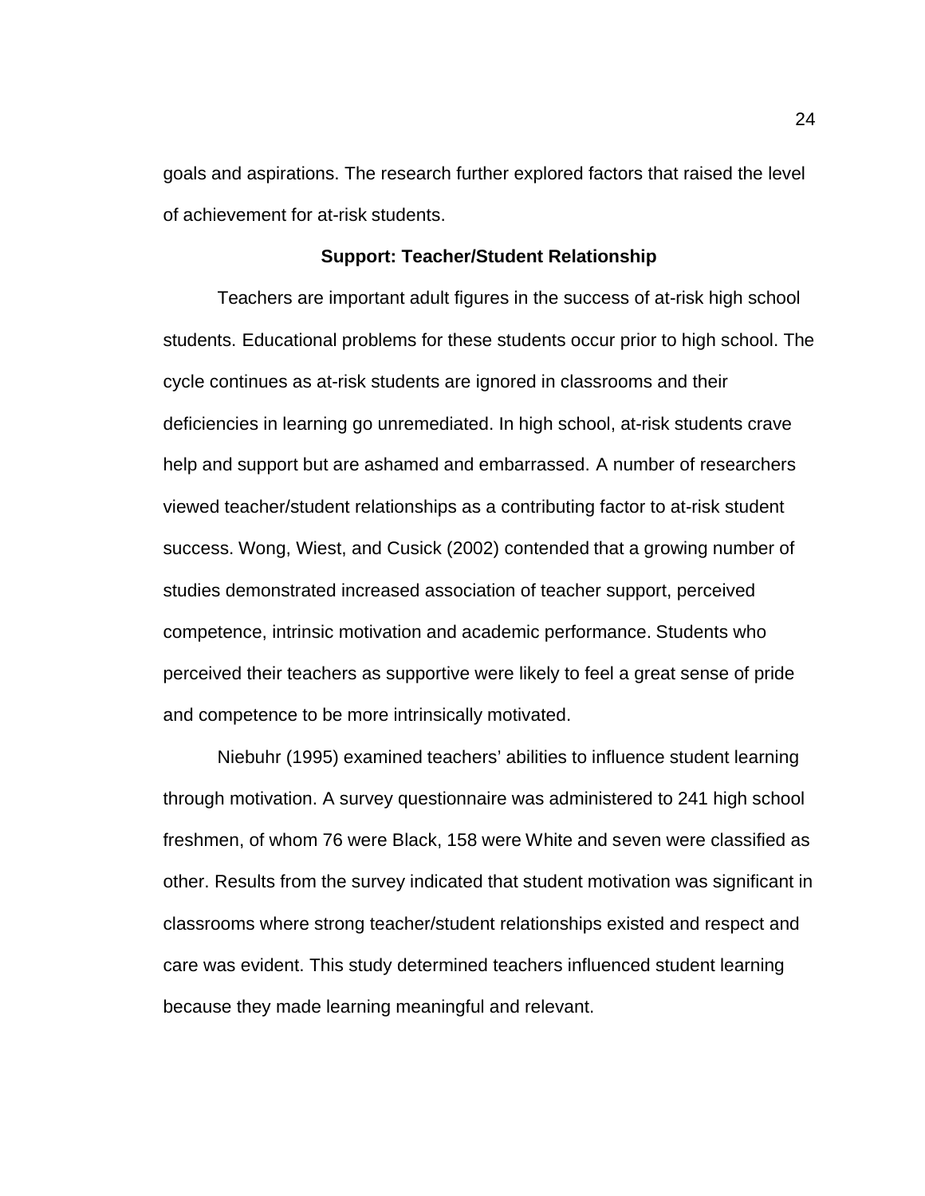goals and aspirations. The research further explored factors that raised the level of achievement for at-risk students.

## Support: Teacher/Student Relationship

Teachers are important adult figures in the success of at-risk high school students. Educational problems for these students occur prior to high school. The cycle continues as at-risk students are ignored in classrooms and their deficiencies in learning go unremediated. In high school, at-risk students crave help and support but are ashamed and embarrassed. A number of researchers viewed teacher/student relationships as a contributing factor to at-risk student success. Wong, Wiest, and Cusick (2002) contended that a growing number of studies demonstrated increased association of teacher support, perceived competence, intrinsic motivation and academic performance. Students who perceived their teachers as supportive were likely to feel a great sense of pride and competence to be more intrinsically motivated.

Niebuhr (1995) examined teachers' abilities to influence student learning through motivation. A survey questionnaire was administered to 241 high school freshmen, of whom 76 were Black, 158 were White and seven were classified as other. Results from the survey indicated that student motivation was significant in classrooms where strong teacher/student relationships existed and respect and care was evident. This study determined teachers influenced student learning because they made learning meaningful and relevant.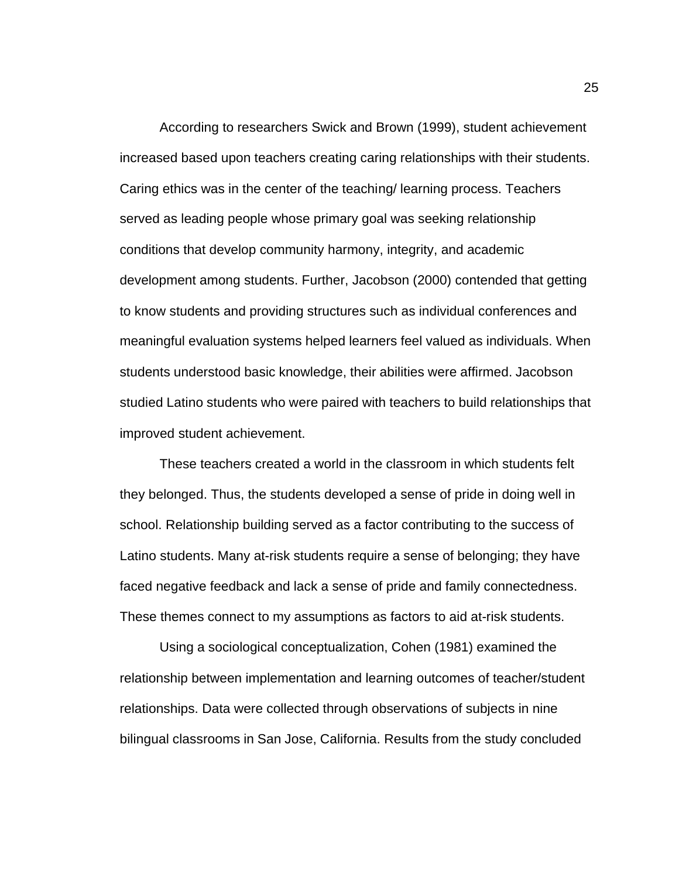According to researchers Swick and Brown (1999), student achievement increased based upon teachers creating caring relationships with their students. Caring ethics was in the center of the teaching/ learning process. Teachers served as leading people whose primary goal was seeking relationship conditions that develop community harmony, integrity, and academic development among students. Further, Jacobson (2000) contended that getting to know students and providing structures such as individual conferences and meaningful evaluation systems helped learners feel valued as individuals. When students understood basic knowledge, their abilities were affirmed. Jacobson studied Latino students who were paired with teachers to build relationships that improved student achievement.

These teachers created a world in the classroom in which students felt they belonged. Thus, the students developed a sense of pride in doing well in school. Relationship building served as a factor contributing to the success of Latino students. Many at-risk students require a sense of belonging; they have faced negative feedback and lack a sense of pride and family connectedness. These themes connect to my assumptions as factors to aid at-risk students.

Using a sociological conceptualization, Cohen (1981) examined the relationship between implementation and learning outcomes of teacher/student relationships. Data were collected through observations of subjects in nine bilingual classrooms in San Jose, California. Results from the study concluded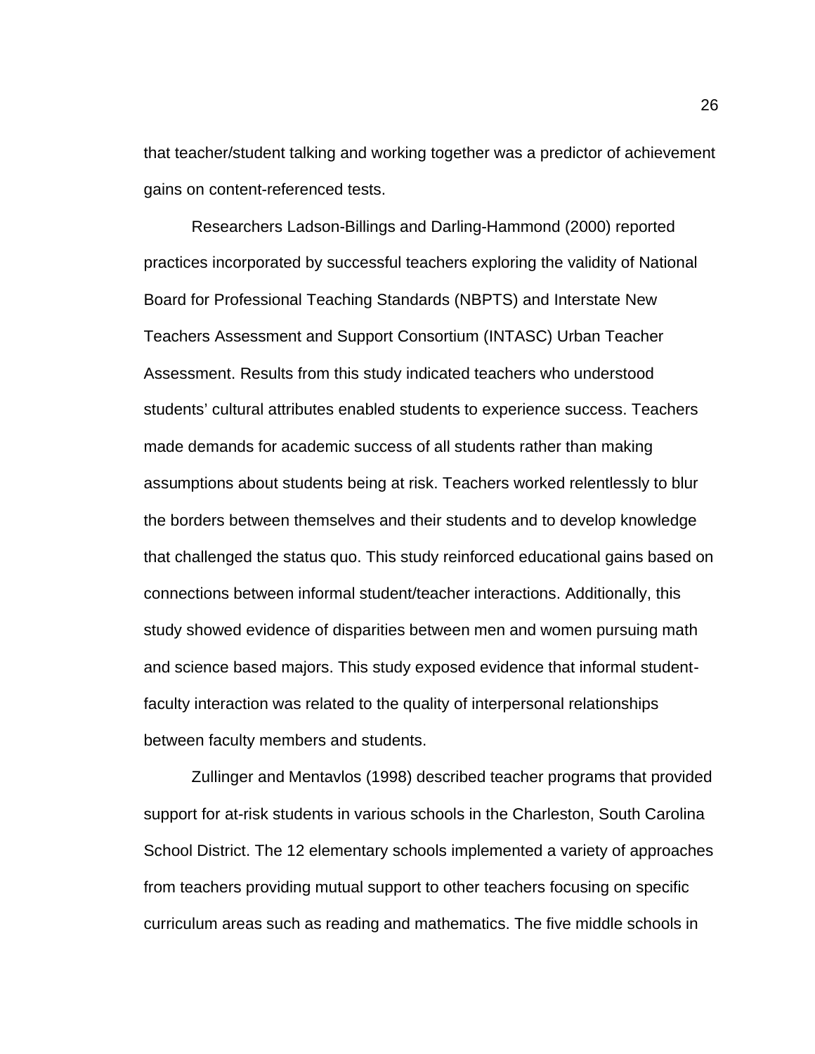that teacher/student talking and working together was a predictor of achievement gains on content-referenced tests.

Researchers Ladson-Billings and Darling-Hammond (2000) reported practices incorporated by successful teachers exploring the validity of National Board for Professional Teaching Standards (NBPTS) and Interstate New Teachers Assessment and Support Consortium (INTASC) Urban Teacher Assessment. Results from this study indicated teachers who understood students' cultural attributes enabled students to experience success. Teachers made demands for academic success of all students rather than making assumptions about students being at risk. Teachers worked relentlessly to blur the borders between themselves and their students and to develop knowledge that challenged the status quo. This study reinforced educational gains based on connections between informal student/teacher interactions. Additionally, this study showed evidence of disparities between men and women pursuing math and science based majors. This study exposed evidence that informal student-faculty interaction was related to the quality of interpersonal relationships between faculty members and students.

Zullinger and Mentavlos (1998) described teacher programs that provided support for at-risk students in various schools in the Charleston, South Carolina School District. The 12 elementary schools implemented a variety of approaches from teachers providing mutual support to other teachers focusing on specific curriculum areas such as reading and mathematics. The five middle schools in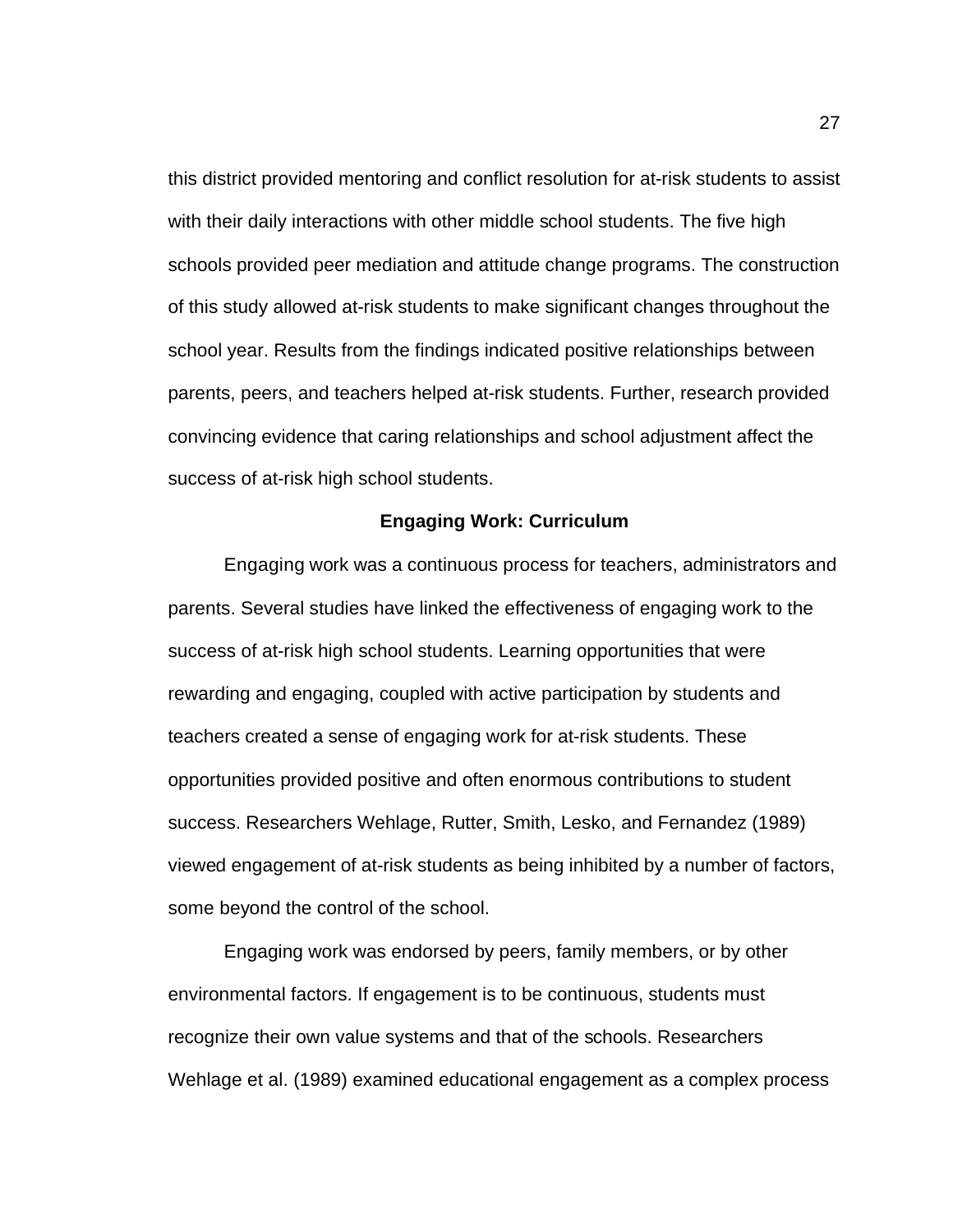this district provided mentoring and conflict resolution for at-risk students to assist with their daily interactions with other middle school students. The five high schools provided peer mediation and attitude change programs. The construction of this study allowed at-risk students to make significant changes throughout the school year. Results from the findings indicated positive relationships between parents, peers, and teachers helped at-risk students. Further, research provided convincing evidence that caring relationships and school adjustment affect the success of at-risk high school students.

### Engaging Work: Curriculum

Engaging work was a continuous process for teachers, administrators and parents. Several studies have linked the effectiveness of engaging work to the success of at-risk high school students. Learning opportunities that were rewarding and engaging, coupled with active participation by students and teachers created a sense of engaging work for at-risk students. These opportunities provided positive and often enormous contributions to student success. Researchers Wehlage, Rutter, Smith, Lesko, and Fernandez (1989) viewed engagement of at-risk students as being inhibited by a number of factors, some beyond the control of the school.

Engaging work was endorsed by peers, family members, or by other environmental factors. If engagement is to be continuous, students must recognize their own value systems and that of the schools. Researchers Wehlage et al. (1989) examined educational engagement as a complex process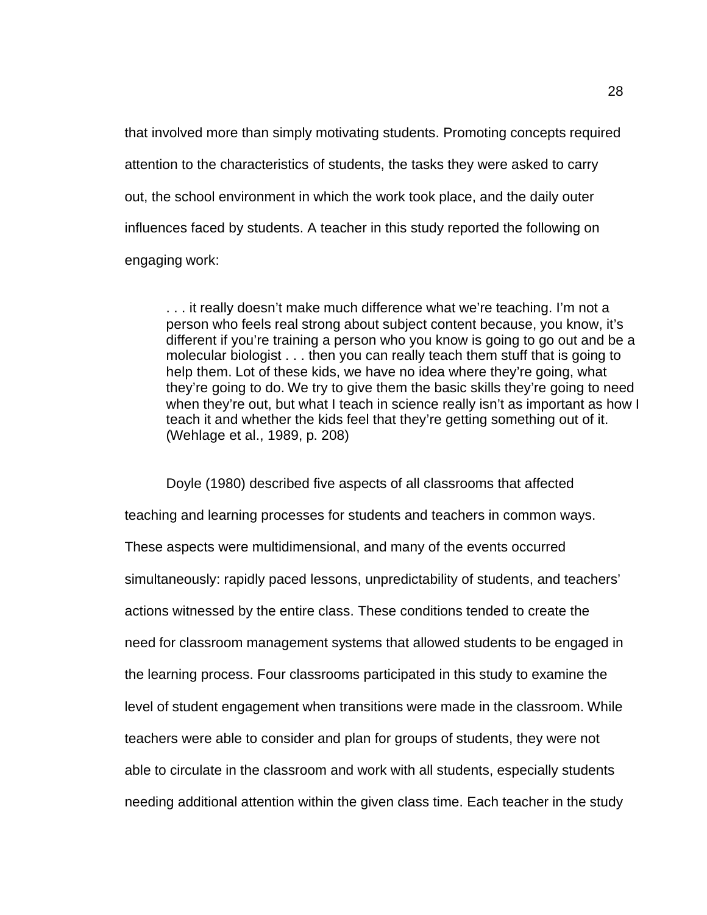that involved more than simply motivating students. Promoting concepts required attention to the characteristics of students, the tasks they were asked to carry out, the school environment in which the work took place, and the daily outer influences faced by students. A teacher in this study reported the following on engaging work:

> . . . it really doesn't make much difference what we're teaching. I'm not a person who feels real strong about subject content because, you know, it's different if you're training a person who you know is going to go out and be a molecular biologist . . . then you can really teach them stuff that is going to help them. Lot of these kids, we have no idea where they're going, what they're going to do. We try to give them the basic skills they're going to need when they're out, but what I teach in science really isn't as important as how I teach it and whether the kids feel that they're getting something out of it. (Wehlage et al., 1989, p. 208)

Doyle (1980) described five aspects of all classrooms that affected teaching and learning processes for students and teachers in common ways. These aspects were multidimensional, and many of the events occurred simultaneously: rapidly paced lessons, unpredictability of students, and teachers' actions witnessed by the entire class. These conditions tended to create the need for classroom management systems that allowed students to be engaged in the learning process. Four classrooms participated in this study to examine the level of student engagement when transitions were made in the classroom. While teachers were able to consider and plan for groups of students, they were not able to circulate in the classroom and work with all students, especially students needing additional attention within the given class time. Each teacher in the study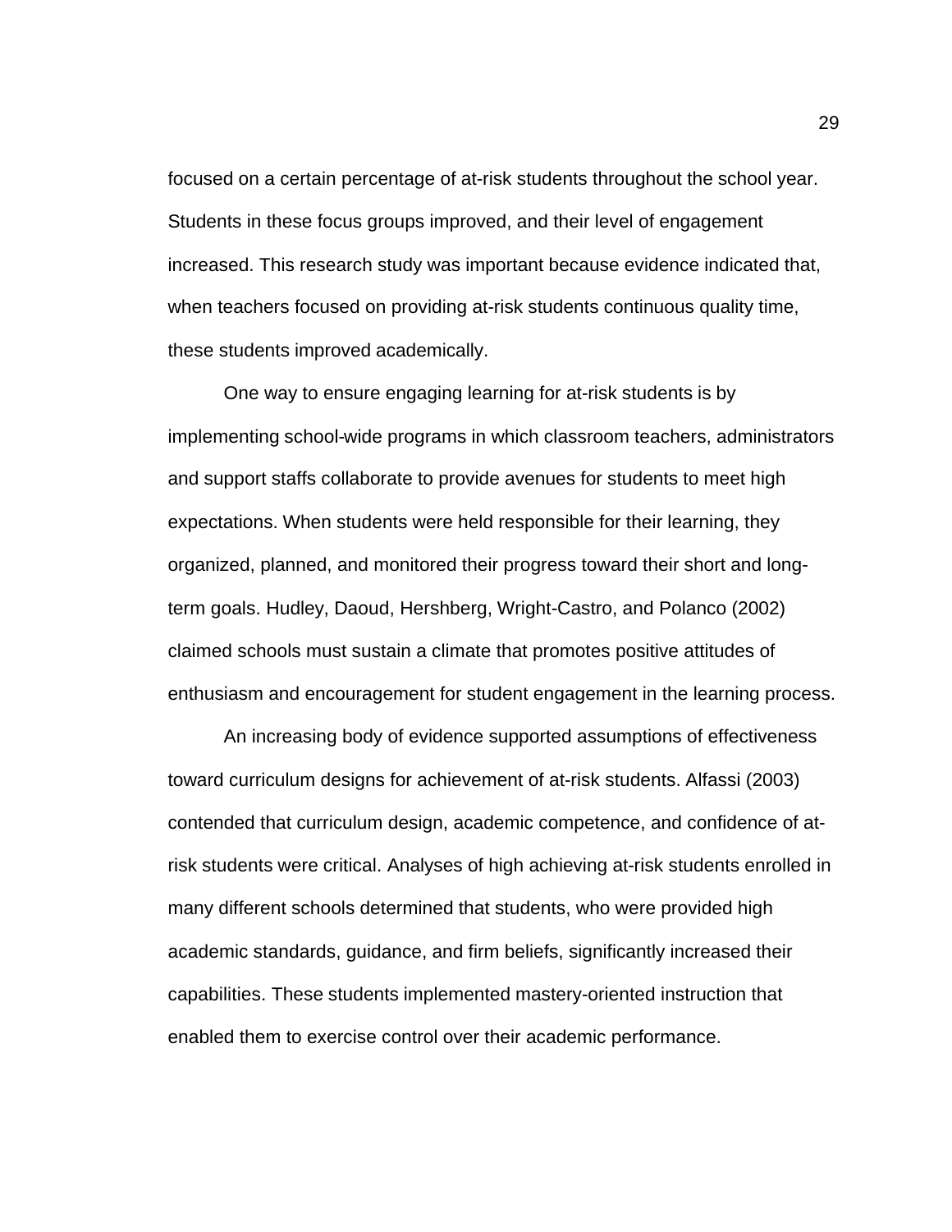focused on a certain percentage of at-risk students throughout the school year. Students in these focus groups improved, and their level of engagement increased. This research study was important because evidence indicated that, when teachers focused on providing at-risk students continuous quality time, these students improved academically.

One way to ensure engaging learning for at-risk students is by implementing school-wide programs in which classroom teachers, administrators and support staffs collaborate to provide avenues for students to meet high expectations. When students were held responsible for their learning, they organized, planned, and monitored their progress toward their short and long-term goals. Hudley, Daoud, Hershberg, Wright-Castro, and Polanco (2002) claimed schools must sustain a climate that promotes positive attitudes of enthusiasm and encouragement for student engagement in the learning process.

An increasing body of evidence supported assumptions of effectiveness toward curriculum designs for achievement of at-risk students. Alfassi (2003) contended that curriculum design, academic competence, and confidence of at-risk students were critical. Analyses of high achieving at-risk students enrolled in many different schools determined that students, who were provided high academic standards, guidance, and firm beliefs, significantly increased their capabilities. These students implemented mastery-oriented instruction that enabled them to exercise control over their academic performance.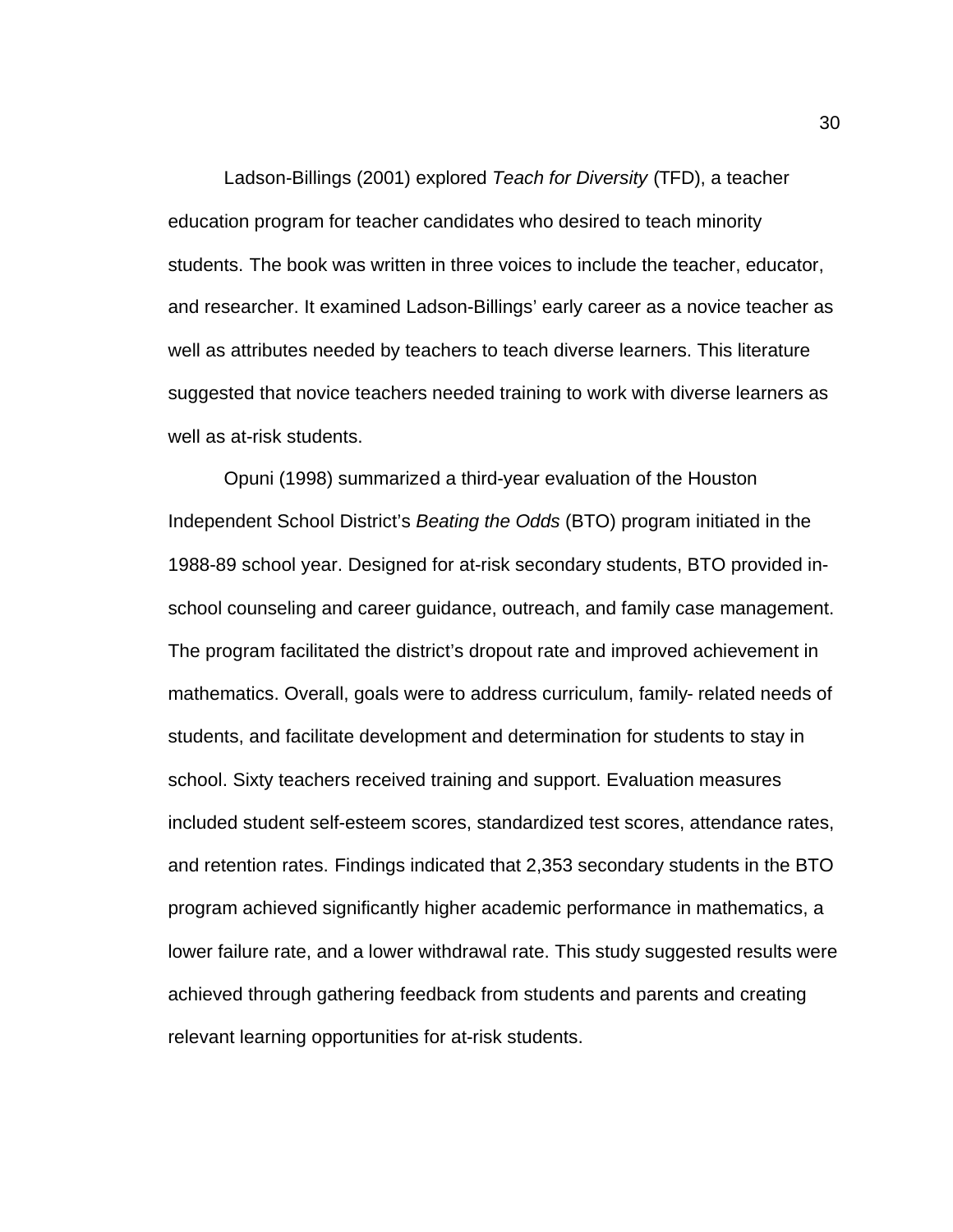Ladson-Billings (2001) explored *Teach for Diversity* (TFD), a teacher education program for teacher candidates who desired to teach minority students. The book was written in three voices to include the teacher, educator, and researcher. It examined Ladson-Billings' early career as a novice teacher as well as attributes needed by teachers to teach diverse learners. This literature suggested that novice teachers needed training to work with diverse learners as well as at-risk students.

Opuni (1998) summarized a third-year evaluation of the Houston Independent School District's *Beating the Odds* (BTO) program initiated in the 1988-89 school year. Designed for at-risk secondary students, BTO provided in-school counseling and career guidance, outreach, and family case management. The program facilitated the district's dropout rate and improved achievement in mathematics. Overall, goals were to address curriculum, family- related needs of students, and facilitate development and determination for students to stay in school. Sixty teachers received training and support. Evaluation measures included student self-esteem scores, standardized test scores, attendance rates, and retention rates. Findings indicated that 2,353 secondary students in the BTO program achieved significantly higher academic performance in mathematics, a lower failure rate, and a lower withdrawal rate. This study suggested results were achieved through gathering feedback from students and parents and creating relevant learning opportunities for at-risk students.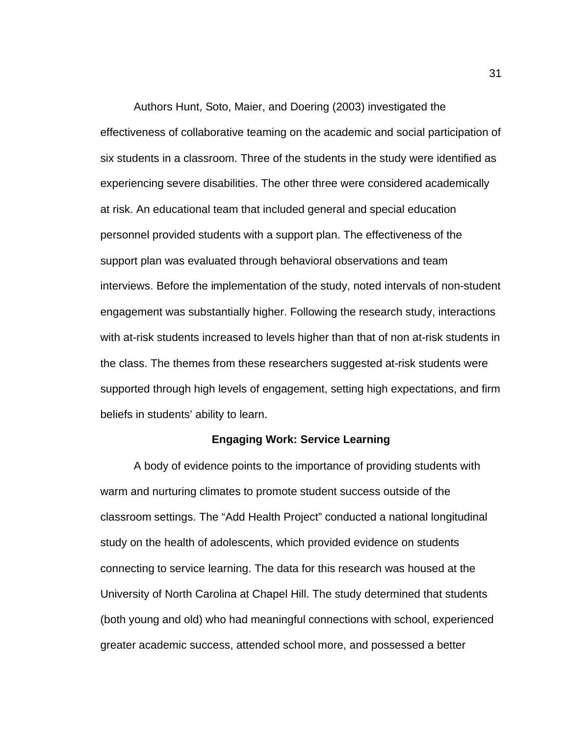Authors Hunt, Soto, Maier, and Doering (2003) investigated the effectiveness of collaborative teaming on the academic and social participation of six students in a classroom. Three of the students in the study were identified as experiencing severe disabilities. The other three were considered academically at risk. An educational team that included general and special education personnel provided students with a support plan. The effectiveness of the support plan was evaluated through behavioral observations and team interviews. Before the implementation of the study, noted intervals of non-student engagement was substantially higher. Following the research study, interactions with at-risk students increased to levels higher than that of non at-risk students in the class. The themes from these researchers suggested at-risk students were supported through high levels of engagement, setting high expectations, and firm beliefs in students' ability to learn.

## Engaging Work: Service Learning

A body of evidence points to the importance of providing students with warm and nurturing climates to promote student success outside of the classroom settings. The "Add Health Project" conducted a national longitudinal study on the health of adolescents, which provided evidence on students connecting to service learning. The data for this research was housed at the University of North Carolina at Chapel Hill. The study determined that students (both young and old) who had meaningful connections with school, experienced greater academic success, attended school more, and possessed a better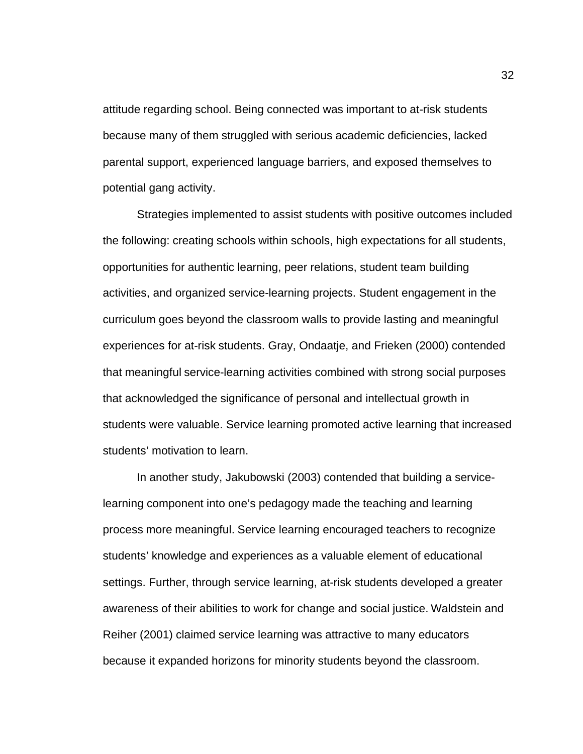attitude regarding school. Being connected was important to at-risk students because many of them struggled with serious academic deficiencies, lacked parental support, experienced language barriers, and exposed themselves to potential gang activity.

Strategies implemented to assist students with positive outcomes included the following: creating schools within schools, high expectations for all students, opportunities for authentic learning, peer relations, student team building activities, and organized service-learning projects. Student engagement in the curriculum goes beyond the classroom walls to provide lasting and meaningful experiences for at-risk students. Gray, Ondaatje, and Frieken (2000) contended that meaningful service-learning activities combined with strong social purposes that acknowledged the significance of personal and intellectual growth in students were valuable. Service learning promoted active learning that increased students' motivation to learn.

In another study, Jakubowski (2003) contended that building a service-learning component into one's pedagogy made the teaching and learning process more meaningful. Service learning encouraged teachers to recognize students' knowledge and experiences as a valuable element of educational settings. Further, through service learning, at-risk students developed a greater awareness of their abilities to work for change and social justice. Waldstein and Reiher (2001) claimed service learning was attractive to many educators because it expanded horizons for minority students beyond the classroom.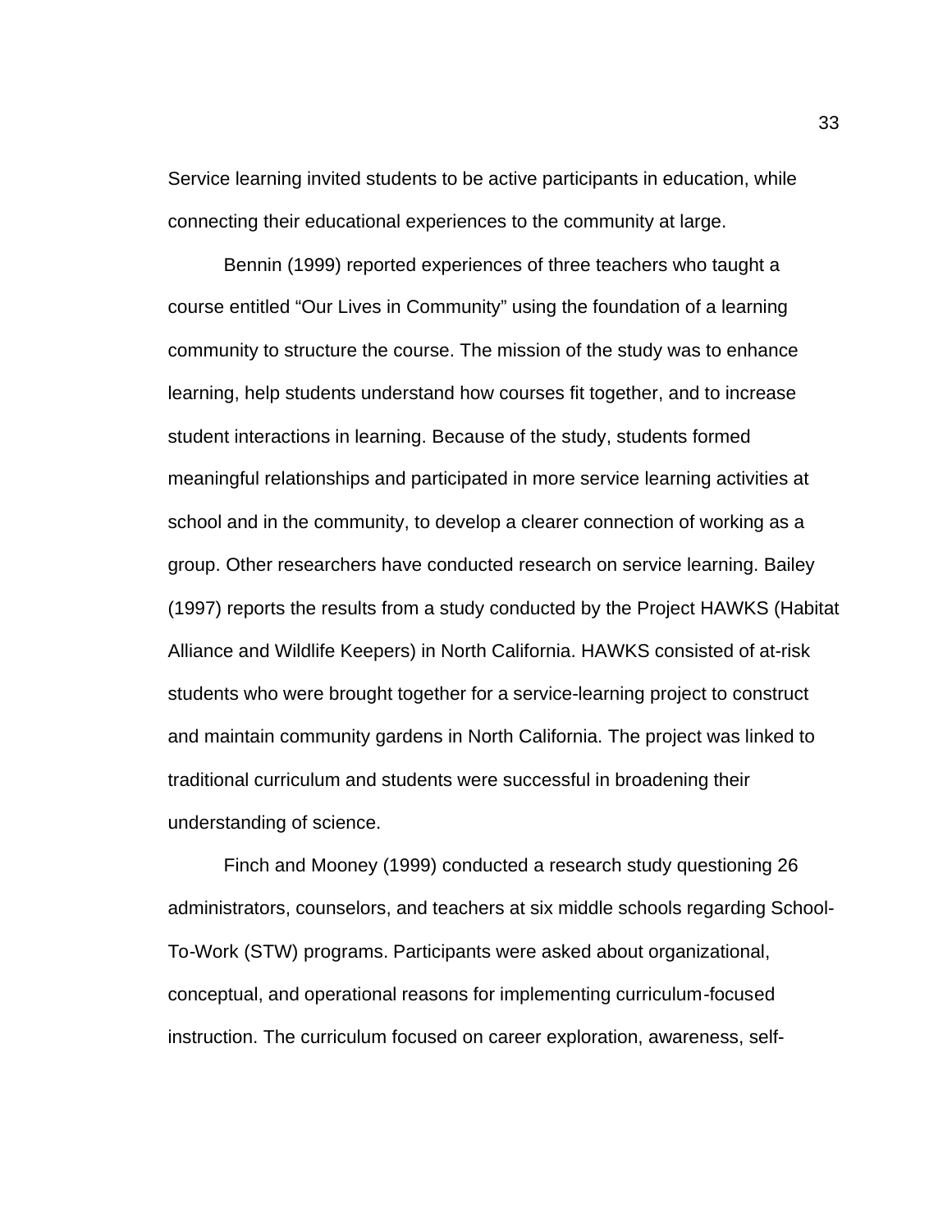Service learning invited students to be active participants in education, while connecting their educational experiences to the community at large.

Bennin (1999) reported experiences of three teachers who taught a course entitled "Our Lives in Community" using the foundation of a learning community to structure the course. The mission of the study was to enhance learning, help students understand how courses fit together, and to increase student interactions in learning. Because of the study, students formed meaningful relationships and participated in more service learning activities at school and in the community, to develop a clearer connection of working as a group. Other researchers have conducted research on service learning. Bailey (1997) reports the results from a study conducted by the Project HAWKS (Habitat Alliance and Wildlife Keepers) in North California. HAWKS consisted of at-risk students who were brought together for a service-learning project to construct and maintain community gardens in North California. The project was linked to traditional curriculum and students were successful in broadening their understanding of science.

Finch and Mooney (1999) conducted a research study questioning 26 administrators, counselors, and teachers at six middle schools regarding School-To-Work (STW) programs. Participants were asked about organizational, conceptual, and operational reasons for implementing curriculum-focused instruction. The curriculum focused on career exploration, awareness, self-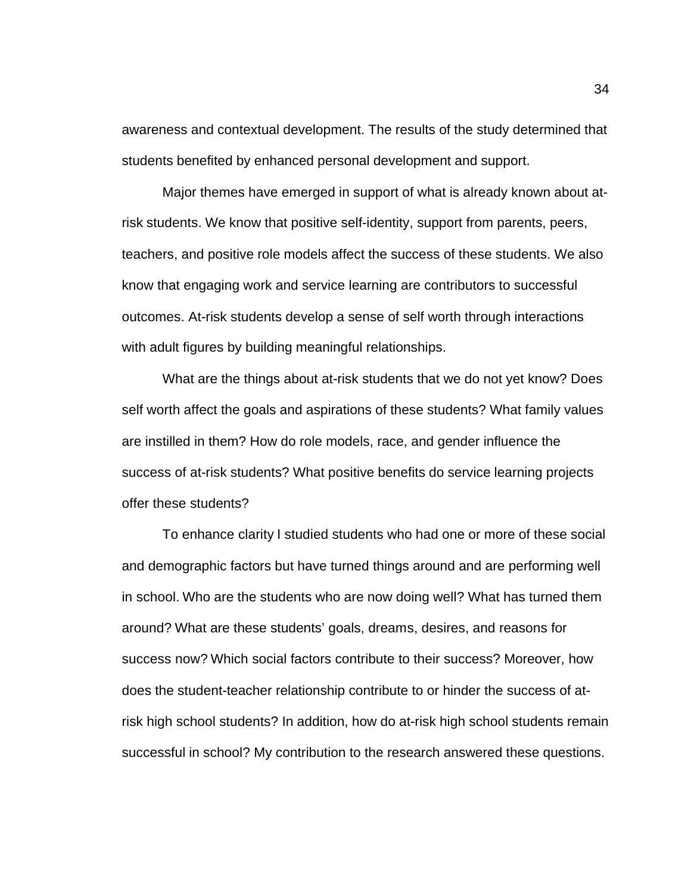awareness and contextual development. The results of the study determined that students benefited by enhanced personal development and support.

Major themes have emerged in support of what is already known about at-risk students. We know that positive self-identity, support from parents, peers, teachers, and positive role models affect the success of these students. We also know that engaging work and service learning are contributors to successful outcomes. At-risk students develop a sense of self worth through interactions with adult figures by building meaningful relationships.

What are the things about at-risk students that we do not yet know? Does self worth affect the goals and aspirations of these students? What family values are instilled in them? How do role models, race, and gender influence the success of at-risk students? What positive benefits do service learning projects offer these students?

To enhance clarity I studied students who had one or more of these social and demographic factors but have turned things around and are performing well in school. Who are the students who are now doing well? What has turned them around? What are these students' goals, dreams, desires, and reasons for success now? Which social factors contribute to their success? Moreover, how does the student-teacher relationship contribute to or hinder the success of at-risk high school students? In addition, how do at-risk high school students remain successful in school? My contribution to the research answered these questions.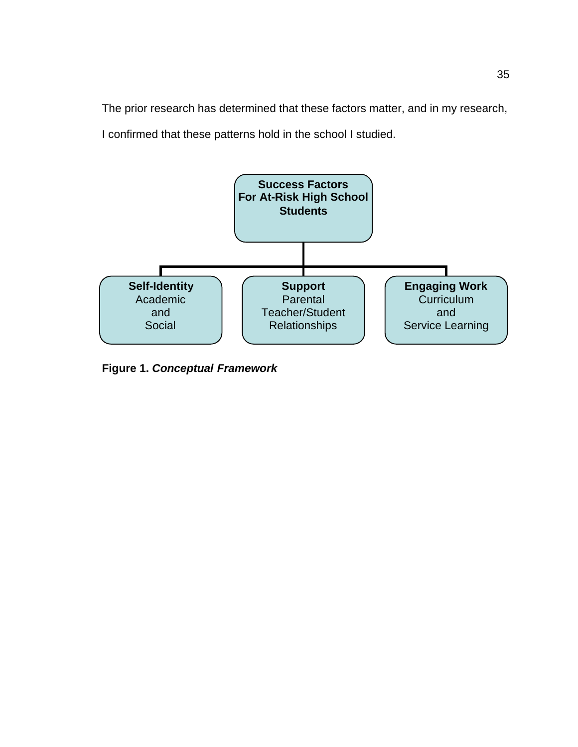The prior research has determined that these factors matter, and in my research, I confirmed that these patterns hold in the school I studied.

**Success Factors For At-Risk High School Students**

**Self-Identity**
Academic
and
Social

**Support**
Parental
Teacher/Student
Relationships

**Engaging Work**
Curriculum
and
Service Learning

**Figure 1.** ***Conceptual Framework***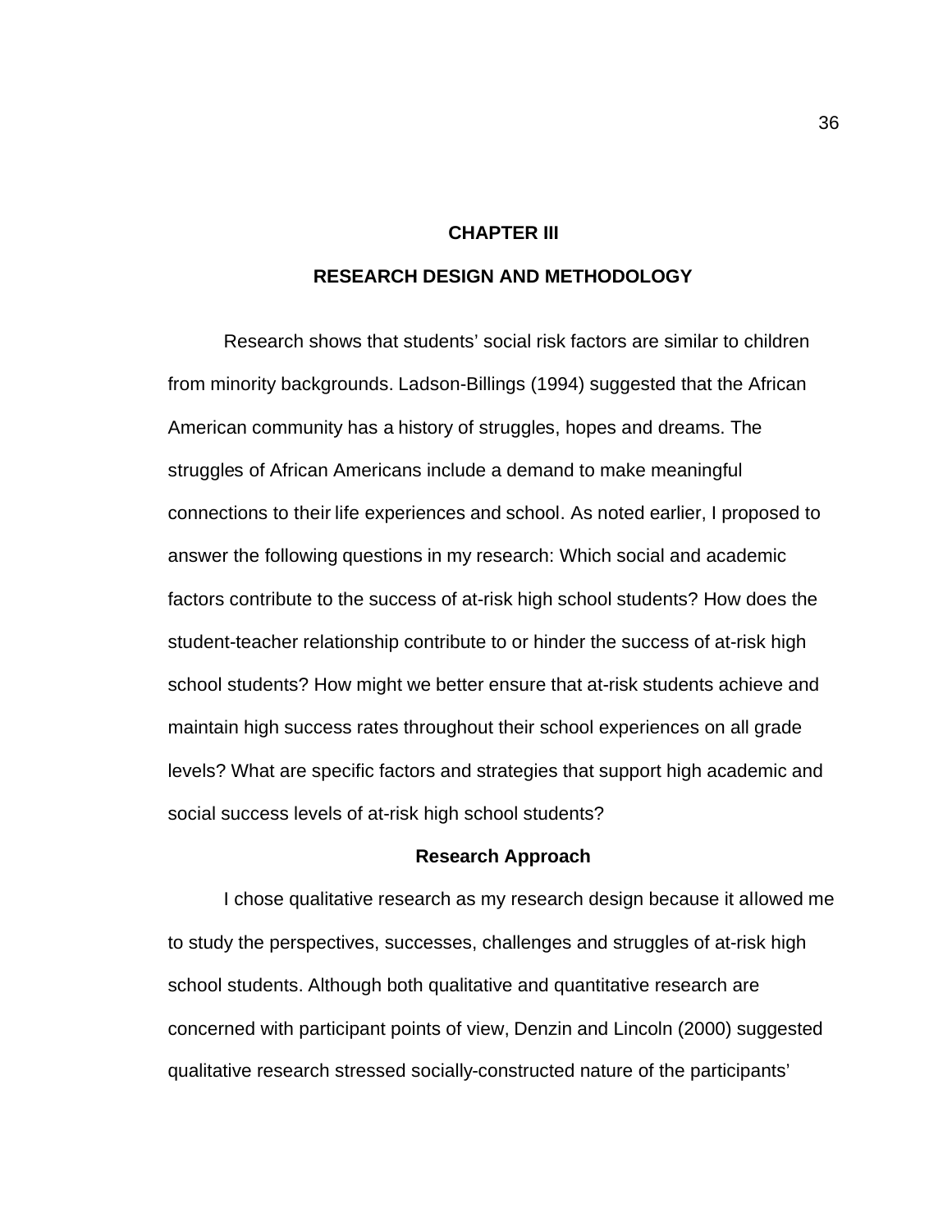# CHAPTER III

# RESEARCH DESIGN AND METHODOLOGY

Research shows that students' social risk factors are similar to children from minority backgrounds. Ladson-Billings (1994) suggested that the African American community has a history of struggles, hopes and dreams. The struggles of African Americans include a demand to make meaningful connections to their life experiences and school. As noted earlier, I proposed to answer the following questions in my research: Which social and academic factors contribute to the success of at-risk high school students? How does the student-teacher relationship contribute to or hinder the success of at-risk high school students? How might we better ensure that at-risk students achieve and maintain high success rates throughout their school experiences on all grade levels? What are specific factors and strategies that support high academic and social success levels of at-risk high school students?

## Research Approach

I chose qualitative research as my research design because it allowed me to study the perspectives, successes, challenges and struggles of at-risk high school students. Although both qualitative and quantitative research are concerned with participant points of view, Denzin and Lincoln (2000) suggested qualitative research stressed socially-constructed nature of the participants'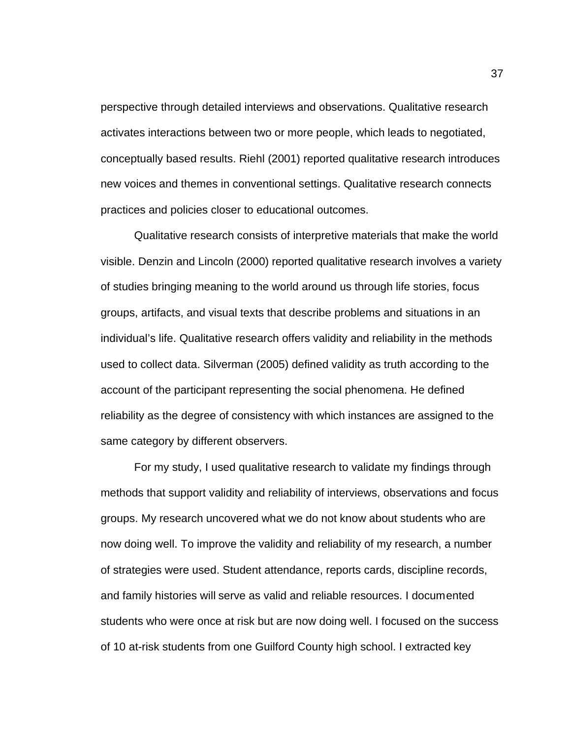perspective through detailed interviews and observations. Qualitative research activates interactions between two or more people, which leads to negotiated, conceptually based results. Riehl (2001) reported qualitative research introduces new voices and themes in conventional settings. Qualitative research connects practices and policies closer to educational outcomes.

Qualitative research consists of interpretive materials that make the world visible. Denzin and Lincoln (2000) reported qualitative research involves a variety of studies bringing meaning to the world around us through life stories, focus groups, artifacts, and visual texts that describe problems and situations in an individual's life. Qualitative research offers validity and reliability in the methods used to collect data. Silverman (2005) defined validity as truth according to the account of the participant representing the social phenomena. He defined reliability as the degree of consistency with which instances are assigned to the same category by different observers.

For my study, I used qualitative research to validate my findings through methods that support validity and reliability of interviews, observations and focus groups. My research uncovered what we do not know about students who are now doing well. To improve the validity and reliability of my research, a number of strategies were used. Student attendance, reports cards, discipline records, and family histories will serve as valid and reliable resources. I documented students who were once at risk but are now doing well. I focused on the success of 10 at-risk students from one Guilford County high school. I extracted key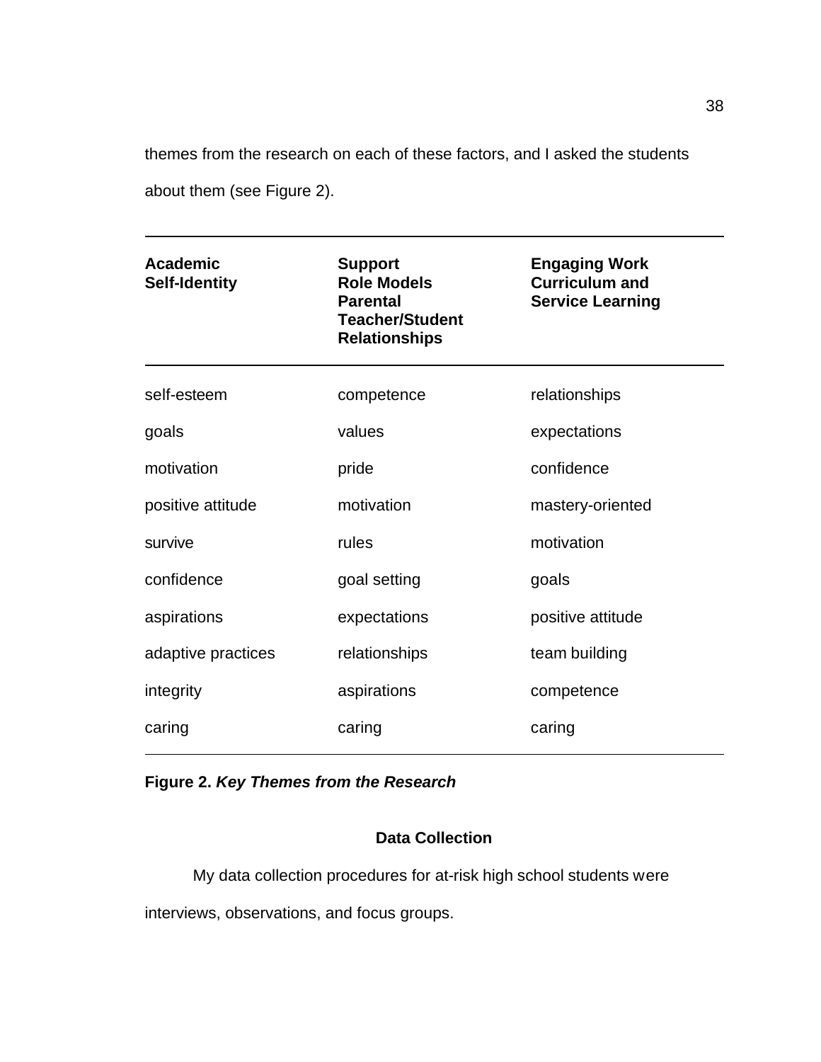themes from the research on each of these factors, and I asked the students about them (see Figure 2).

| **Academic Self-Identity** | **Support Role Models Parental Teacher/Student Relationships** | **Engaging Work Curriculum and Service Learning** |
|---|---|---|
| self-esteem | competence | relationships |
| goals | values | expectations |
| motivation | pride | confidence |
| positive attitude | motivation | mastery-oriented |
| survive | rules | motivation |
| confidence | goal setting | goals |
| aspirations | expectations | positive attitude |
| adaptive practices | relationships | team building |
| integrity | aspirations | competence |
| caring | caring | caring |

**Figure 2.** ***Key Themes from the Research***

## Data Collection

My data collection procedures for at-risk high school students were interviews, observations, and focus groups.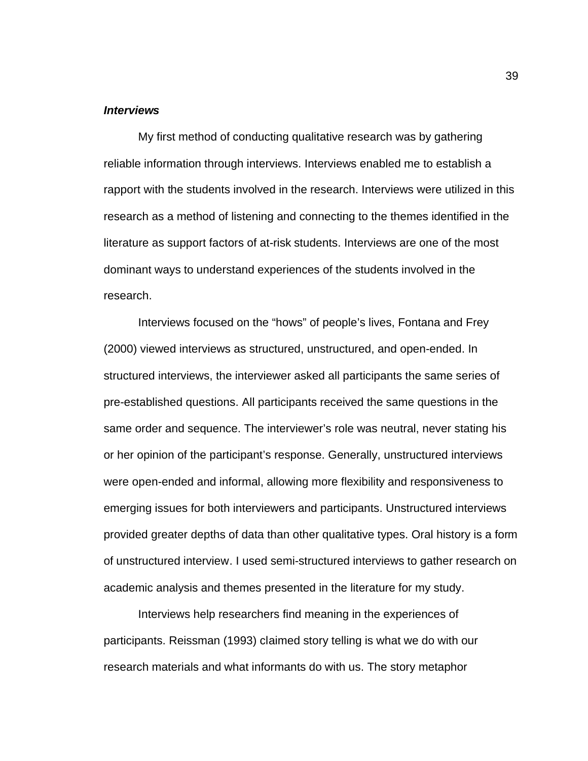***Interviews***

My first method of conducting qualitative research was by gathering reliable information through interviews. Interviews enabled me to establish a rapport with the students involved in the research. Interviews were utilized in this research as a method of listening and connecting to the themes identified in the literature as support factors of at-risk students. Interviews are one of the most dominant ways to understand experiences of the students involved in the research.

Interviews focused on the "hows" of people's lives, Fontana and Frey (2000) viewed interviews as structured, unstructured, and open-ended. In structured interviews, the interviewer asked all participants the same series of pre-established questions. All participants received the same questions in the same order and sequence. The interviewer's role was neutral, never stating his or her opinion of the participant's response. Generally, unstructured interviews were open-ended and informal, allowing more flexibility and responsiveness to emerging issues for both interviewers and participants. Unstructured interviews provided greater depths of data than other qualitative types. Oral history is a form of unstructured interview. I used semi-structured interviews to gather research on academic analysis and themes presented in the literature for my study.

Interviews help researchers find meaning in the experiences of participants. Reissman (1993) claimed story telling is what we do with our research materials and what informants do with us. The story metaphor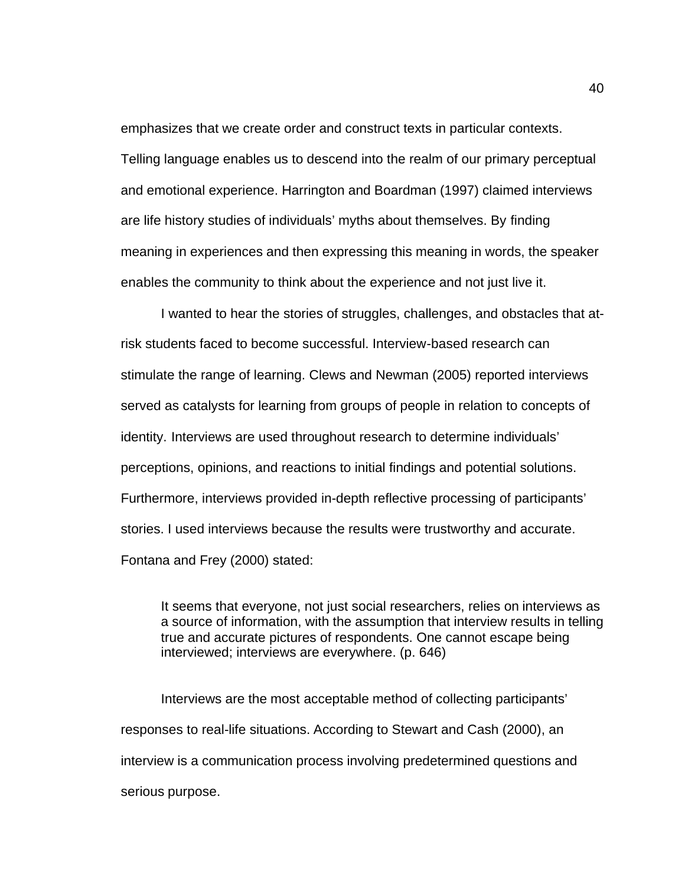emphasizes that we create order and construct texts in particular contexts. Telling language enables us to descend into the realm of our primary perceptual and emotional experience. Harrington and Boardman (1997) claimed interviews are life history studies of individuals' myths about themselves. By finding meaning in experiences and then expressing this meaning in words, the speaker enables the community to think about the experience and not just live it.

I wanted to hear the stories of struggles, challenges, and obstacles that at-risk students faced to become successful. Interview-based research can stimulate the range of learning. Clews and Newman (2005) reported interviews served as catalysts for learning from groups of people in relation to concepts of identity. Interviews are used throughout research to determine individuals' perceptions, opinions, and reactions to initial findings and potential solutions. Furthermore, interviews provided in-depth reflective processing of participants' stories. I used interviews because the results were trustworthy and accurate. Fontana and Frey (2000) stated:

> It seems that everyone, not just social researchers, relies on interviews as a source of information, with the assumption that interview results in telling true and accurate pictures of respondents. One cannot escape being interviewed; interviews are everywhere. (p. 646)

Interviews are the most acceptable method of collecting participants' responses to real-life situations. According to Stewart and Cash (2000), an interview is a communication process involving predetermined questions and serious purpose.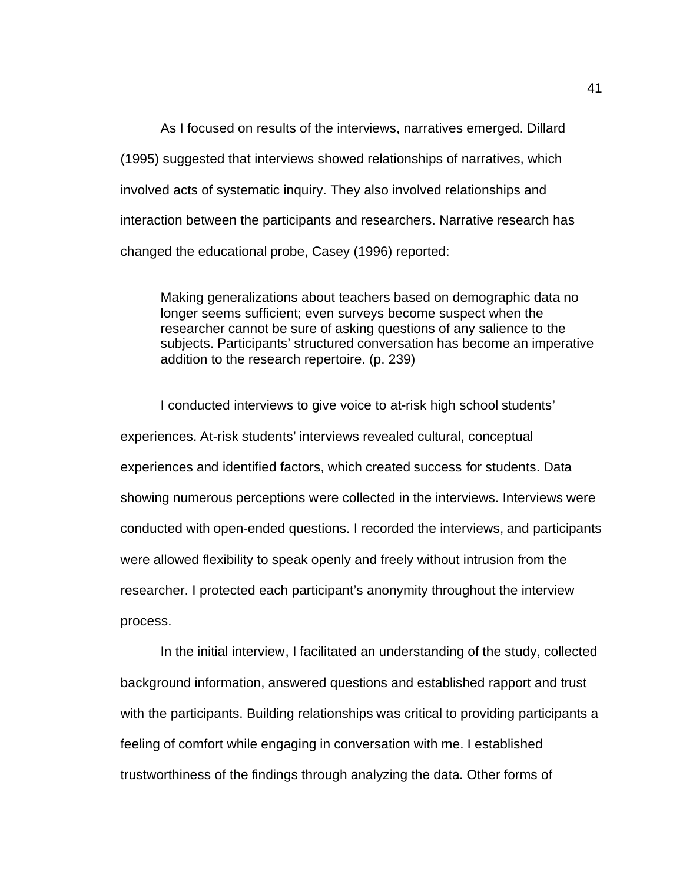As I focused on results of the interviews, narratives emerged. Dillard (1995) suggested that interviews showed relationships of narratives, which involved acts of systematic inquiry. They also involved relationships and interaction between the participants and researchers. Narrative research has changed the educational probe, Casey (1996) reported:

> Making generalizations about teachers based on demographic data no longer seems sufficient; even surveys become suspect when the researcher cannot be sure of asking questions of any salience to the subjects. Participants' structured conversation has become an imperative addition to the research repertoire. (p. 239)

I conducted interviews to give voice to at-risk high school students' experiences. At-risk students' interviews revealed cultural, conceptual experiences and identified factors, which created success for students. Data showing numerous perceptions were collected in the interviews. Interviews were conducted with open-ended questions. I recorded the interviews, and participants were allowed flexibility to speak openly and freely without intrusion from the researcher. I protected each participant's anonymity throughout the interview process.

In the initial interview, I facilitated an understanding of the study, collected background information, answered questions and established rapport and trust with the participants. Building relationships was critical to providing participants a feeling of comfort while engaging in conversation with me. I established trustworthiness of the findings through analyzing the data. Other forms of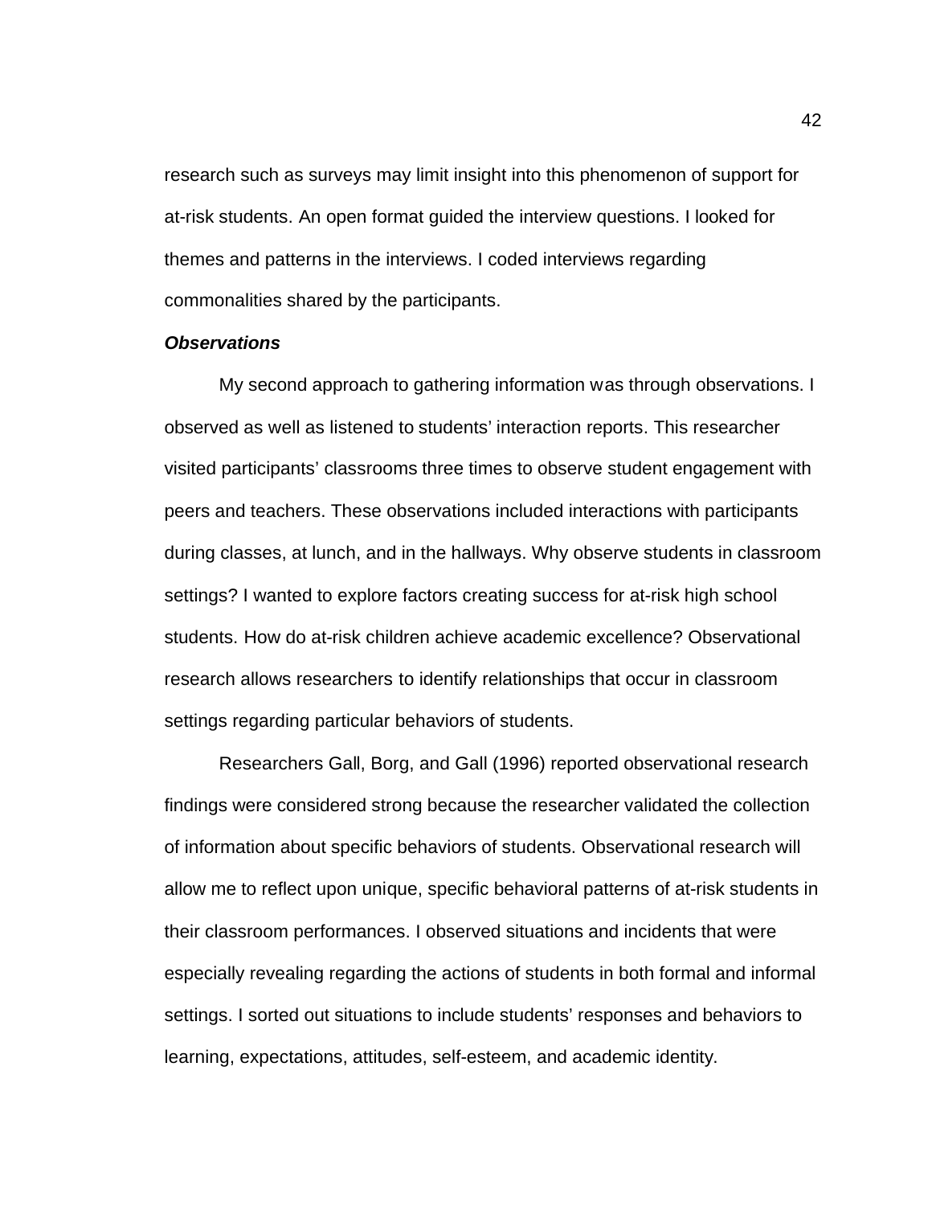research such as surveys may limit insight into this phenomenon of support for at-risk students. An open format guided the interview questions. I looked for themes and patterns in the interviews. I coded interviews regarding commonalities shared by the participants.

***Observations***

My second approach to gathering information was through observations. I observed as well as listened to students' interaction reports. This researcher visited participants' classrooms three times to observe student engagement with peers and teachers. These observations included interactions with participants during classes, at lunch, and in the hallways. Why observe students in classroom settings? I wanted to explore factors creating success for at-risk high school students. How do at-risk children achieve academic excellence? Observational research allows researchers to identify relationships that occur in classroom settings regarding particular behaviors of students.

Researchers Gall, Borg, and Gall (1996) reported observational research findings were considered strong because the researcher validated the collection of information about specific behaviors of students. Observational research will allow me to reflect upon unique, specific behavioral patterns of at-risk students in their classroom performances. I observed situations and incidents that were especially revealing regarding the actions of students in both formal and informal settings. I sorted out situations to include students' responses and behaviors to learning, expectations, attitudes, self-esteem, and academic identity.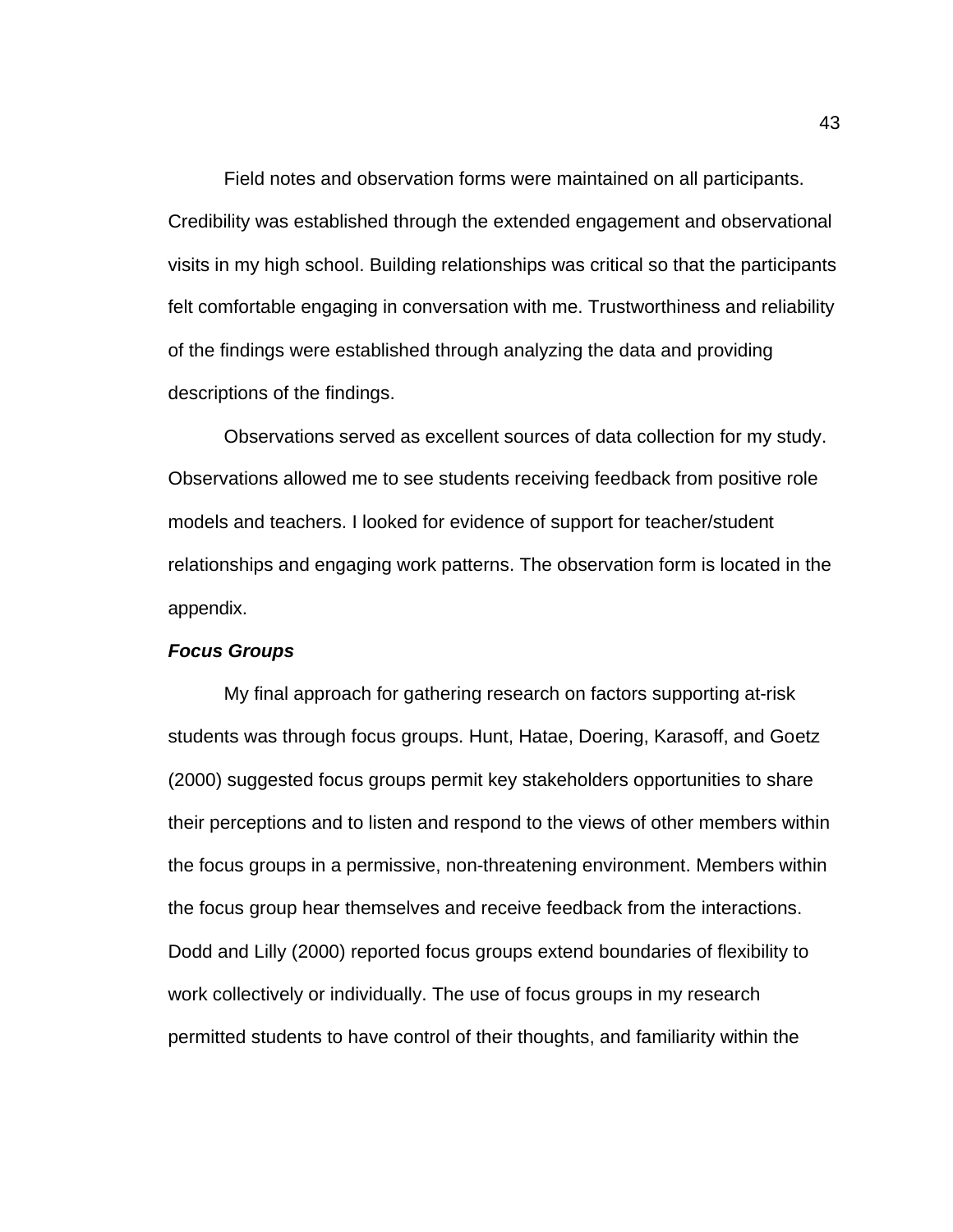Field notes and observation forms were maintained on all participants. Credibility was established through the extended engagement and observational visits in my high school. Building relationships was critical so that the participants felt comfortable engaging in conversation with me. Trustworthiness and reliability of the findings were established through analyzing the data and providing descriptions of the findings.

Observations served as excellent sources of data collection for my study. Observations allowed me to see students receiving feedback from positive role models and teachers. I looked for evidence of support for teacher/student relationships and engaging work patterns. The observation form is located in the appendix.

### ***Focus Groups***

My final approach for gathering research on factors supporting at-risk students was through focus groups. Hunt, Hatae, Doering, Karasoff, and Goetz (2000) suggested focus groups permit key stakeholders opportunities to share their perceptions and to listen and respond to the views of other members within the focus groups in a permissive, non-threatening environment. Members within the focus group hear themselves and receive feedback from the interactions. Dodd and Lilly (2000) reported focus groups extend boundaries of flexibility to work collectively or individually. The use of focus groups in my research permitted students to have control of their thoughts, and familiarity within the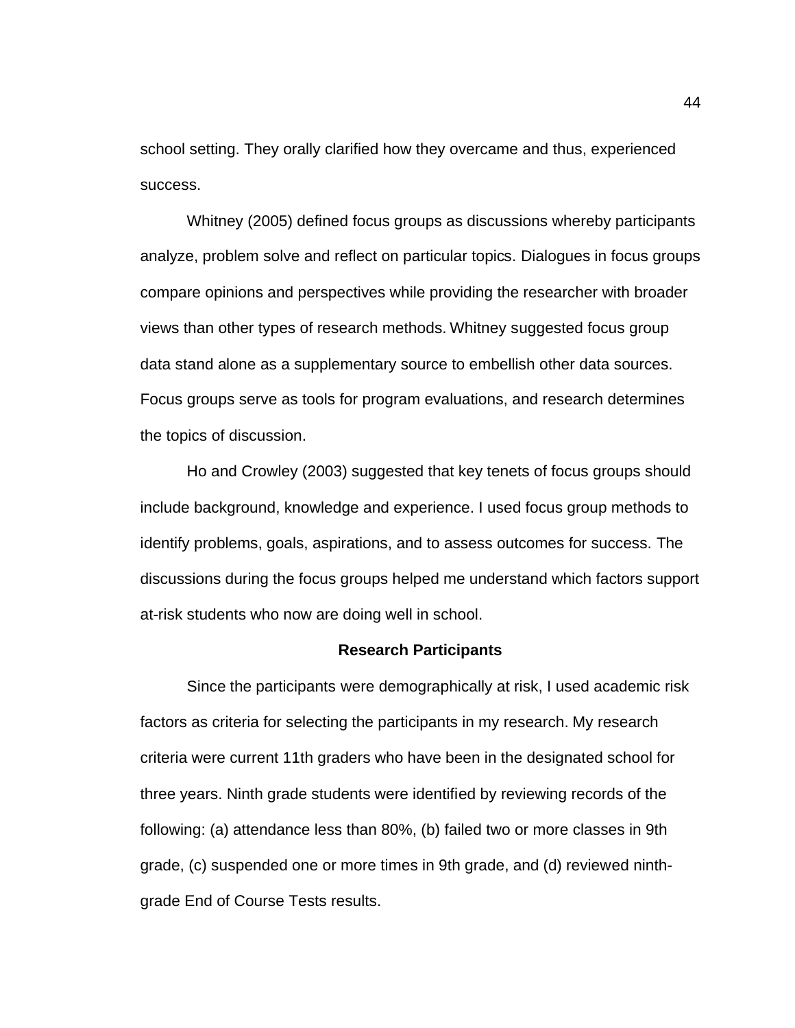school setting. They orally clarified how they overcame and thus, experienced success.

Whitney (2005) defined focus groups as discussions whereby participants analyze, problem solve and reflect on particular topics. Dialogues in focus groups compare opinions and perspectives while providing the researcher with broader views than other types of research methods. Whitney suggested focus group data stand alone as a supplementary source to embellish other data sources. Focus groups serve as tools for program evaluations, and research determines the topics of discussion.

Ho and Crowley (2003) suggested that key tenets of focus groups should include background, knowledge and experience. I used focus group methods to identify problems, goals, aspirations, and to assess outcomes for success. The discussions during the focus groups helped me understand which factors support at-risk students who now are doing well in school.

## Research Participants

Since the participants were demographically at risk, I used academic risk factors as criteria for selecting the participants in my research. My research criteria were current 11th graders who have been in the designated school for three years. Ninth grade students were identified by reviewing records of the following: (a) attendance less than 80%, (b) failed two or more classes in 9th grade, (c) suspended one or more times in 9th grade, and (d) reviewed ninth-grade End of Course Tests results.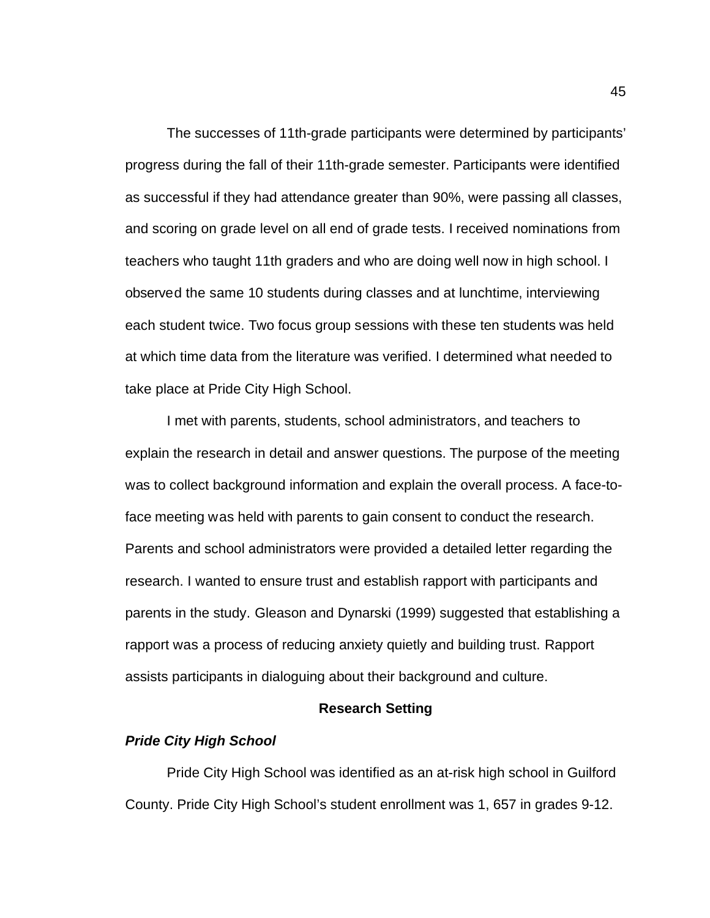The successes of 11th-grade participants were determined by participants' progress during the fall of their 11th-grade semester. Participants were identified as successful if they had attendance greater than 90%, were passing all classes, and scoring on grade level on all end of grade tests. I received nominations from teachers who taught 11th graders and who are doing well now in high school. I observed the same 10 students during classes and at lunchtime, interviewing each student twice. Two focus group sessions with these ten students was held at which time data from the literature was verified. I determined what needed to take place at Pride City High School.

I met with parents, students, school administrators, and teachers to explain the research in detail and answer questions. The purpose of the meeting was to collect background information and explain the overall process. A face-to-face meeting was held with parents to gain consent to conduct the research. Parents and school administrators were provided a detailed letter regarding the research. I wanted to ensure trust and establish rapport with participants and parents in the study. Gleason and Dynarski (1999) suggested that establishing a rapport was a process of reducing anxiety quietly and building trust. Rapport assists participants in dialoguing about their background and culture.

## Research Setting

### *Pride City High School*

Pride City High School was identified as an at-risk high school in Guilford County. Pride City High School's student enrollment was 1, 657 in grades 9-12.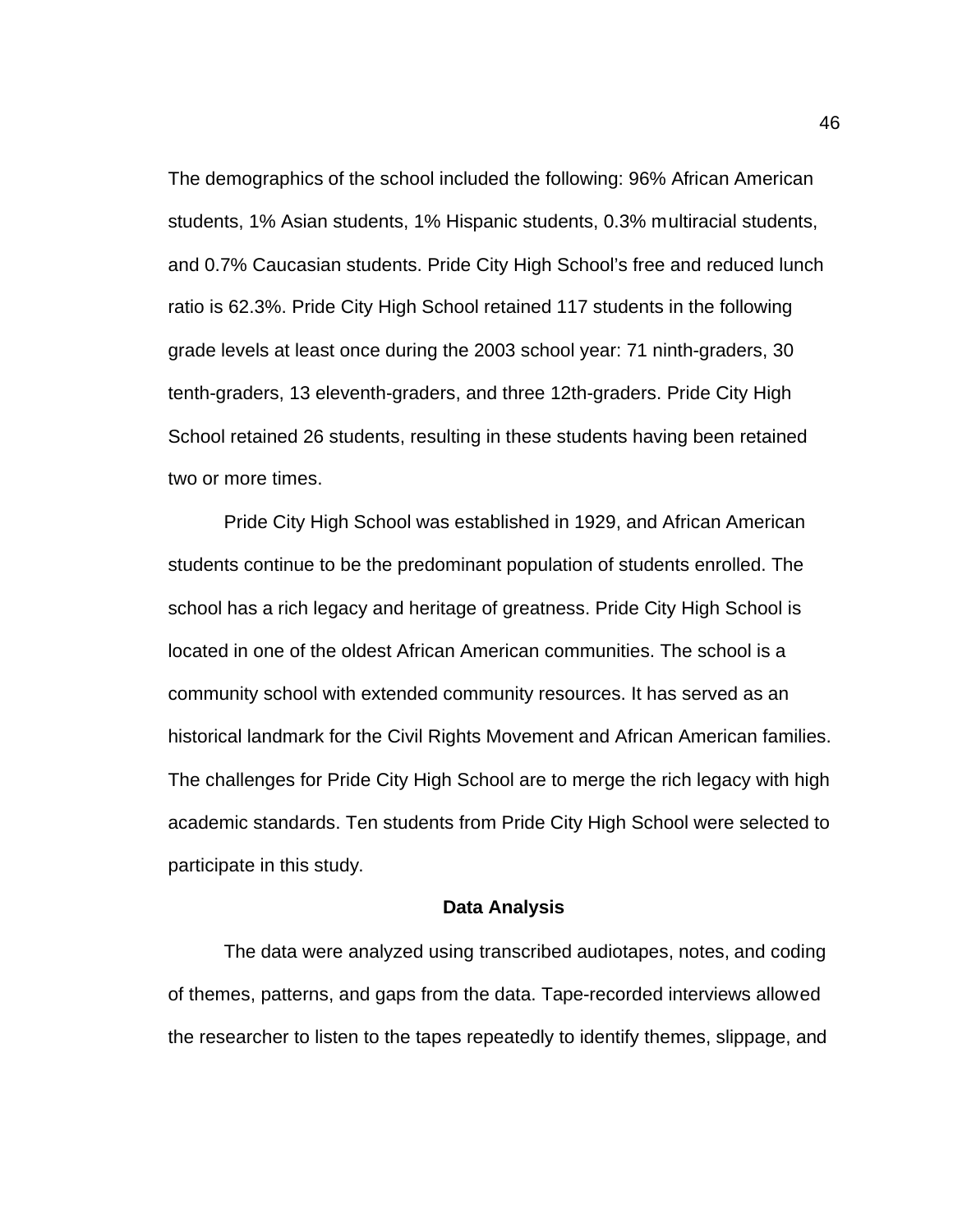The demographics of the school included the following: 96% African American students, 1% Asian students, 1% Hispanic students, 0.3% multiracial students, and 0.7% Caucasian students. Pride City High School's free and reduced lunch ratio is 62.3%. Pride City High School retained 117 students in the following grade levels at least once during the 2003 school year: 71 ninth-graders, 30 tenth-graders, 13 eleventh-graders, and three 12th-graders. Pride City High School retained 26 students, resulting in these students having been retained two or more times.

Pride City High School was established in 1929, and African American students continue to be the predominant population of students enrolled. The school has a rich legacy and heritage of greatness. Pride City High School is located in one of the oldest African American communities. The school is a community school with extended community resources. It has served as an historical landmark for the Civil Rights Movement and African American families. The challenges for Pride City High School are to merge the rich legacy with high academic standards. Ten students from Pride City High School were selected to participate in this study.

## Data Analysis

The data were analyzed using transcribed audiotapes, notes, and coding of themes, patterns, and gaps from the data. Tape-recorded interviews allowed the researcher to listen to the tapes repeatedly to identify themes, slippage, and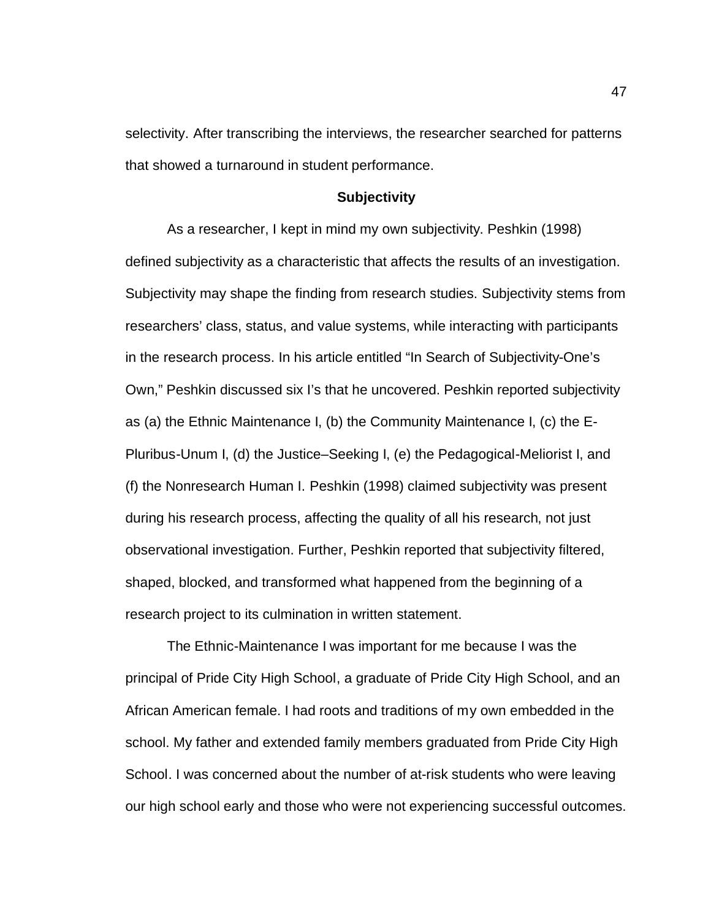selectivity. After transcribing the interviews, the researcher searched for patterns that showed a turnaround in student performance.

## Subjectivity

As a researcher, I kept in mind my own subjectivity. Peshkin (1998) defined subjectivity as a characteristic that affects the results of an investigation. Subjectivity may shape the finding from research studies. Subjectivity stems from researchers' class, status, and value systems, while interacting with participants in the research process. In his article entitled "In Search of Subjectivity-One's Own," Peshkin discussed six I's that he uncovered. Peshkin reported subjectivity as (a) the Ethnic Maintenance I, (b) the Community Maintenance I, (c) the E-Pluribus-Unum I, (d) the Justice–Seeking I, (e) the Pedagogical-Meliorist I, and (f) the Nonresearch Human I. Peshkin (1998) claimed subjectivity was present during his research process, affecting the quality of all his research, not just observational investigation. Further, Peshkin reported that subjectivity filtered, shaped, blocked, and transformed what happened from the beginning of a research project to its culmination in written statement.

The Ethnic-Maintenance I was important for me because I was the principal of Pride City High School, a graduate of Pride City High School, and an African American female. I had roots and traditions of my own embedded in the school. My father and extended family members graduated from Pride City High School. I was concerned about the number of at-risk students who were leaving our high school early and those who were not experiencing successful outcomes.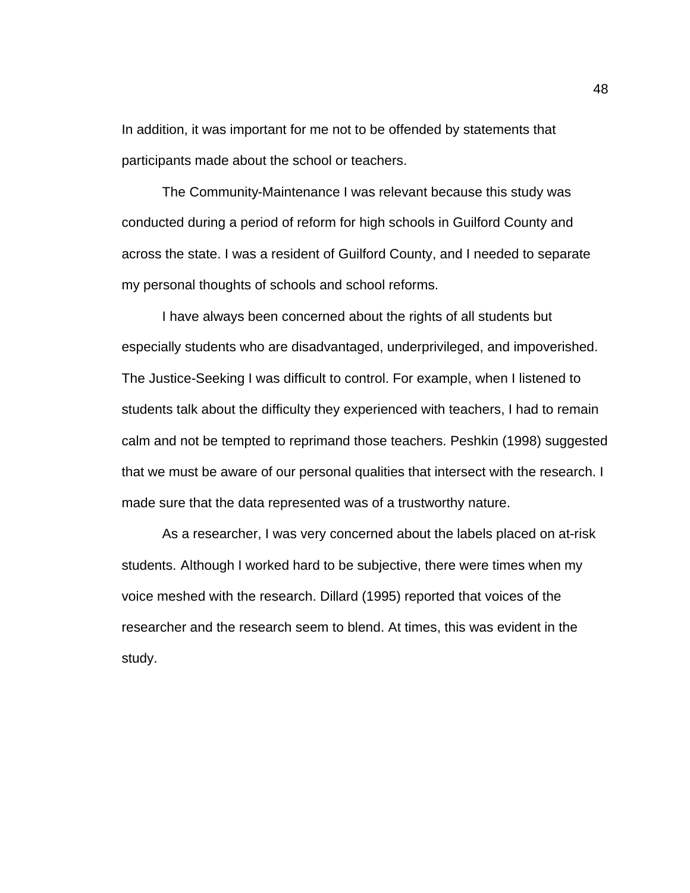In addition, it was important for me not to be offended by statements that participants made about the school or teachers.

The Community-Maintenance I was relevant because this study was conducted during a period of reform for high schools in Guilford County and across the state. I was a resident of Guilford County, and I needed to separate my personal thoughts of schools and school reforms.

I have always been concerned about the rights of all students but especially students who are disadvantaged, underprivileged, and impoverished. The Justice-Seeking I was difficult to control. For example, when I listened to students talk about the difficulty they experienced with teachers, I had to remain calm and not be tempted to reprimand those teachers. Peshkin (1998) suggested that we must be aware of our personal qualities that intersect with the research. I made sure that the data represented was of a trustworthy nature.

As a researcher, I was very concerned about the labels placed on at-risk students. Although I worked hard to be subjective, there were times when my voice meshed with the research. Dillard (1995) reported that voices of the researcher and the research seem to blend. At times, this was evident in the study.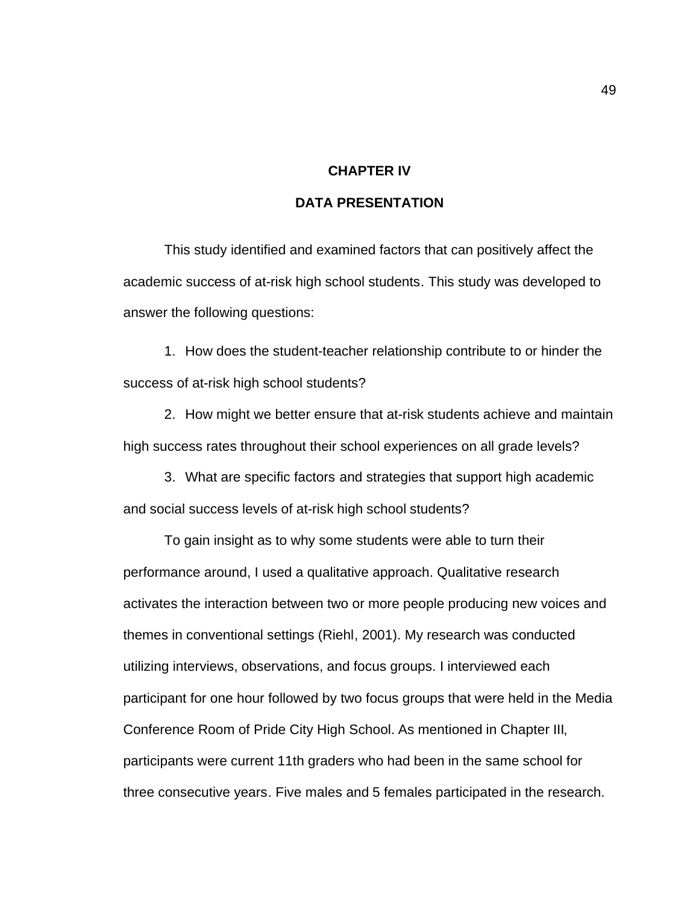# CHAPTER IV

## DATA PRESENTATION

This study identified and examined factors that can positively affect the academic success of at-risk high school students. This study was developed to answer the following questions:

1. How does the student-teacher relationship contribute to or hinder the success of at-risk high school students?
2. How might we better ensure that at-risk students achieve and maintain high success rates throughout their school experiences on all grade levels?
3. What are specific factors and strategies that support high academic and social success levels of at-risk high school students?

To gain insight as to why some students were able to turn their performance around, I used a qualitative approach. Qualitative research activates the interaction between two or more people producing new voices and themes in conventional settings (Riehl, 2001). My research was conducted utilizing interviews, observations, and focus groups. I interviewed each participant for one hour followed by two focus groups that were held in the Media Conference Room of Pride City High School. As mentioned in Chapter III, participants were current 11th graders who had been in the same school for three consecutive years. Five males and 5 females participated in the research.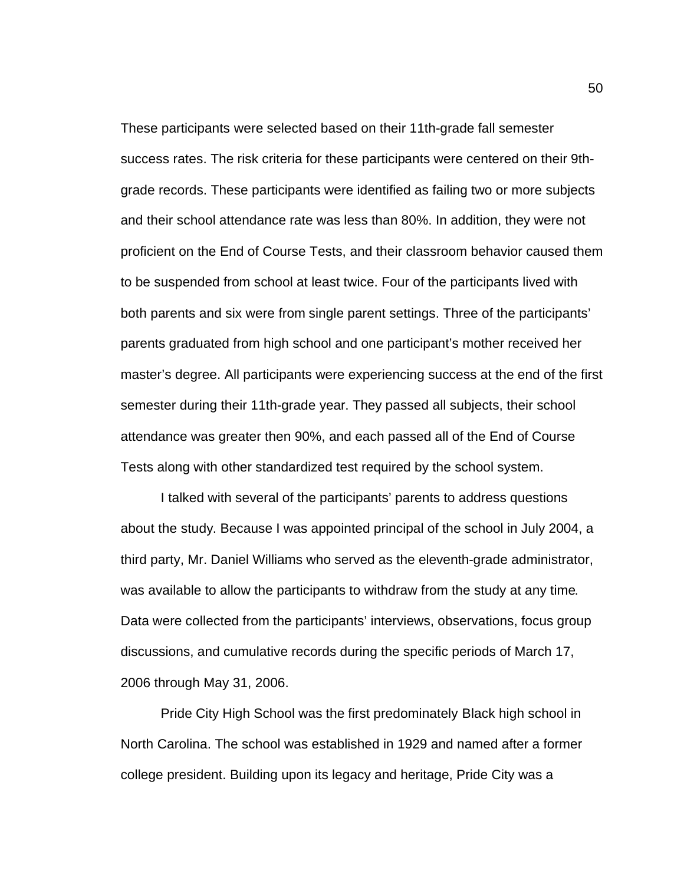These participants were selected based on their 11th-grade fall semester success rates. The risk criteria for these participants were centered on their 9th-grade records. These participants were identified as failing two or more subjects and their school attendance rate was less than 80%. In addition, they were not proficient on the End of Course Tests, and their classroom behavior caused them to be suspended from school at least twice. Four of the participants lived with both parents and six were from single parent settings. Three of the participants' parents graduated from high school and one participant's mother received her master's degree. All participants were experiencing success at the end of the first semester during their 11th-grade year. They passed all subjects, their school attendance was greater then 90%, and each passed all of the End of Course Tests along with other standardized test required by the school system.

I talked with several of the participants' parents to address questions about the study. Because I was appointed principal of the school in July 2004, a third party, Mr. Daniel Williams who served as the eleventh-grade administrator, was available to allow the participants to withdraw from the study at any time. Data were collected from the participants' interviews, observations, focus group discussions, and cumulative records during the specific periods of March 17, 2006 through May 31, 2006.

Pride City High School was the first predominately Black high school in North Carolina. The school was established in 1929 and named after a former college president. Building upon its legacy and heritage, Pride City was a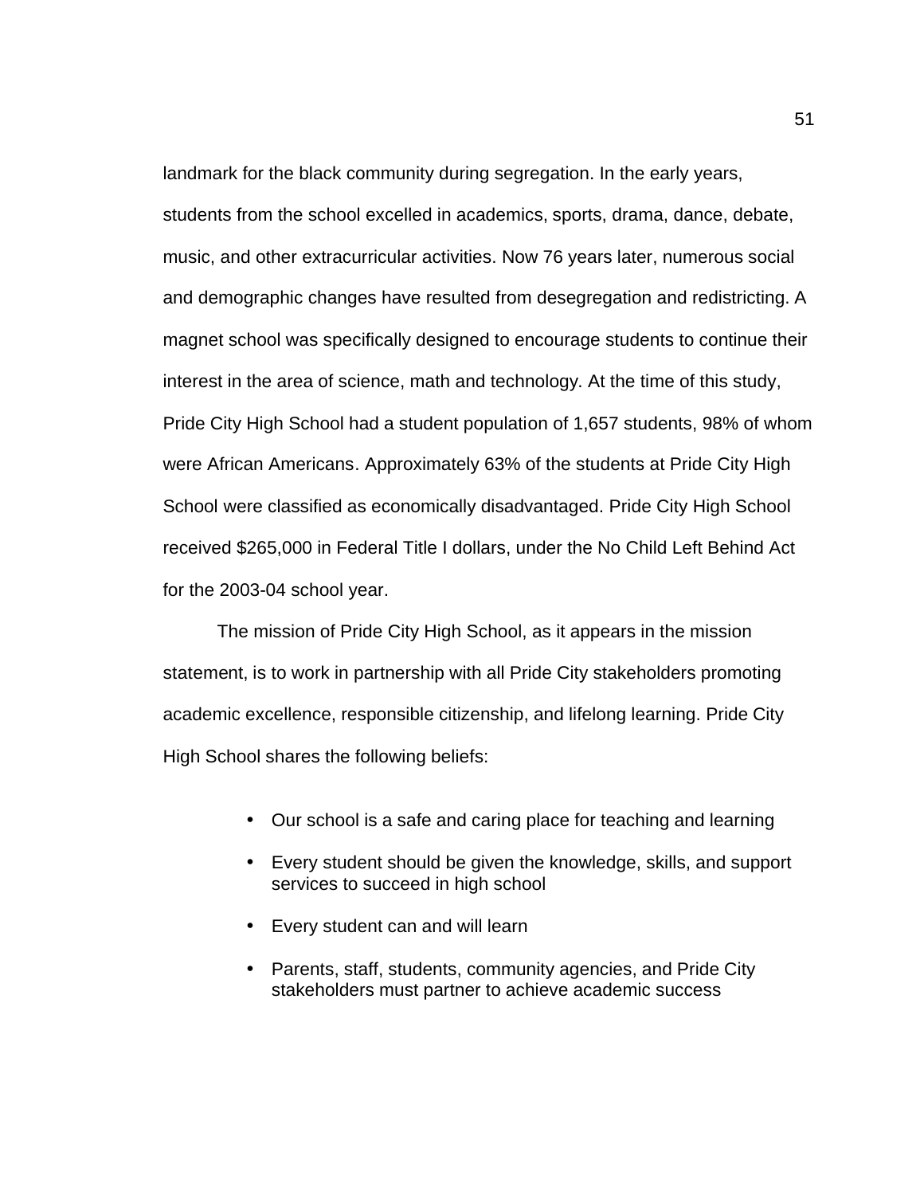landmark for the black community during segregation. In the early years, students from the school excelled in academics, sports, drama, dance, debate, music, and other extracurricular activities. Now 76 years later, numerous social and demographic changes have resulted from desegregation and redistricting. A magnet school was specifically designed to encourage students to continue their interest in the area of science, math and technology. At the time of this study, Pride City High School had a student population of 1,657 students, 98% of whom were African Americans. Approximately 63% of the students at Pride City High School were classified as economically disadvantaged. Pride City High School received $265,000 in Federal Title I dollars, under the No Child Left Behind Act for the 2003-04 school year.

The mission of Pride City High School, as it appears in the mission statement, is to work in partnership with all Pride City stakeholders promoting academic excellence, responsible citizenship, and lifelong learning. Pride City High School shares the following beliefs:

- Our school is a safe and caring place for teaching and learning
- Every student should be given the knowledge, skills, and support services to succeed in high school
- Every student can and will learn
- Parents, staff, students, community agencies, and Pride City stakeholders must partner to achieve academic success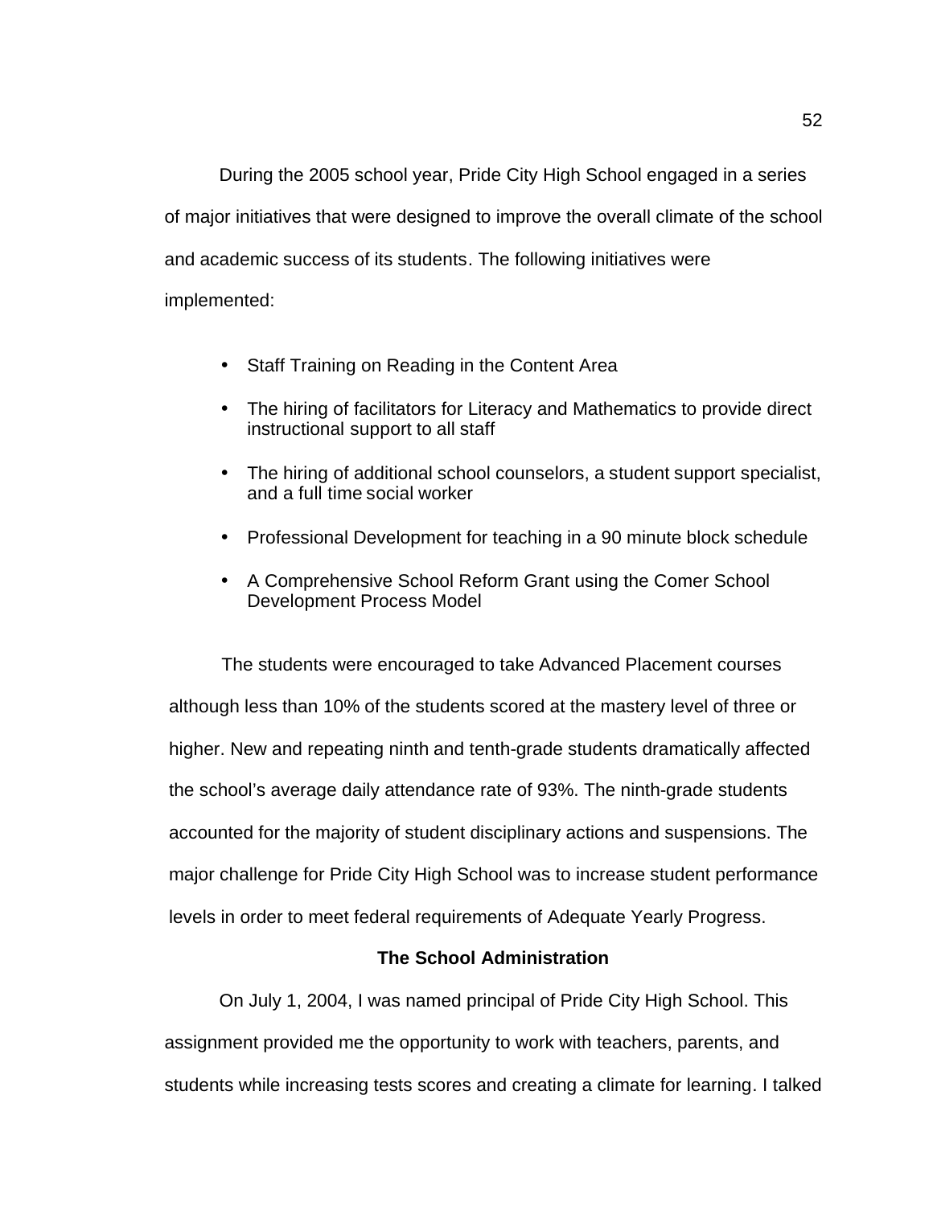During the 2005 school year, Pride City High School engaged in a series of major initiatives that were designed to improve the overall climate of the school and academic success of its students. The following initiatives were implemented:

- Staff Training on Reading in the Content Area
- The hiring of facilitators for Literacy and Mathematics to provide direct instructional support to all staff
- The hiring of additional school counselors, a student support specialist, and a full time social worker
- Professional Development for teaching in a 90 minute block schedule
- A Comprehensive School Reform Grant using the Comer School Development Process Model

The students were encouraged to take Advanced Placement courses although less than 10% of the students scored at the mastery level of three or higher. New and repeating ninth and tenth-grade students dramatically affected the school's average daily attendance rate of 93%. The ninth-grade students accounted for the majority of student disciplinary actions and suspensions. The major challenge for Pride City High School was to increase student performance levels in order to meet federal requirements of Adequate Yearly Progress.

## The School Administration

On July 1, 2004, I was named principal of Pride City High School. This assignment provided me the opportunity to work with teachers, parents, and students while increasing tests scores and creating a climate for learning. I talked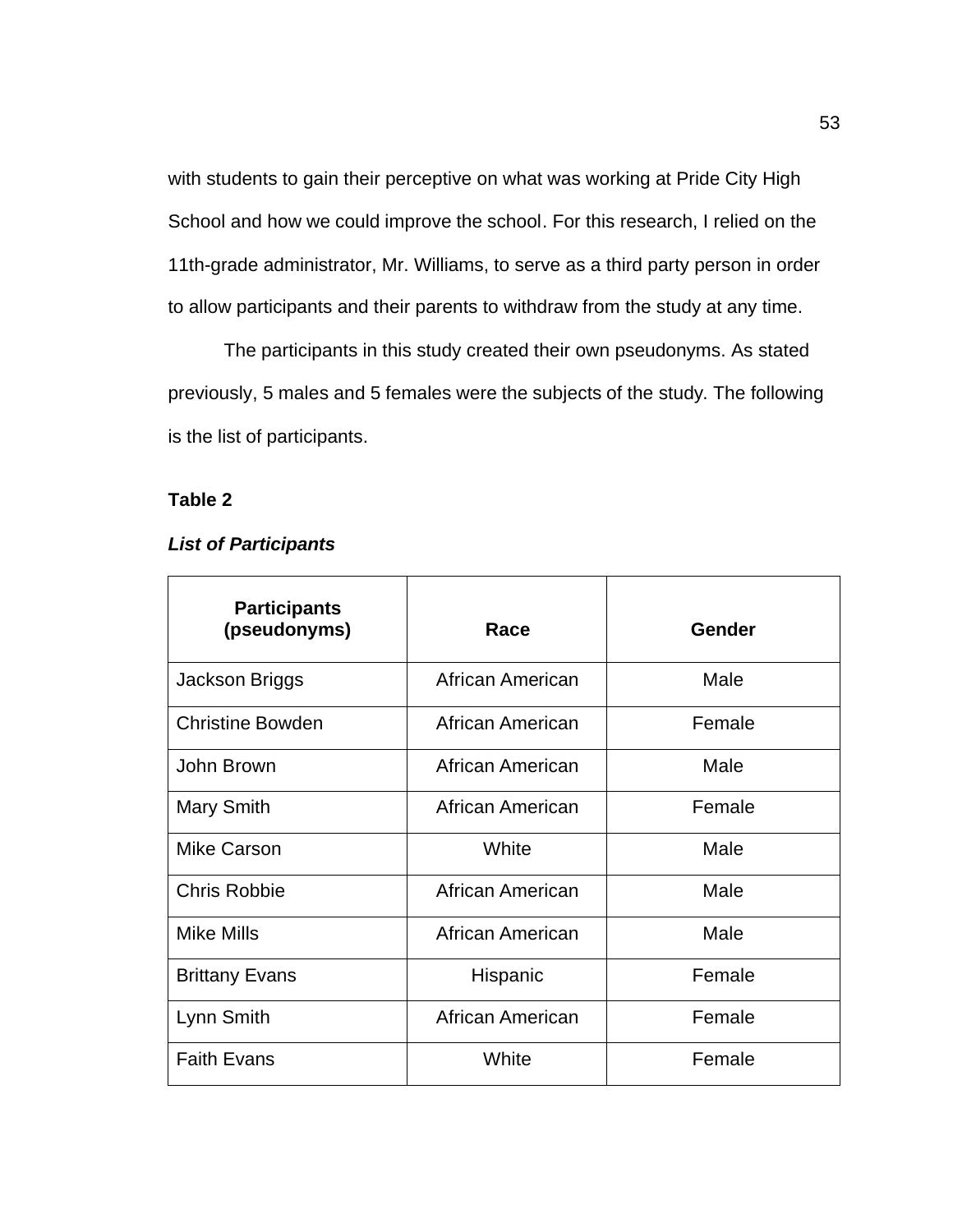with students to gain their perceptive on what was working at Pride City High School and how we could improve the school. For this research, I relied on the 11th-grade administrator, Mr. Williams, to serve as a third party person in order to allow participants and their parents to withdraw from the study at any time.

The participants in this study created their own pseudonyms. As stated previously, 5 males and 5 females were the subjects of the study. The following is the list of participants.

**Table 2**

***List of Participants***

| Participants (pseudonyms) | Race | Gender |
|---|---|---|
| Jackson Briggs | African American | Male |
| Christine Bowden | African American | Female |
| John Brown | African American | Male |
| Mary Smith | African American | Female |
| Mike Carson | White | Male |
| Chris Robbie | African American | Male |
| Mike Mills | African American | Male |
| Brittany Evans | Hispanic | Female |
| Lynn Smith | African American | Female |
| Faith Evans | White | Female |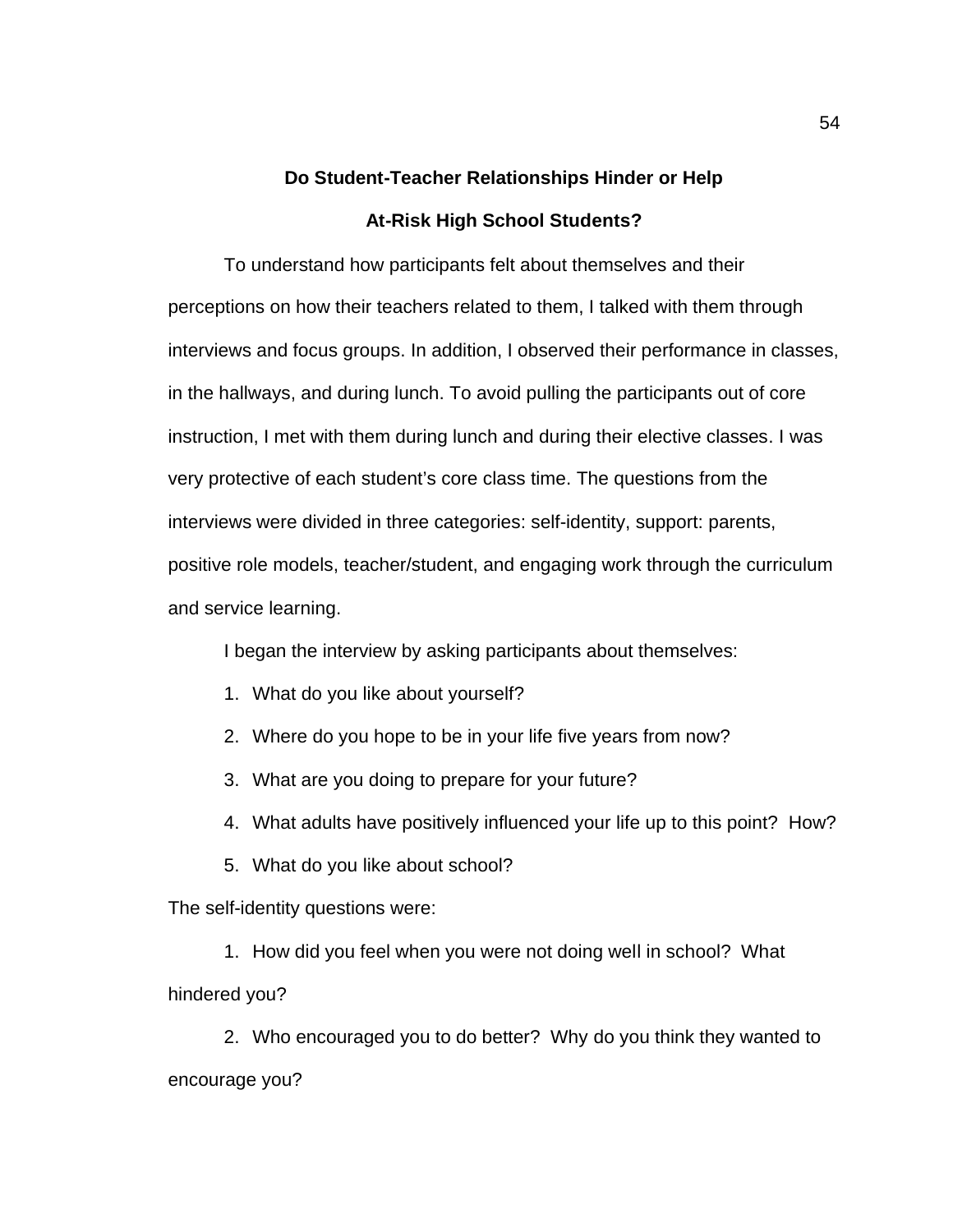## Do Student-Teacher Relationships Hinder or Help At-Risk High School Students?

To understand how participants felt about themselves and their perceptions on how their teachers related to them, I talked with them through interviews and focus groups. In addition, I observed their performance in classes, in the hallways, and during lunch. To avoid pulling the participants out of core instruction, I met with them during lunch and during their elective classes. I was very protective of each student's core class time. The questions from the interviews were divided in three categories: self-identity, support: parents, positive role models, teacher/student, and engaging work through the curriculum and service learning.

I began the interview by asking participants about themselves:

1. What do you like about yourself?
2. Where do you hope to be in your life five years from now?
3. What are you doing to prepare for your future?
4. What adults have positively influenced your life up to this point? How?
5. What do you like about school?

The self-identity questions were:

1. How did you feel when you were not doing well in school? What hindered you?
2. Who encouraged you to do better? Why do you think they wanted to encourage you?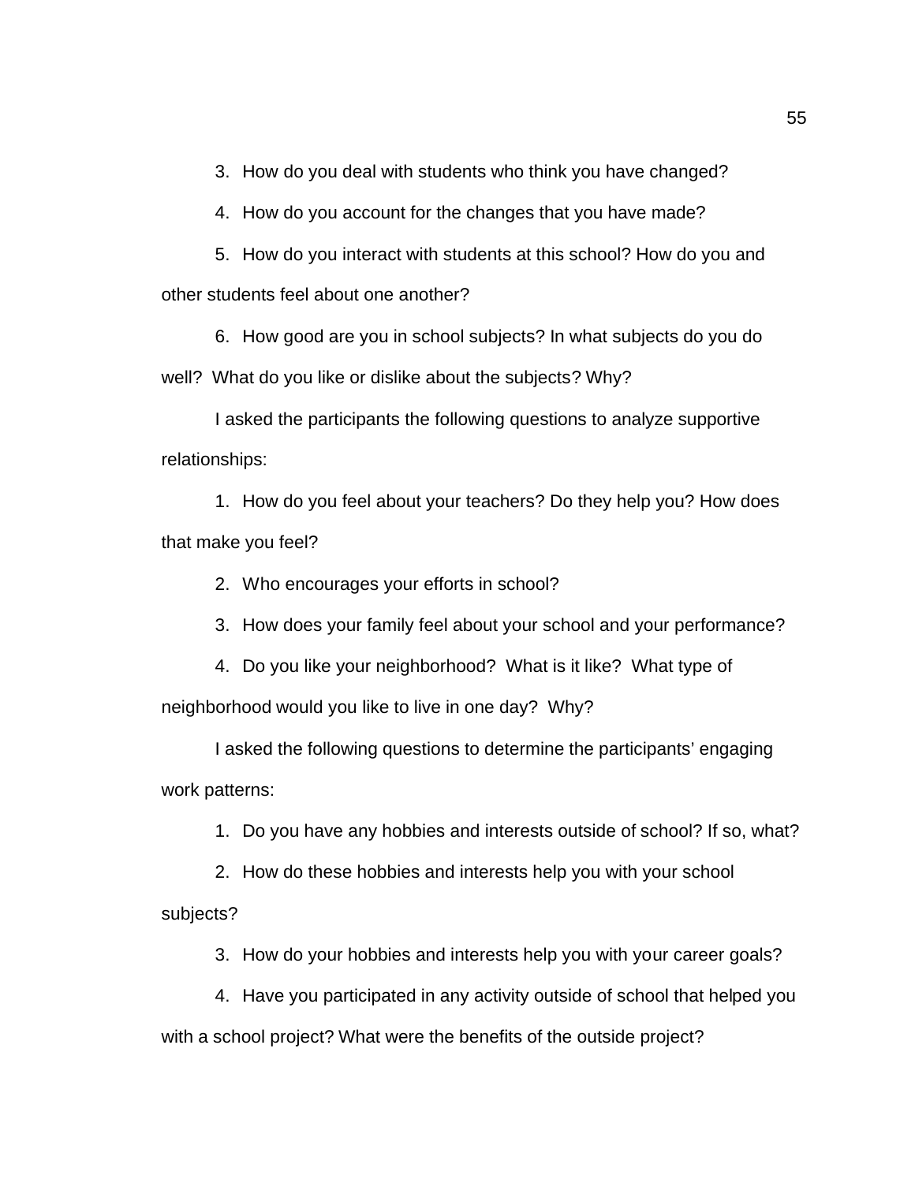3. How do you deal with students who think you have changed?
4. How do you account for the changes that you have made?
5. How do you interact with students at this school? How do you and other students feel about one another?
6. How good are you in school subjects? In what subjects do you do well? What do you like or dislike about the subjects? Why?

I asked the participants the following questions to analyze supportive relationships:

1. How do you feel about your teachers? Do they help you? How does that make you feel?
2. Who encourages your efforts in school?
3. How does your family feel about your school and your performance?
4. Do you like your neighborhood? What is it like? What type of neighborhood would you like to live in one day? Why?

I asked the following questions to determine the participants' engaging work patterns:

1. Do you have any hobbies and interests outside of school? If so, what?
2. How do these hobbies and interests help you with your school subjects?
3. How do your hobbies and interests help you with your career goals?
4. Have you participated in any activity outside of school that helped you with a school project? What were the benefits of the outside project?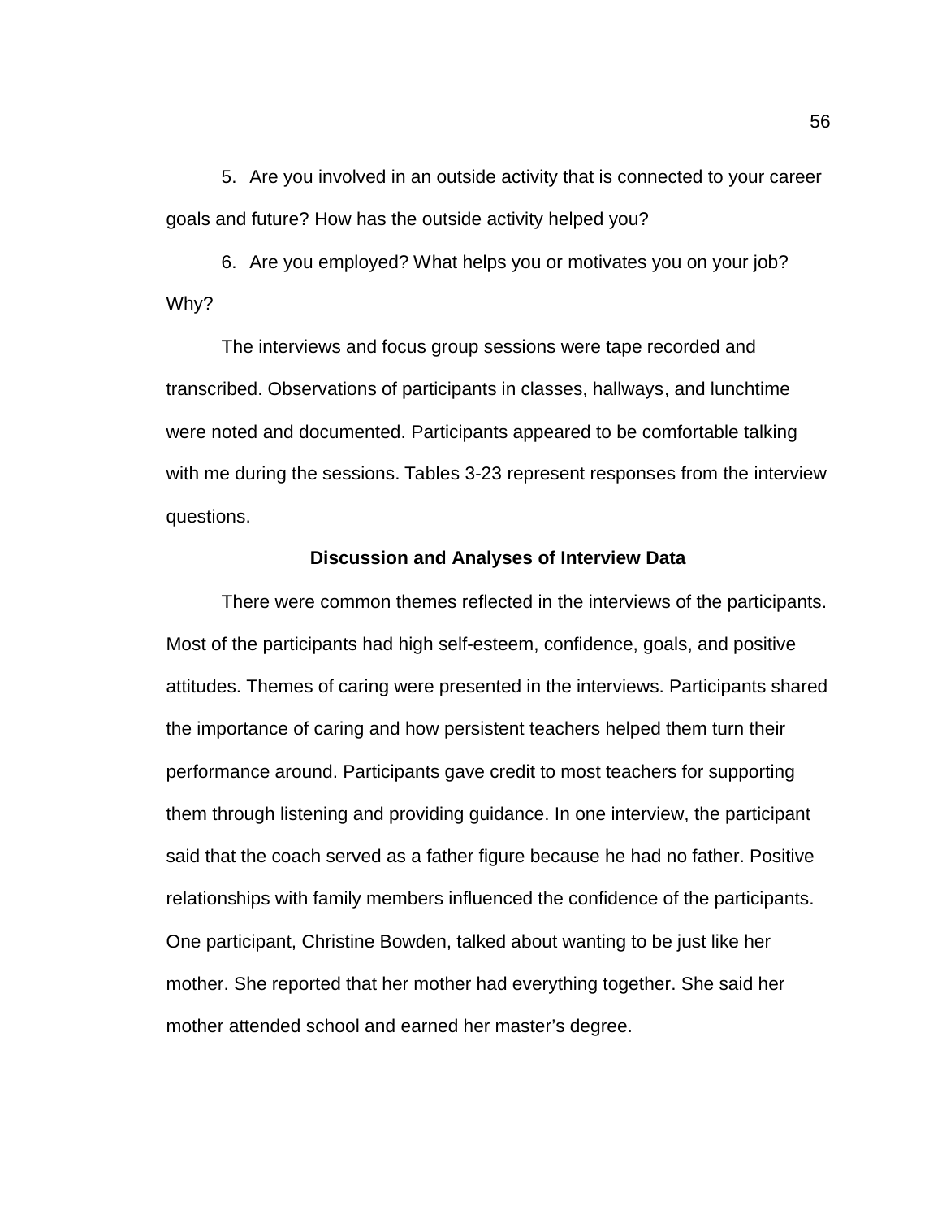5. Are you involved in an outside activity that is connected to your career goals and future? How has the outside activity helped you?

6. Are you employed? What helps you or motivates you on your job? Why?

The interviews and focus group sessions were tape recorded and transcribed. Observations of participants in classes, hallways, and lunchtime were noted and documented. Participants appeared to be comfortable talking with me during the sessions. Tables 3-23 represent responses from the interview questions.

### Discussion and Analyses of Interview Data

There were common themes reflected in the interviews of the participants. Most of the participants had high self-esteem, confidence, goals, and positive attitudes. Themes of caring were presented in the interviews. Participants shared the importance of caring and how persistent teachers helped them turn their performance around. Participants gave credit to most teachers for supporting them through listening and providing guidance. In one interview, the participant said that the coach served as a father figure because he had no father. Positive relationships with family members influenced the confidence of the participants. One participant, Christine Bowden, talked about wanting to be just like her mother. She reported that her mother had everything together. She said her mother attended school and earned her master's degree.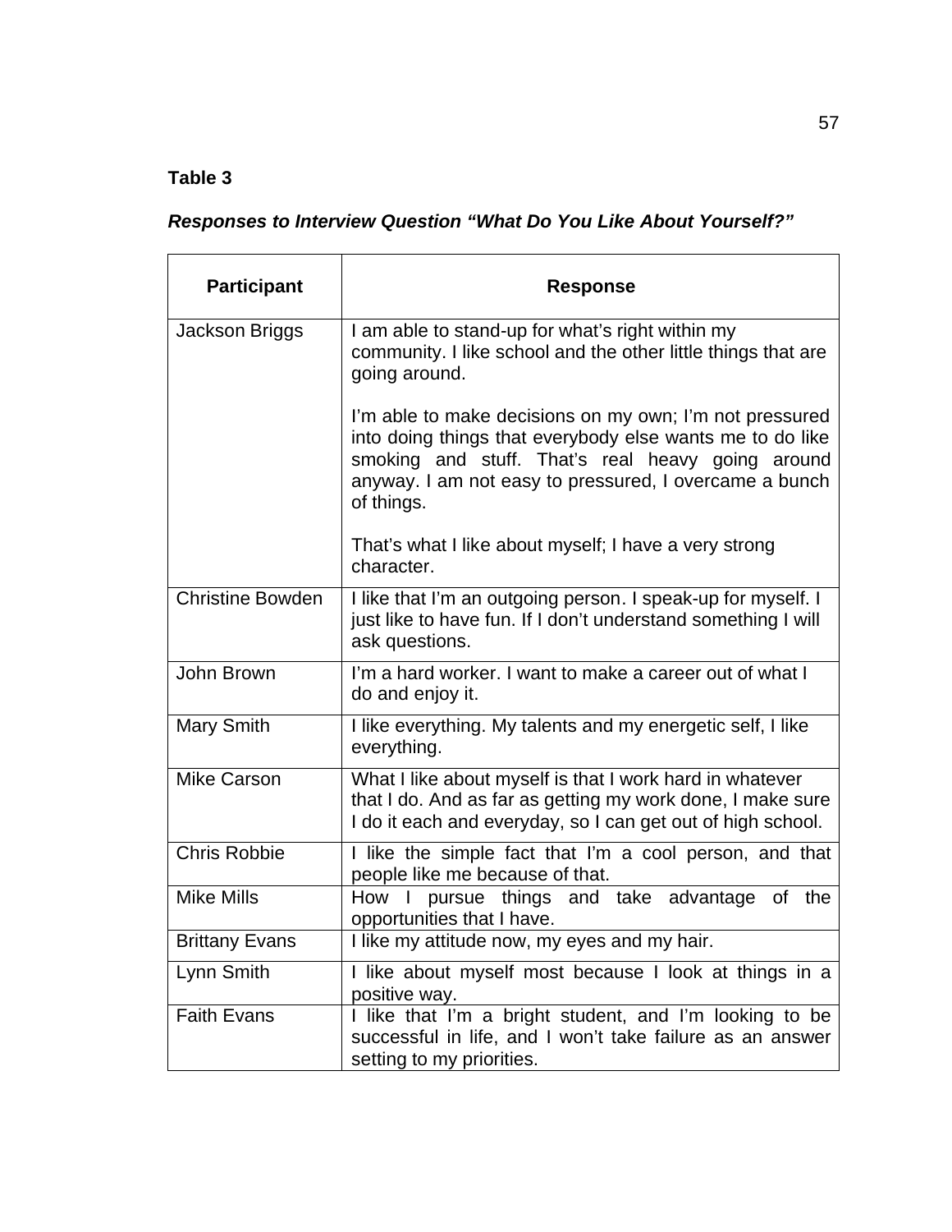**Table 3**

***Responses to Interview Question "What Do You Like About Yourself?"***

| Participant | Response |
|---|---|
| Jackson Briggs | I am able to stand-up for what's right within my community. I like school and the other little things that are going around.<br><br>I'm able to make decisions on my own; I'm not pressured into doing things that everybody else wants me to do like smoking and stuff. That's real heavy going around anyway. I am not easy to pressured, I overcame a bunch of things.<br><br>That's what I like about myself; I have a very strong character. |
| Christine Bowden | I like that I'm an outgoing person. I speak-up for myself. I just like to have fun. If I don't understand something I will ask questions. |
| John Brown | I'm a hard worker. I want to make a career out of what I do and enjoy it. |
| Mary Smith | I like everything. My talents and my energetic self, I like everything. |
| Mike Carson | What I like about myself is that I work hard in whatever that I do. And as far as getting my work done, I make sure I do it each and everyday, so I can get out of high school. |
| Chris Robbie | I like the simple fact that I'm a cool person, and that people like me because of that. |
| Mike Mills | How I pursue things and take advantage of the opportunities that I have. |
| Brittany Evans | I like my attitude now, my eyes and my hair. |
| Lynn Smith | I like about myself most because I look at things in a positive way. |
| Faith Evans | I like that I'm a bright student, and I'm looking to be successful in life, and I won't take failure as an answer setting to my priorities. |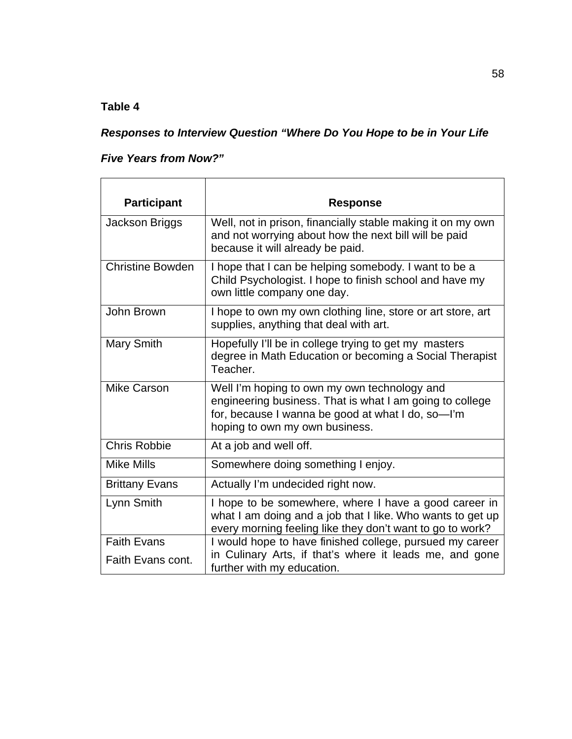**Table 4**

***Responses to Interview Question "Where Do You Hope to be in Your Life Five Years from Now?"***

| Participant | Response |
|---|---|
| Jackson Briggs | Well, not in prison, financially stable making it on my own and not worrying about how the next bill will be paid because it will already be paid. |
| Christine Bowden | I hope that I can be helping somebody. I want to be a Child Psychologist. I hope to finish school and have my own little company one day. |
| John Brown | I hope to own my own clothing line, store or art store, art supplies, anything that deal with art. |
| Mary Smith | Hopefully I'll be in college trying to get my masters degree in Math Education or becoming a Social Therapist Teacher. |
| Mike Carson | Well I'm hoping to own my own technology and engineering business. That is what I am going to college for, because I wanna be good at what I do, so—I'm hoping to own my own business. |
| Chris Robbie | At a job and well off. |
| Mike Mills | Somewhere doing something I enjoy. |
| Brittany Evans | Actually I'm undecided right now. |
| Lynn Smith | I hope to be somewhere, where I have a good career in what I am doing and a job that I like. Who wants to get up every morning feeling like they don't want to go to work? |
| Faith Evans<br>Faith Evans cont. | I would hope to have finished college, pursued my career in Culinary Arts, if that's where it leads me, and gone further with my education. |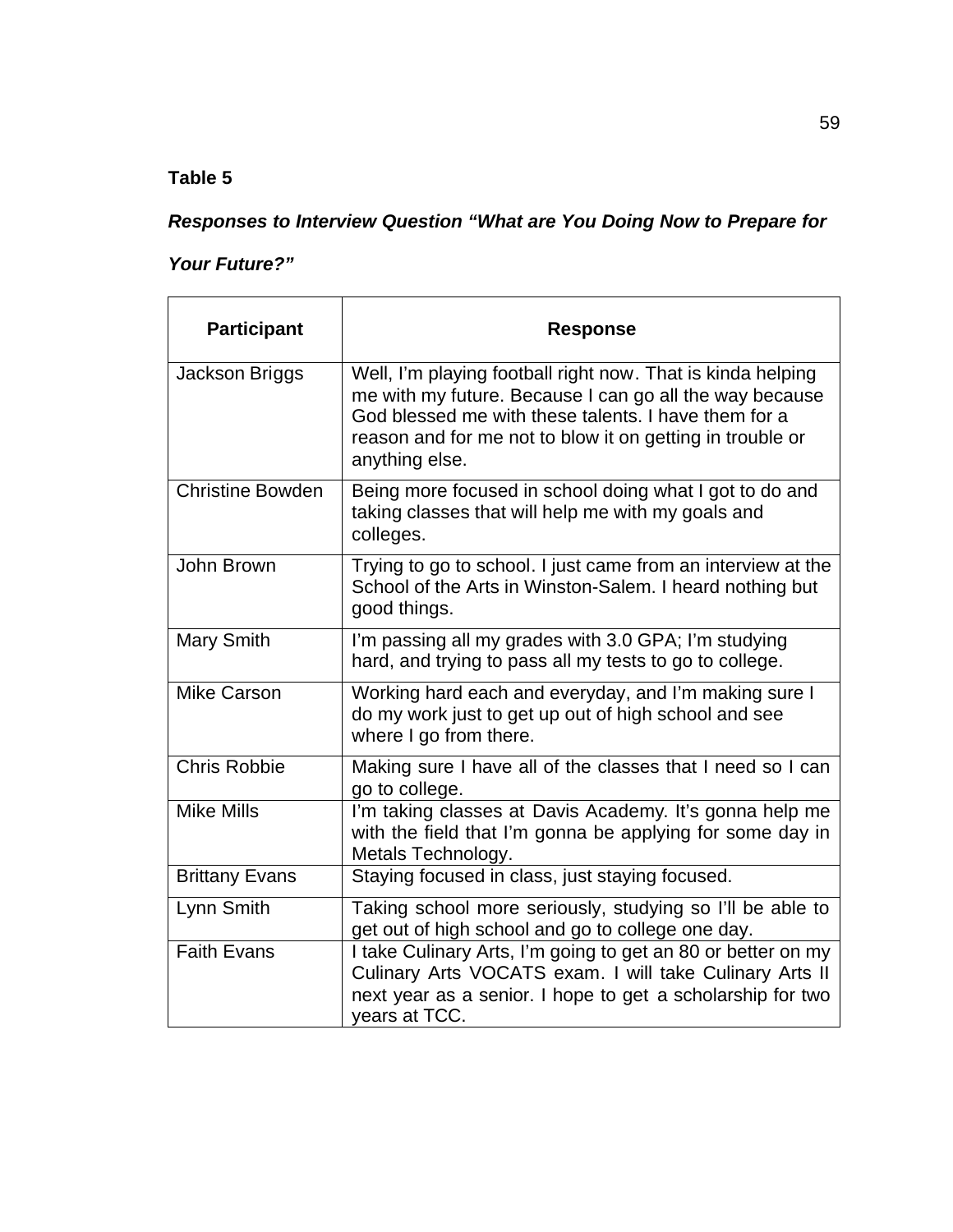**Table 5**

***Responses to Interview Question "What are You Doing Now to Prepare for Your Future?"***

| Participant | Response |
|---|---|
| Jackson Briggs | Well, I'm playing football right now. That is kinda helping me with my future. Because I can go all the way because God blessed me with these talents. I have them for a reason and for me not to blow it on getting in trouble or anything else. |
| Christine Bowden | Being more focused in school doing what I got to do and taking classes that will help me with my goals and colleges. |
| John Brown | Trying to go to school. I just came from an interview at the School of the Arts in Winston-Salem. I heard nothing but good things. |
| Mary Smith | I'm passing all my grades with 3.0 GPA; I'm studying hard, and trying to pass all my tests to go to college. |
| Mike Carson | Working hard each and everyday, and I'm making sure I do my work just to get up out of high school and see where I go from there. |
| Chris Robbie | Making sure I have all of the classes that I need so I can go to college. |
| Mike Mills | I'm taking classes at Davis Academy. It's gonna help me with the field that I'm gonna be applying for some day in Metals Technology. |
| Brittany Evans | Staying focused in class, just staying focused. |
| Lynn Smith | Taking school more seriously, studying so I'll be able to get out of high school and go to college one day. |
| Faith Evans | I take Culinary Arts, I'm going to get an 80 or better on my Culinary Arts VOCATS exam. I will take Culinary Arts II next year as a senior. I hope to get a scholarship for two years at TCC. |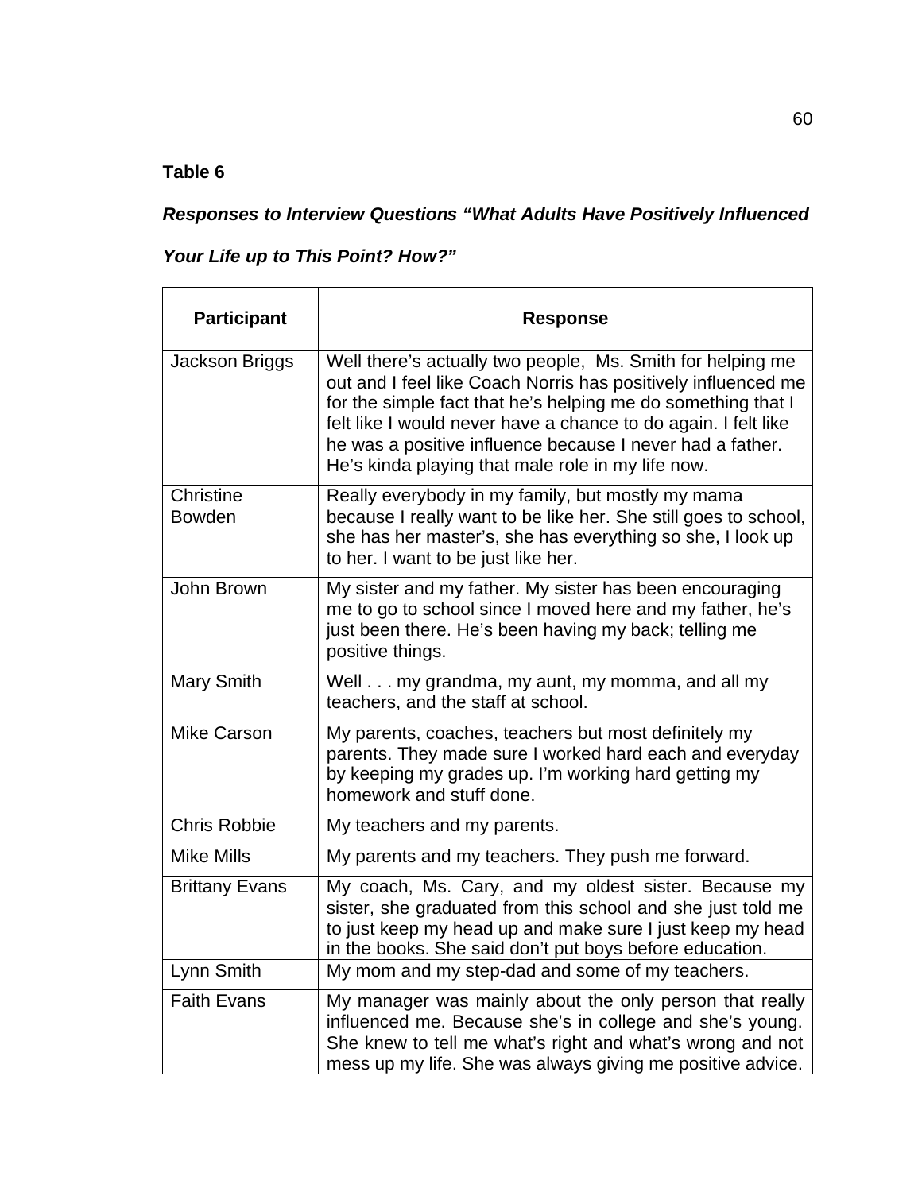**Table 6**

***Responses to Interview Questions "What Adults Have Positively Influenced Your Life up to This Point? How?"***

| Participant | Response |
|---|---|
| Jackson Briggs | Well there's actually two people,  Ms. Smith for helping me out and I feel like Coach Norris has positively influenced me for the simple fact that he's helping me do something that I felt like I would never have a chance to do again. I felt like he was a positive influence because I never had a father. He's kinda playing that male role in my life now. |
| Christine Bowden | Really everybody in my family, but mostly my mama because I really want to be like her. She still goes to school, she has her master's, she has everything so she, I look up to her. I want to be just like her. |
| John Brown | My sister and my father. My sister has been encouraging me to go to school since I moved here and my father, he's just been there. He's been having my back; telling me positive things. |
| Mary Smith | Well . . . my grandma, my aunt, my momma, and all my teachers, and the staff at school. |
| Mike Carson | My parents, coaches, teachers but most definitely my parents. They made sure I worked hard each and everyday by keeping my grades up. I'm working hard getting my homework and stuff done. |
| Chris Robbie | My teachers and my parents. |
| Mike Mills | My parents and my teachers. They push me forward. |
| Brittany Evans | My coach, Ms. Cary, and my oldest sister. Because my sister, she graduated from this school and she just told me to just keep my head up and make sure I just keep my head in the books. She said don't put boys before education. |
| Lynn Smith | My mom and my step-dad and some of my teachers. |
| Faith Evans | My manager was mainly about the only person that really influenced me. Because she's in college and she's young. She knew to tell me what's right and what's wrong and not mess up my life. She was always giving me positive advice. |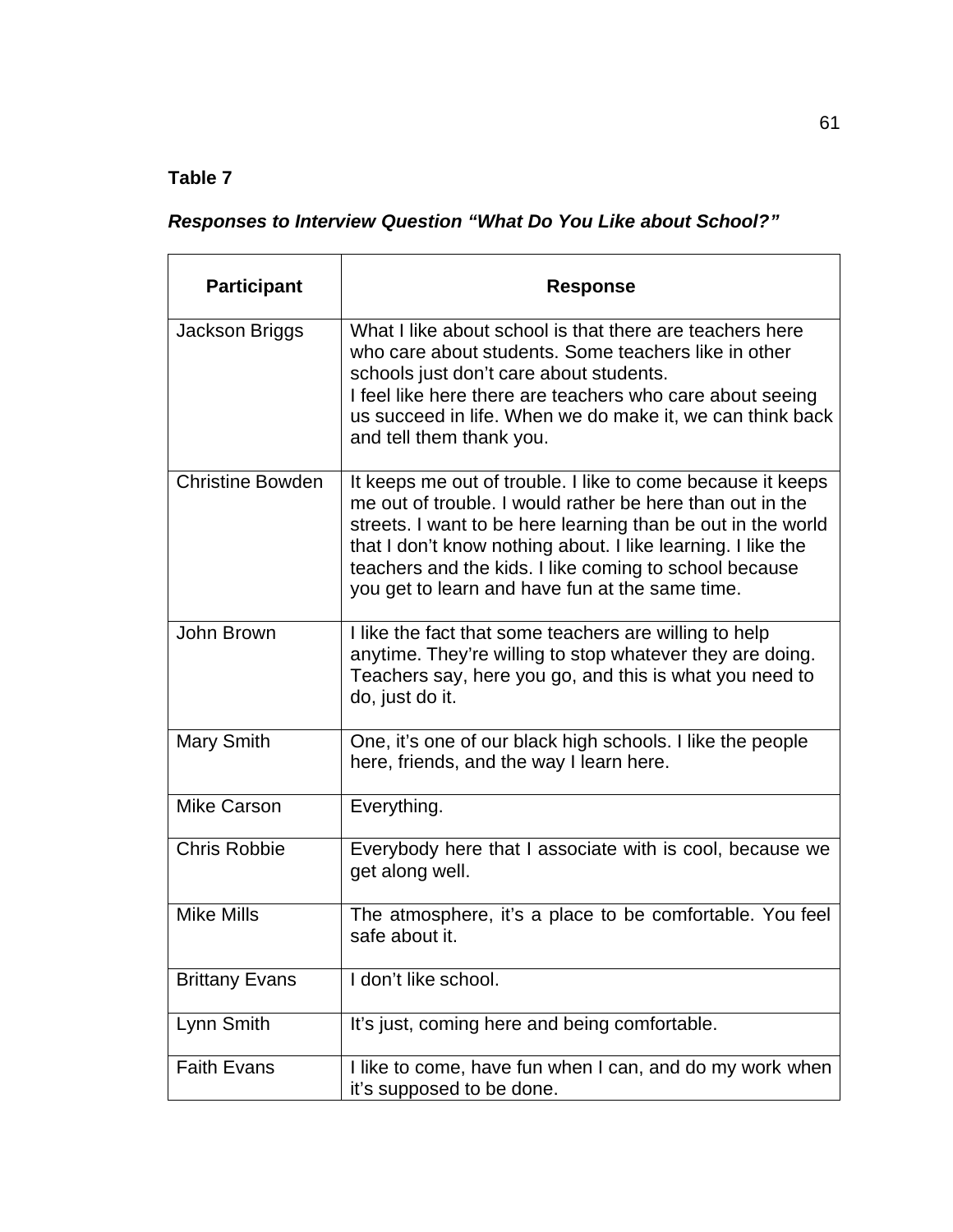**Table 7**

***Responses to Interview Question "What Do You Like about School?"***

| Participant | Response |
|---|---|
| Jackson Briggs | What I like about school is that there are teachers here who care about students. Some teachers like in other schools just don't care about students. I feel like here there are teachers who care about seeing us succeed in life. When we do make it, we can think back and tell them thank you. |
| Christine Bowden | It keeps me out of trouble. I like to come because it keeps me out of trouble. I would rather be here than out in the streets. I want to be here learning than be out in the world that I don't know nothing about. I like learning. I like the teachers and the kids. I like coming to school because you get to learn and have fun at the same time. |
| John Brown | I like the fact that some teachers are willing to help anytime. They're willing to stop whatever they are doing. Teachers say, here you go, and this is what you need to do, just do it. |
| Mary Smith | One, it's one of our black high schools. I like the people here, friends, and the way I learn here. |
| Mike Carson | Everything. |
| Chris Robbie | Everybody here that I associate with is cool, because we get along well. |
| Mike Mills | The atmosphere, it's a place to be comfortable. You feel safe about it. |
| Brittany Evans | I don't like school. |
| Lynn Smith | It's just, coming here and being comfortable. |
| Faith Evans | I like to come, have fun when I can, and do my work when it's supposed to be done. |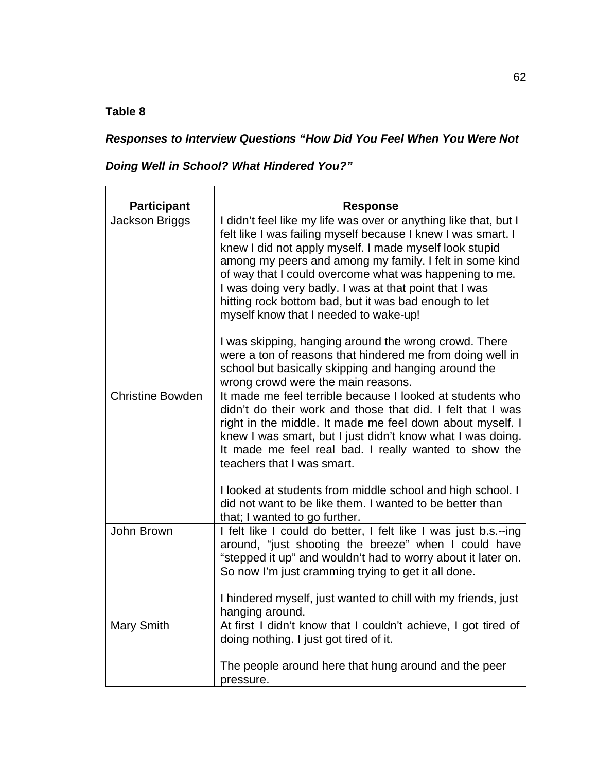**Table 8**

***Responses to Interview Questions "How Did You Feel When You Were Not Doing Well in School? What Hindered You?"***

| Participant | Response |
|---|---|
| Jackson Briggs | I didn't feel like my life was over or anything like that, but I felt like I was failing myself because I knew I was smart. I knew I did not apply myself. I made myself look stupid among my peers and among my family. I felt in some kind of way that I could overcome what was happening to me. I was doing very badly. I was at that point that I was hitting rock bottom bad, but it was bad enough to let myself know that I needed to wake-up!<br><br>I was skipping, hanging around the wrong crowd. There were a ton of reasons that hindered me from doing well in school but basically skipping and hanging around the wrong crowd were the main reasons. |
| Christine Bowden | It made me feel terrible because I looked at students who didn't do their work and those that did. I felt that I was right in the middle. It made me feel down about myself. I knew I was smart, but I just didn't know what I was doing. It made me feel real bad. I really wanted to show the teachers that I was smart.<br><br>I looked at students from middle school and high school. I did not want to be like them. I wanted to be better than that; I wanted to go further. |
| John Brown | I felt like I could do better, I felt like I was just b.s.--ing around, "just shooting the breeze" when I could have "stepped it up" and wouldn't had to worry about it later on. So now I'm just cramming trying to get it all done.<br><br>I hindered myself, just wanted to chill with my friends, just hanging around. |
| Mary Smith | At first I didn't know that I couldn't achieve, I got tired of doing nothing. I just got tired of it.<br><br>The people around here that hung around and the peer pressure. |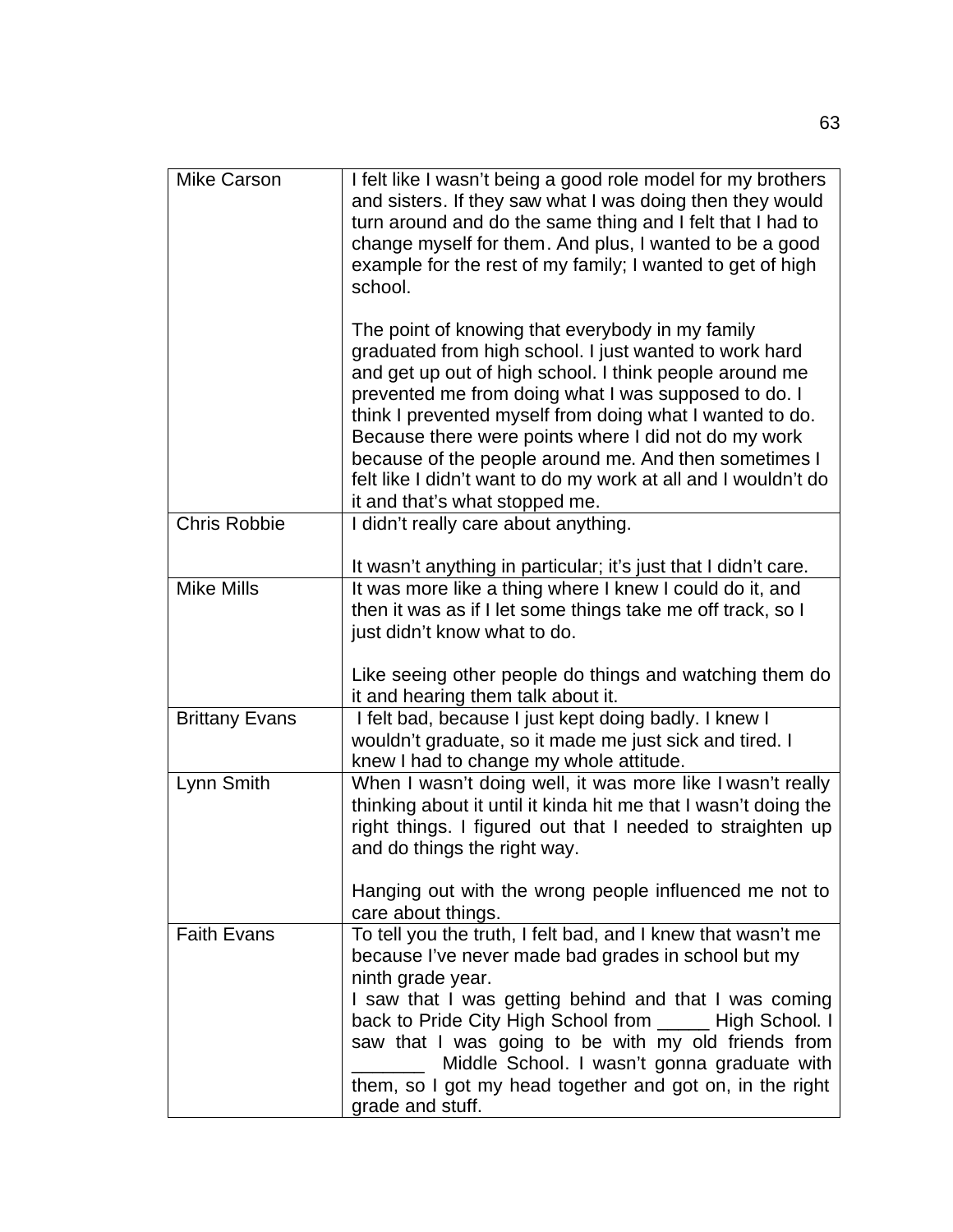| | |
|---|---|
| Mike Carson | I felt like I wasn't being a good role model for my brothers and sisters. If they saw what I was doing then they would turn around and do the same thing and I felt that I had to change myself for them. And plus, I wanted to be a good example for the rest of my family; I wanted to get of high school.<br><br>The point of knowing that everybody in my family graduated from high school. I just wanted to work hard and get up out of high school. I think people around me prevented me from doing what I was supposed to do. I think I prevented myself from doing what I wanted to do. Because there were points where I did not do my work because of the people around me. And then sometimes I felt like I didn't want to do my work at all and I wouldn't do it and that's what stopped me. |
| Chris Robbie | I didn't really care about anything.<br><br>It wasn't anything in particular; it's just that I didn't care. |
| Mike Mills | It was more like a thing where I knew I could do it, and then it was as if I let some things take me off track, so I just didn't know what to do.<br><br>Like seeing other people do things and watching them do it and hearing them talk about it. |
| Brittany Evans | I felt bad, because I just kept doing badly. I knew I wouldn't graduate, so it made me just sick and tired. I knew I had to change my whole attitude. |
| Lynn Smith | When I wasn't doing well, it was more like I wasn't really thinking about it until it kinda hit me that I wasn't doing the right things. I figured out that I needed to straighten up and do things the right way.<br><br>Hanging out with the wrong people influenced me not to care about things. |
| Faith Evans | To tell you the truth, I felt bad, and I knew that wasn't me because I've never made bad grades in school but my ninth grade year.<br>I saw that I was getting behind and that I was coming back to Pride City High School from _____ High School. I saw that I was going to be with my old friends from _______ Middle School. I wasn't gonna graduate with them, so I got my head together and got on, in the right grade and stuff. |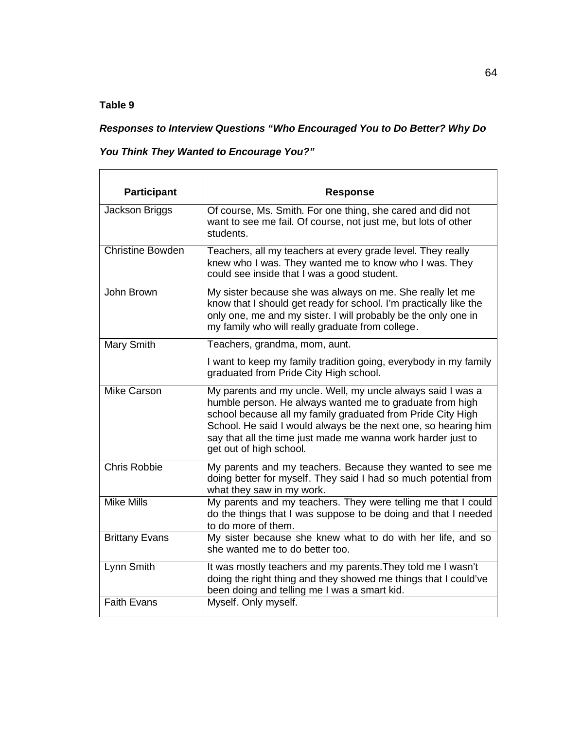**Table 9**

***Responses to Interview Questions "Who Encouraged You to Do Better? Why Do You Think They Wanted to Encourage You?"***

| Participant | Response |
|---|---|
| Jackson Briggs | Of course, Ms. Smith. For one thing, she cared and did not want to see me fail. Of course, not just me, but lots of other students. |
| Christine Bowden | Teachers, all my teachers at every grade level. They really knew who I was. They wanted me to know who I was. They could see inside that I was a good student. |
| John Brown | My sister because she was always on me. She really let me know that I should get ready for school. I'm practically like the only one, me and my sister. I will probably be the only one in my family who will really graduate from college. |
| Mary Smith | Teachers, grandma, mom, aunt.<br><br>I want to keep my family tradition going, everybody in my family graduated from Pride City High school. |
| Mike Carson | My parents and my uncle. Well, my uncle always said I was a humble person. He always wanted me to graduate from high school because all my family graduated from Pride City High School. He said I would always be the next one, so hearing him say that all the time just made me wanna work harder just to get out of high school. |
| Chris Robbie | My parents and my teachers. Because they wanted to see me doing better for myself. They said I had so much potential from what they saw in my work. |
| Mike Mills | My parents and my teachers. They were telling me that I could do the things that I was suppose to be doing and that I needed to do more of them. |
| Brittany Evans | My sister because she knew what to do with her life, and so she wanted me to do better too. |
| Lynn Smith | It was mostly teachers and my parents.They told me I wasn't doing the right thing and they showed me things that I could've been doing and telling me I was a smart kid. |
| Faith Evans | Myself. Only myself. |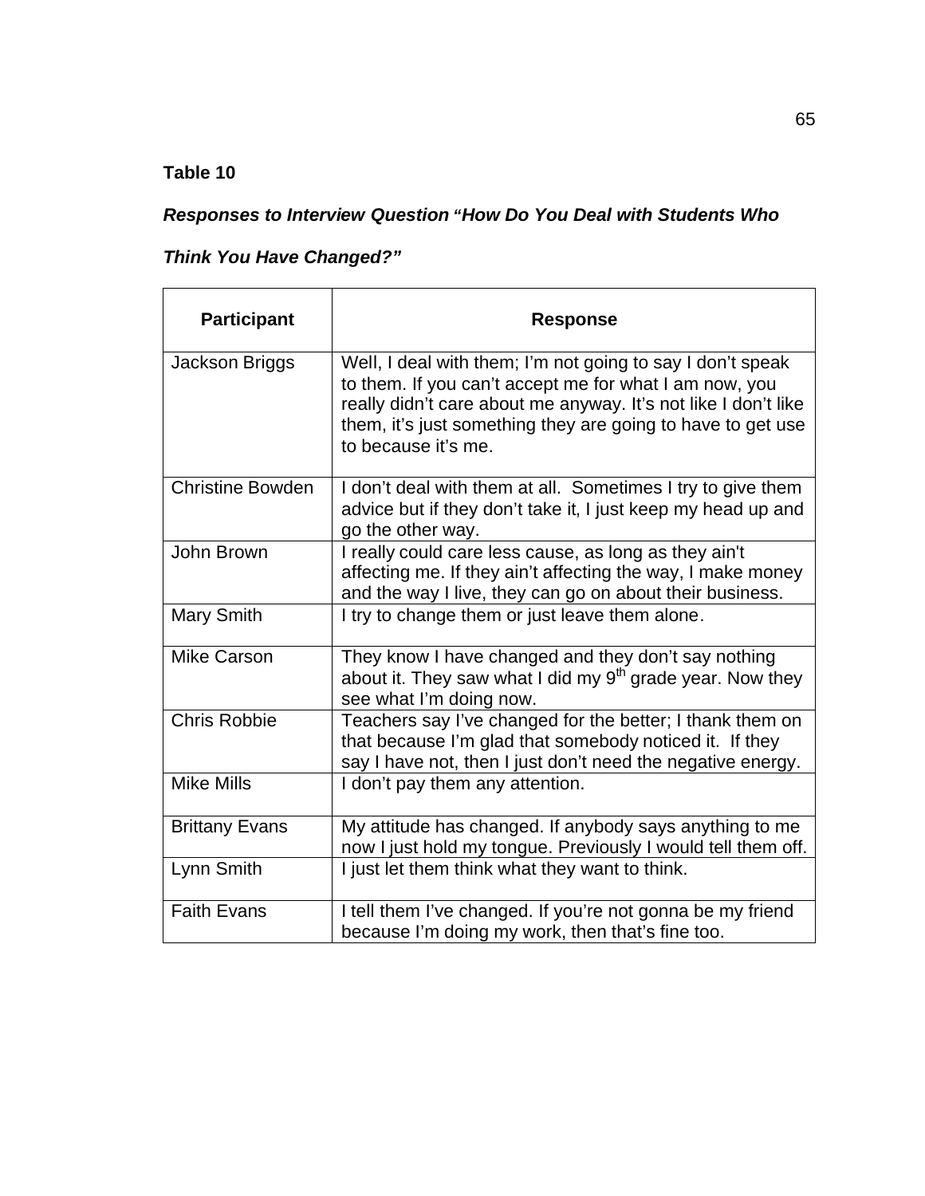**Table 10**

***Responses to Interview Question "How Do You Deal with Students Who Think You Have Changed?"***

| Participant | Response |
|---|---|
| Jackson Briggs | Well, I deal with them; I'm not going to say I don't speak to them. If you can't accept me for what I am now, you really didn't care about me anyway. It's not like I don't like them, it's just something they are going to have to get use to because it's me. |
| Christine Bowden | I don't deal with them at all. Sometimes I try to give them advice but if they don't take it, I just keep my head up and go the other way. |
| John Brown | I really could care less cause, as long as they ain't affecting me. If they ain't affecting the way, I make money and the way I live, they can go on about their business. |
| Mary Smith | I try to change them or just leave them alone. |
| Mike Carson | They know I have changed and they don't say nothing about it. They saw what I did my 9th grade year. Now they see what I'm doing now. |
| Chris Robbie | Teachers say I've changed for the better; I thank them on that because I'm glad that somebody noticed it. If they say I have not, then I just don't need the negative energy. |
| Mike Mills | I don't pay them any attention. |
| Brittany Evans | My attitude has changed. If anybody says anything to me now I just hold my tongue. Previously I would tell them off. |
| Lynn Smith | I just let them think what they want to think. |
| Faith Evans | I tell them I've changed. If you're not gonna be my friend because I'm doing my work, then that's fine too. |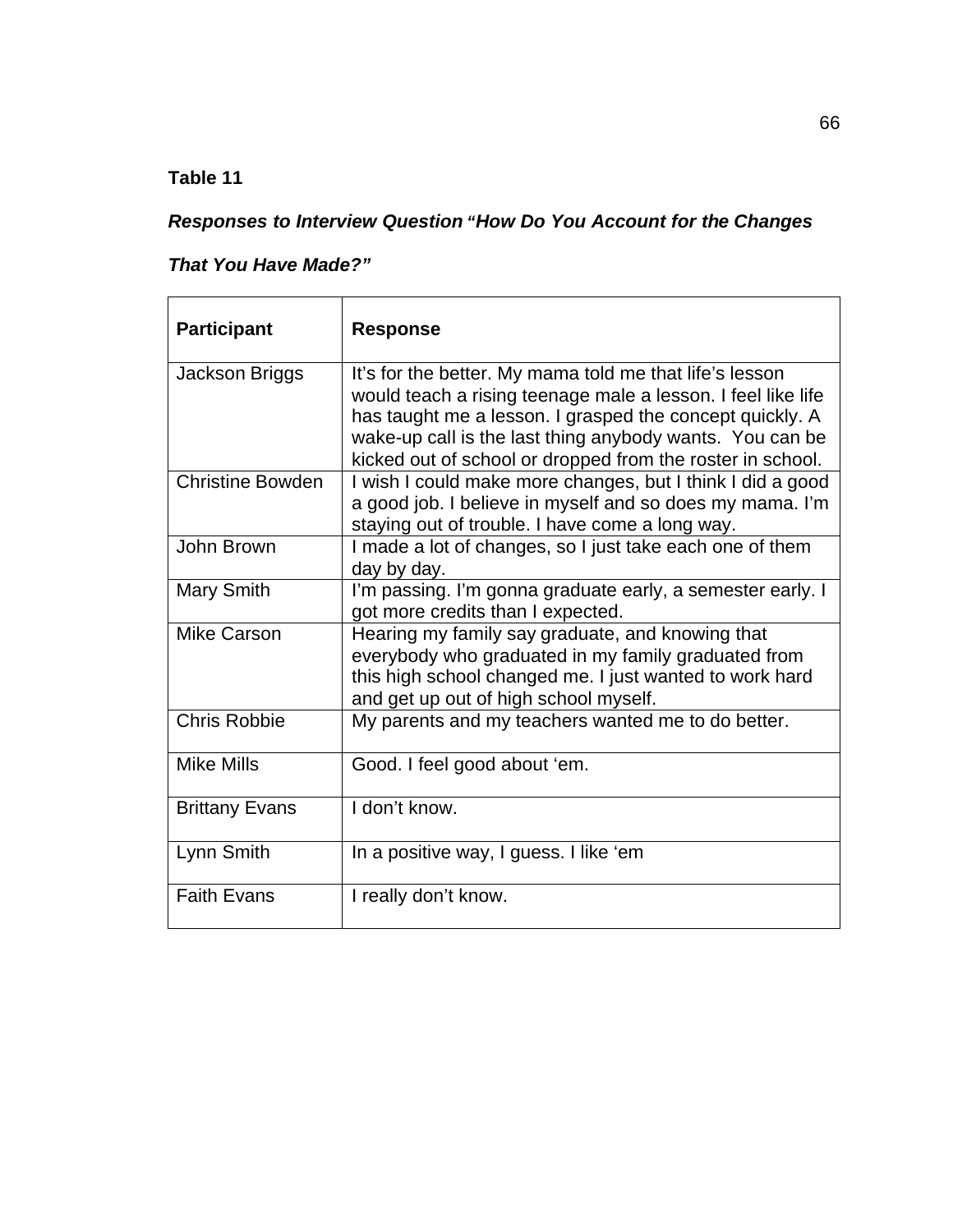**Table 11**

***Responses to Interview Question "How Do You Account for the Changes That You Have Made?"***

| Participant | Response |
|---|---|
| Jackson Briggs | It's for the better. My mama told me that life's lesson would teach a rising teenage male a lesson. I feel like life has taught me a lesson. I grasped the concept quickly. A wake-up call is the last thing anybody wants. You can be kicked out of school or dropped from the roster in school. |
| Christine Bowden | I wish I could make more changes, but I think I did a good a good job. I believe in myself and so does my mama. I'm staying out of trouble. I have come a long way. |
| John Brown | I made a lot of changes, so I just take each one of them day by day. |
| Mary Smith | I'm passing. I'm gonna graduate early, a semester early. I got more credits than I expected. |
| Mike Carson | Hearing my family say graduate, and knowing that everybody who graduated in my family graduated from this high school changed me. I just wanted to work hard and get up out of high school myself. |
| Chris Robbie | My parents and my teachers wanted me to do better. |
| Mike Mills | Good. I feel good about 'em. |
| Brittany Evans | I don't know. |
| Lynn Smith | In a positive way, I guess. I like 'em |
| Faith Evans | I really don't know. |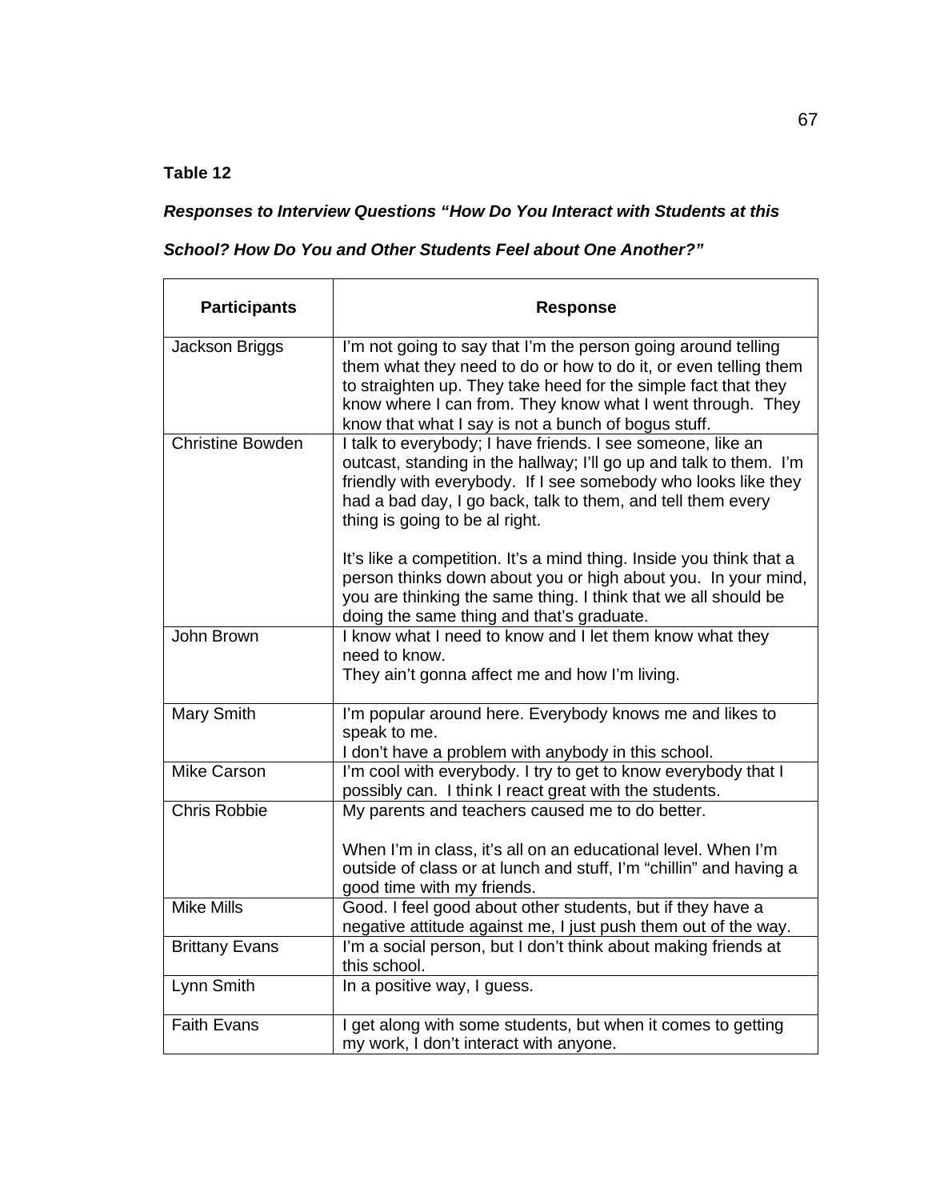**Table 12**

***Responses to Interview Questions "How Do You Interact with Students at this School? How Do You and Other Students Feel about One Another?"***

| Participants | Response |
|---|---|
| Jackson Briggs | I'm not going to say that I'm the person going around telling them what they need to do or how to do it, or even telling them to straighten up. They take heed for the simple fact that they know where I can from. They know what I went through. They know that what I say is not a bunch of bogus stuff. |
| Christine Bowden | I talk to everybody; I have friends. I see someone, like an outcast, standing in the hallway; I'll go up and talk to them. I'm friendly with everybody. If I see somebody who looks like they had a bad day, I go back, talk to them, and tell them every thing is going to be al right.<br><br>It's like a competition. It's a mind thing. Inside you think that a person thinks down about you or high about you. In your mind, you are thinking the same thing. I think that we all should be doing the same thing and that's graduate. |
| John Brown | I know what I need to know and I let them know what they need to know.<br>They ain't gonna affect me and how I'm living. |
| Mary Smith | I'm popular around here. Everybody knows me and likes to speak to me.<br>I don't have a problem with anybody in this school. |
| Mike Carson | I'm cool with everybody. I try to get to know everybody that I possibly can. I think I react great with the students. |
| Chris Robbie | My parents and teachers caused me to do better.<br><br>When I'm in class, it's all on an educational level. When I'm outside of class or at lunch and stuff, I'm "chillin" and having a good time with my friends. |
| Mike Mills | Good. I feel good about other students, but if they have a negative attitude against me, I just push them out of the way. |
| Brittany Evans | I'm a social person, but I don't think about making friends at this school. |
| Lynn Smith | In a positive way, I guess. |
| Faith Evans | I get along with some students, but when it comes to getting my work, I don't interact with anyone. |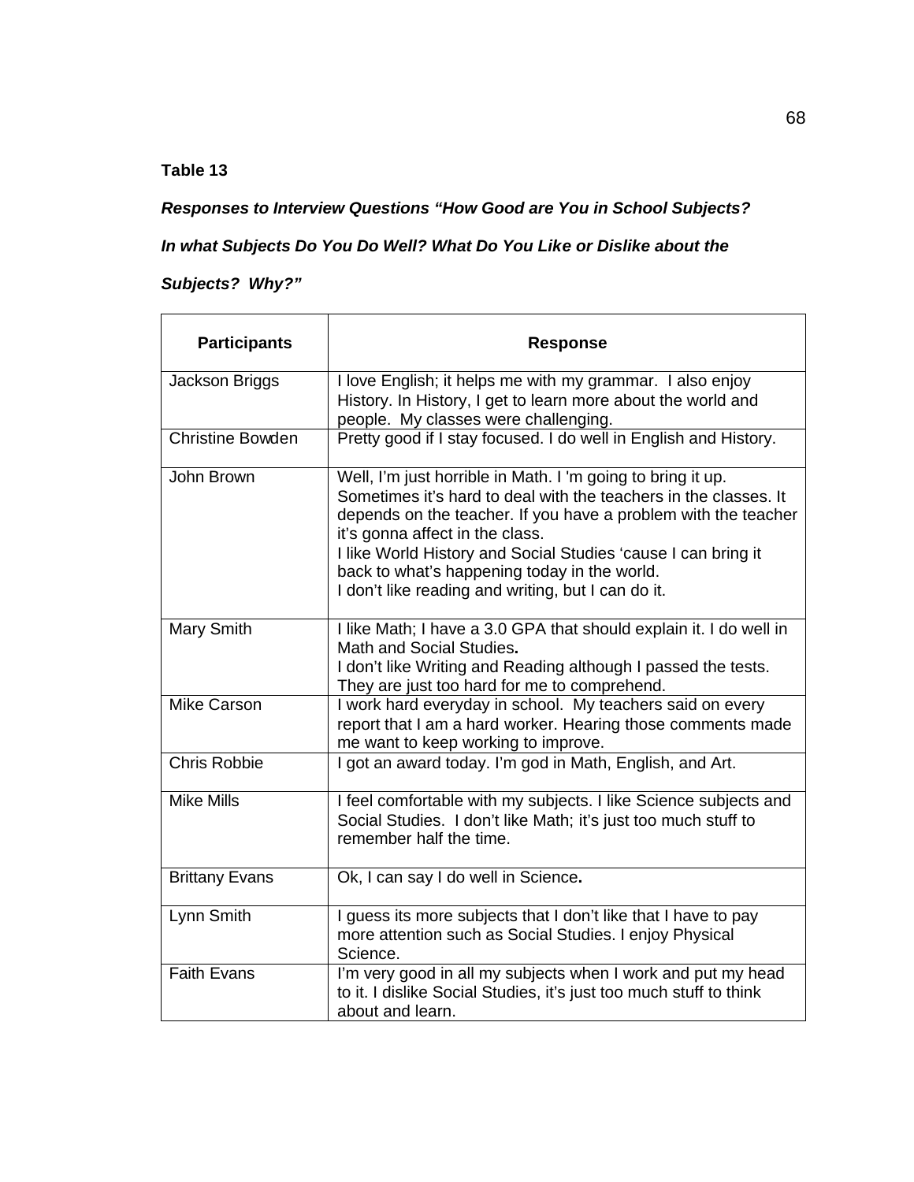**Table 13**

***Responses to Interview Questions "How Good are You in School Subjects? In what Subjects Do You Do Well? What Do You Like or Dislike about the Subjects? Why?"***

| Participants | Response |
|---|---|
| Jackson Briggs | I love English; it helps me with my grammar. I also enjoy History. In History, I get to learn more about the world and people. My classes were challenging. |
| Christine Bowden | Pretty good if I stay focused. I do well in English and History. |
| John Brown | Well, I'm just horrible in Math. I 'm going to bring it up. Sometimes it's hard to deal with the teachers in the classes. It depends on the teacher. If you have a problem with the teacher it's gonna affect in the class.<br>I like World History and Social Studies 'cause I can bring it back to what's happening today in the world.<br>I don't like reading and writing, but I can do it. |
| Mary Smith | I like Math; I have a 3.0 GPA that should explain it. I do well in Math and Social Studies**.**<br>I don't like Writing and Reading although I passed the tests. They are just too hard for me to comprehend. |
| Mike Carson | I work hard everyday in school. My teachers said on every report that I am a hard worker. Hearing those comments made me want to keep working to improve. |
| Chris Robbie | I got an award today. I'm god in Math, English, and Art. |
| Mike Mills | I feel comfortable with my subjects. I like Science subjects and Social Studies. I don't like Math; it's just too much stuff to remember half the time. |
| Brittany Evans | Ok, I can say I do well in Science**.** |
| Lynn Smith | I guess its more subjects that I don't like that I have to pay more attention such as Social Studies. I enjoy Physical Science. |
| Faith Evans | I'm very good in all my subjects when I work and put my head to it. I dislike Social Studies, it's just too much stuff to think about and learn. |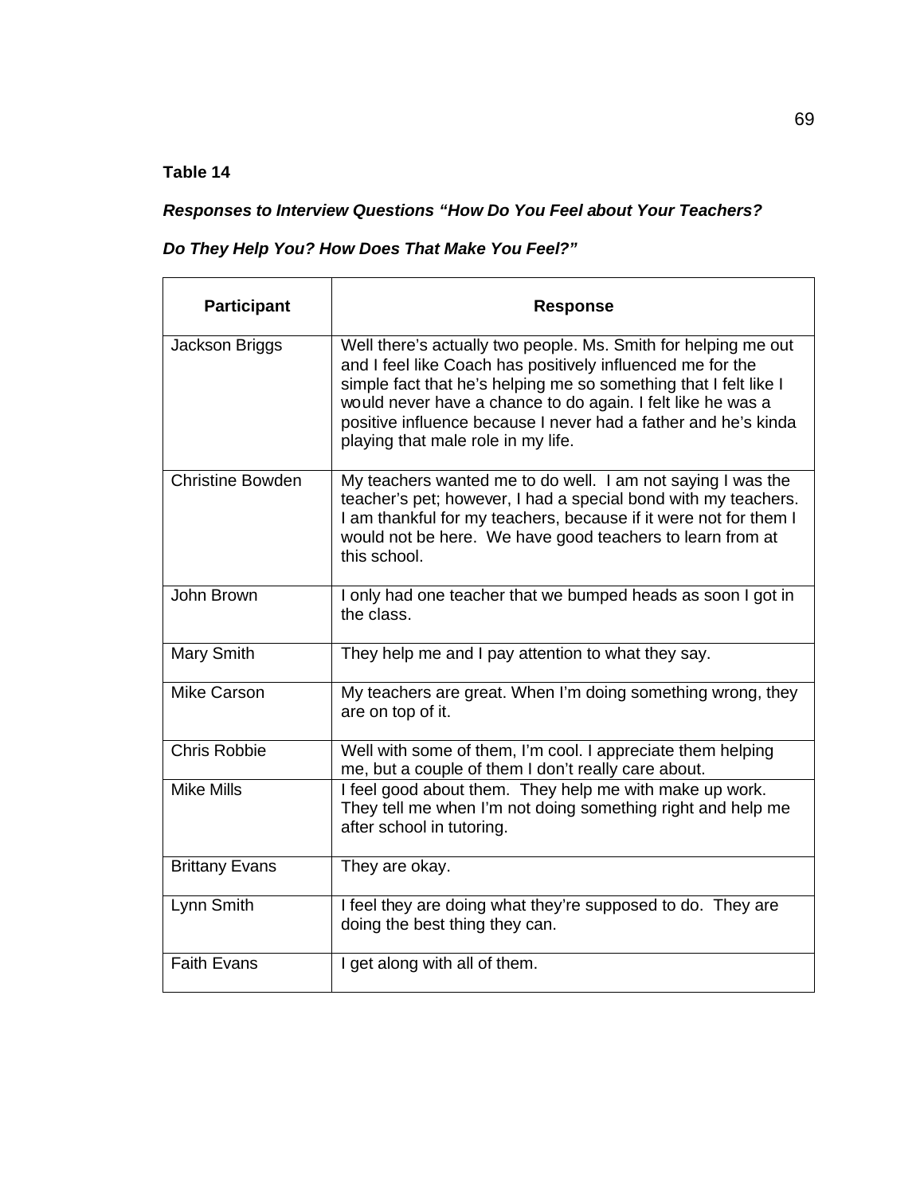**Table 14**

***Responses to Interview Questions "How Do You Feel about Your Teachers? Do They Help You? How Does That Make You Feel?"***

| Participant | Response |
|---|---|
| Jackson Briggs | Well there's actually two people. Ms. Smith for helping me out and I feel like Coach has positively influenced me for the simple fact that he's helping me so something that I felt like I would never have a chance to do again. I felt like he was a positive influence because I never had a father and he's kinda playing that male role in my life. |
| Christine Bowden | My teachers wanted me to do well. I am not saying I was the teacher's pet; however, I had a special bond with my teachers. I am thankful for my teachers, because if it were not for them I would not be here. We have good teachers to learn from at this school. |
| John Brown | I only had one teacher that we bumped heads as soon I got in the class. |
| Mary Smith | They help me and I pay attention to what they say. |
| Mike Carson | My teachers are great. When I'm doing something wrong, they are on top of it. |
| Chris Robbie | Well with some of them, I'm cool. I appreciate them helping me, but a couple of them I don't really care about. |
| Mike Mills | I feel good about them. They help me with make up work. They tell me when I'm not doing something right and help me after school in tutoring. |
| Brittany Evans | They are okay. |
| Lynn Smith | I feel they are doing what they're supposed to do. They are doing the best thing they can. |
| Faith Evans | I get along with all of them. |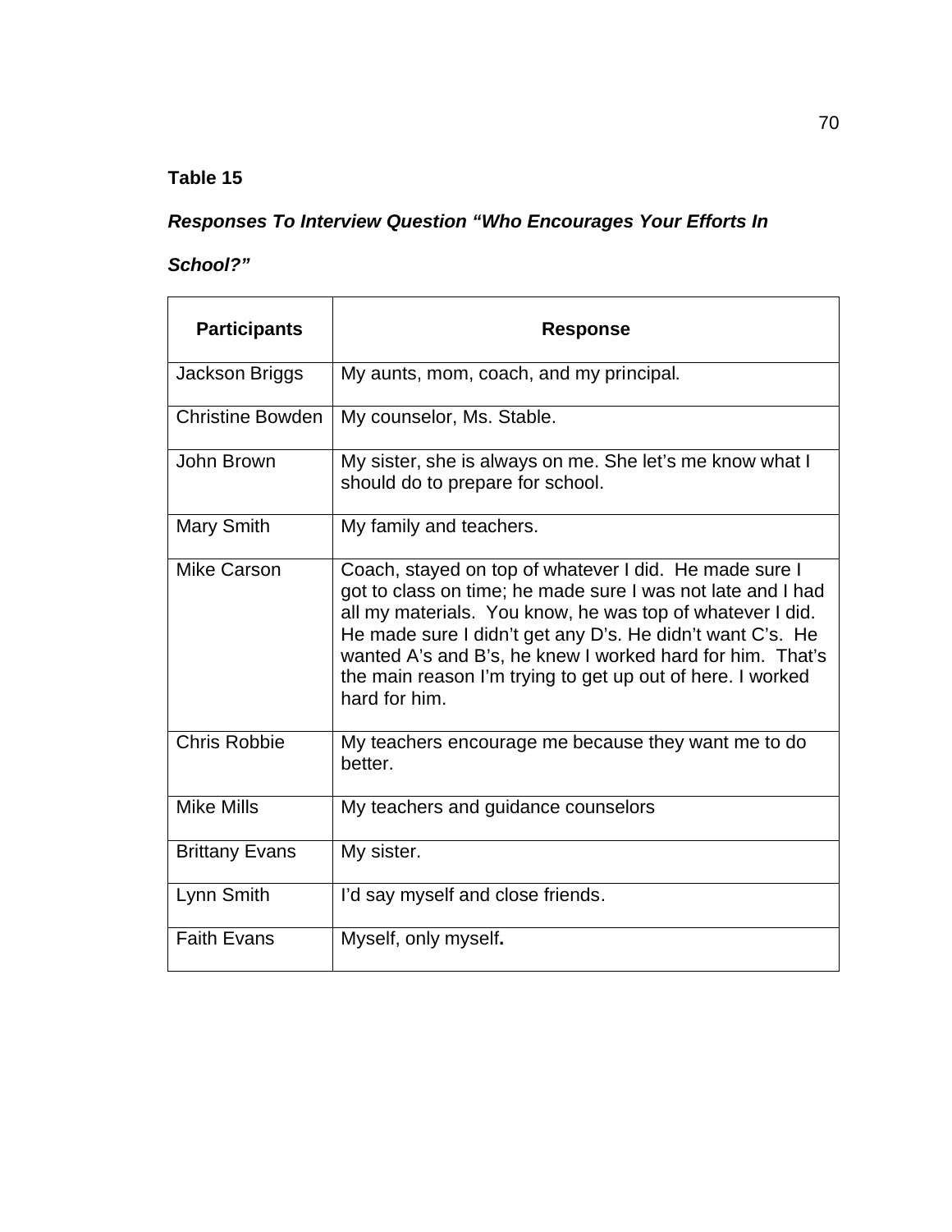**Table 15**

***Responses To Interview Question "Who Encourages Your Efforts In School?"***

| Participants | Response |
|---|---|
| Jackson Briggs | My aunts, mom, coach, and my principal. |
| Christine Bowden | My counselor, Ms. Stable. |
| John Brown | My sister, she is always on me. She let's me know what I should do to prepare for school. |
| Mary Smith | My family and teachers. |
| Mike Carson | Coach, stayed on top of whatever I did. He made sure I got to class on time; he made sure I was not late and I had all my materials. You know, he was top of whatever I did. He made sure I didn't get any D's. He didn't want C's. He wanted A's and B's, he knew I worked hard for him. That's the main reason I'm trying to get up out of here. I worked hard for him. |
| Chris Robbie | My teachers encourage me because they want me to do better. |
| Mike Mills | My teachers and guidance counselors |
| Brittany Evans | My sister. |
| Lynn Smith | I'd say myself and close friends. |
| Faith Evans | Myself, only myself**.** |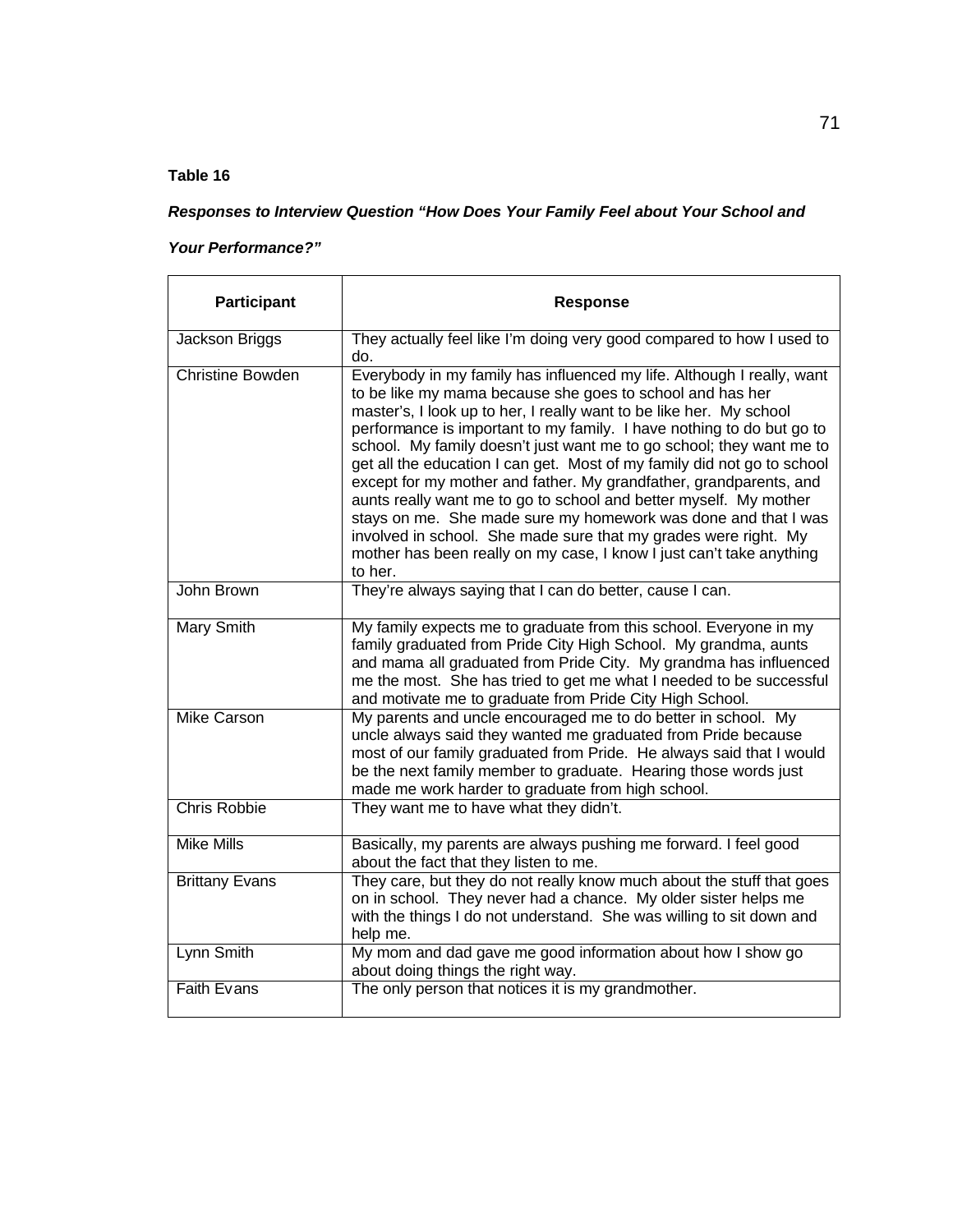**Table 16**

***Responses to Interview Question "How Does Your Family Feel about Your School and Your Performance?"***

| Participant | Response |
|---|---|
| Jackson Briggs | They actually feel like I'm doing very good compared to how I used to do. |
| Christine Bowden | Everybody in my family has influenced my life. Although I really, want to be like my mama because she goes to school and has her master's, I look up to her, I really want to be like her. My school performance is important to my family. I have nothing to do but go to school. My family doesn't just want me to go school; they want me to get all the education I can get. Most of my family did not go to school except for my mother and father. My grandfather, grandparents, and aunts really want me to go to school and better myself. My mother stays on me. She made sure my homework was done and that I was involved in school. She made sure that my grades were right. My mother has been really on my case, I know I just can't take anything to her. |
| John Brown | They're always saying that I can do better, cause I can. |
| Mary Smith | My family expects me to graduate from this school. Everyone in my family graduated from Pride City High School. My grandma, aunts and mama all graduated from Pride City. My grandma has influenced me the most. She has tried to get me what I needed to be successful and motivate me to graduate from Pride City High School. |
| Mike Carson | My parents and uncle encouraged me to do better in school. My uncle always said they wanted me graduated from Pride because most of our family graduated from Pride. He always said that I would be the next family member to graduate. Hearing those words just made me work harder to graduate from high school. |
| Chris Robbie | They want me to have what they didn't. |
| Mike Mills | Basically, my parents are always pushing me forward. I feel good about the fact that they listen to me. |
| Brittany Evans | They care, but they do not really know much about the stuff that goes on in school. They never had a chance. My older sister helps me with the things I do not understand. She was willing to sit down and help me. |
| Lynn Smith | My mom and dad gave me good information about how I show go about doing things the right way. |
| Faith Evans | The only person that notices it is my grandmother. |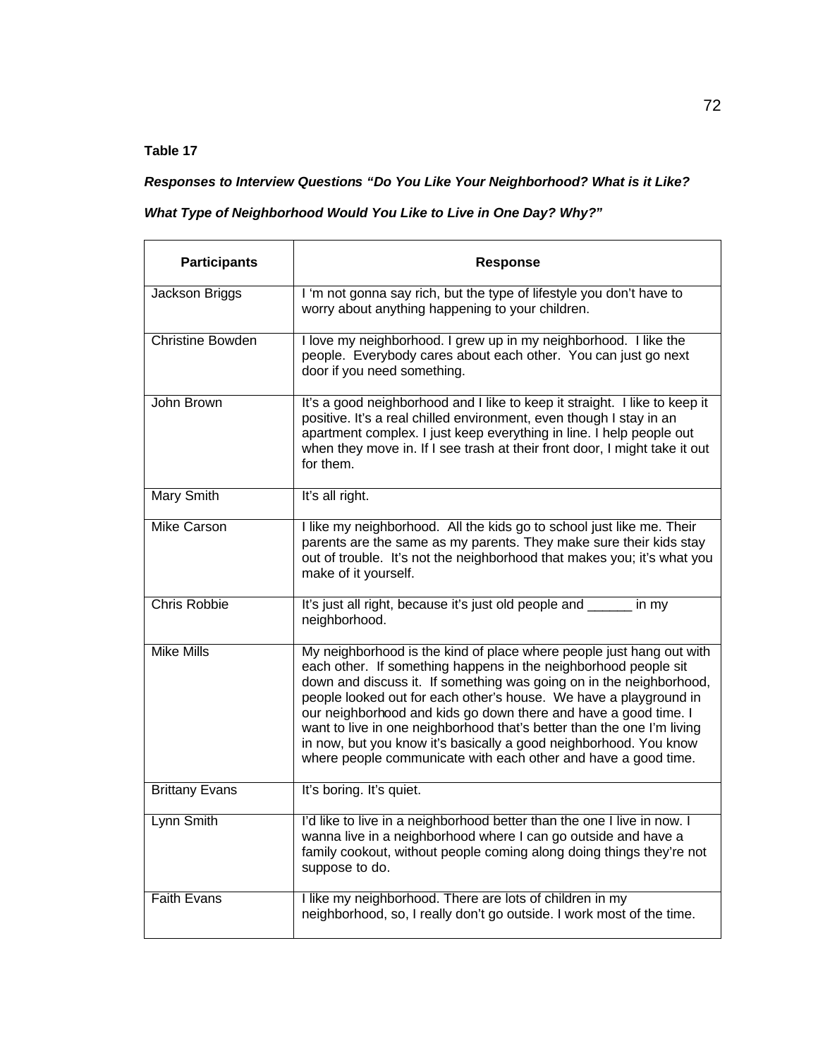**Table 17**

***Responses to Interview Questions "Do You Like Your Neighborhood? What is it Like? What Type of Neighborhood Would You Like to Live in One Day? Why?"***

| Participants | Response |
|---|---|
| Jackson Briggs | I 'm not gonna say rich, but the type of lifestyle you don't have to worry about anything happening to your children. |
| Christine Bowden | I love my neighborhood. I grew up in my neighborhood. I like the people. Everybody cares about each other. You can just go next door if you need something. |
| John Brown | It's a good neighborhood and I like to keep it straight. I like to keep it positive. It's a real chilled environment, even though I stay in an apartment complex. I just keep everything in line. I help people out when they move in. If I see trash at their front door, I might take it out for them. |
| Mary Smith | It's all right. |
| Mike Carson | I like my neighborhood. All the kids go to school just like me. Their parents are the same as my parents. They make sure their kids stay out of trouble. It's not the neighborhood that makes you; it's what you make of it yourself. |
| Chris Robbie | It's just all right, because it's just old people and ______ in my neighborhood. |
| Mike Mills | My neighborhood is the kind of place where people just hang out with each other. If something happens in the neighborhood people sit down and discuss it. If something was going on in the neighborhood, people looked out for each other's house. We have a playground in our neighborhood and kids go down there and have a good time. I want to live in one neighborhood that's better than the one I'm living in now, but you know it's basically a good neighborhood. You know where people communicate with each other and have a good time. |
| Brittany Evans | It's boring. It's quiet. |
| Lynn Smith | I'd like to live in a neighborhood better than the one I live in now. I wanna live in a neighborhood where I can go outside and have a family cookout, without people coming along doing things they're not suppose to do. |
| Faith Evans | I like my neighborhood. There are lots of children in my neighborhood, so, I really don't go outside. I work most of the time. |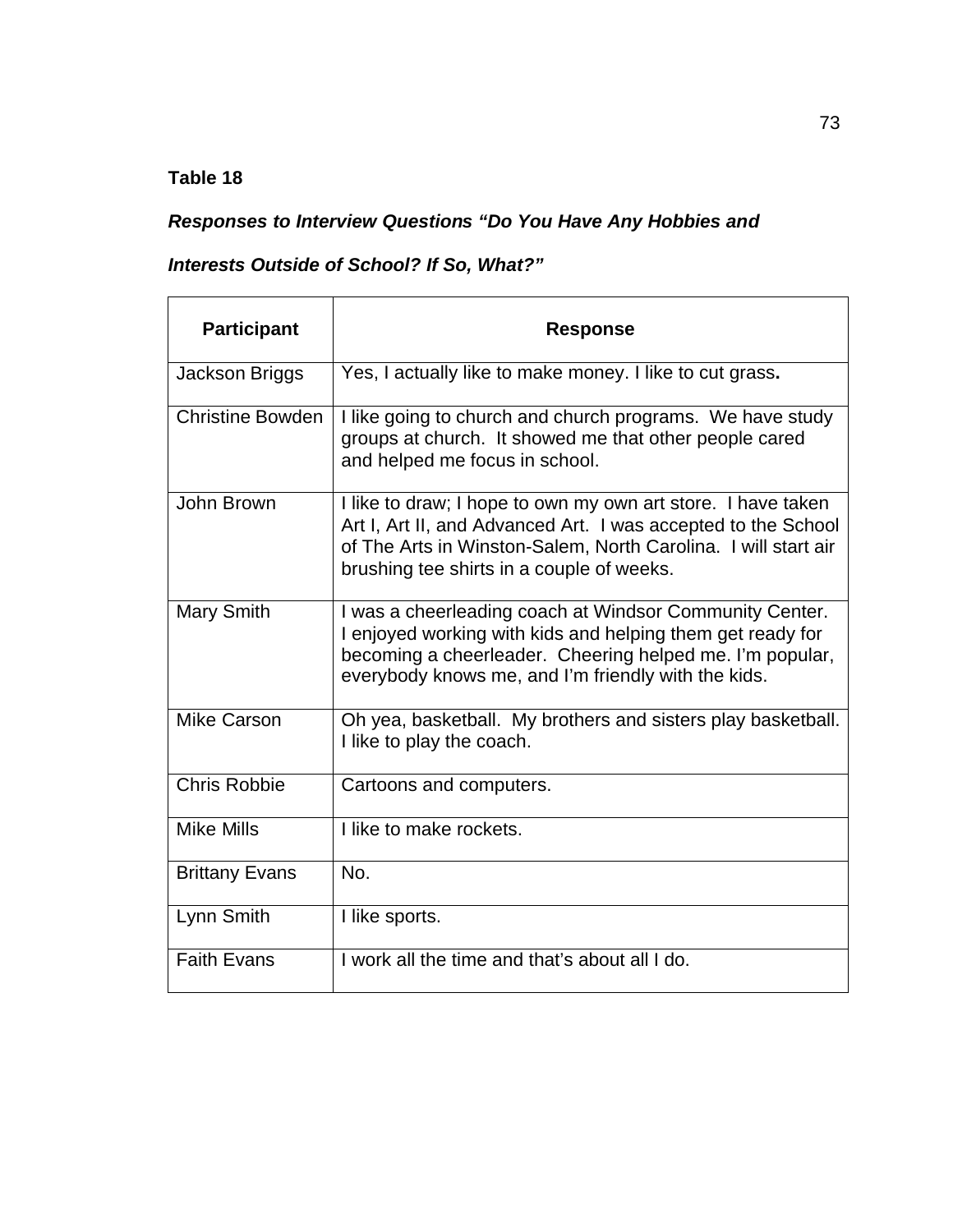**Table 18**

***Responses to Interview Questions "Do You Have Any Hobbies and Interests Outside of School? If So, What?"***

| Participant | Response |
|---|---|
| Jackson Briggs | Yes, I actually like to make money. I like to cut grass. |
| Christine Bowden | I like going to church and church programs. We have study groups at church. It showed me that other people cared and helped me focus in school. |
| John Brown | I like to draw; I hope to own my own art store. I have taken Art I, Art II, and Advanced Art. I was accepted to the School of The Arts in Winston-Salem, North Carolina. I will start air brushing tee shirts in a couple of weeks. |
| Mary Smith | I was a cheerleading coach at Windsor Community Center. I enjoyed working with kids and helping them get ready for becoming a cheerleader. Cheering helped me. I'm popular, everybody knows me, and I'm friendly with the kids. |
| Mike Carson | Oh yea, basketball. My brothers and sisters play basketball. I like to play the coach. |
| Chris Robbie | Cartoons and computers. |
| Mike Mills | I like to make rockets. |
| Brittany Evans | No. |
| Lynn Smith | I like sports. |
| Faith Evans | I work all the time and that's about all I do. |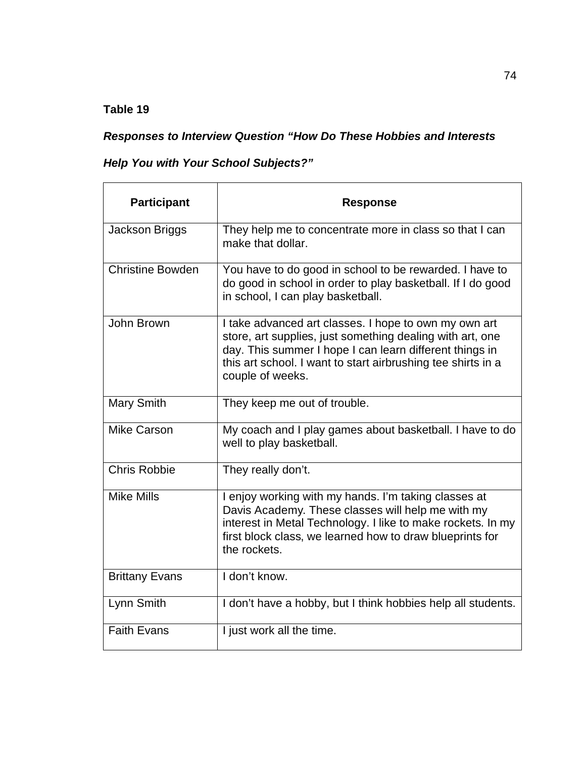**Table 19**

***Responses to Interview Question "How Do These Hobbies and Interests Help You with Your School Subjects?"***

| Participant | Response |
|---|---|
| Jackson Briggs | They help me to concentrate more in class so that I can make that dollar. |
| Christine Bowden | You have to do good in school to be rewarded. I have to do good in school in order to play basketball. If I do good in school, I can play basketball. |
| John Brown | I take advanced art classes. I hope to own my own art store, art supplies, just something dealing with art, one day. This summer I hope I can learn different things in this art school. I want to start airbrushing tee shirts in a couple of weeks. |
| Mary Smith | They keep me out of trouble. |
| Mike Carson | My coach and I play games about basketball. I have to do well to play basketball. |
| Chris Robbie | They really don't. |
| Mike Mills | I enjoy working with my hands. I'm taking classes at Davis Academy. These classes will help me with my interest in Metal Technology. I like to make rockets. In my first block class, we learned how to draw blueprints for the rockets. |
| Brittany Evans | I don't know. |
| Lynn Smith | I don't have a hobby, but I think hobbies help all students. |
| Faith Evans | I just work all the time. |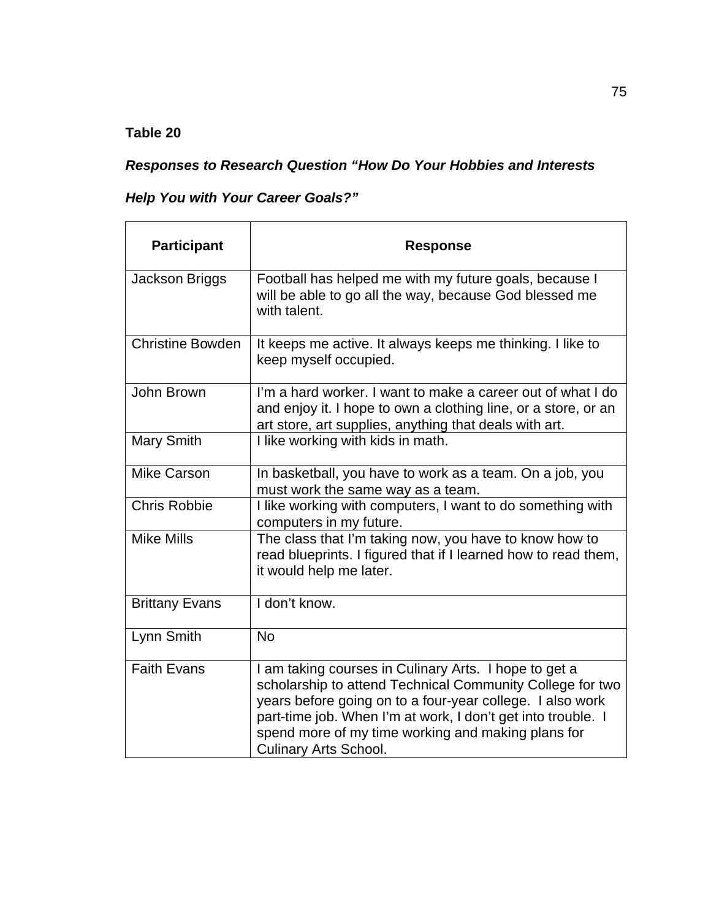**Table 20**

***Responses to Research Question "How Do Your Hobbies and Interests Help You with Your Career Goals?"***

| Participant | Response |
|---|---|
| Jackson Briggs | Football has helped me with my future goals, because I will be able to go all the way, because God blessed me with talent. |
| Christine Bowden | It keeps me active. It always keeps me thinking. I like to keep myself occupied. |
| John Brown | I'm a hard worker. I want to make a career out of what I do and enjoy it. I hope to own a clothing line, or a store, or an art store, art supplies, anything that deals with art. |
| Mary Smith | I like working with kids in math. |
| Mike Carson | In basketball, you have to work as a team. On a job, you must work the same way as a team. |
| Chris Robbie | I like working with computers, I want to do something with computers in my future. |
| Mike Mills | The class that I'm taking now, you have to know how to read blueprints. I figured that if I learned how to read them, it would help me later. |
| Brittany Evans | I don't know. |
| Lynn Smith | No |
| Faith Evans | I am taking courses in Culinary Arts. I hope to get a scholarship to attend Technical Community College for two years before going on to a four-year college. I also work part-time job. When I'm at work, I don't get into trouble. I spend more of my time working and making plans for Culinary Arts School. |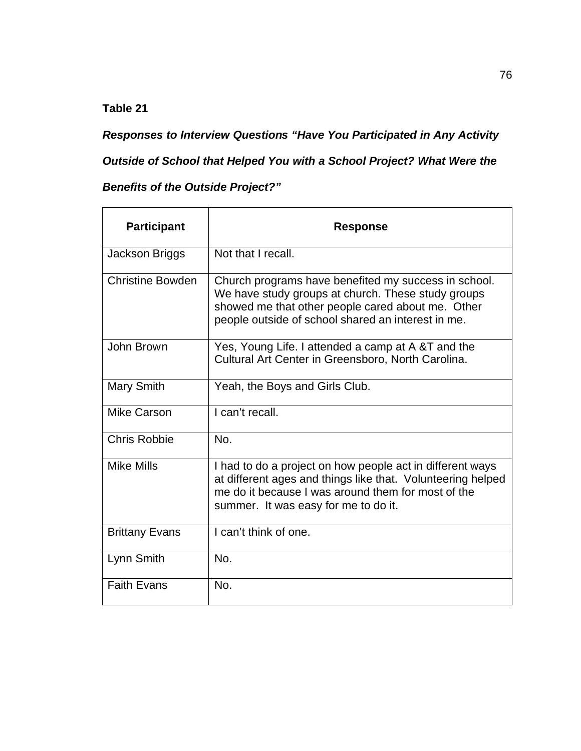**Table 21**

***Responses to Interview Questions "Have You Participated in Any Activity Outside of School that Helped You with a School Project? What Were the Benefits of the Outside Project?"***

| Participant | Response |
|---|---|
| Jackson Briggs | Not that I recall. |
| Christine Bowden | Church programs have benefited my success in school. We have study groups at church. These study groups showed me that other people cared about me. Other people outside of school shared an interest in me. |
| John Brown | Yes, Young Life. I attended a camp at A &T and the Cultural Art Center in Greensboro, North Carolina. |
| Mary Smith | Yeah, the Boys and Girls Club. |
| Mike Carson | I can't recall. |
| Chris Robbie | No. |
| Mike Mills | I had to do a project on how people act in different ways at different ages and things like that. Volunteering helped me do it because I was around them for most of the summer. It was easy for me to do it. |
| Brittany Evans | I can't think of one. |
| Lynn Smith | No. |
| Faith Evans | No. |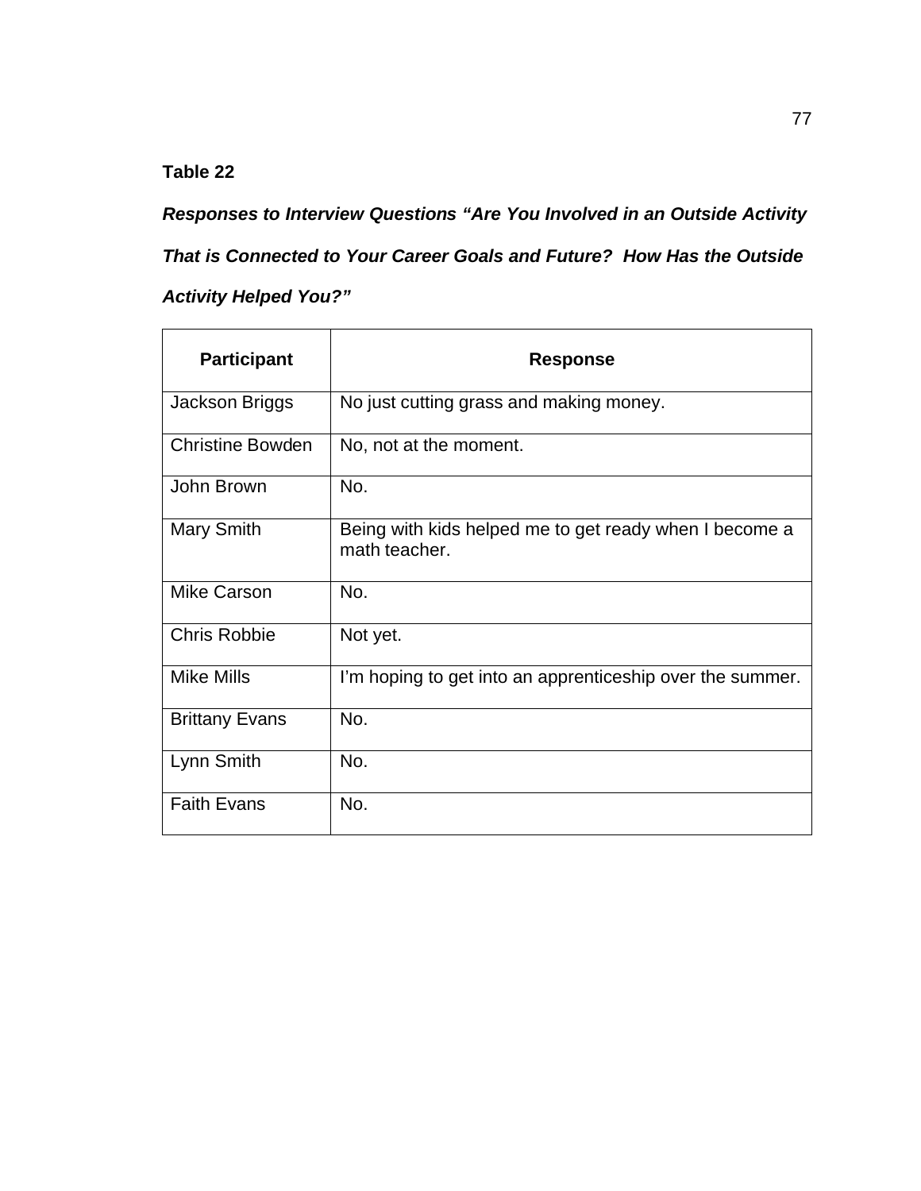**Table 22**

***Responses to Interview Questions "Are You Involved in an Outside Activity That is Connected to Your Career Goals and Future? How Has the Outside Activity Helped You?"***

| Participant | Response |
|---|---|
| Jackson Briggs | No just cutting grass and making money. |
| Christine Bowden | No, not at the moment. |
| John Brown | No. |
| Mary Smith | Being with kids helped me to get ready when I become a math teacher. |
| Mike Carson | No. |
| Chris Robbie | Not yet. |
| Mike Mills | I'm hoping to get into an apprenticeship over the summer. |
| Brittany Evans | No. |
| Lynn Smith | No. |
| Faith Evans | No. |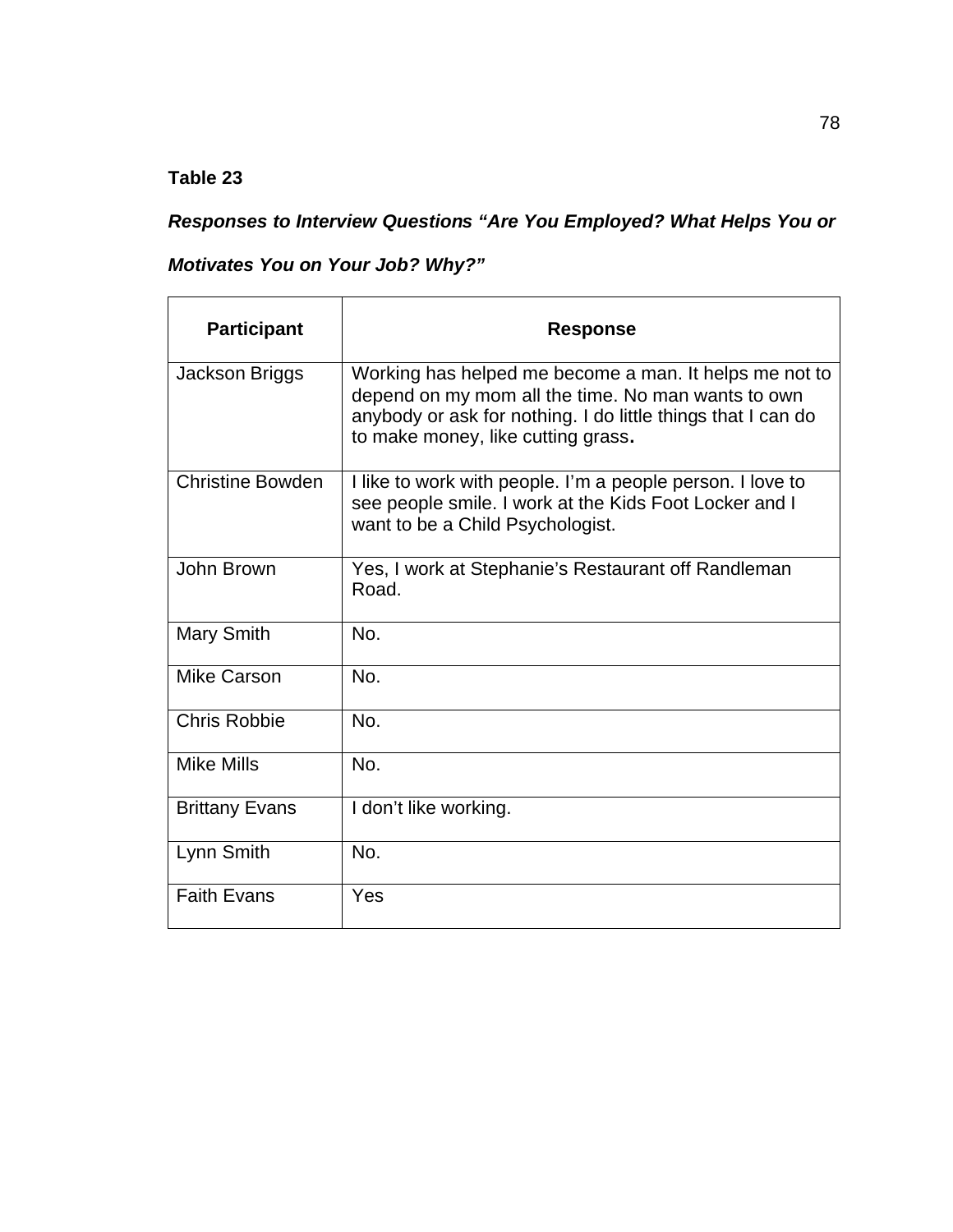**Table 23**

***Responses to Interview Questions "Are You Employed? What Helps You or Motivates You on Your Job? Why?"***

| Participant | Response |
|---|---|
| Jackson Briggs | Working has helped me become a man. It helps me not to depend on my mom all the time. No man wants to own anybody or ask for nothing. I do little things that I can do to make money, like cutting grass. |
| Christine Bowden | I like to work with people. I'm a people person. I love to see people smile. I work at the Kids Foot Locker and I want to be a Child Psychologist. |
| John Brown | Yes, I work at Stephanie's Restaurant off Randleman Road. |
| Mary Smith | No. |
| Mike Carson | No. |
| Chris Robbie | No. |
| Mike Mills | No. |
| Brittany Evans | I don't like working. |
| Lynn Smith | No. |
| Faith Evans | Yes |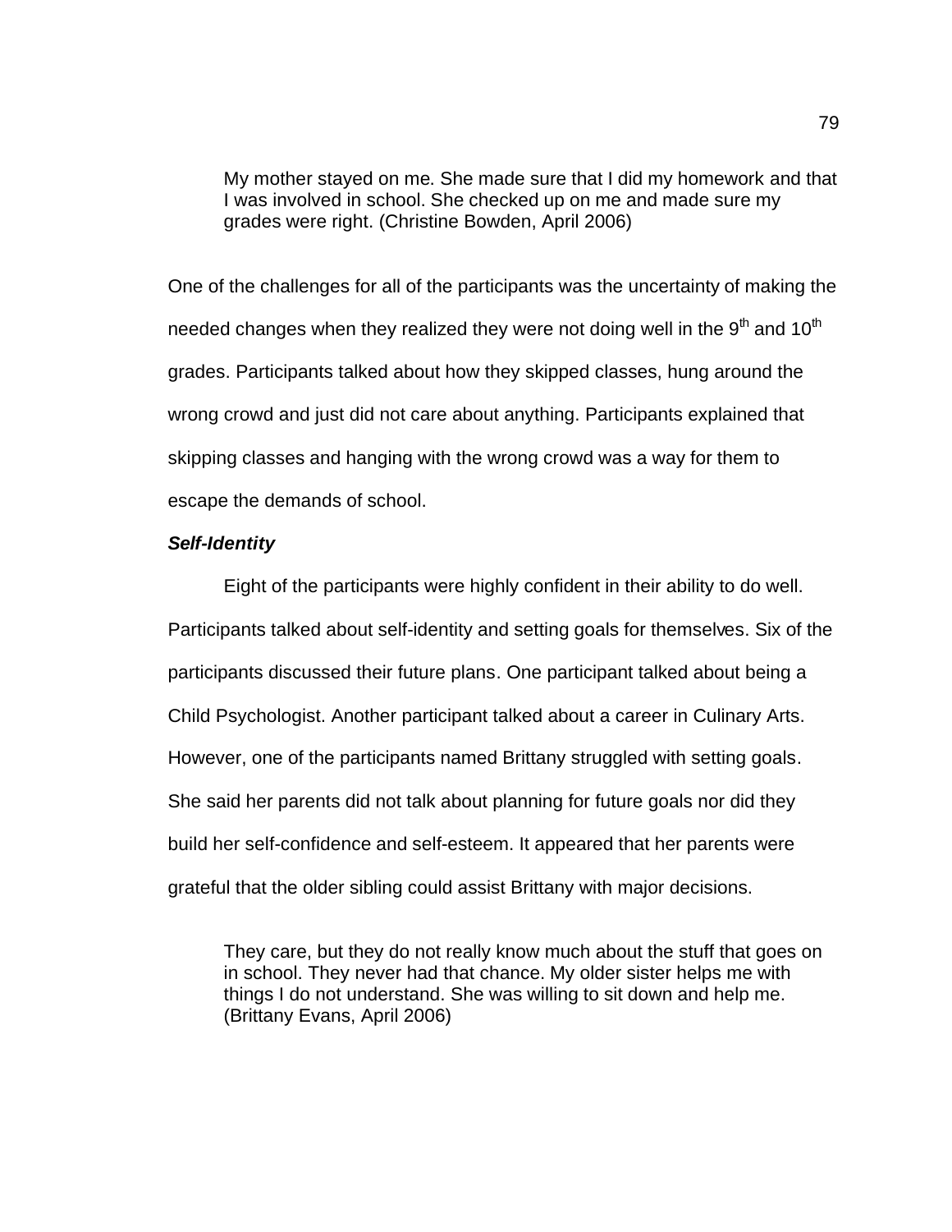> My mother stayed on me. She made sure that I did my homework and that I was involved in school. She checked up on me and made sure my grades were right. (Christine Bowden, April 2006)

One of the challenges for all of the participants was the uncertainty of making the needed changes when they realized they were not doing well in the 9th and 10th grades. Participants talked about how they skipped classes, hung around the wrong crowd and just did not care about anything. Participants explained that skipping classes and hanging with the wrong crowd was a way for them to escape the demands of school.

***Self-Identity***

Eight of the participants were highly confident in their ability to do well. Participants talked about self-identity and setting goals for themselves. Six of the participants discussed their future plans. One participant talked about being a Child Psychologist. Another participant talked about a career in Culinary Arts. However, one of the participants named Brittany struggled with setting goals. She said her parents did not talk about planning for future goals nor did they build her self-confidence and self-esteem. It appeared that her parents were grateful that the older sibling could assist Brittany with major decisions.

> They care, but they do not really know much about the stuff that goes on in school. They never had that chance. My older sister helps me with things I do not understand. She was willing to sit down and help me. (Brittany Evans, April 2006)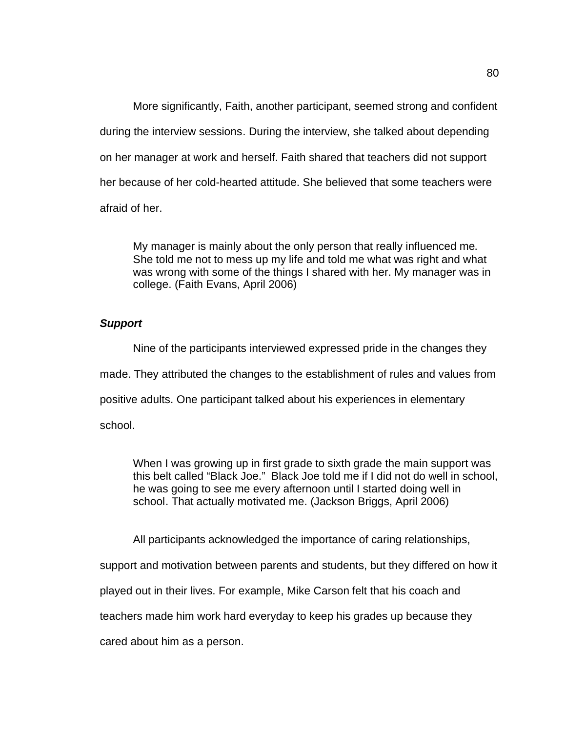More significantly, Faith, another participant, seemed strong and confident during the interview sessions. During the interview, she talked about depending on her manager at work and herself. Faith shared that teachers did not support her because of her cold-hearted attitude. She believed that some teachers were afraid of her.

> My manager is mainly about the only person that really influenced me. She told me not to mess up my life and told me what was right and what was wrong with some of the things I shared with her. My manager was in college. (Faith Evans, April 2006)

### ***Support***

Nine of the participants interviewed expressed pride in the changes they made. They attributed the changes to the establishment of rules and values from positive adults. One participant talked about his experiences in elementary school.

> When I was growing up in first grade to sixth grade the main support was this belt called "Black Joe." Black Joe told me if I did not do well in school, he was going to see me every afternoon until I started doing well in school. That actually motivated me. (Jackson Briggs, April 2006)

All participants acknowledged the importance of caring relationships, support and motivation between parents and students, but they differed on how it played out in their lives. For example, Mike Carson felt that his coach and teachers made him work hard everyday to keep his grades up because they cared about him as a person.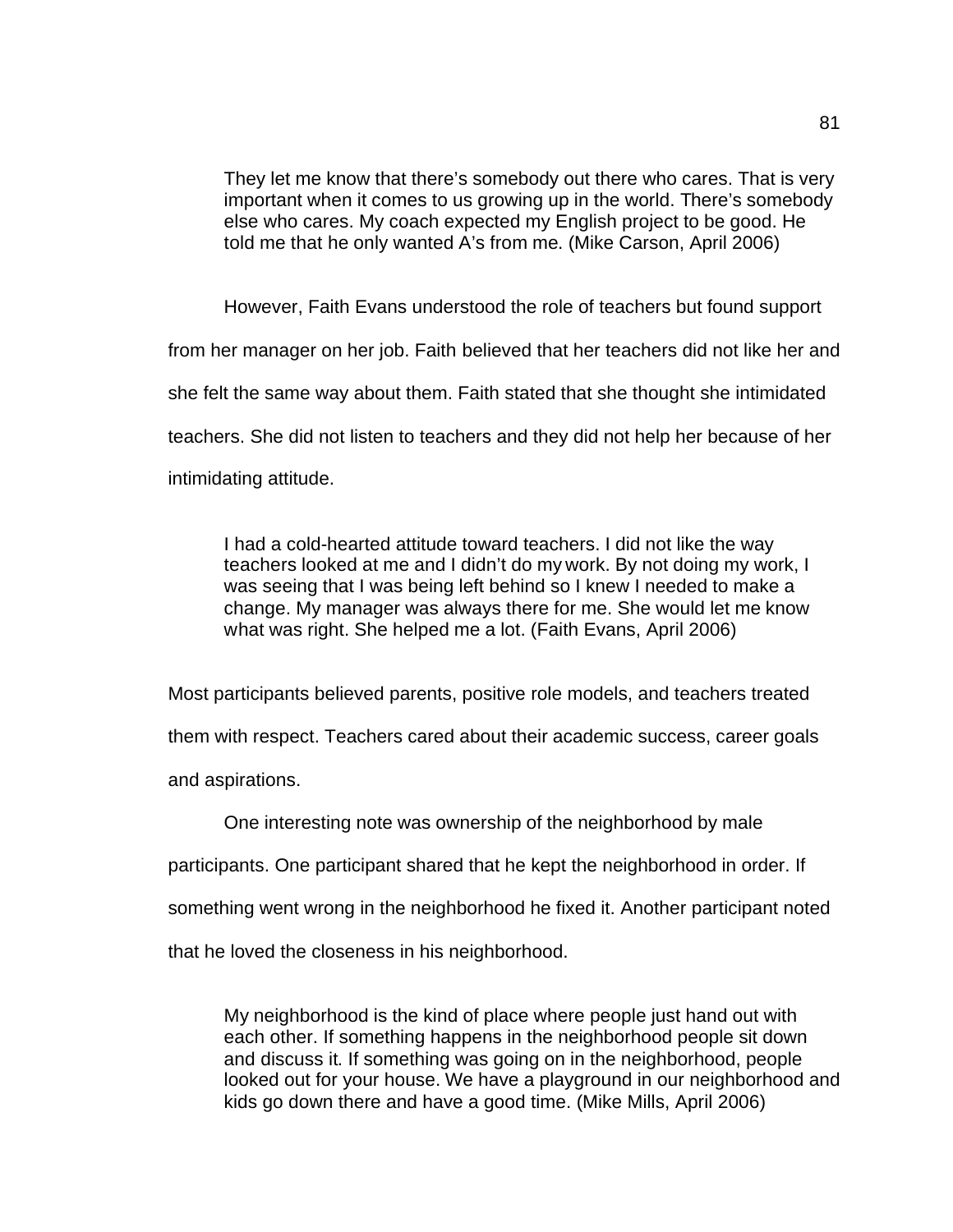> They let me know that there's somebody out there who cares. That is very important when it comes to us growing up in the world. There's somebody else who cares. My coach expected my English project to be good. He told me that he only wanted A's from me. (Mike Carson, April 2006)

However, Faith Evans understood the role of teachers but found support from her manager on her job. Faith believed that her teachers did not like her and she felt the same way about them. Faith stated that she thought she intimidated teachers. She did not listen to teachers and they did not help her because of her intimidating attitude.

> I had a cold-hearted attitude toward teachers. I did not like the way teachers looked at me and I didn't do my work. By not doing my work, I was seeing that I was being left behind so I knew I needed to make a change. My manager was always there for me. She would let me know what was right. She helped me a lot. (Faith Evans, April 2006)

Most participants believed parents, positive role models, and teachers treated them with respect. Teachers cared about their academic success, career goals and aspirations.

One interesting note was ownership of the neighborhood by male participants. One participant shared that he kept the neighborhood in order. If something went wrong in the neighborhood he fixed it. Another participant noted that he loved the closeness in his neighborhood.

> My neighborhood is the kind of place where people just hand out with each other. If something happens in the neighborhood people sit down and discuss it. If something was going on in the neighborhood, people looked out for your house. We have a playground in our neighborhood and kids go down there and have a good time. (Mike Mills, April 2006)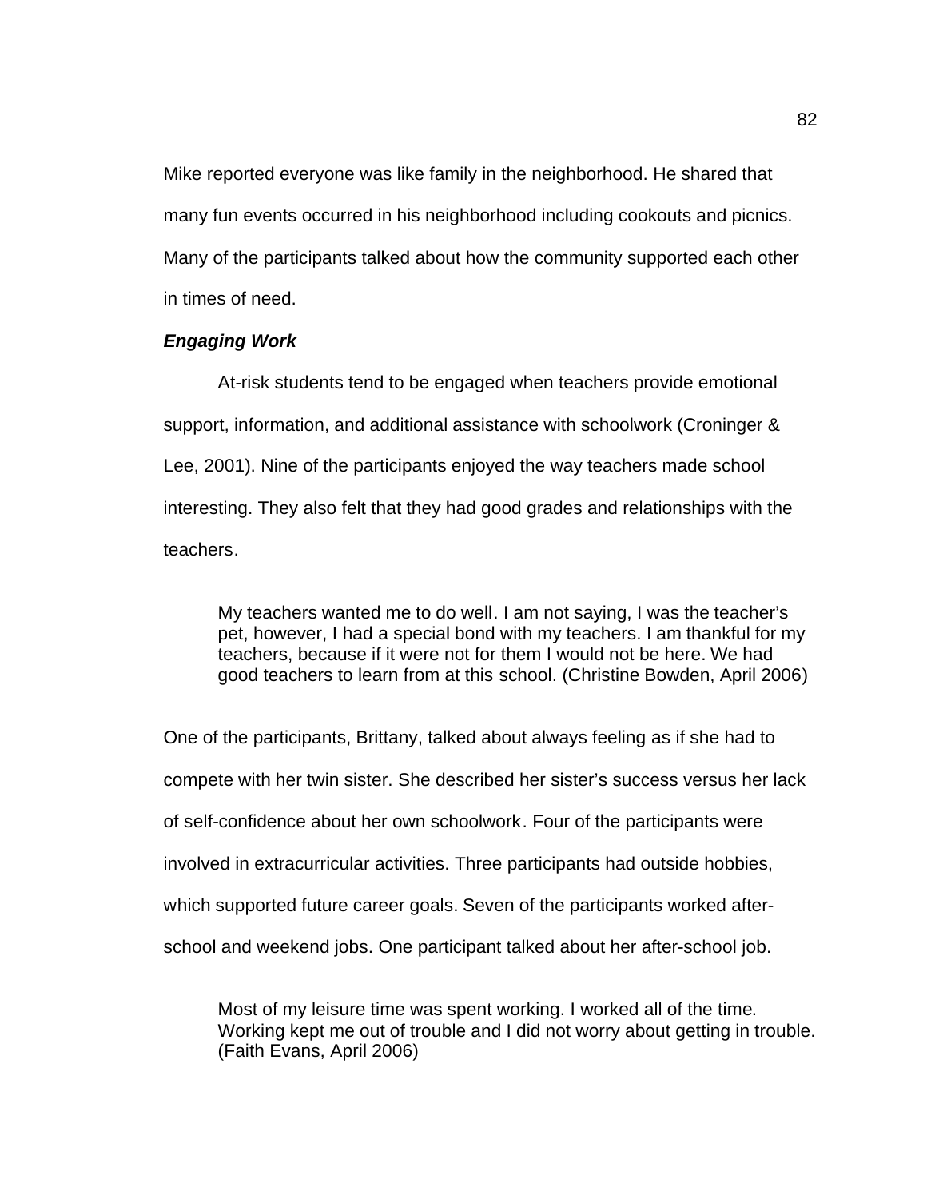Mike reported everyone was like family in the neighborhood. He shared that many fun events occurred in his neighborhood including cookouts and picnics. Many of the participants talked about how the community supported each other in times of need.

***Engaging Work***

At-risk students tend to be engaged when teachers provide emotional support, information, and additional assistance with schoolwork (Croninger & Lee, 2001). Nine of the participants enjoyed the way teachers made school interesting. They also felt that they had good grades and relationships with the teachers.

> My teachers wanted me to do well. I am not saying, I was the teacher's pet, however, I had a special bond with my teachers. I am thankful for my teachers, because if it were not for them I would not be here. We had good teachers to learn from at this school. (Christine Bowden, April 2006)

One of the participants, Brittany, talked about always feeling as if she had to compete with her twin sister. She described her sister's success versus her lack of self-confidence about her own schoolwork. Four of the participants were involved in extracurricular activities. Three participants had outside hobbies, which supported future career goals. Seven of the participants worked after-school and weekend jobs. One participant talked about her after-school job.

> Most of my leisure time was spent working. I worked all of the time. Working kept me out of trouble and I did not worry about getting in trouble. (Faith Evans, April 2006)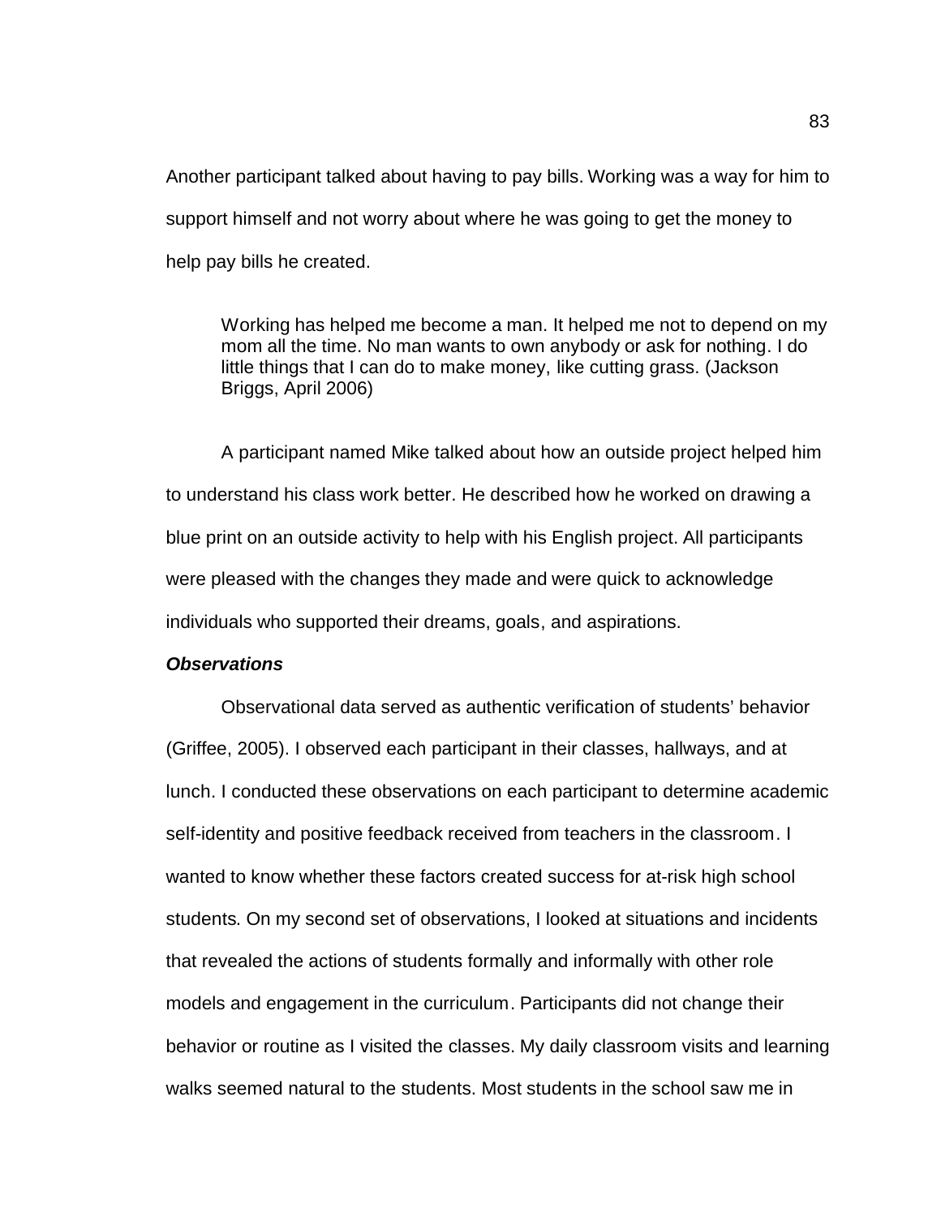Another participant talked about having to pay bills. Working was a way for him to support himself and not worry about where he was going to get the money to help pay bills he created.

> Working has helped me become a man. It helped me not to depend on my mom all the time. No man wants to own anybody or ask for nothing. I do little things that I can do to make money, like cutting grass. (Jackson Briggs, April 2006)

A participant named Mike talked about how an outside project helped him to understand his class work better. He described how he worked on drawing a blue print on an outside activity to help with his English project. All participants were pleased with the changes they made and were quick to acknowledge individuals who supported their dreams, goals, and aspirations.

### ***Observations***

Observational data served as authentic verification of students' behavior (Griffee, 2005). I observed each participant in their classes, hallways, and at lunch. I conducted these observations on each participant to determine academic self-identity and positive feedback received from teachers in the classroom. I wanted to know whether these factors created success for at-risk high school students. On my second set of observations, I looked at situations and incidents that revealed the actions of students formally and informally with other role models and engagement in the curriculum. Participants did not change their behavior or routine as I visited the classes. My daily classroom visits and learning walks seemed natural to the students. Most students in the school saw me in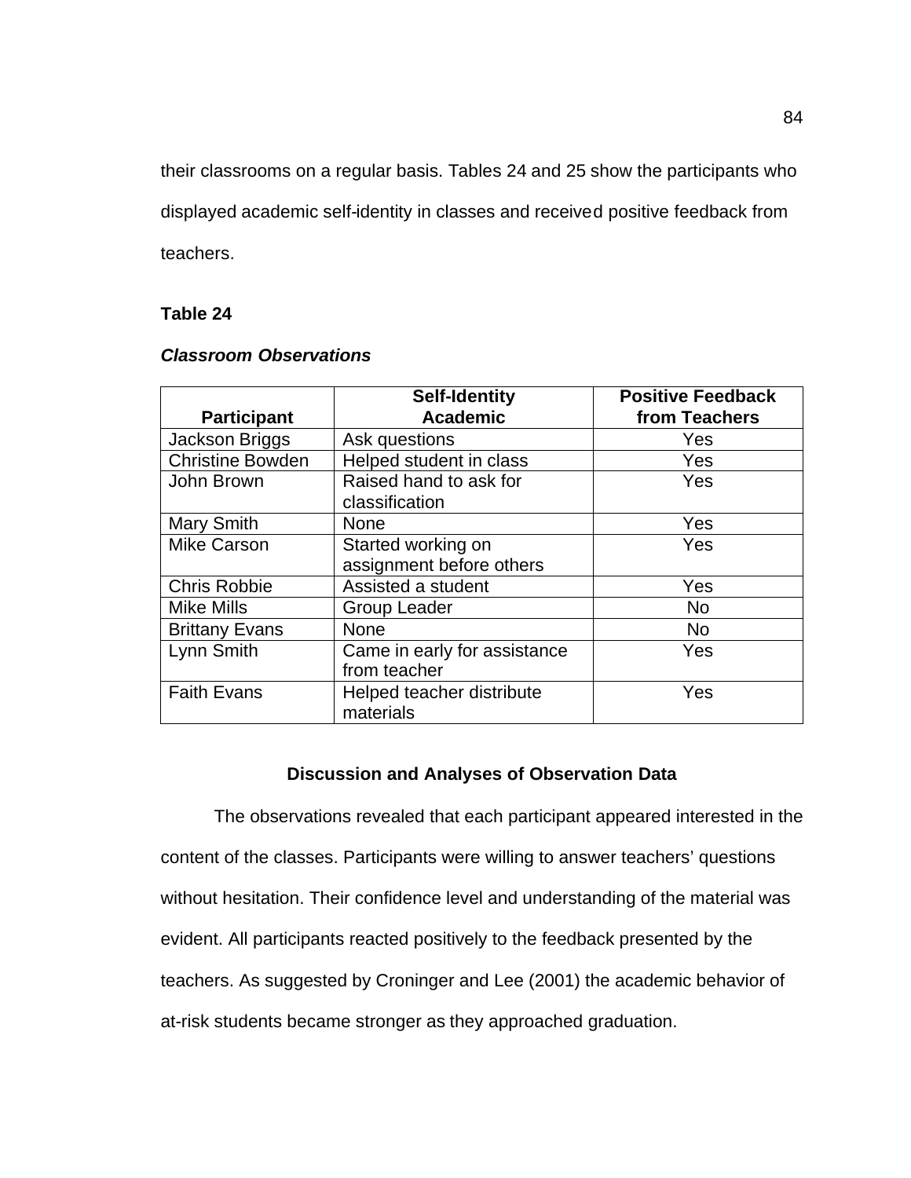their classrooms on a regular basis. Tables 24 and 25 show the participants who displayed academic self-identity in classes and received positive feedback from teachers.

**Table 24**

***Classroom Observations***

| Participant | Self-Identity Academic | Positive Feedback from Teachers |
|---|---|---|
| Jackson Briggs | Ask questions | Yes |
| Christine Bowden | Helped student in class | Yes |
| John Brown | Raised hand to ask for classification | Yes |
| Mary Smith | None | Yes |
| Mike Carson | Started working on assignment before others | Yes |
| Chris Robbie | Assisted a student | Yes |
| Mike Mills | Group Leader | No |
| Brittany Evans | None | No |
| Lynn Smith | Came in early for assistance from teacher | Yes |
| Faith Evans | Helped teacher distribute materials | Yes |

## Discussion and Analyses of Observation Data

The observations revealed that each participant appeared interested in the content of the classes. Participants were willing to answer teachers' questions without hesitation. Their confidence level and understanding of the material was evident. All participants reacted positively to the feedback presented by the teachers. As suggested by Croninger and Lee (2001) the academic behavior of at-risk students became stronger as they approached graduation.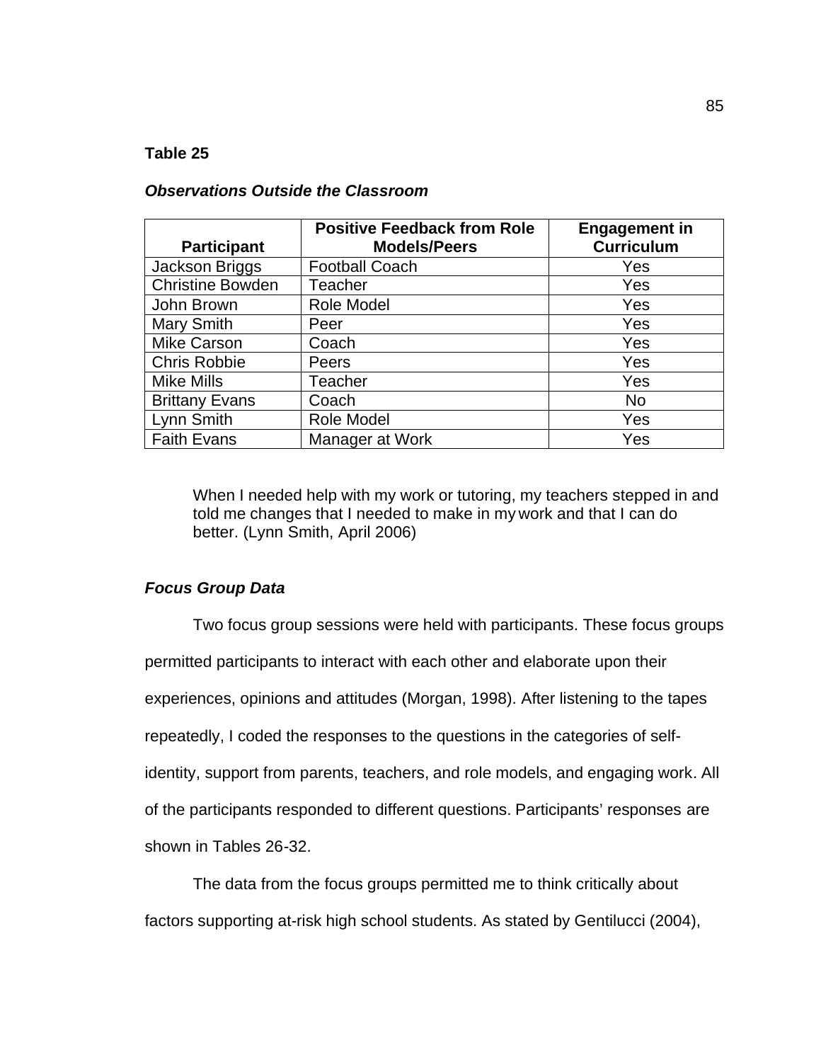**Table 25**

***Observations Outside the Classroom***

| Participant | Positive Feedback from Role Models/Peers | Engagement in Curriculum |
|---|---|---|
| Jackson Briggs | Football Coach | Yes |
| Christine Bowden | Teacher | Yes |
| John Brown | Role Model | Yes |
| Mary Smith | Peer | Yes |
| Mike Carson | Coach | Yes |
| Chris Robbie | Peers | Yes |
| Mike Mills | Teacher | Yes |
| Brittany Evans | Coach | No |
| Lynn Smith | Role Model | Yes |
| Faith Evans | Manager at Work | Yes |

> When I needed help with my work or tutoring, my teachers stepped in and told me changes that I needed to make in my work and that I can do better. (Lynn Smith, April 2006)

***Focus Group Data***

Two focus group sessions were held with participants. These focus groups permitted participants to interact with each other and elaborate upon their experiences, opinions and attitudes (Morgan, 1998). After listening to the tapes repeatedly, I coded the responses to the questions in the categories of self-identity, support from parents, teachers, and role models, and engaging work. All of the participants responded to different questions. Participants' responses are shown in Tables 26-32.

The data from the focus groups permitted me to think critically about factors supporting at-risk high school students. As stated by Gentilucci (2004),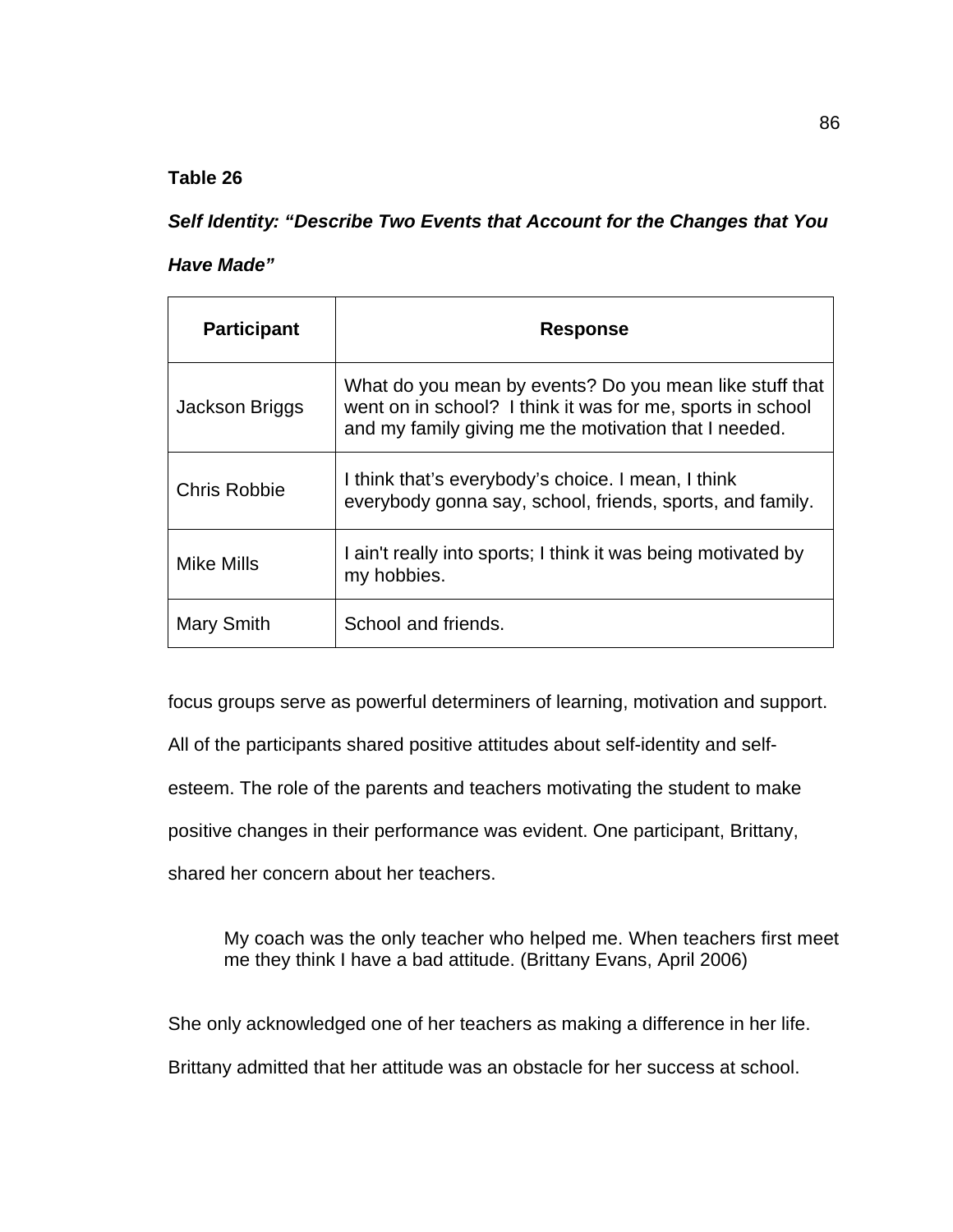**Table 26**

***Self Identity: "Describe Two Events that Account for the Changes that You Have Made"***

| Participant | Response |
|---|---|
| Jackson Briggs | What do you mean by events? Do you mean like stuff that went on in school? I think it was for me, sports in school and my family giving me the motivation that I needed. |
| Chris Robbie | I think that's everybody's choice. I mean, I think everybody gonna say, school, friends, sports, and family. |
| Mike Mills | I ain't really into sports; I think it was being motivated by my hobbies. |
| Mary Smith | School and friends. |

focus groups serve as powerful determiners of learning, motivation and support. All of the participants shared positive attitudes about self-identity and self-esteem. The role of the parents and teachers motivating the student to make positive changes in their performance was evident. One participant, Brittany, shared her concern about her teachers.

> My coach was the only teacher who helped me. When teachers first meet me they think I have a bad attitude. (Brittany Evans, April 2006)

She only acknowledged one of her teachers as making a difference in her life. Brittany admitted that her attitude was an obstacle for her success at school.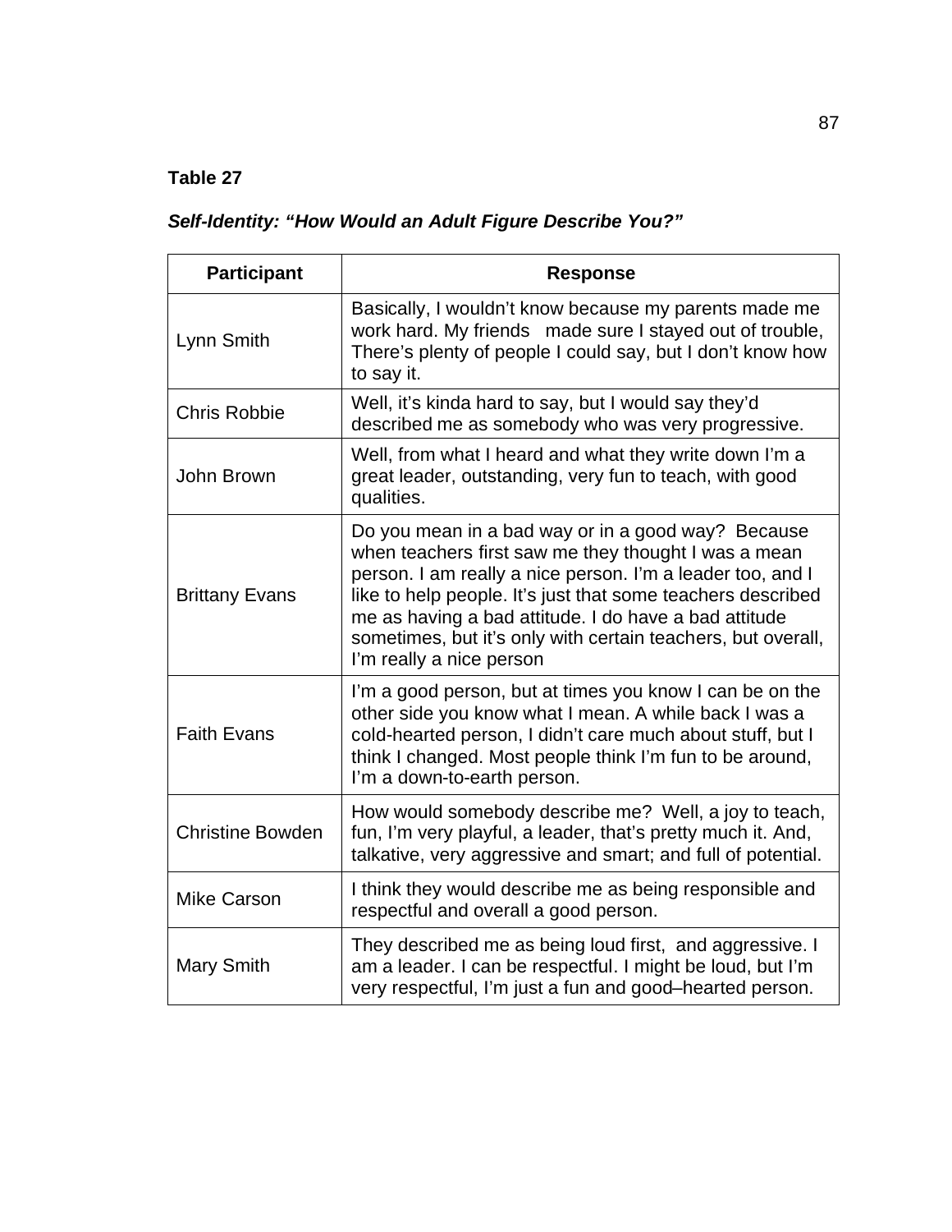**Table 27**

***Self-Identity: "How Would an Adult Figure Describe You?"***

| Participant | Response |
|---|---|
| Lynn Smith | Basically, I wouldn't know because my parents made me work hard. My friends made sure I stayed out of trouble, There's plenty of people I could say, but I don't know how to say it. |
| Chris Robbie | Well, it's kinda hard to say, but I would say they'd described me as somebody who was very progressive. |
| John Brown | Well, from what I heard and what they write down I'm a great leader, outstanding, very fun to teach, with good qualities. |
| Brittany Evans | Do you mean in a bad way or in a good way? Because when teachers first saw me they thought I was a mean person. I am really a nice person. I'm a leader too, and I like to help people. It's just that some teachers described me as having a bad attitude. I do have a bad attitude sometimes, but it's only with certain teachers, but overall, I'm really a nice person |
| Faith Evans | I'm a good person, but at times you know I can be on the other side you know what I mean. A while back I was a cold-hearted person, I didn't care much about stuff, but I think I changed. Most people think I'm fun to be around, I'm a down-to-earth person. |
| Christine Bowden | How would somebody describe me? Well, a joy to teach, fun, I'm very playful, a leader, that's pretty much it. And, talkative, very aggressive and smart; and full of potential. |
| Mike Carson | I think they would describe me as being responsible and respectful and overall a good person. |
| Mary Smith | They described me as being loud first, and aggressive. I am a leader. I can be respectful. I might be loud, but I'm very respectful, I'm just a fun and good–hearted person. |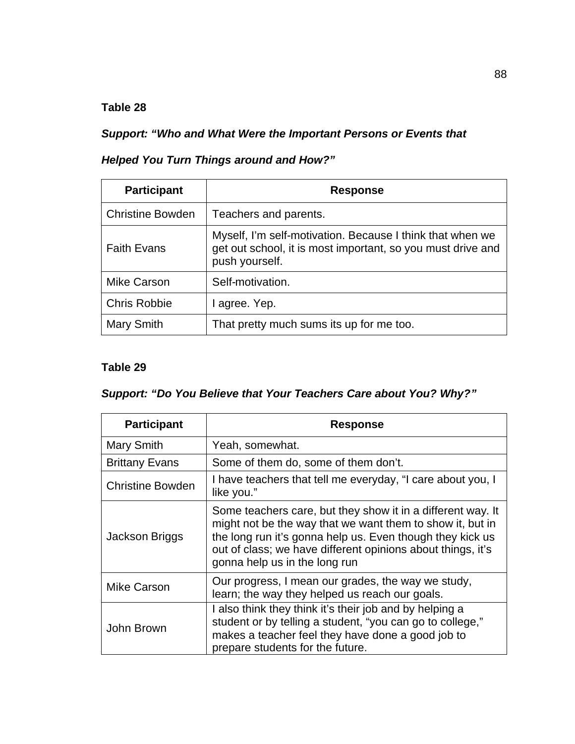**Table 28**

***Support: "Who and What Were the Important Persons or Events that Helped You Turn Things around and How?"***

| Participant | Response |
| --- | --- |
| Christine Bowden | Teachers and parents. |
| Faith Evans | Myself, I'm self-motivation. Because I think that when we get out school, it is most important, so you must drive and push yourself. |
| Mike Carson | Self-motivation. |
| Chris Robbie | I agree. Yep. |
| Mary Smith | That pretty much sums its up for me too. |

**Table 29**

***Support: "Do You Believe that Your Teachers Care about You? Why?"***

| Participant | Response |
| --- | --- |
| Mary Smith | Yeah, somewhat. |
| Brittany Evans | Some of them do, some of them don't. |
| Christine Bowden | I have teachers that tell me everyday, "I care about you, I like you." |
| Jackson Briggs | Some teachers care, but they show it in a different way. It might not be the way that we want them to show it, but in the long run it's gonna help us. Even though they kick us out of class; we have different opinions about things, it's gonna help us in the long run |
| Mike Carson | Our progress, I mean our grades, the way we study, learn; the way they helped us reach our goals. |
| John Brown | I also think they think it's their job and by helping a student or by telling a student, "you can go to college," makes a teacher feel they have done a good job to prepare students for the future. |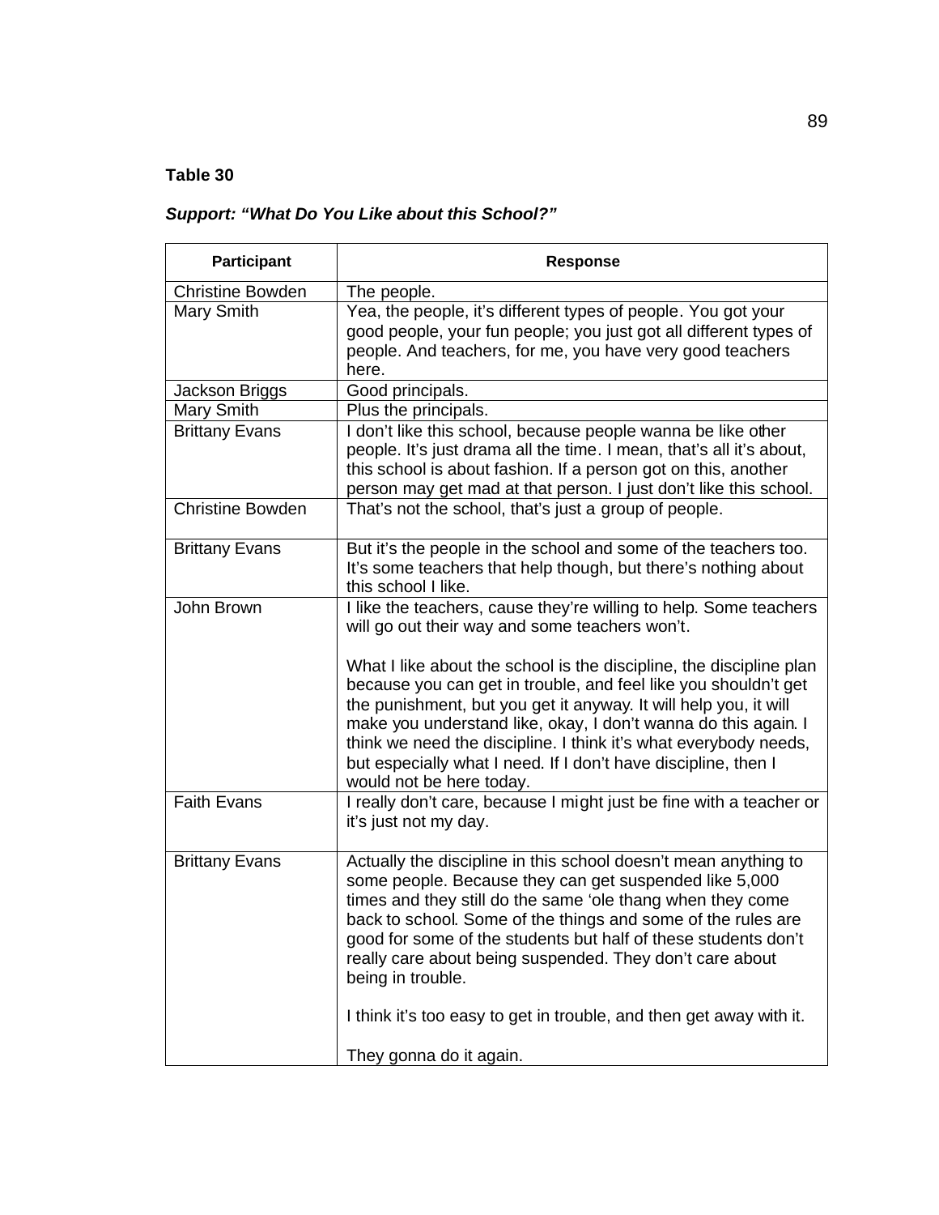**Table 30**

***Support: "What Do You Like about this School?"***

| Participant | Response |
|---|---|
| Christine Bowden | The people. |
| Mary Smith | Yea, the people, it's different types of people. You got your good people, your fun people; you just got all different types of people. And teachers, for me, you have very good teachers here. |
| Jackson Briggs | Good principals. |
| Mary Smith | Plus the principals. |
| Brittany Evans | I don't like this school, because people wanna be like other people. It's just drama all the time. I mean, that's all it's about, this school is about fashion. If a person got on this, another person may get mad at that person. I just don't like this school. |
| Christine Bowden | That's not the school, that's just a group of people. |
| Brittany Evans | But it's the people in the school and some of the teachers too. It's some teachers that help though, but there's nothing about this school I like. |
| John Brown | I like the teachers, cause they're willing to help. Some teachers will go out their way and some teachers won't.<br><br>What I like about the school is the discipline, the discipline plan because you can get in trouble, and feel like you shouldn't get the punishment, but you get it anyway. It will help you, it will make you understand like, okay, I don't wanna do this again. I think we need the discipline. I think it's what everybody needs, but especially what I need. If I don't have discipline, then I would not be here today. |
| Faith Evans | I really don't care, because I might just be fine with a teacher or it's just not my day. |
| Brittany Evans | Actually the discipline in this school doesn't mean anything to some people. Because they can get suspended like 5,000 times and they still do the same 'ole thang when they come back to school. Some of the things and some of the rules are good for some of the students but half of these students don't really care about being suspended. They don't care about being in trouble.<br><br>I think it's too easy to get in trouble, and then get away with it.<br><br>They gonna do it again. |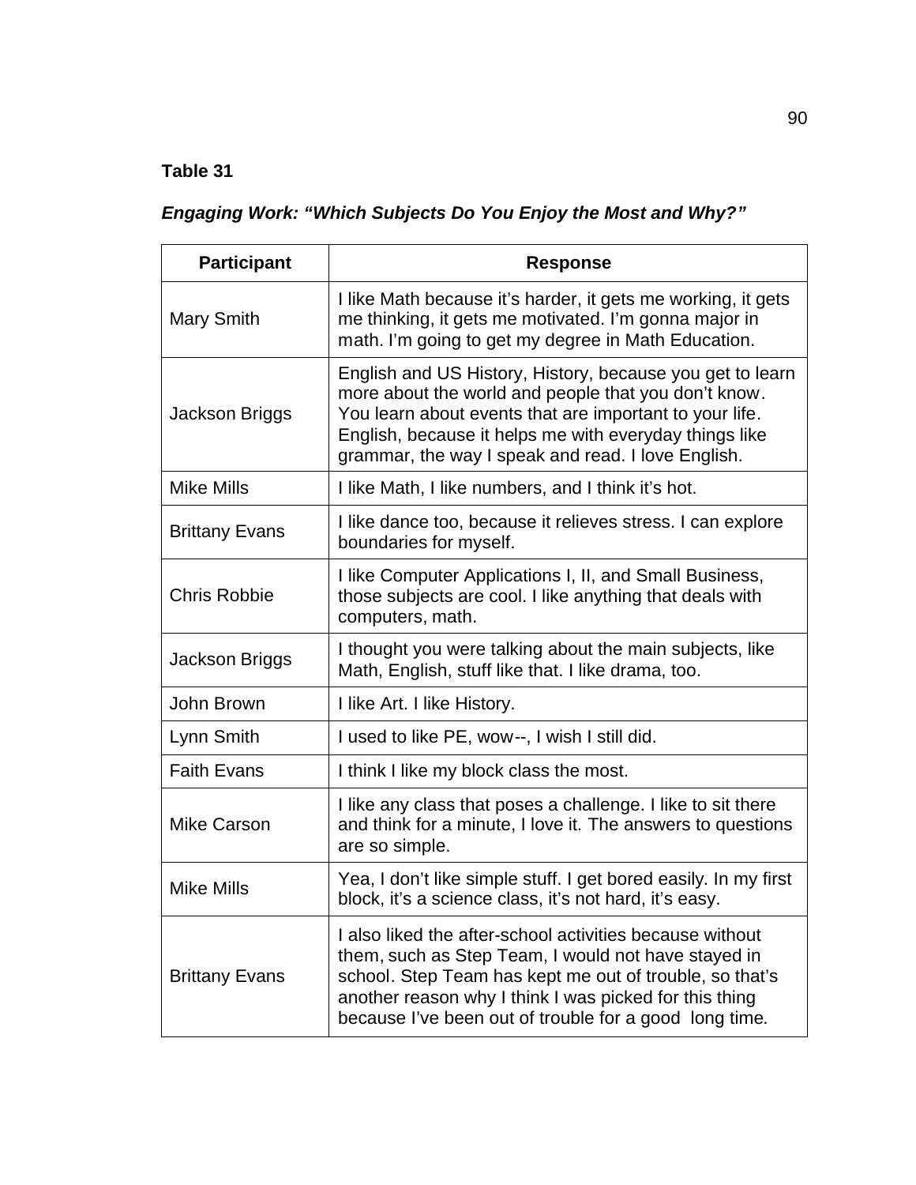**Table 31**

***Engaging Work: "Which Subjects Do You Enjoy the Most and Why?"***

| Participant | Response |
| --- | --- |
| Mary Smith | I like Math because it's harder, it gets me working, it gets me thinking, it gets me motivated. I'm gonna major in math. I'm going to get my degree in Math Education. |
| Jackson Briggs | English and US History, History, because you get to learn more about the world and people that you don't know. You learn about events that are important to your life. English, because it helps me with everyday things like grammar, the way I speak and read. I love English. |
| Mike Mills | I like Math, I like numbers, and I think it's hot. |
| Brittany Evans | I like dance too, because it relieves stress. I can explore boundaries for myself. |
| Chris Robbie | I like Computer Applications I, II, and Small Business, those subjects are cool. I like anything that deals with computers, math. |
| Jackson Briggs | I thought you were talking about the main subjects, like Math, English, stuff like that. I like drama, too. |
| John Brown | I like Art. I like History. |
| Lynn Smith | I used to like PE, wow--, I wish I still did. |
| Faith Evans | I think I like my block class the most. |
| Mike Carson | I like any class that poses a challenge. I like to sit there and think for a minute, I love it. The answers to questions are so simple. |
| Mike Mills | Yea, I don't like simple stuff. I get bored easily. In my first block, it's a science class, it's not hard, it's easy. |
| Brittany Evans | I also liked the after-school activities because without them, such as Step Team, I would not have stayed in school. Step Team has kept me out of trouble, so that's another reason why I think I was picked for this thing because I've been out of trouble for a good long time. |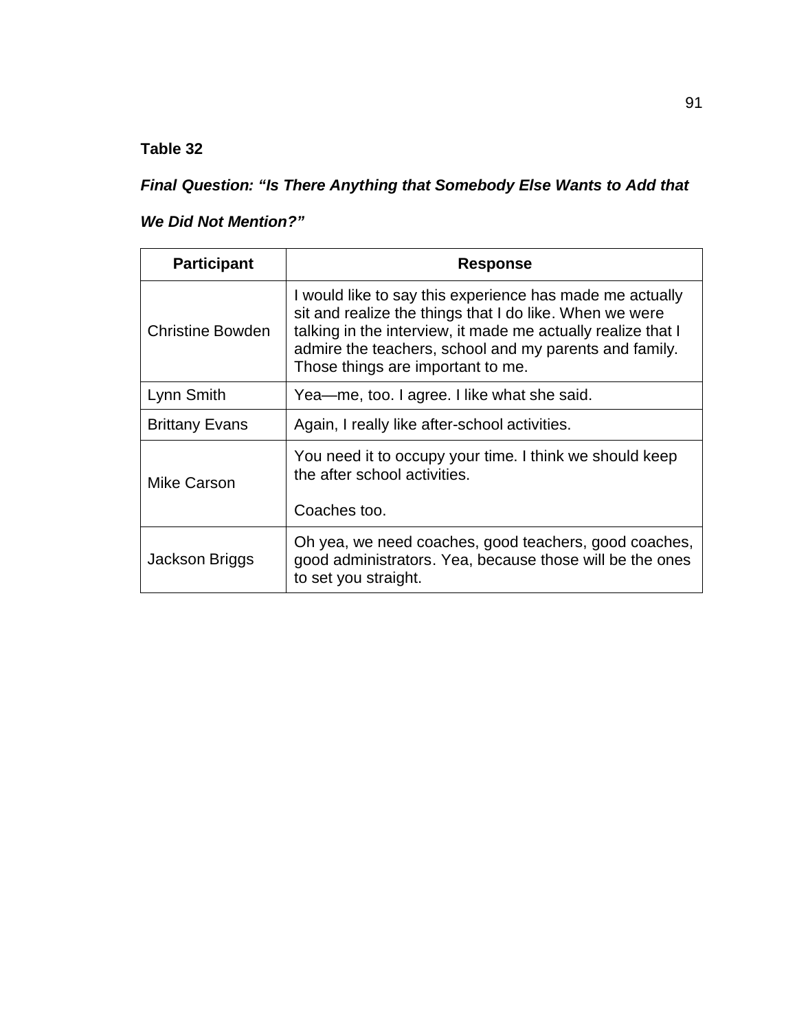**Table 32**

***Final Question: "Is There Anything that Somebody Else Wants to Add that We Did Not Mention?"***

| Participant | Response |
|---|---|
| Christine Bowden | I would like to say this experience has made me actually sit and realize the things that I do like. When we were talking in the interview, it made me actually realize that I admire the teachers, school and my parents and family. Those things are important to me. |
| Lynn Smith | Yea—me, too. I agree. I like what she said. |
| Brittany Evans | Again, I really like after-school activities. |
| Mike Carson | You need it to occupy your time. I think we should keep the after school activities.<br><br>Coaches too. |
| Jackson Briggs | Oh yea, we need coaches, good teachers, good coaches, good administrators. Yea, because those will be the ones to set you straight. |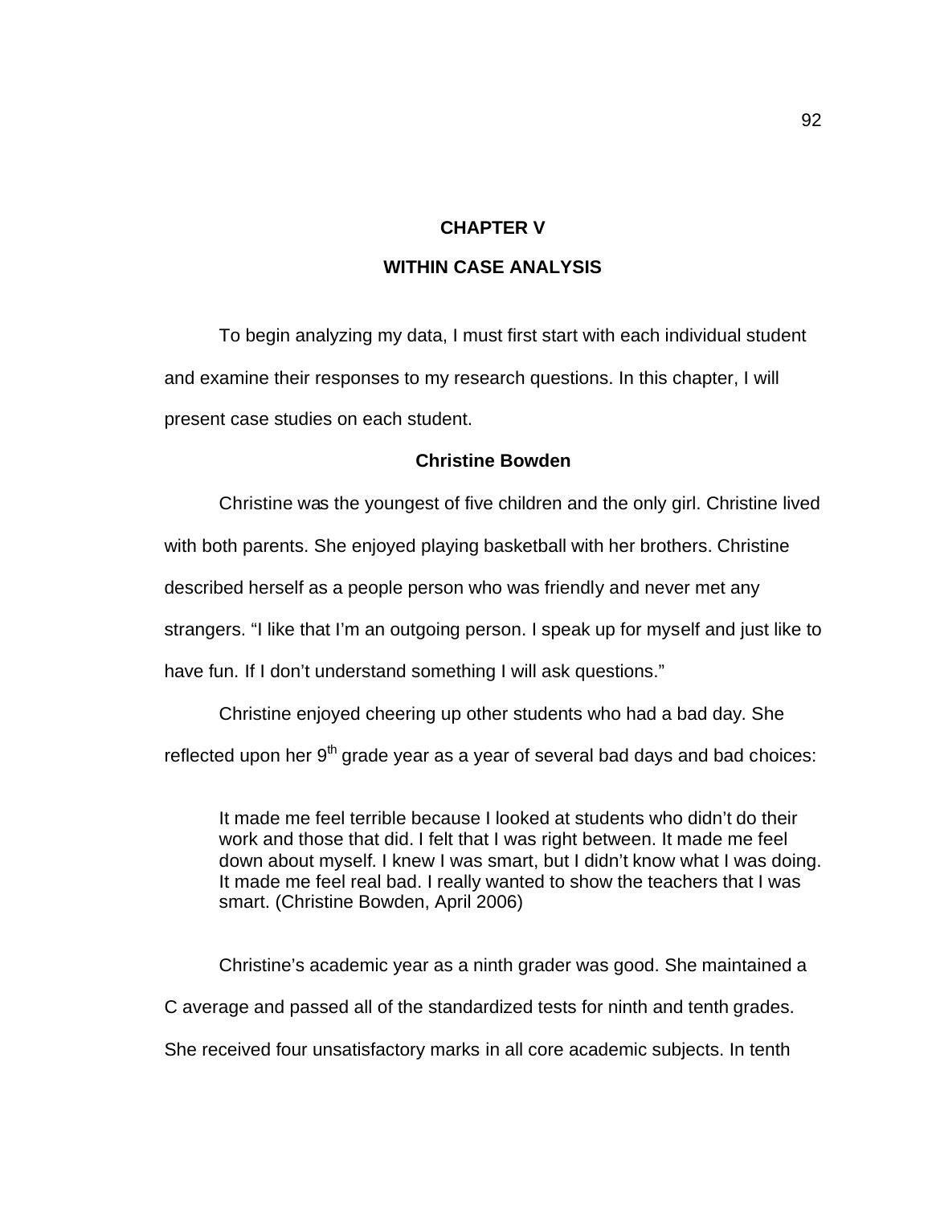# CHAPTER V

# WITHIN CASE ANALYSIS

To begin analyzing my data, I must first start with each individual student and examine their responses to my research questions. In this chapter, I will present case studies on each student.

## Christine Bowden

Christine was the youngest of five children and the only girl. Christine lived with both parents. She enjoyed playing basketball with her brothers. Christine described herself as a people person who was friendly and never met any strangers. “I like that I’m an outgoing person. I speak up for myself and just like to have fun. If I don’t understand something I will ask questions.”

Christine enjoyed cheering up other students who had a bad day. She reflected upon her 9th grade year as a year of several bad days and bad choices:

> It made me feel terrible because I looked at students who didn’t do their work and those that did. I felt that I was right between. It made me feel down about myself. I knew I was smart, but I didn’t know what I was doing. It made me feel real bad. I really wanted to show the teachers that I was smart. (Christine Bowden, April 2006)

Christine’s academic year as a ninth grader was good. She maintained a C average and passed all of the standardized tests for ninth and tenth grades. She received four unsatisfactory marks in all core academic subjects. In tenth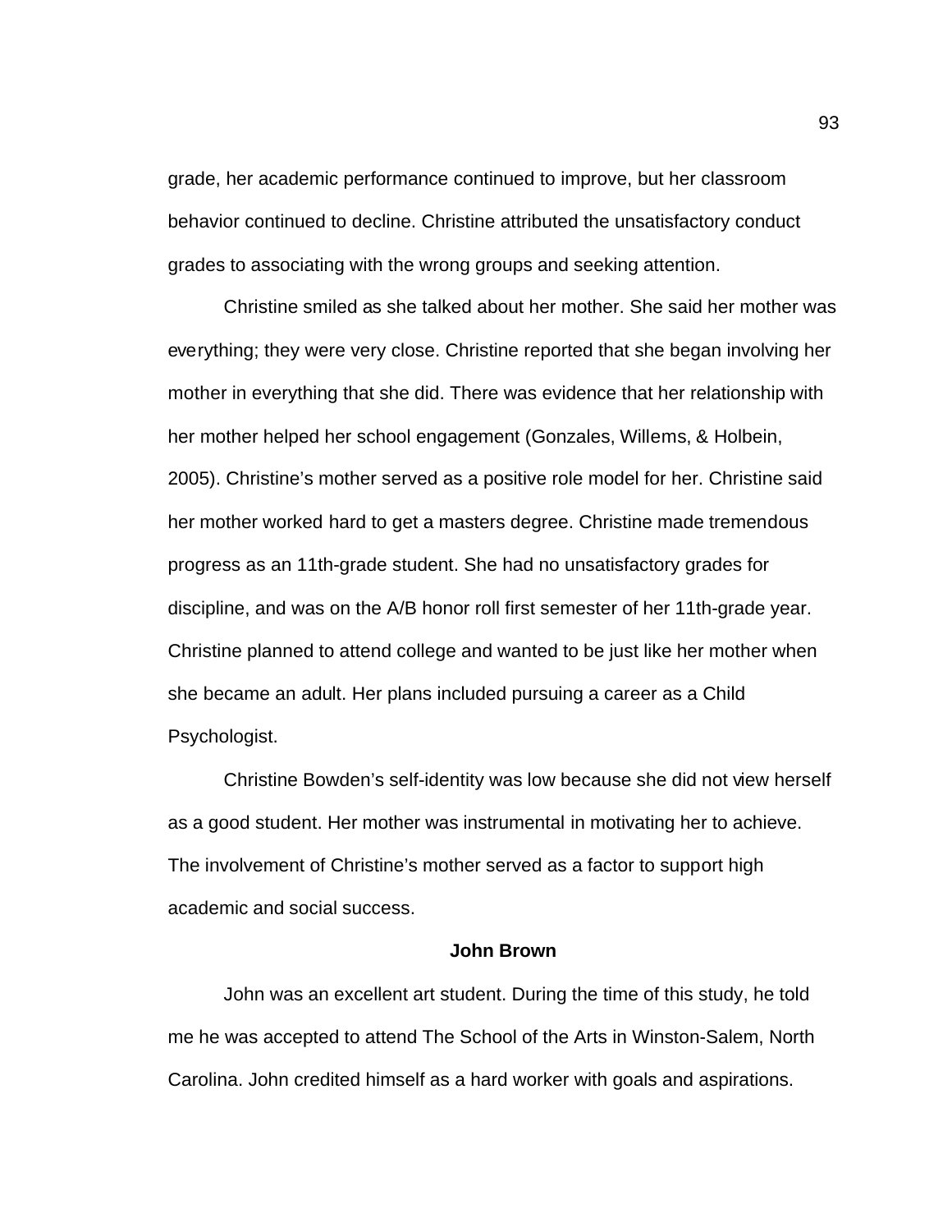grade, her academic performance continued to improve, but her classroom behavior continued to decline. Christine attributed the unsatisfactory conduct grades to associating with the wrong groups and seeking attention.

Christine smiled as she talked about her mother. She said her mother was everything; they were very close. Christine reported that she began involving her mother in everything that she did. There was evidence that her relationship with her mother helped her school engagement (Gonzales, Willems, & Holbein, 2005). Christine's mother served as a positive role model for her. Christine said her mother worked hard to get a masters degree. Christine made tremendous progress as an 11th-grade student. She had no unsatisfactory grades for discipline, and was on the A/B honor roll first semester of her 11th-grade year. Christine planned to attend college and wanted to be just like her mother when she became an adult. Her plans included pursuing a career as a Child Psychologist.

Christine Bowden's self-identity was low because she did not view herself as a good student. Her mother was instrumental in motivating her to achieve. The involvement of Christine's mother served as a factor to support high academic and social success.

### John Brown

John was an excellent art student. During the time of this study, he told me he was accepted to attend The School of the Arts in Winston-Salem, North Carolina. John credited himself as a hard worker with goals and aspirations.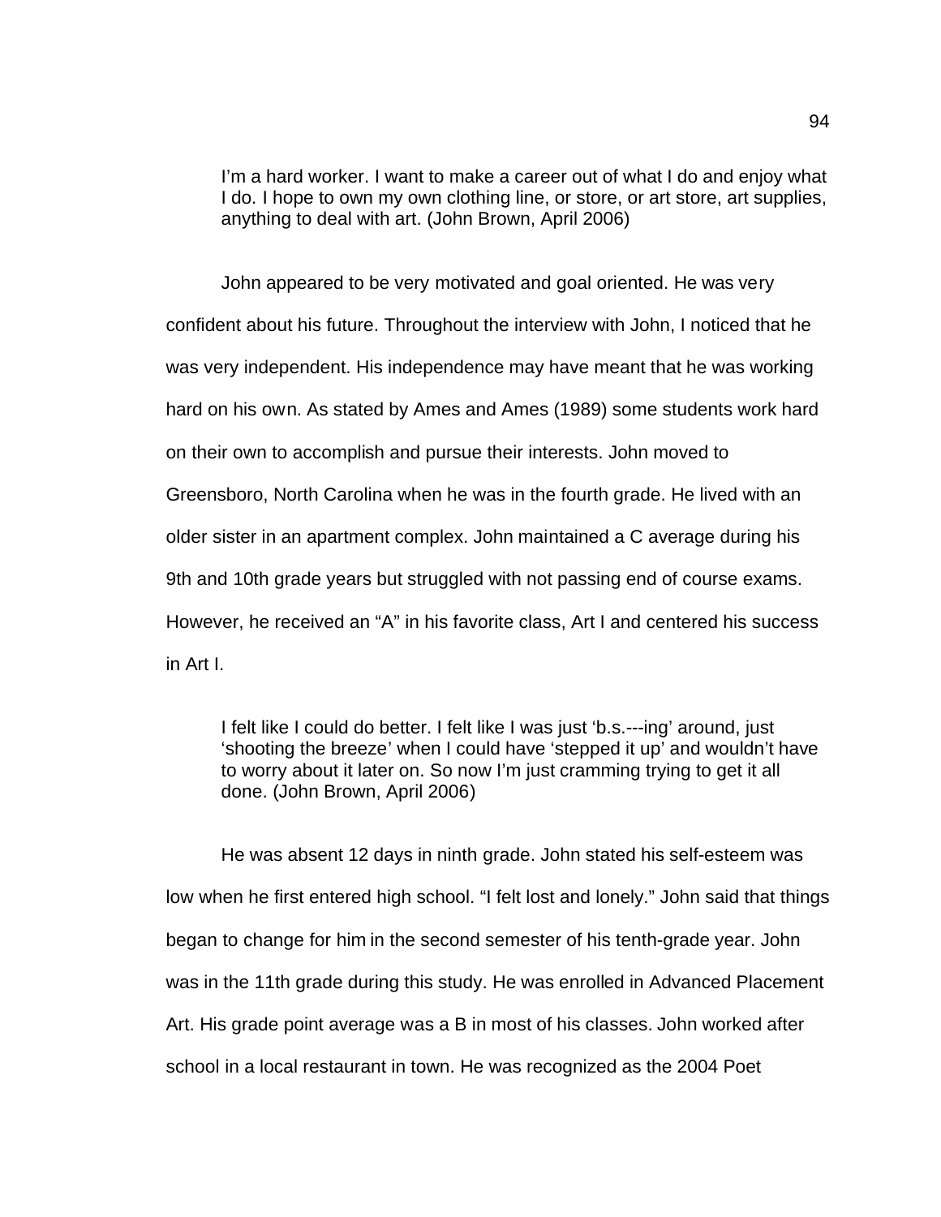> I'm a hard worker. I want to make a career out of what I do and enjoy what I do. I hope to own my own clothing line, or store, or art store, art supplies, anything to deal with art. (John Brown, April 2006)

John appeared to be very motivated and goal oriented. He was very confident about his future. Throughout the interview with John, I noticed that he was very independent. His independence may have meant that he was working hard on his own. As stated by Ames and Ames (1989) some students work hard on their own to accomplish and pursue their interests. John moved to Greensboro, North Carolina when he was in the fourth grade. He lived with an older sister in an apartment complex. John maintained a C average during his 9th and 10th grade years but struggled with not passing end of course exams. However, he received an "A" in his favorite class, Art I and centered his success in Art I.

> I felt like I could do better. I felt like I was just 'b.s.---ing' around, just 'shooting the breeze' when I could have 'stepped it up' and wouldn't have to worry about it later on. So now I'm just cramming trying to get it all done. (John Brown, April 2006)

He was absent 12 days in ninth grade. John stated his self-esteem was low when he first entered high school. "I felt lost and lonely." John said that things began to change for him in the second semester of his tenth-grade year. John was in the 11th grade during this study. He was enrolled in Advanced Placement Art. His grade point average was a B in most of his classes. John worked after school in a local restaurant in town. He was recognized as the 2004 Poet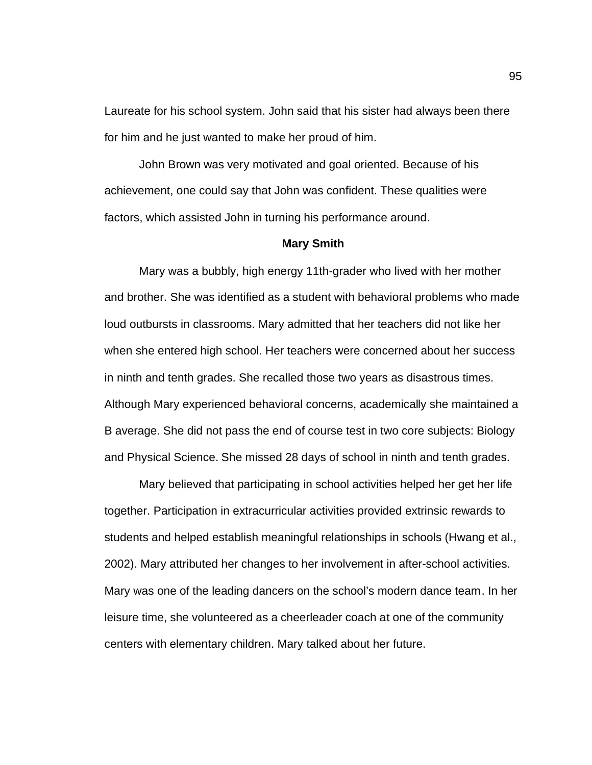Laureate for his school system. John said that his sister had always been there for him and he just wanted to make her proud of him.

John Brown was very motivated and goal oriented. Because of his achievement, one could say that John was confident. These qualities were factors, which assisted John in turning his performance around.

### Mary Smith

Mary was a bubbly, high energy 11th-grader who lived with her mother and brother. She was identified as a student with behavioral problems who made loud outbursts in classrooms. Mary admitted that her teachers did not like her when she entered high school. Her teachers were concerned about her success in ninth and tenth grades. She recalled those two years as disastrous times. Although Mary experienced behavioral concerns, academically she maintained a B average. She did not pass the end of course test in two core subjects: Biology and Physical Science. She missed 28 days of school in ninth and tenth grades.

Mary believed that participating in school activities helped her get her life together. Participation in extracurricular activities provided extrinsic rewards to students and helped establish meaningful relationships in schools (Hwang et al., 2002). Mary attributed her changes to her involvement in after-school activities. Mary was one of the leading dancers on the school's modern dance team. In her leisure time, she volunteered as a cheerleader coach at one of the community centers with elementary children. Mary talked about her future.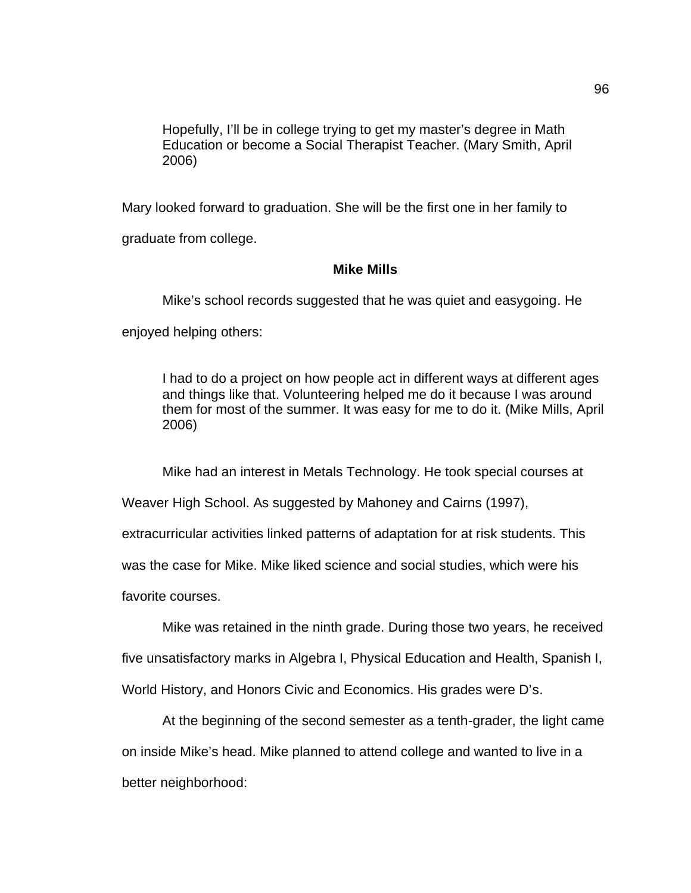> Hopefully, I'll be in college trying to get my master's degree in Math Education or become a Social Therapist Teacher. (Mary Smith, April 2006)

Mary looked forward to graduation. She will be the first one in her family to graduate from college.

### Mike Mills

Mike's school records suggested that he was quiet and easygoing. He enjoyed helping others:

> I had to do a project on how people act in different ways at different ages and things like that. Volunteering helped me do it because I was around them for most of the summer. It was easy for me to do it. (Mike Mills, April 2006)

Mike had an interest in Metals Technology. He took special courses at Weaver High School. As suggested by Mahoney and Cairns (1997), extracurricular activities linked patterns of adaptation for at risk students. This was the case for Mike. Mike liked science and social studies, which were his favorite courses.

Mike was retained in the ninth grade. During those two years, he received five unsatisfactory marks in Algebra I, Physical Education and Health, Spanish I, World History, and Honors Civic and Economics. His grades were D's.

At the beginning of the second semester as a tenth-grader, the light came on inside Mike's head. Mike planned to attend college and wanted to live in a better neighborhood: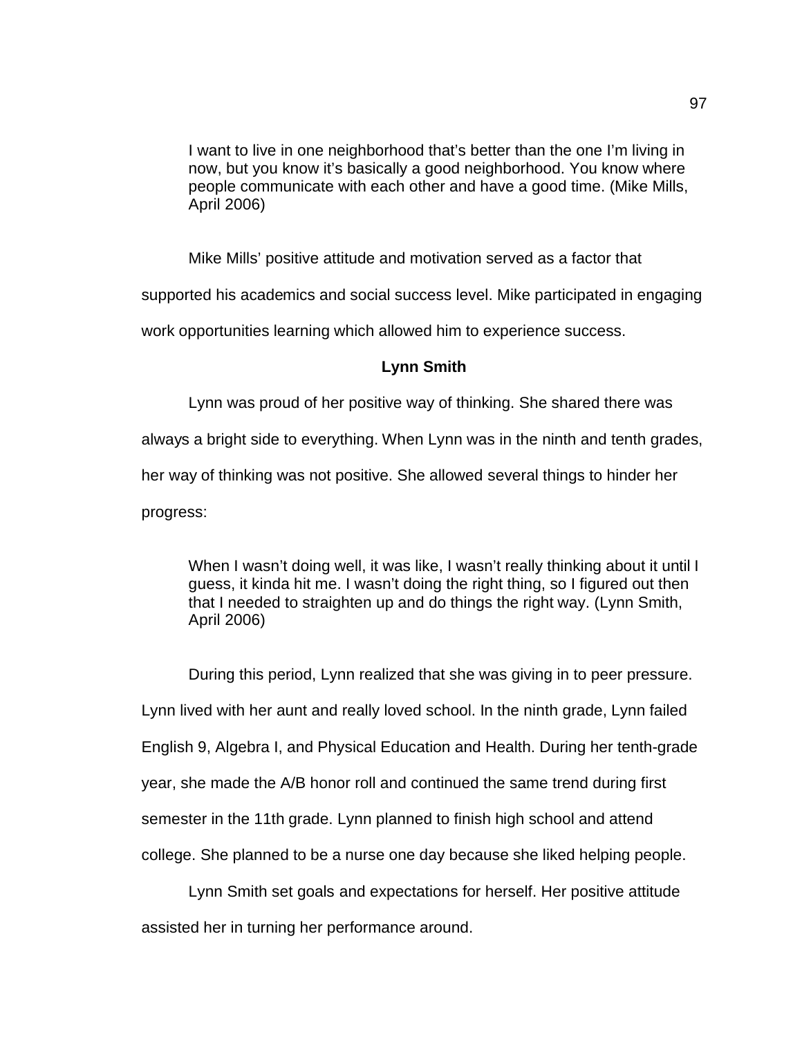> I want to live in one neighborhood that's better than the one I'm living in now, but you know it's basically a good neighborhood. You know where people communicate with each other and have a good time. (Mike Mills, April 2006)

Mike Mills' positive attitude and motivation served as a factor that supported his academics and social success level. Mike participated in engaging work opportunities learning which allowed him to experience success.

### Lynn Smith

Lynn was proud of her positive way of thinking. She shared there was always a bright side to everything. When Lynn was in the ninth and tenth grades, her way of thinking was not positive. She allowed several things to hinder her progress:

> When I wasn't doing well, it was like, I wasn't really thinking about it until I guess, it kinda hit me. I wasn't doing the right thing, so I figured out then that I needed to straighten up and do things the right way. (Lynn Smith, April 2006)

During this period, Lynn realized that she was giving in to peer pressure. Lynn lived with her aunt and really loved school. In the ninth grade, Lynn failed English 9, Algebra I, and Physical Education and Health. During her tenth-grade year, she made the A/B honor roll and continued the same trend during first semester in the 11th grade. Lynn planned to finish high school and attend college. She planned to be a nurse one day because she liked helping people.

Lynn Smith set goals and expectations for herself. Her positive attitude assisted her in turning her performance around.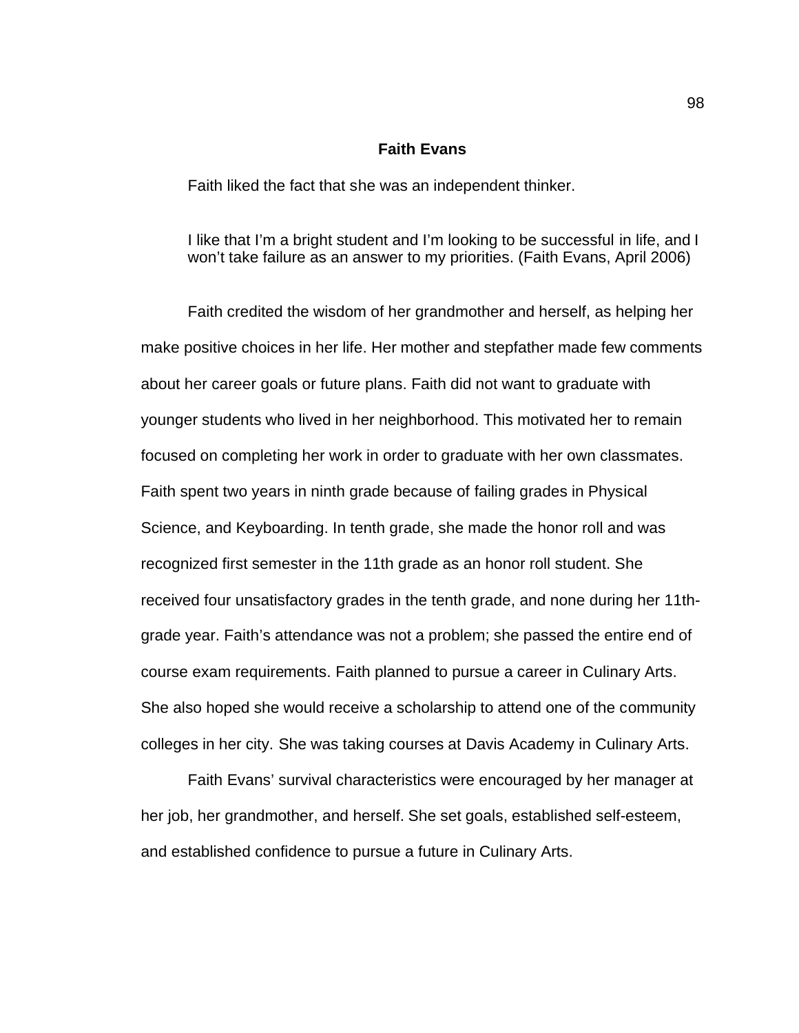## Faith Evans

Faith liked the fact that she was an independent thinker.

> I like that I'm a bright student and I'm looking to be successful in life, and I won't take failure as an answer to my priorities. (Faith Evans, April 2006)

Faith credited the wisdom of her grandmother and herself, as helping her make positive choices in her life. Her mother and stepfather made few comments about her career goals or future plans. Faith did not want to graduate with younger students who lived in her neighborhood. This motivated her to remain focused on completing her work in order to graduate with her own classmates. Faith spent two years in ninth grade because of failing grades in Physical Science, and Keyboarding. In tenth grade, she made the honor roll and was recognized first semester in the 11th grade as an honor roll student. She received four unsatisfactory grades in the tenth grade, and none during her 11th-grade year. Faith's attendance was not a problem; she passed the entire end of course exam requirements. Faith planned to pursue a career in Culinary Arts. She also hoped she would receive a scholarship to attend one of the community colleges in her city. She was taking courses at Davis Academy in Culinary Arts.

Faith Evans' survival characteristics were encouraged by her manager at her job, her grandmother, and herself. She set goals, established self-esteem, and established confidence to pursue a future in Culinary Arts.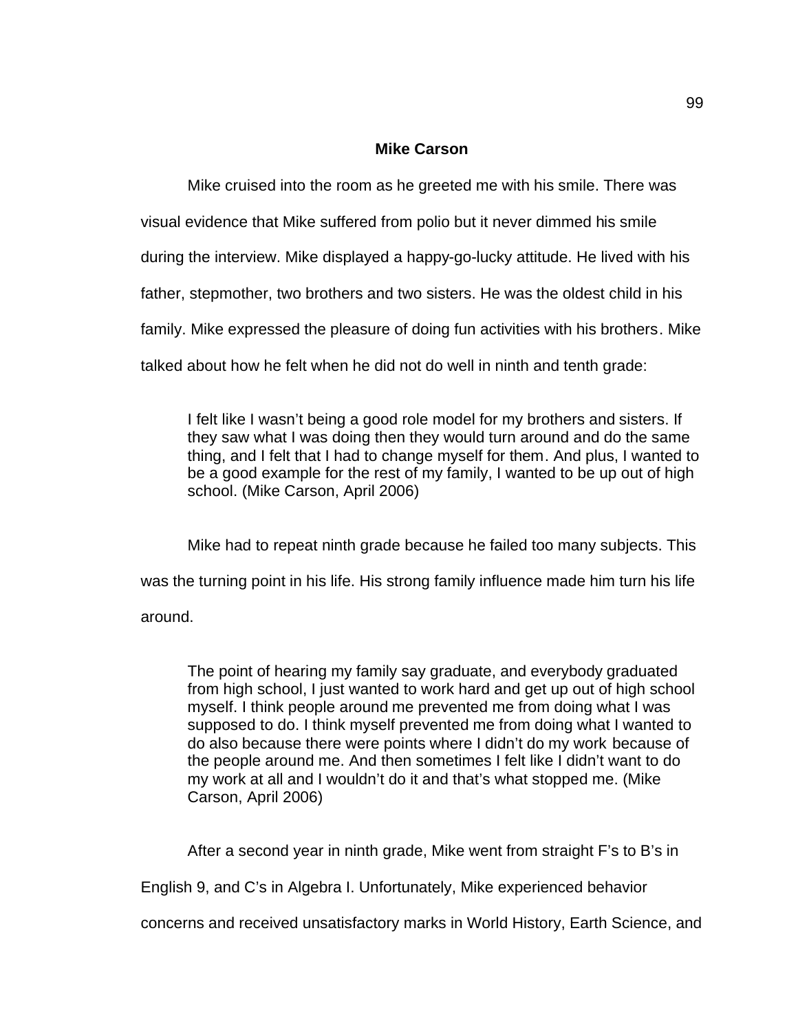**Mike Carson**

Mike cruised into the room as he greeted me with his smile. There was visual evidence that Mike suffered from polio but it never dimmed his smile during the interview. Mike displayed a happy-go-lucky attitude. He lived with his father, stepmother, two brothers and two sisters. He was the oldest child in his family. Mike expressed the pleasure of doing fun activities with his brothers. Mike talked about how he felt when he did not do well in ninth and tenth grade:

> I felt like I wasn't being a good role model for my brothers and sisters. If they saw what I was doing then they would turn around and do the same thing, and I felt that I had to change myself for them. And plus, I wanted to be a good example for the rest of my family, I wanted to be up out of high school. (Mike Carson, April 2006)

Mike had to repeat ninth grade because he failed too many subjects. This was the turning point in his life. His strong family influence made him turn his life around.

> The point of hearing my family say graduate, and everybody graduated from high school, I just wanted to work hard and get up out of high school myself. I think people around me prevented me from doing what I was supposed to do. I think myself prevented me from doing what I wanted to do also because there were points where I didn't do my work because of the people around me. And then sometimes I felt like I didn't want to do my work at all and I wouldn't do it and that's what stopped me. (Mike Carson, April 2006)

After a second year in ninth grade, Mike went from straight F's to B's in English 9, and C's in Algebra I. Unfortunately, Mike experienced behavior concerns and received unsatisfactory marks in World History, Earth Science, and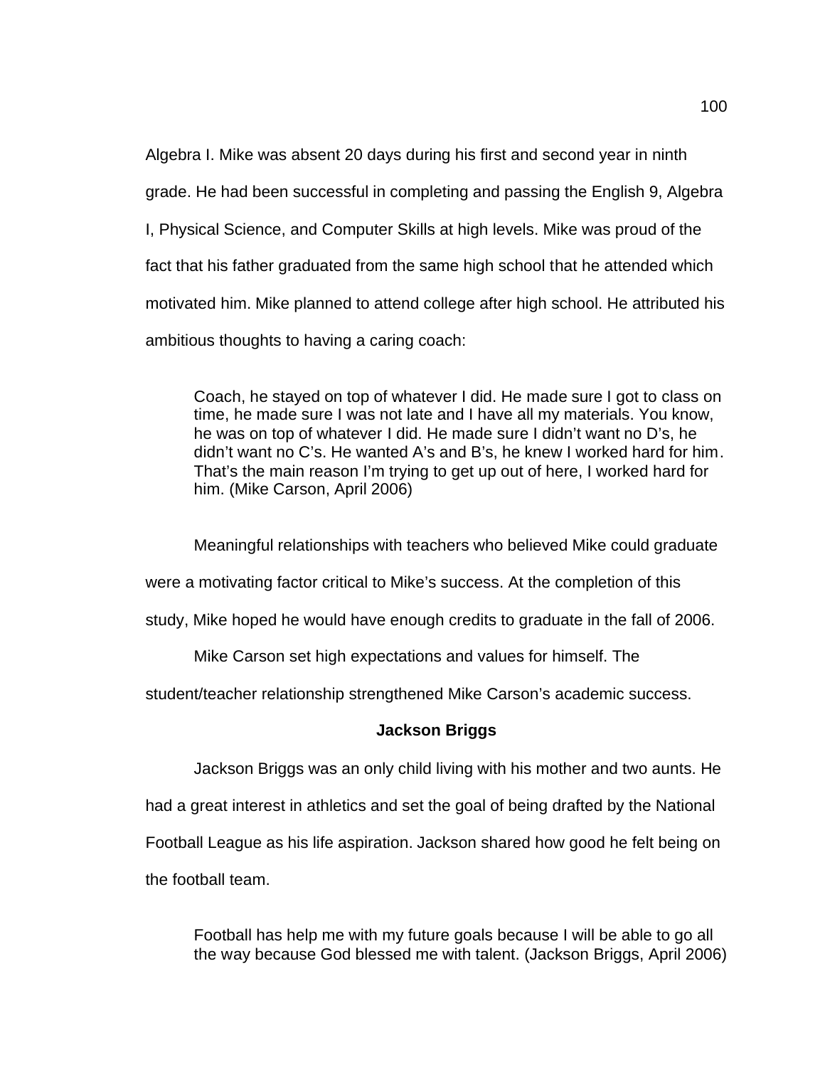Algebra I. Mike was absent 20 days during his first and second year in ninth grade. He had been successful in completing and passing the English 9, Algebra I, Physical Science, and Computer Skills at high levels. Mike was proud of the fact that his father graduated from the same high school that he attended which motivated him. Mike planned to attend college after high school. He attributed his ambitious thoughts to having a caring coach:

> Coach, he stayed on top of whatever I did. He made sure I got to class on time, he made sure I was not late and I have all my materials. You know, he was on top of whatever I did. He made sure I didn't want no D's, he didn't want no C's. He wanted A's and B's, he knew I worked hard for him. That's the main reason I'm trying to get up out of here, I worked hard for him. (Mike Carson, April 2006)

Meaningful relationships with teachers who believed Mike could graduate were a motivating factor critical to Mike's success. At the completion of this study, Mike hoped he would have enough credits to graduate in the fall of 2006.

Mike Carson set high expectations and values for himself. The student/teacher relationship strengthened Mike Carson's academic success.

### Jackson Briggs

Jackson Briggs was an only child living with his mother and two aunts. He had a great interest in athletics and set the goal of being drafted by the National Football League as his life aspiration. Jackson shared how good he felt being on the football team.

> Football has help me with my future goals because I will be able to go all the way because God blessed me with talent. (Jackson Briggs, April 2006)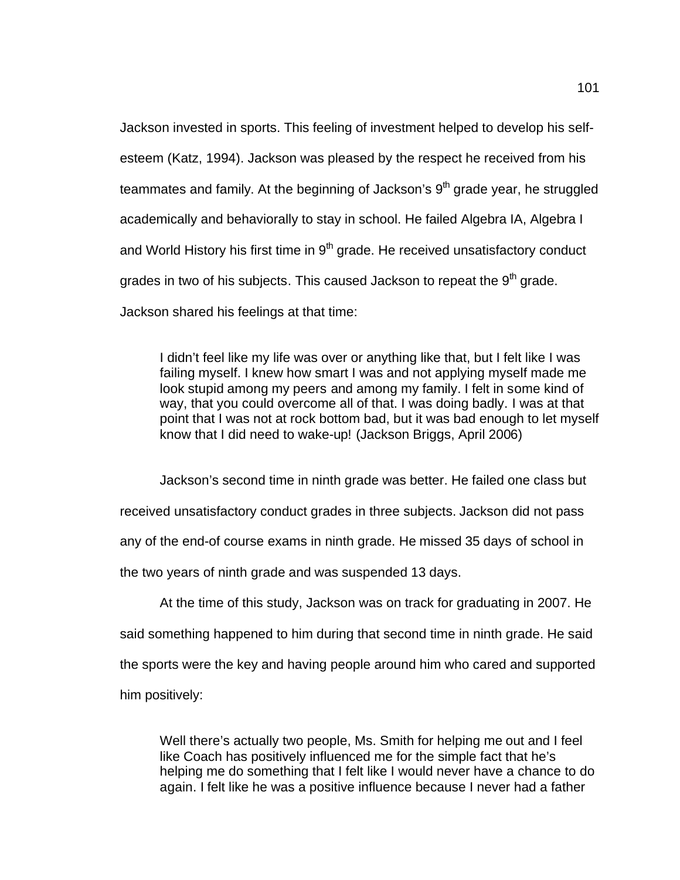Jackson invested in sports. This feeling of investment helped to develop his self-esteem (Katz, 1994). Jackson was pleased by the respect he received from his teammates and family. At the beginning of Jackson's 9th grade year, he struggled academically and behaviorally to stay in school. He failed Algebra IA, Algebra I and World History his first time in 9th grade. He received unsatisfactory conduct grades in two of his subjects. This caused Jackson to repeat the 9th grade. Jackson shared his feelings at that time:

> I didn't feel like my life was over or anything like that, but I felt like I was failing myself. I knew how smart I was and not applying myself made me look stupid among my peers and among my family. I felt in some kind of way, that you could overcome all of that. I was doing badly. I was at that point that I was not at rock bottom bad, but it was bad enough to let myself know that I did need to wake-up! (Jackson Briggs, April 2006)

Jackson's second time in ninth grade was better. He failed one class but received unsatisfactory conduct grades in three subjects. Jackson did not pass any of the end-of course exams in ninth grade. He missed 35 days of school in the two years of ninth grade and was suspended 13 days.

At the time of this study, Jackson was on track for graduating in 2007. He said something happened to him during that second time in ninth grade. He said the sports were the key and having people around him who cared and supported him positively:

> Well there's actually two people, Ms. Smith for helping me out and I feel like Coach has positively influenced me for the simple fact that he's helping me do something that I felt like I would never have a chance to do again. I felt like he was a positive influence because I never had a father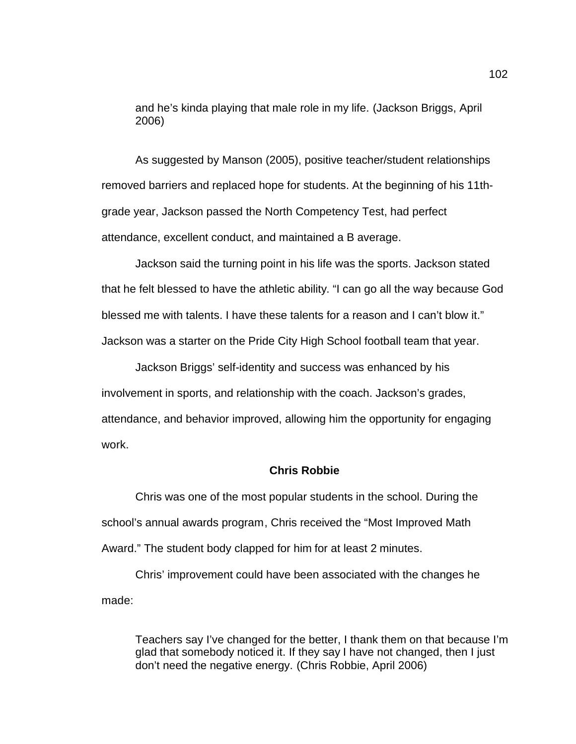> and he's kinda playing that male role in my life. (Jackson Briggs, April 2006)

As suggested by Manson (2005), positive teacher/student relationships removed barriers and replaced hope for students. At the beginning of his 11th-grade year, Jackson passed the North Competency Test, had perfect attendance, excellent conduct, and maintained a B average.

Jackson said the turning point in his life was the sports. Jackson stated that he felt blessed to have the athletic ability. "I can go all the way because God blessed me with talents. I have these talents for a reason and I can't blow it." Jackson was a starter on the Pride City High School football team that year.

Jackson Briggs' self-identity and success was enhanced by his involvement in sports, and relationship with the coach. Jackson's grades, attendance, and behavior improved, allowing him the opportunity for engaging work.

**Chris Robbie**

Chris was one of the most popular students in the school. During the school's annual awards program, Chris received the "Most Improved Math Award." The student body clapped for him for at least 2 minutes.

Chris' improvement could have been associated with the changes he made:

> Teachers say I've changed for the better, I thank them on that because I'm glad that somebody noticed it. If they say I have not changed, then I just don't need the negative energy. (Chris Robbie, April 2006)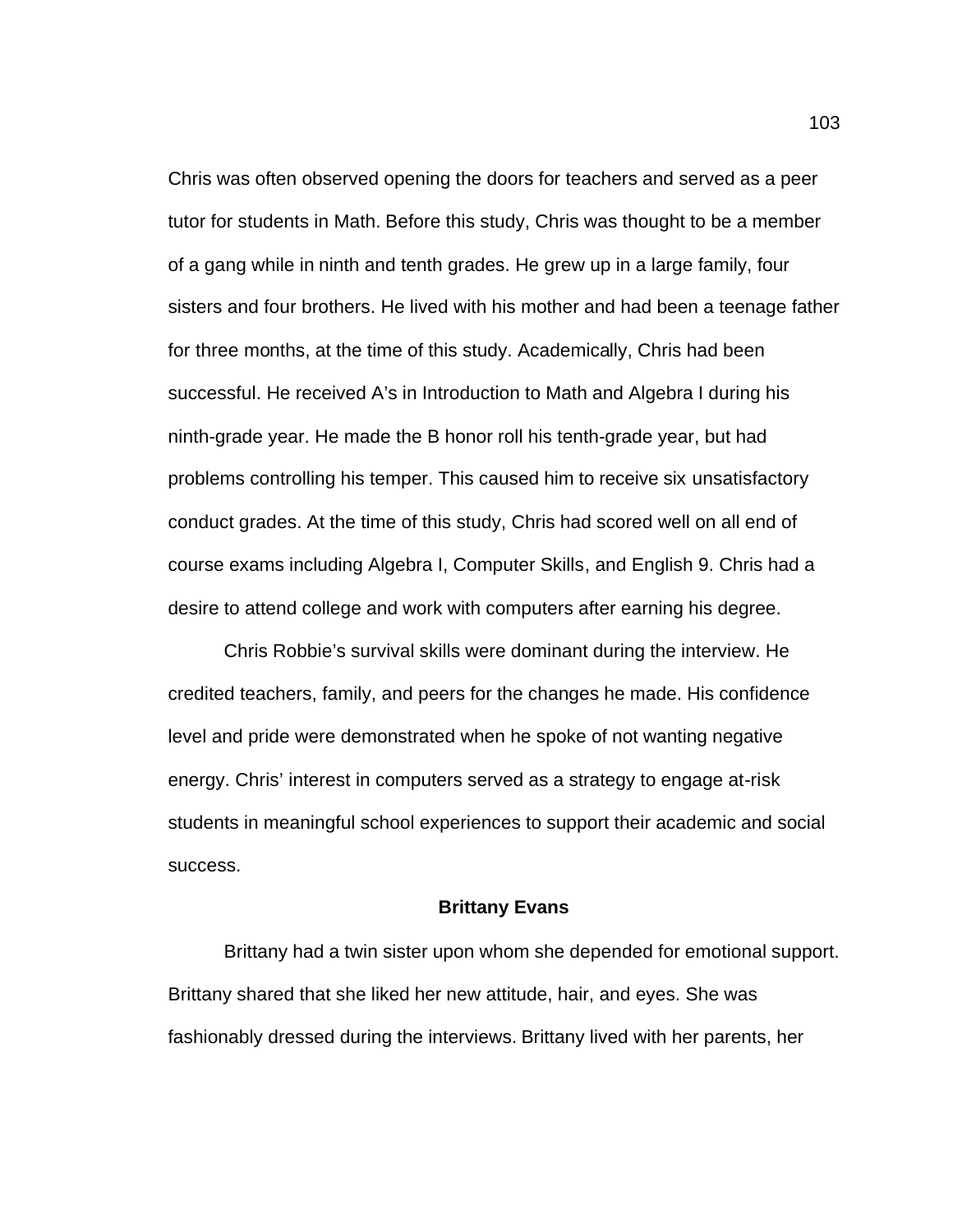Chris was often observed opening the doors for teachers and served as a peer tutor for students in Math. Before this study, Chris was thought to be a member of a gang while in ninth and tenth grades. He grew up in a large family, four sisters and four brothers. He lived with his mother and had been a teenage father for three months, at the time of this study. Academically, Chris had been successful. He received A's in Introduction to Math and Algebra I during his ninth-grade year. He made the B honor roll his tenth-grade year, but had problems controlling his temper. This caused him to receive six unsatisfactory conduct grades. At the time of this study, Chris had scored well on all end of course exams including Algebra I, Computer Skills, and English 9. Chris had a desire to attend college and work with computers after earning his degree.

Chris Robbie's survival skills were dominant during the interview. He credited teachers, family, and peers for the changes he made. His confidence level and pride were demonstrated when he spoke of not wanting negative energy. Chris' interest in computers served as a strategy to engage at-risk students in meaningful school experiences to support their academic and social success.

### Brittany Evans

Brittany had a twin sister upon whom she depended for emotional support. Brittany shared that she liked her new attitude, hair, and eyes. She was fashionably dressed during the interviews. Brittany lived with her parents, her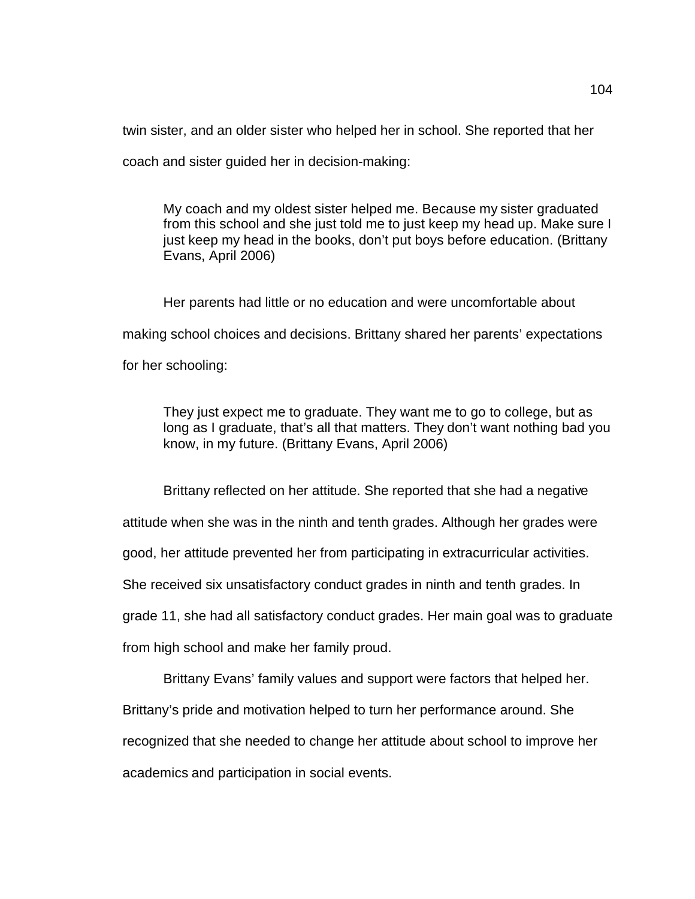twin sister, and an older sister who helped her in school. She reported that her coach and sister guided her in decision-making:

> My coach and my oldest sister helped me. Because my sister graduated from this school and she just told me to just keep my head up. Make sure I just keep my head in the books, don't put boys before education. (Brittany Evans, April 2006)

Her parents had little or no education and were uncomfortable about making school choices and decisions. Brittany shared her parents' expectations for her schooling:

> They just expect me to graduate. They want me to go to college, but as long as I graduate, that's all that matters. They don't want nothing bad you know, in my future. (Brittany Evans, April 2006)

Brittany reflected on her attitude. She reported that she had a negative attitude when she was in the ninth and tenth grades. Although her grades were good, her attitude prevented her from participating in extracurricular activities. She received six unsatisfactory conduct grades in ninth and tenth grades. In grade 11, she had all satisfactory conduct grades. Her main goal was to graduate from high school and make her family proud.

Brittany Evans' family values and support were factors that helped her. Brittany's pride and motivation helped to turn her performance around. She recognized that she needed to change her attitude about school to improve her academics and participation in social events.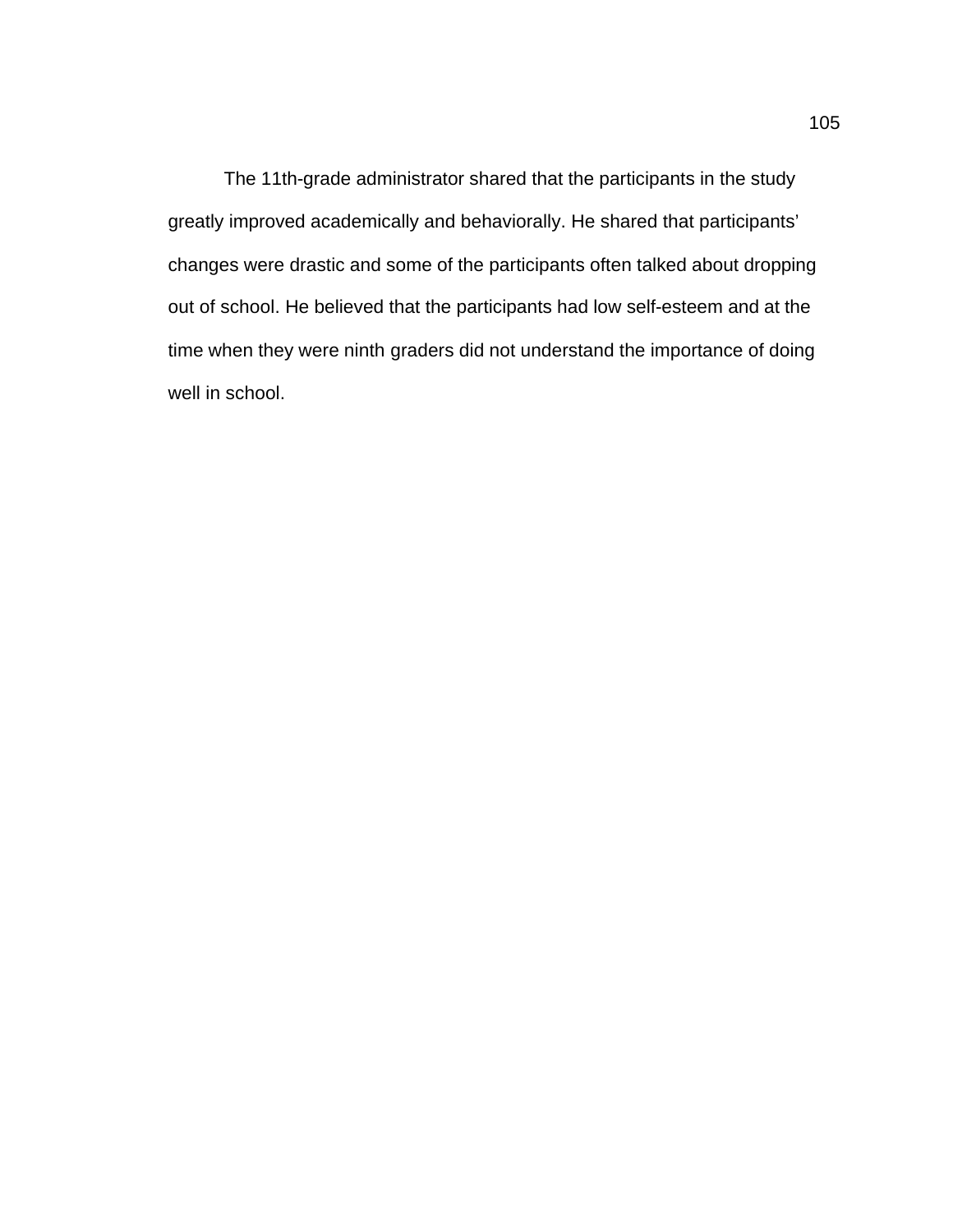The 11th-grade administrator shared that the participants in the study greatly improved academically and behaviorally. He shared that participants' changes were drastic and some of the participants often talked about dropping out of school. He believed that the participants had low self-esteem and at the time when they were ninth graders did not understand the importance of doing well in school.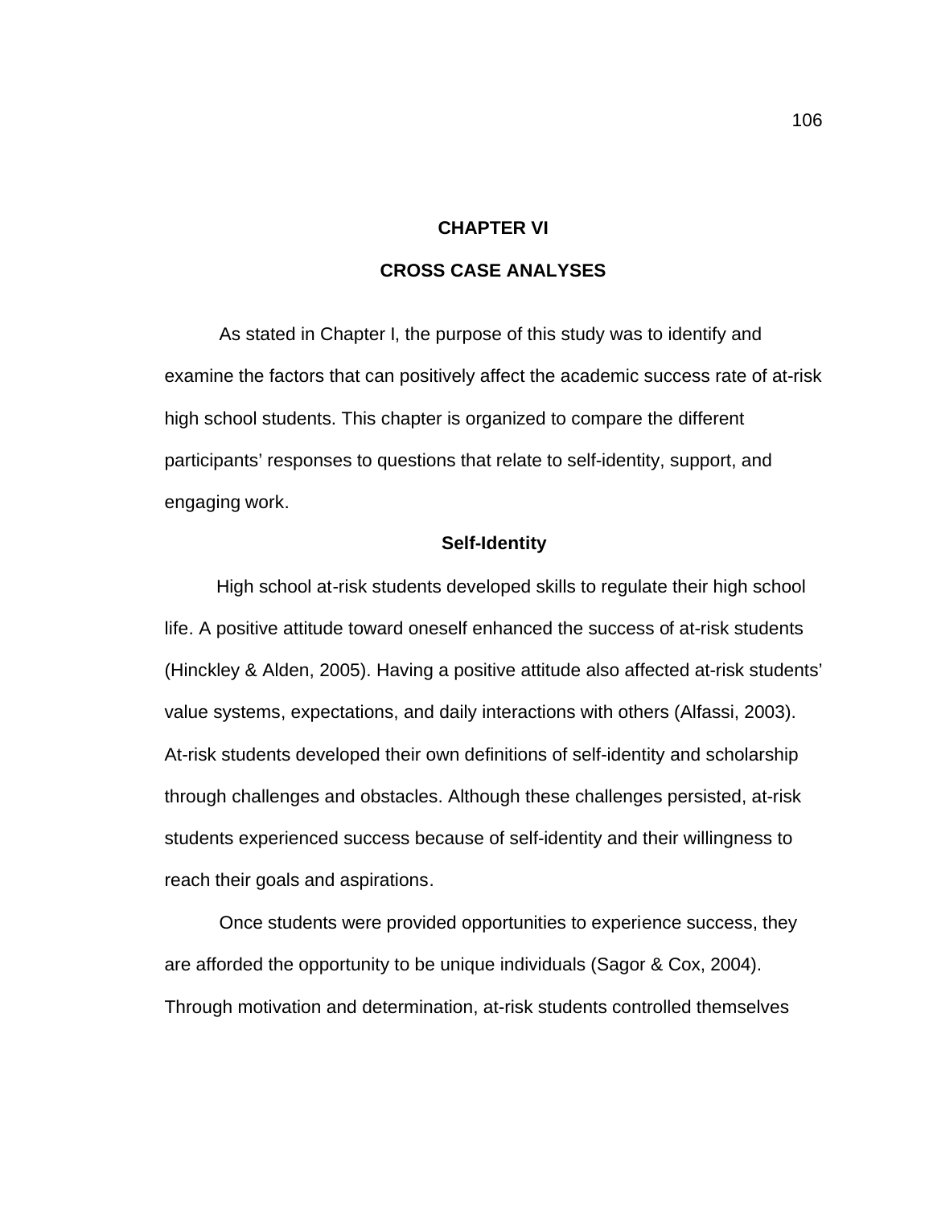# CHAPTER VI

# CROSS CASE ANALYSES

As stated in Chapter I, the purpose of this study was to identify and examine the factors that can positively affect the academic success rate of at-risk high school students. This chapter is organized to compare the different participants' responses to questions that relate to self-identity, support, and engaging work.

## Self-Identity

High school at-risk students developed skills to regulate their high school life. A positive attitude toward oneself enhanced the success of at-risk students (Hinckley & Alden, 2005). Having a positive attitude also affected at-risk students' value systems, expectations, and daily interactions with others (Alfassi, 2003). At-risk students developed their own definitions of self-identity and scholarship through challenges and obstacles. Although these challenges persisted, at-risk students experienced success because of self-identity and their willingness to reach their goals and aspirations.

Once students were provided opportunities to experience success, they are afforded the opportunity to be unique individuals (Sagor & Cox, 2004). Through motivation and determination, at-risk students controlled themselves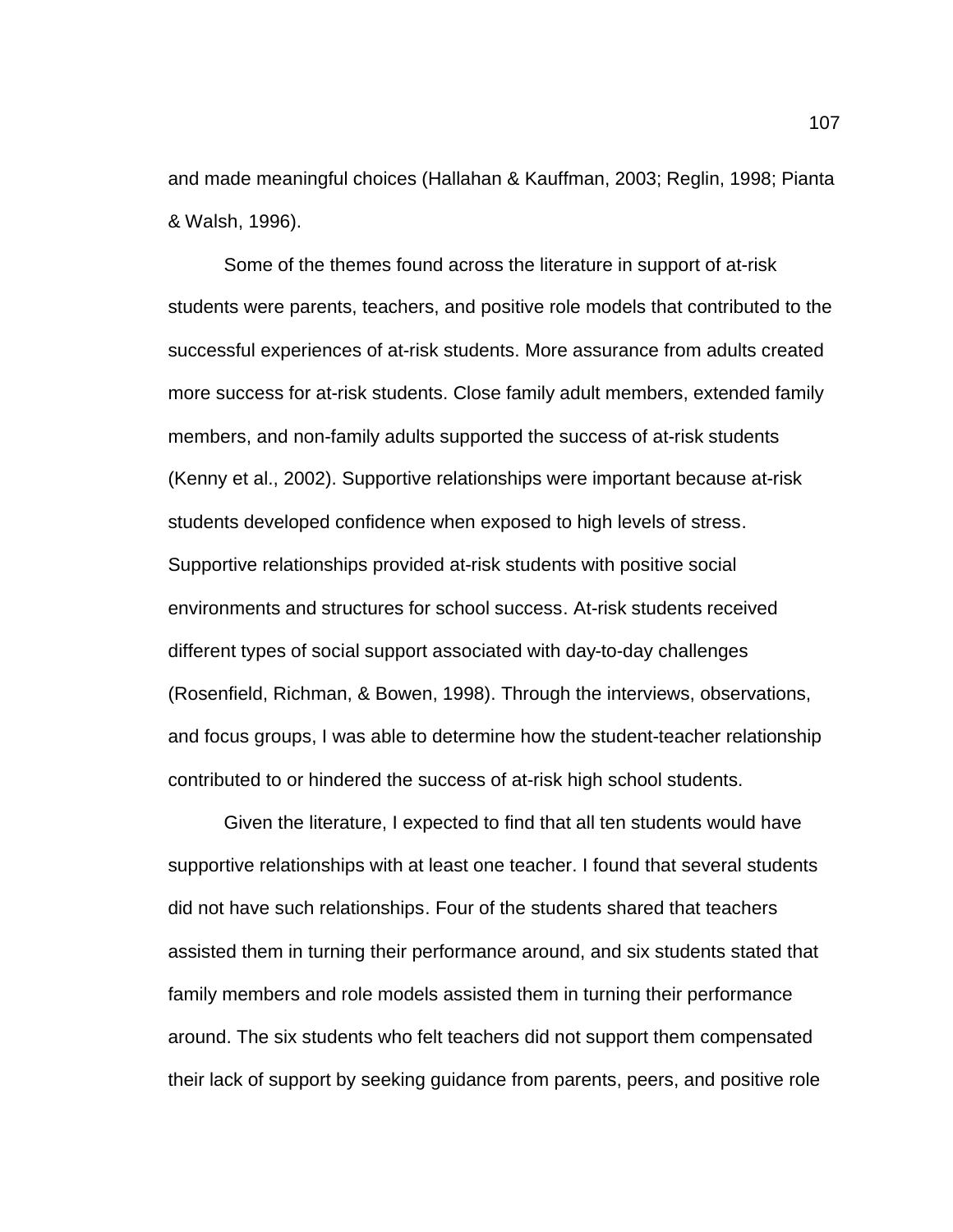and made meaningful choices (Hallahan & Kauffman, 2003; Reglin, 1998; Pianta & Walsh, 1996).

Some of the themes found across the literature in support of at-risk students were parents, teachers, and positive role models that contributed to the successful experiences of at-risk students. More assurance from adults created more success for at-risk students. Close family adult members, extended family members, and non-family adults supported the success of at-risk students (Kenny et al., 2002). Supportive relationships were important because at-risk students developed confidence when exposed to high levels of stress. Supportive relationships provided at-risk students with positive social environments and structures for school success. At-risk students received different types of social support associated with day-to-day challenges (Rosenfield, Richman, & Bowen, 1998). Through the interviews, observations, and focus groups, I was able to determine how the student-teacher relationship contributed to or hindered the success of at-risk high school students.

Given the literature, I expected to find that all ten students would have supportive relationships with at least one teacher. I found that several students did not have such relationships. Four of the students shared that teachers assisted them in turning their performance around, and six students stated that family members and role models assisted them in turning their performance around. The six students who felt teachers did not support them compensated their lack of support by seeking guidance from parents, peers, and positive role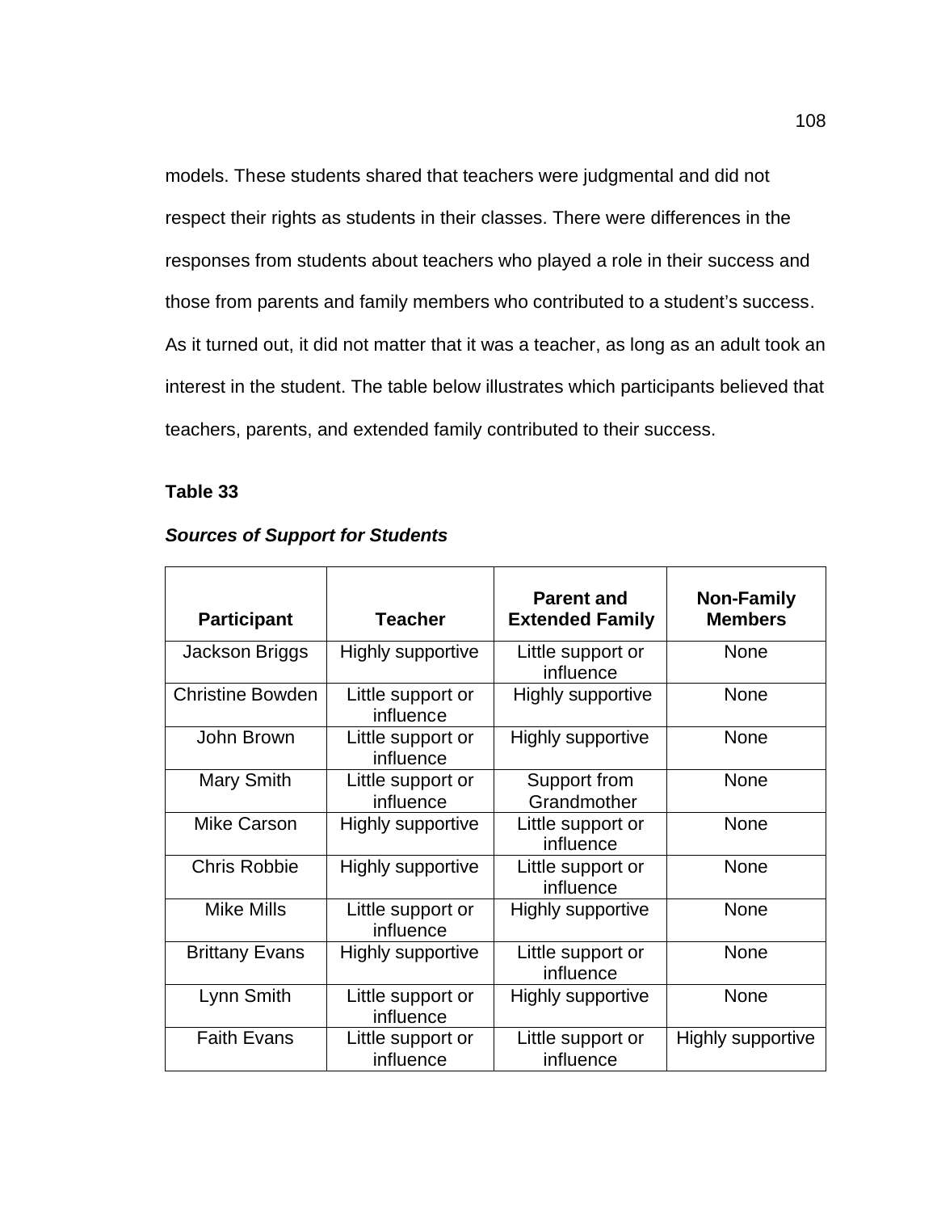models. These students shared that teachers were judgmental and did not respect their rights as students in their classes. There were differences in the responses from students about teachers who played a role in their success and those from parents and family members who contributed to a student's success. As it turned out, it did not matter that it was a teacher, as long as an adult took an interest in the student. The table below illustrates which participants believed that teachers, parents, and extended family contributed to their success.

**Table 33**

***Sources of Support for Students***

| Participant | Teacher | Parent and Extended Family | Non-Family Members |
|---|---|---|---|
| Jackson Briggs | Highly supportive | Little support or influence | None |
| Christine Bowden | Little support or influence | Highly supportive | None |
| John Brown | Little support or influence | Highly supportive | None |
| Mary Smith | Little support or influence | Support from Grandmother | None |
| Mike Carson | Highly supportive | Little support or influence | None |
| Chris Robbie | Highly supportive | Little support or influence | None |
| Mike Mills | Little support or influence | Highly supportive | None |
| Brittany Evans | Highly supportive | Little support or influence | None |
| Lynn Smith | Little support or influence | Highly supportive | None |
| Faith Evans | Little support or influence | Little support or influence | Highly supportive |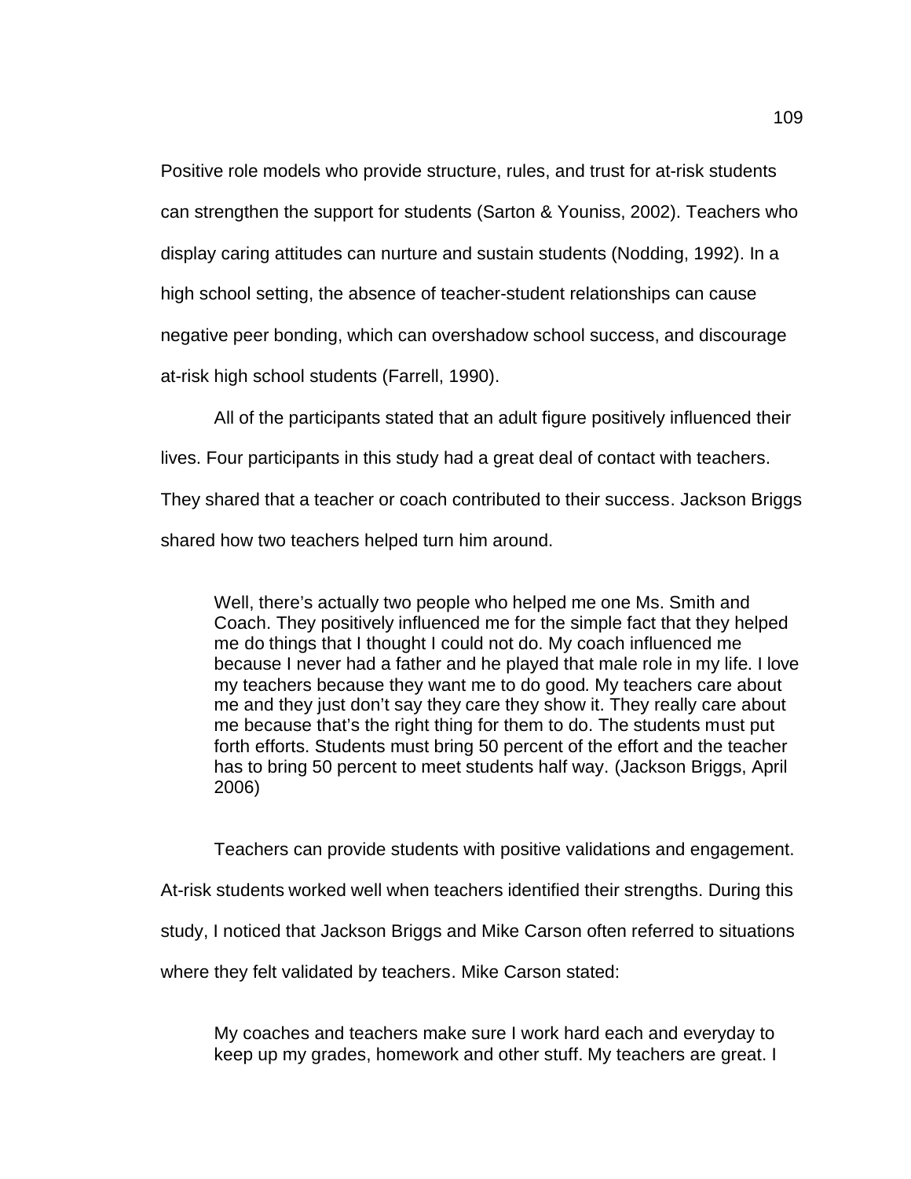Positive role models who provide structure, rules, and trust for at-risk students can strengthen the support for students (Sarton & Youniss, 2002). Teachers who display caring attitudes can nurture and sustain students (Nodding, 1992). In a high school setting, the absence of teacher-student relationships can cause negative peer bonding, which can overshadow school success, and discourage at-risk high school students (Farrell, 1990).

All of the participants stated that an adult figure positively influenced their lives. Four participants in this study had a great deal of contact with teachers. They shared that a teacher or coach contributed to their success. Jackson Briggs shared how two teachers helped turn him around.

> Well, there's actually two people who helped me one Ms. Smith and Coach. They positively influenced me for the simple fact that they helped me do things that I thought I could not do. My coach influenced me because I never had a father and he played that male role in my life. I love my teachers because they want me to do good. My teachers care about me and they just don't say they care they show it. They really care about me because that's the right thing for them to do. The students must put forth efforts. Students must bring 50 percent of the effort and the teacher has to bring 50 percent to meet students half way. (Jackson Briggs, April 2006)

Teachers can provide students with positive validations and engagement. At-risk students worked well when teachers identified their strengths. During this study, I noticed that Jackson Briggs and Mike Carson often referred to situations where they felt validated by teachers. Mike Carson stated:

> My coaches and teachers make sure I work hard each and everyday to keep up my grades, homework and other stuff. My teachers are great. I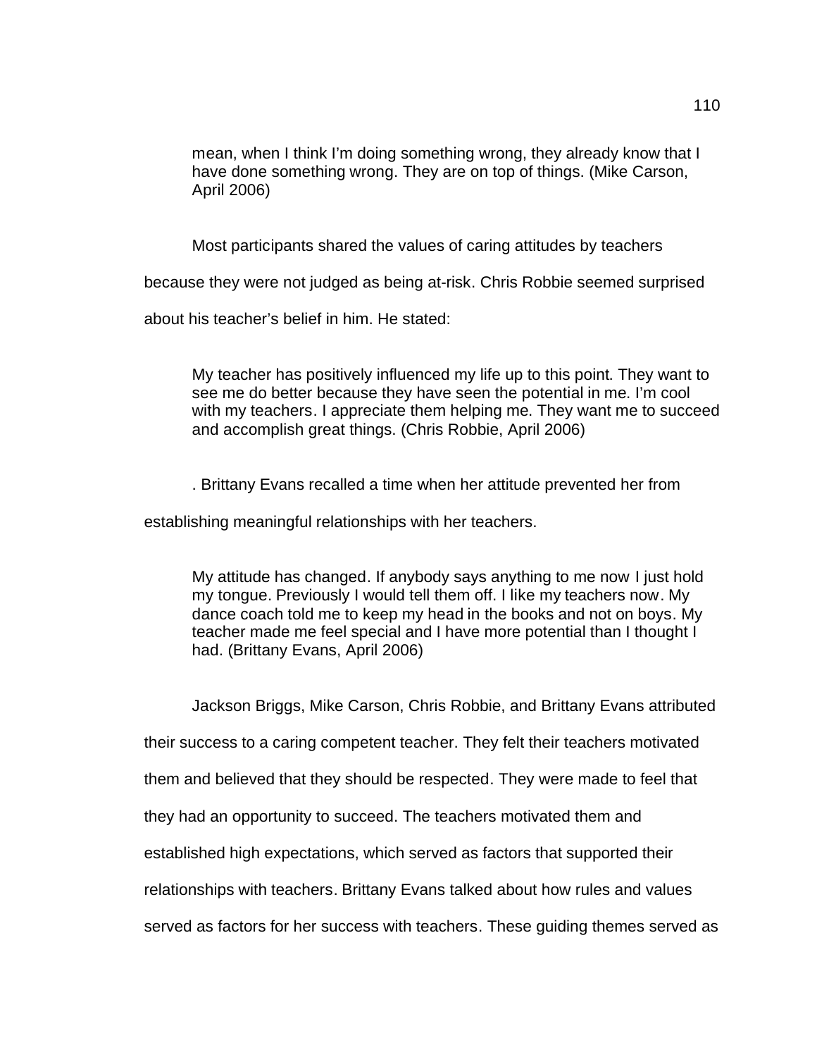> mean, when I think I'm doing something wrong, they already know that I have done something wrong. They are on top of things. (Mike Carson, April 2006)

Most participants shared the values of caring attitudes by teachers because they were not judged as being at-risk. Chris Robbie seemed surprised about his teacher's belief in him. He stated:

> My teacher has positively influenced my life up to this point. They want to see me do better because they have seen the potential in me. I'm cool with my teachers. I appreciate them helping me. They want me to succeed and accomplish great things. (Chris Robbie, April 2006)

. Brittany Evans recalled a time when her attitude prevented her from establishing meaningful relationships with her teachers.

> My attitude has changed. If anybody says anything to me now I just hold my tongue. Previously I would tell them off. I like my teachers now. My dance coach told me to keep my head in the books and not on boys. My teacher made me feel special and I have more potential than I thought I had. (Brittany Evans, April 2006)

Jackson Briggs, Mike Carson, Chris Robbie, and Brittany Evans attributed their success to a caring competent teacher. They felt their teachers motivated them and believed that they should be respected. They were made to feel that they had an opportunity to succeed. The teachers motivated them and established high expectations, which served as factors that supported their relationships with teachers. Brittany Evans talked about how rules and values served as factors for her success with teachers. These guiding themes served as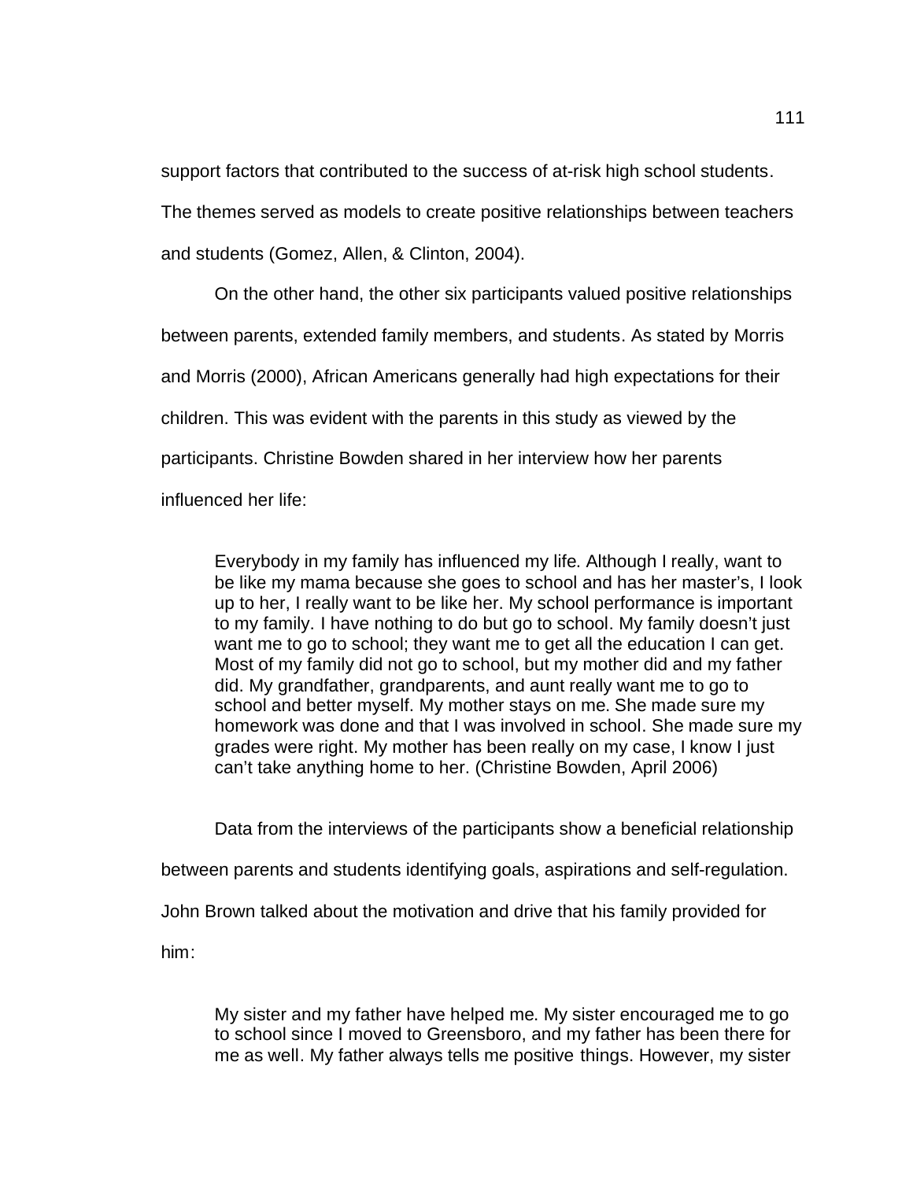support factors that contributed to the success of at-risk high school students. The themes served as models to create positive relationships between teachers and students (Gomez, Allen, & Clinton, 2004).

On the other hand, the other six participants valued positive relationships between parents, extended family members, and students. As stated by Morris and Morris (2000), African Americans generally had high expectations for their children. This was evident with the parents in this study as viewed by the participants. Christine Bowden shared in her interview how her parents influenced her life:

> Everybody in my family has influenced my life. Although I really, want to be like my mama because she goes to school and has her master's, I look up to her, I really want to be like her. My school performance is important to my family. I have nothing to do but go to school. My family doesn't just want me to go to school; they want me to get all the education I can get. Most of my family did not go to school, but my mother did and my father did. My grandfather, grandparents, and aunt really want me to go to school and better myself. My mother stays on me. She made sure my homework was done and that I was involved in school. She made sure my grades were right. My mother has been really on my case, I know I just can't take anything home to her. (Christine Bowden, April 2006)

Data from the interviews of the participants show a beneficial relationship between parents and students identifying goals, aspirations and self-regulation. John Brown talked about the motivation and drive that his family provided for him:

> My sister and my father have helped me. My sister encouraged me to go to school since I moved to Greensboro, and my father has been there for me as well. My father always tells me positive things. However, my sister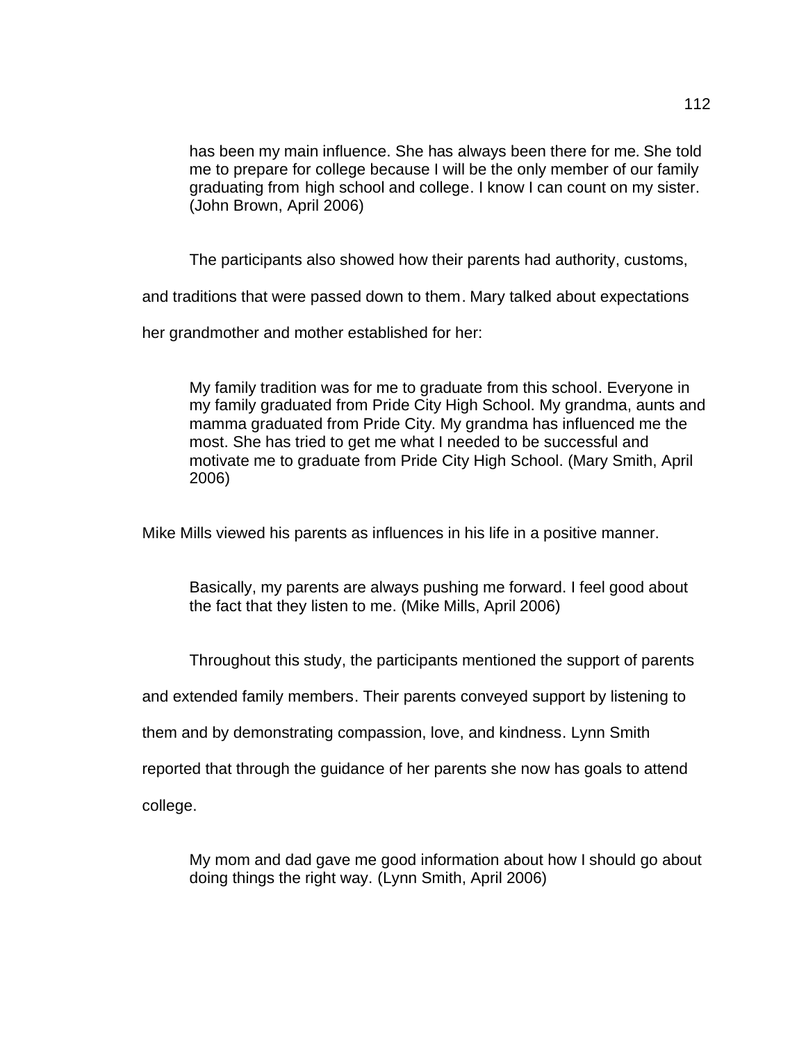> has been my main influence. She has always been there for me. She told me to prepare for college because I will be the only member of our family graduating from high school and college. I know I can count on my sister. (John Brown, April 2006)

The participants also showed how their parents had authority, customs, and traditions that were passed down to them. Mary talked about expectations her grandmother and mother established for her:

> My family tradition was for me to graduate from this school. Everyone in my family graduated from Pride City High School. My grandma, aunts and mamma graduated from Pride City. My grandma has influenced me the most. She has tried to get me what I needed to be successful and motivate me to graduate from Pride City High School. (Mary Smith, April 2006)

Mike Mills viewed his parents as influences in his life in a positive manner.

> Basically, my parents are always pushing me forward. I feel good about the fact that they listen to me. (Mike Mills, April 2006)

Throughout this study, the participants mentioned the support of parents and extended family members. Their parents conveyed support by listening to them and by demonstrating compassion, love, and kindness. Lynn Smith reported that through the guidance of her parents she now has goals to attend college.

> My mom and dad gave me good information about how I should go about doing things the right way. (Lynn Smith, April 2006)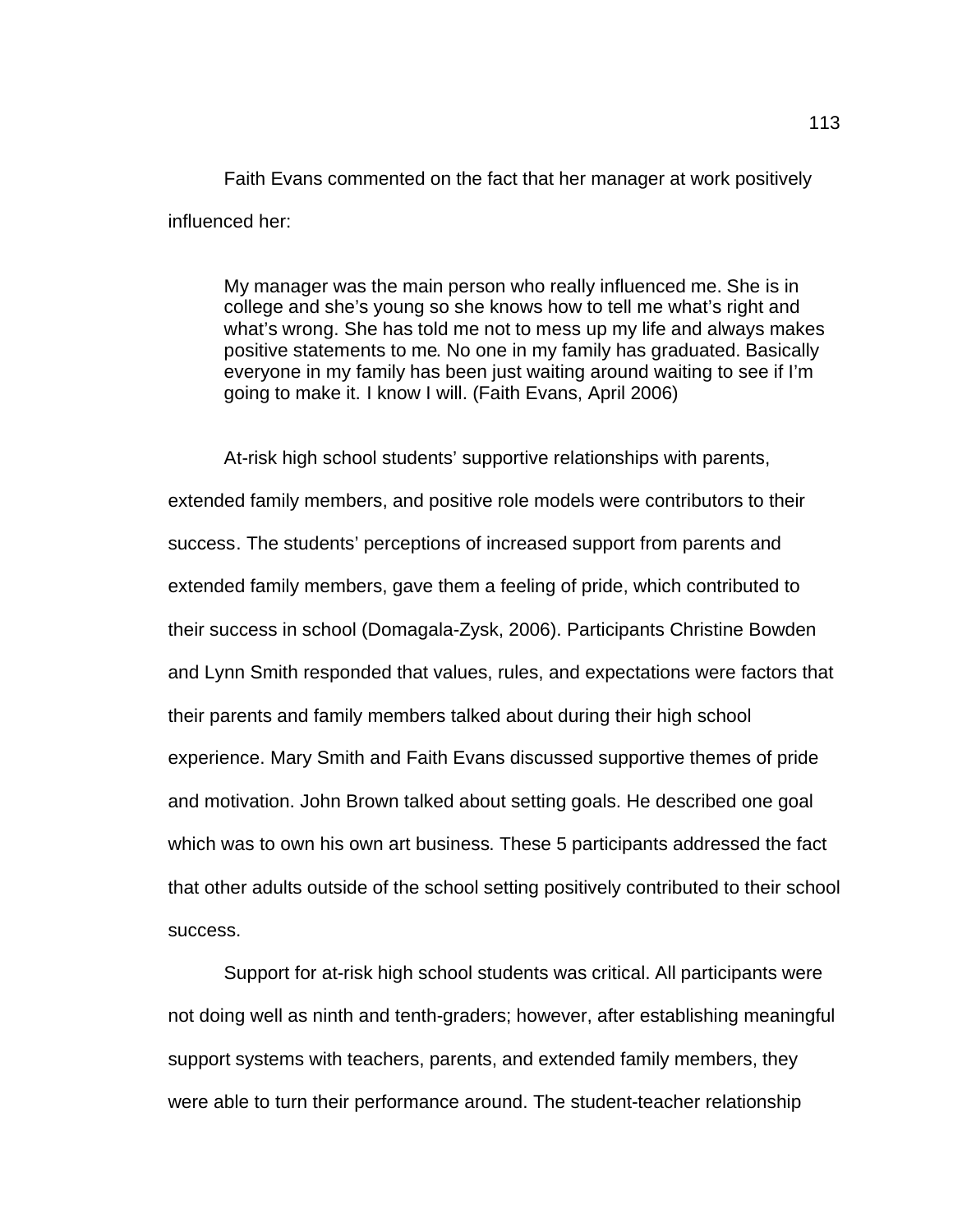Faith Evans commented on the fact that her manager at work positively influenced her:

> My manager was the main person who really influenced me. She is in college and she's young so she knows how to tell me what's right and what's wrong. She has told me not to mess up my life and always makes positive statements to me. No one in my family has graduated. Basically everyone in my family has been just waiting around waiting to see if I'm going to make it. I know I will. (Faith Evans, April 2006)

At-risk high school students' supportive relationships with parents, extended family members, and positive role models were contributors to their success. The students' perceptions of increased support from parents and extended family members, gave them a feeling of pride, which contributed to their success in school (Domagala-Zysk, 2006). Participants Christine Bowden and Lynn Smith responded that values, rules, and expectations were factors that their parents and family members talked about during their high school experience. Mary Smith and Faith Evans discussed supportive themes of pride and motivation. John Brown talked about setting goals. He described one goal which was to own his own art business. These 5 participants addressed the fact that other adults outside of the school setting positively contributed to their school success.

Support for at-risk high school students was critical. All participants were not doing well as ninth and tenth-graders; however, after establishing meaningful support systems with teachers, parents, and extended family members, they were able to turn their performance around. The student-teacher relationship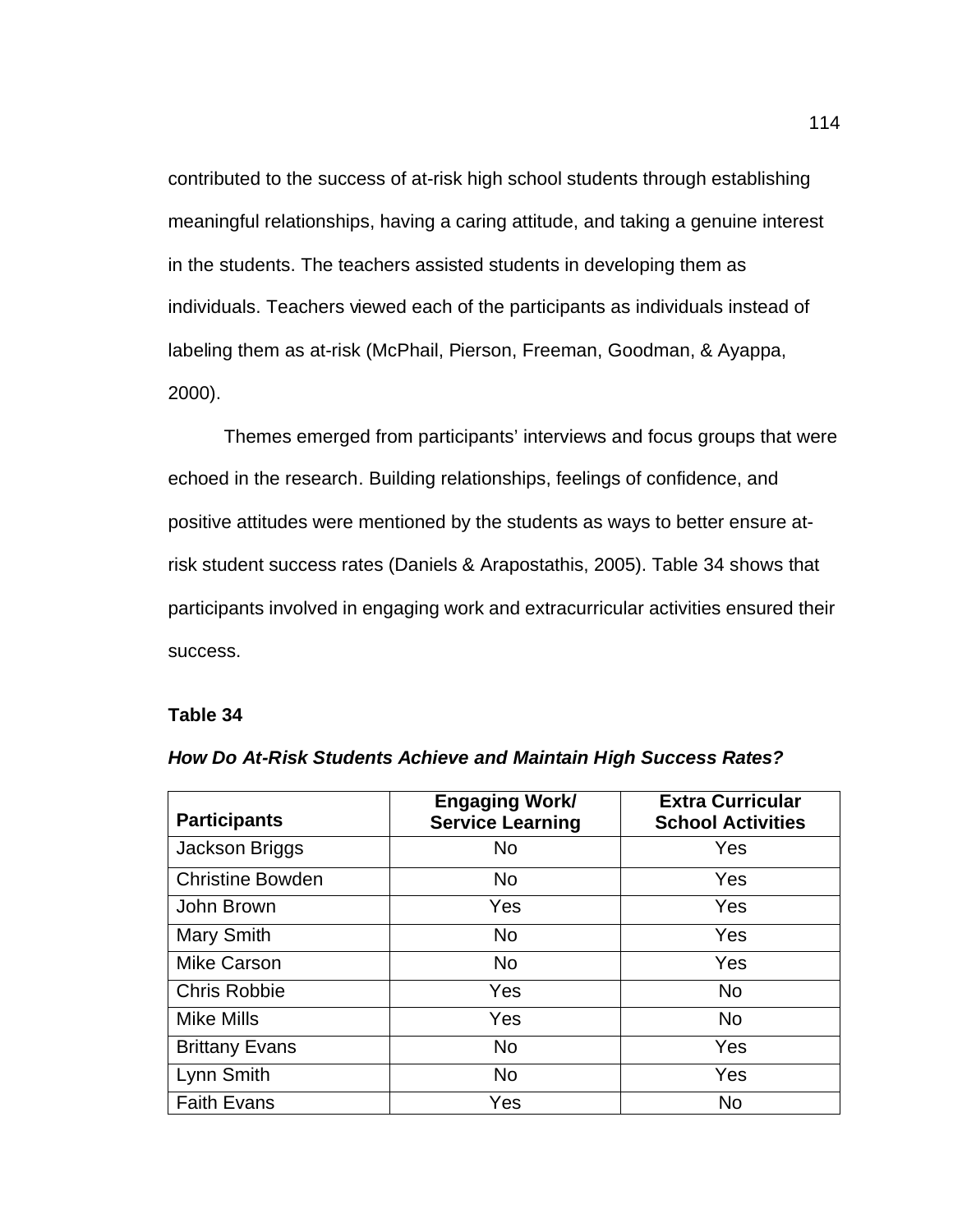contributed to the success of at-risk high school students through establishing meaningful relationships, having a caring attitude, and taking a genuine interest in the students. The teachers assisted students in developing them as individuals. Teachers viewed each of the participants as individuals instead of labeling them as at-risk (McPhail, Pierson, Freeman, Goodman, & Ayappa, 2000).

Themes emerged from participants' interviews and focus groups that were echoed in the research. Building relationships, feelings of confidence, and positive attitudes were mentioned by the students as ways to better ensure at-risk student success rates (Daniels & Arapostathis, 2005). Table 34 shows that participants involved in engaging work and extracurricular activities ensured their success.

**Table 34**

***How Do At-Risk Students Achieve and Maintain High Success Rates?***

| Participants | Engaging Work/ Service Learning | Extra Curricular School Activities |
|---|---|---|
| Jackson Briggs | No | Yes |
| Christine Bowden | No | Yes |
| John Brown | Yes | Yes |
| Mary Smith | No | Yes |
| Mike Carson | No | Yes |
| Chris Robbie | Yes | No |
| Mike Mills | Yes | No |
| Brittany Evans | No | Yes |
| Lynn Smith | No | Yes |
| Faith Evans | Yes | No |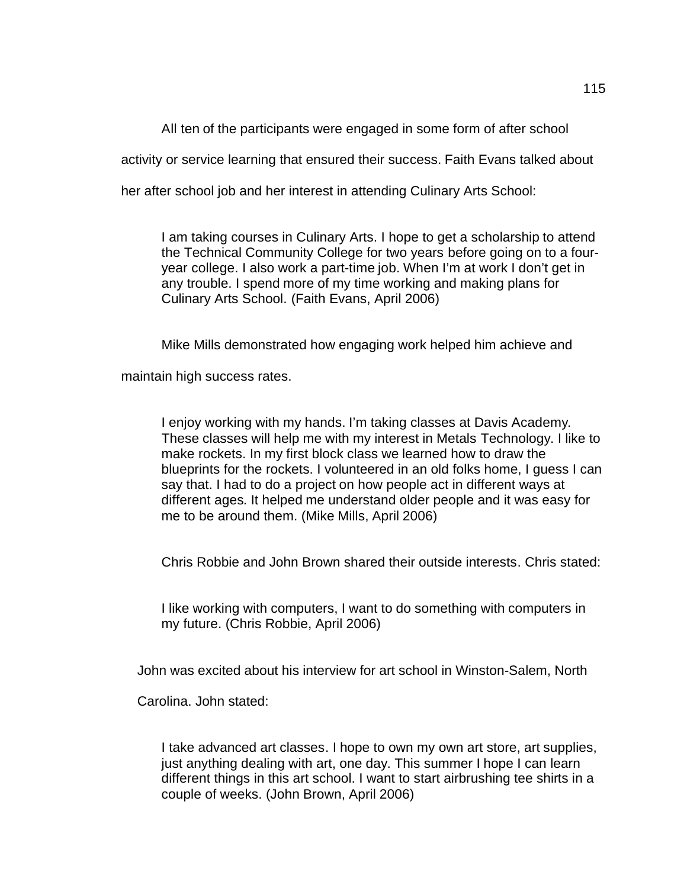All ten of the participants were engaged in some form of after school activity or service learning that ensured their success. Faith Evans talked about her after school job and her interest in attending Culinary Arts School:

> I am taking courses in Culinary Arts. I hope to get a scholarship to attend the Technical Community College for two years before going on to a four-year college. I also work a part-time job. When I'm at work I don't get in any trouble. I spend more of my time working and making plans for Culinary Arts School. (Faith Evans, April 2006)

Mike Mills demonstrated how engaging work helped him achieve and maintain high success rates.

> I enjoy working with my hands. I'm taking classes at Davis Academy. These classes will help me with my interest in Metals Technology. I like to make rockets. In my first block class we learned how to draw the blueprints for the rockets. I volunteered in an old folks home, I guess I can say that. I had to do a project on how people act in different ways at different ages. It helped me understand older people and it was easy for me to be around them. (Mike Mills, April 2006)

Chris Robbie and John Brown shared their outside interests. Chris stated:

> I like working with computers, I want to do something with computers in my future. (Chris Robbie, April 2006)

John was excited about his interview for art school in Winston-Salem, North Carolina. John stated:

> I take advanced art classes. I hope to own my own art store, art supplies, just anything dealing with art, one day. This summer I hope I can learn different things in this art school. I want to start airbrushing tee shirts in a couple of weeks. (John Brown, April 2006)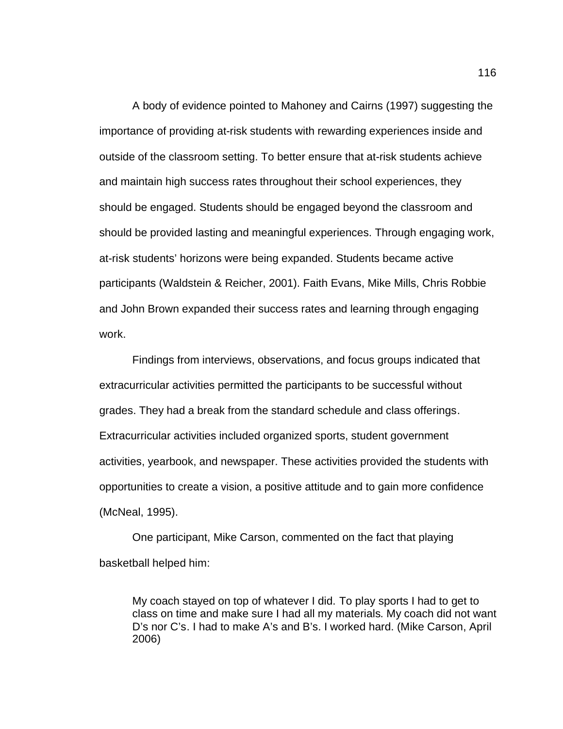A body of evidence pointed to Mahoney and Cairns (1997) suggesting the importance of providing at-risk students with rewarding experiences inside and outside of the classroom setting. To better ensure that at-risk students achieve and maintain high success rates throughout their school experiences, they should be engaged. Students should be engaged beyond the classroom and should be provided lasting and meaningful experiences. Through engaging work, at-risk students' horizons were being expanded. Students became active participants (Waldstein & Reicher, 2001). Faith Evans, Mike Mills, Chris Robbie and John Brown expanded their success rates and learning through engaging work.

Findings from interviews, observations, and focus groups indicated that extracurricular activities permitted the participants to be successful without grades. They had a break from the standard schedule and class offerings. Extracurricular activities included organized sports, student government activities, yearbook, and newspaper. These activities provided the students with opportunities to create a vision, a positive attitude and to gain more confidence (McNeal, 1995).

One participant, Mike Carson, commented on the fact that playing basketball helped him:

> My coach stayed on top of whatever I did. To play sports I had to get to class on time and make sure I had all my materials. My coach did not want D's nor C's. I had to make A's and B's. I worked hard. (Mike Carson, April 2006)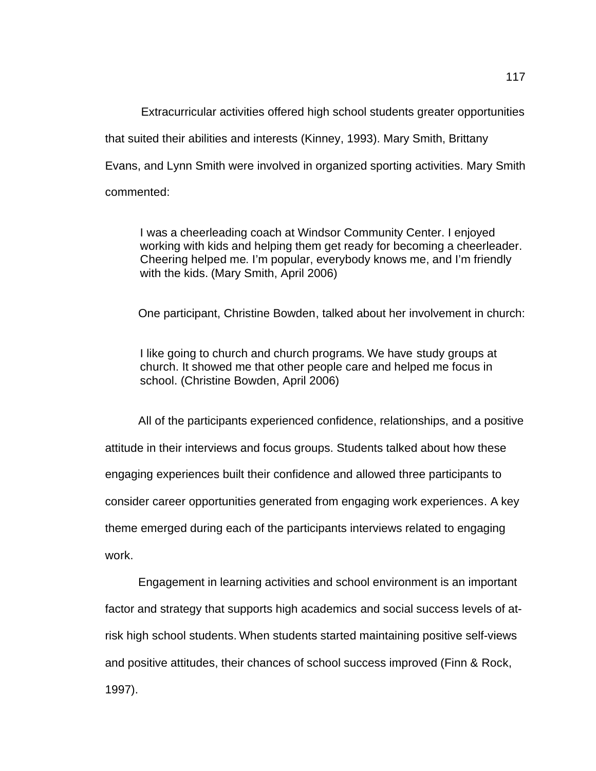Extracurricular activities offered high school students greater opportunities that suited their abilities and interests (Kinney, 1993). Mary Smith, Brittany Evans, and Lynn Smith were involved in organized sporting activities. Mary Smith commented:

> I was a cheerleading coach at Windsor Community Center. I enjoyed working with kids and helping them get ready for becoming a cheerleader. Cheering helped me. I'm popular, everybody knows me, and I'm friendly with the kids. (Mary Smith, April 2006)

One participant, Christine Bowden, talked about her involvement in church:

> I like going to church and church programs. We have study groups at church. It showed me that other people care and helped me focus in school. (Christine Bowden, April 2006)

All of the participants experienced confidence, relationships, and a positive attitude in their interviews and focus groups. Students talked about how these engaging experiences built their confidence and allowed three participants to consider career opportunities generated from engaging work experiences. A key theme emerged during each of the participants interviews related to engaging work.

Engagement in learning activities and school environment is an important factor and strategy that supports high academics and social success levels of at-risk high school students. When students started maintaining positive self-views and positive attitudes, their chances of school success improved (Finn & Rock, 1997).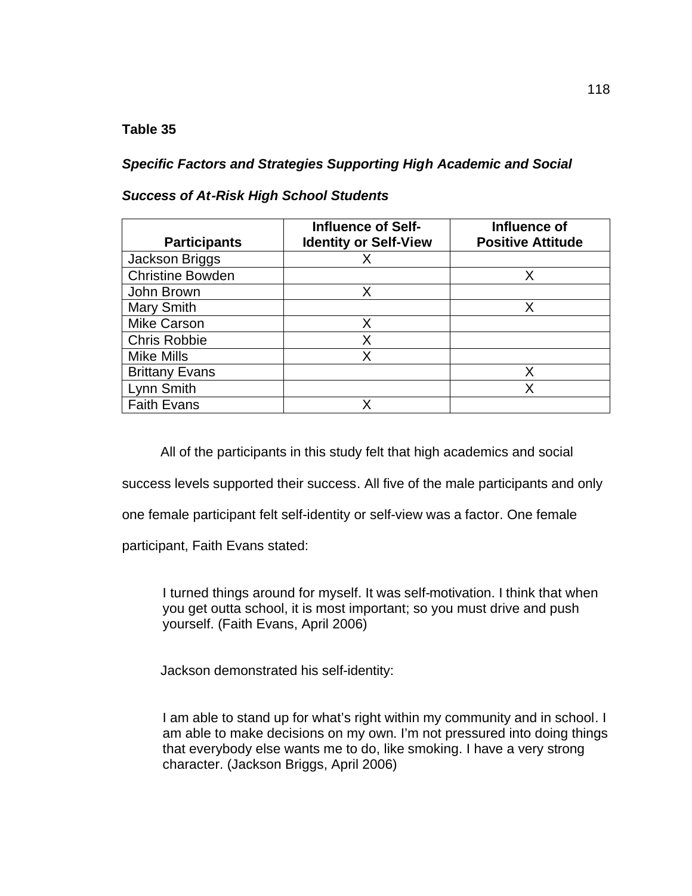**Table 35**

***Specific Factors and Strategies Supporting High Academic and Social Success of At-Risk High School Students***

| Participants | Influence of Self-Identity or Self-View | Influence of Positive Attitude |
|---|---|---|
| Jackson Briggs | X | |
| Christine Bowden | | X |
| John Brown | X | |
| Mary Smith | | X |
| Mike Carson | X | |
| Chris Robbie | X | |
| Mike Mills | X | |
| Brittany Evans | | X |
| Lynn Smith | | X |
| Faith Evans | X | |

All of the participants in this study felt that high academics and social success levels supported their success. All five of the male participants and only one female participant felt self-identity or self-view was a factor. One female participant, Faith Evans stated:

> I turned things around for myself. It was self-motivation. I think that when you get outta school, it is most important; so you must drive and push yourself. (Faith Evans, April 2006)

Jackson demonstrated his self-identity:

> I am able to stand up for what's right within my community and in school. I am able to make decisions on my own. I'm not pressured into doing things that everybody else wants me to do, like smoking. I have a very strong character. (Jackson Briggs, April 2006)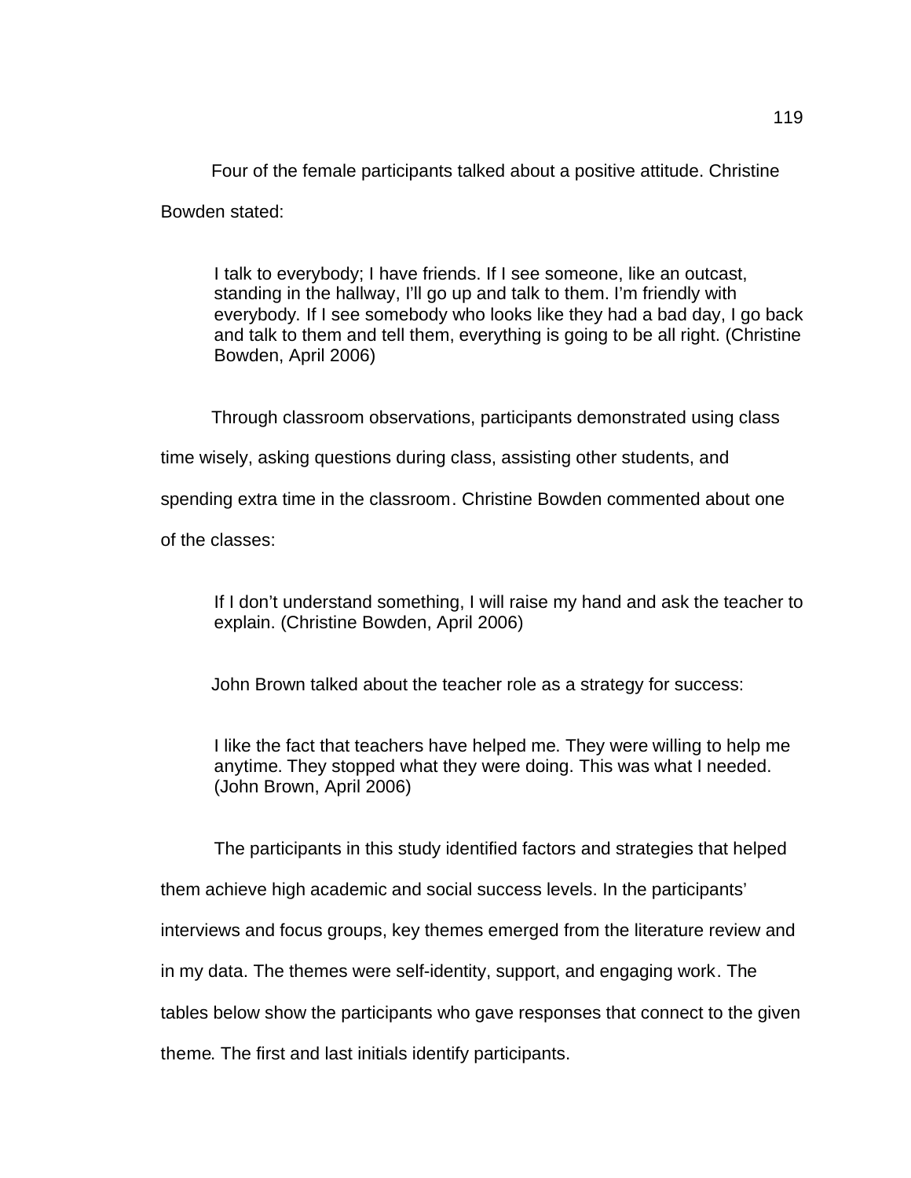Four of the female participants talked about a positive attitude. Christine Bowden stated:

> I talk to everybody; I have friends. If I see someone, like an outcast, standing in the hallway, I'll go up and talk to them. I'm friendly with everybody. If I see somebody who looks like they had a bad day, I go back and talk to them and tell them, everything is going to be all right. (Christine Bowden, April 2006)

Through classroom observations, participants demonstrated using class time wisely, asking questions during class, assisting other students, and spending extra time in the classroom. Christine Bowden commented about one of the classes:

> If I don't understand something, I will raise my hand and ask the teacher to explain. (Christine Bowden, April 2006)

John Brown talked about the teacher role as a strategy for success:

> I like the fact that teachers have helped me. They were willing to help me anytime. They stopped what they were doing. This was what I needed. (John Brown, April 2006)

The participants in this study identified factors and strategies that helped them achieve high academic and social success levels. In the participants' interviews and focus groups, key themes emerged from the literature review and in my data. The themes were self-identity, support, and engaging work. The tables below show the participants who gave responses that connect to the given theme. The first and last initials identify participants.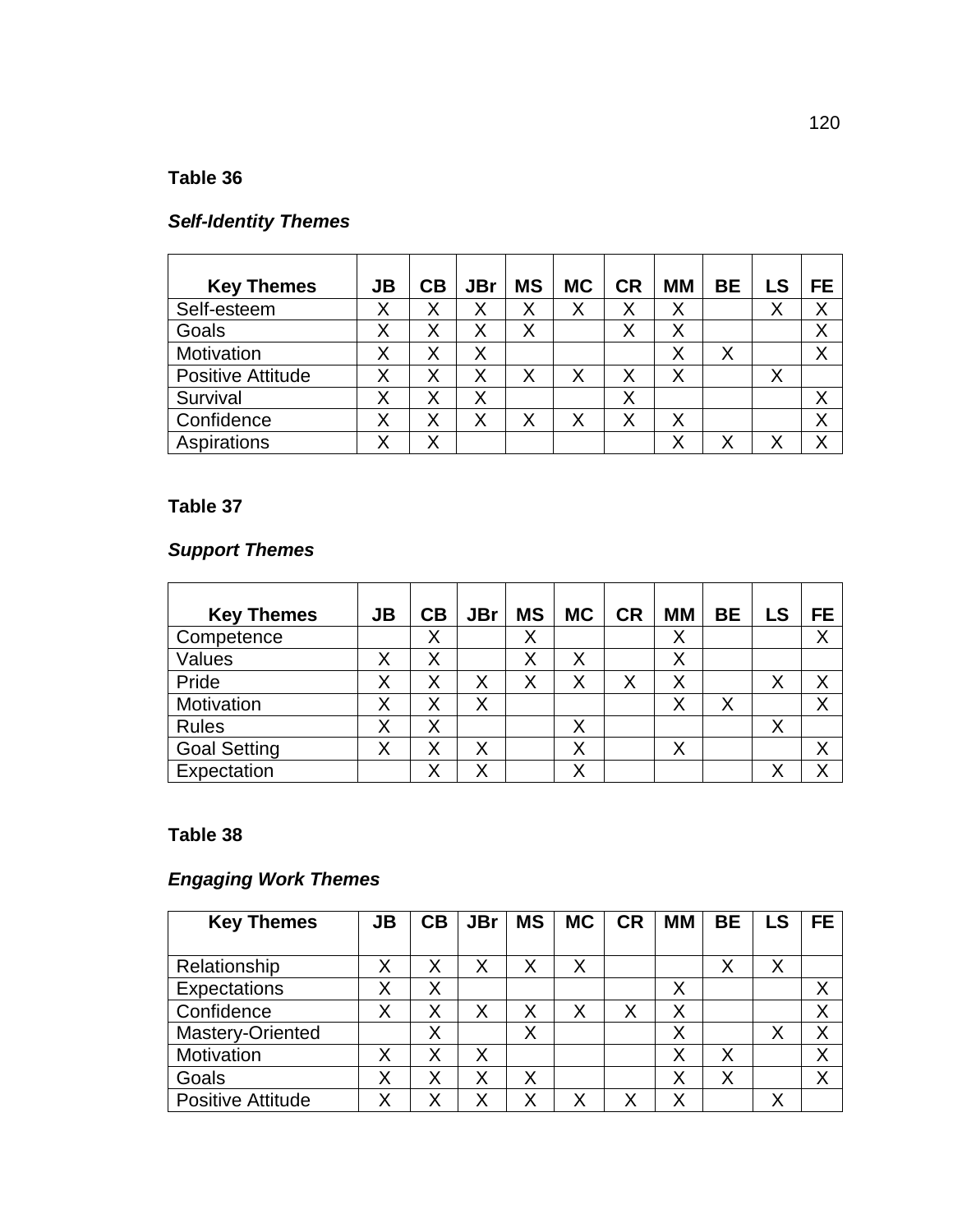**Table 36**

***Self-Identity Themes***

| Key Themes | JB | CB | JBr | MS | MC | CR | MM | BE | LS | FE |
|---|---|---|---|---|---|---|---|---|---|---|
| Self-esteem | X | X | X | X | X | X | X | | X | X |
| Goals | X | X | X | X | | X | X | | | X |
| Motivation | X | X | X | | | | X | X | | X |
| Positive Attitude | X | X | X | X | X | X | X | | X | |
| Survival | X | X | X | | | X | | | | X |
| Confidence | X | X | X | X | X | X | X | | | X |
| Aspirations | X | X | | | | | X | X | X | X |

**Table 37**

***Support Themes***

| Key Themes | JB | CB | JBr | MS | MC | CR | MM | BE | LS | FE |
|---|---|---|---|---|---|---|---|---|---|---|
| Competence | | X | | X | | | X | | | X |
| Values | X | X | | X | X | | X | | | |
| Pride | X | X | X | X | X | X | X | | X | X |
| Motivation | X | X | X | | | | X | X | | X |
| Rules | X | X | | | X | | | | X | |
| Goal Setting | X | X | X | | X | | X | | | X |
| Expectation | | X | X | | X | | | | X | X |

**Table 38**

***Engaging Work Themes***

| Key Themes | JB | CB | JBr | MS | MC | CR | MM | BE | LS | FE |
|---|---|---|---|---|---|---|---|---|---|---|
| Relationship | X | X | X | X | X | | | X | X | |
| Expectations | X | X | | | | | X | | | X |
| Confidence | X | X | X | X | X | X | X | | | X |
| Mastery-Oriented | | X | | X | | | X | | X | X |
| Motivation | X | X | X | | | | X | X | | X |
| Goals | X | X | X | X | | | X | X | | X |
| Positive Attitude | X | X | X | X | X | X | X | | X | |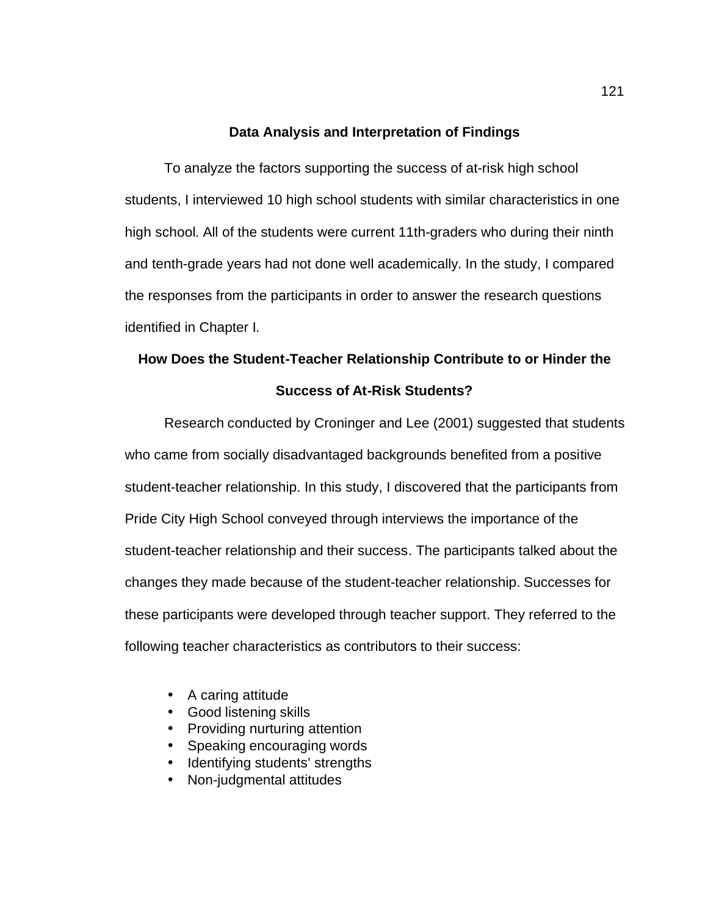## Data Analysis and Interpretation of Findings

To analyze the factors supporting the success of at-risk high school students, I interviewed 10 high school students with similar characteristics in one high school. All of the students were current 11th-graders who during their ninth and tenth-grade years had not done well academically. In the study, I compared the responses from the participants in order to answer the research questions identified in Chapter I.

### How Does the Student-Teacher Relationship Contribute to or Hinder the Success of At-Risk Students?

Research conducted by Croninger and Lee (2001) suggested that students who came from socially disadvantaged backgrounds benefited from a positive student-teacher relationship. In this study, I discovered that the participants from Pride City High School conveyed through interviews the importance of the student-teacher relationship and their success. The participants talked about the changes they made because of the student-teacher relationship. Successes for these participants were developed through teacher support. They referred to the following teacher characteristics as contributors to their success:

- A caring attitude
- Good listening skills
- Providing nurturing attention
- Speaking encouraging words
- Identifying students' strengths
- Non-judgmental attitudes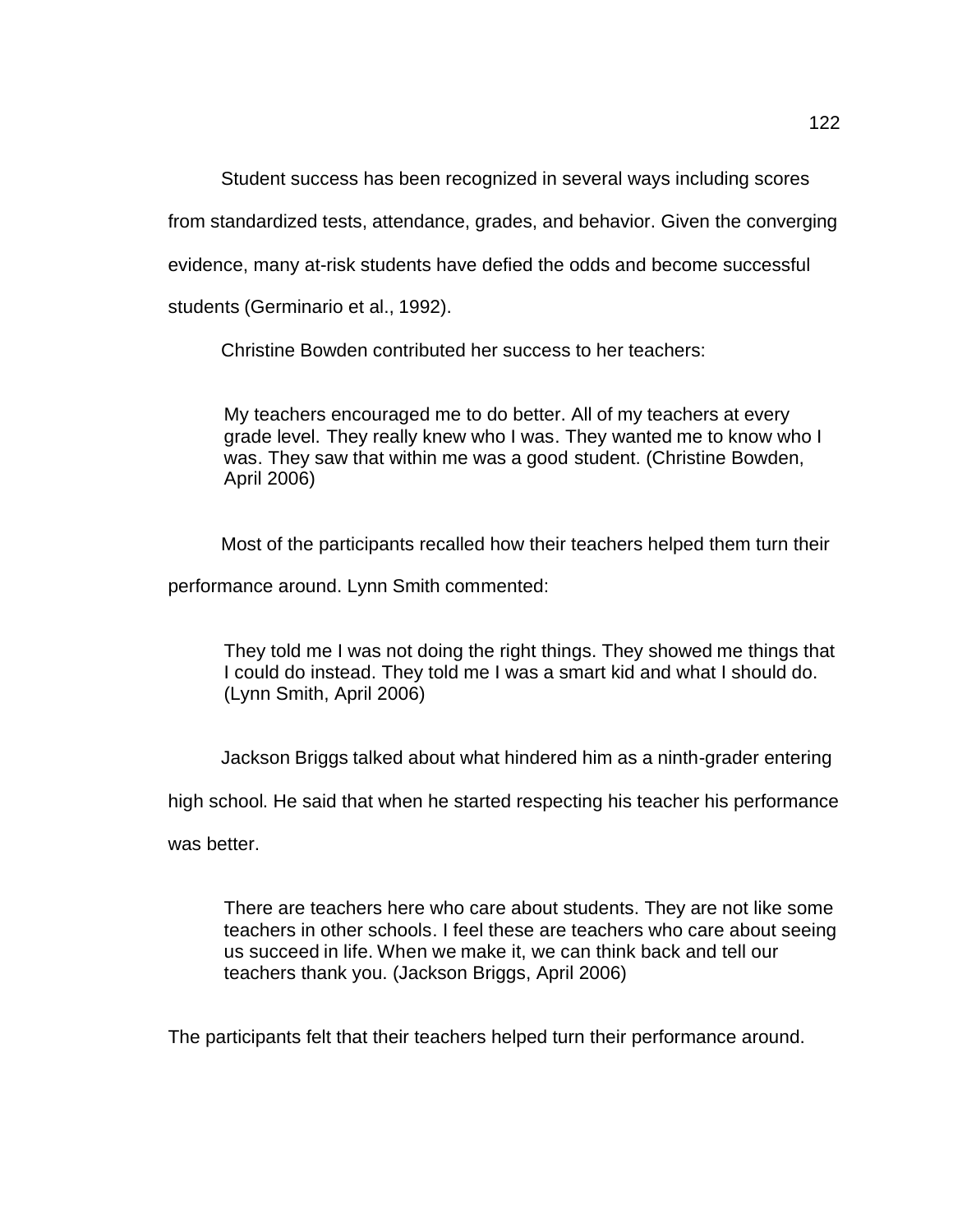Student success has been recognized in several ways including scores from standardized tests, attendance, grades, and behavior. Given the converging evidence, many at-risk students have defied the odds and become successful students (Germinario et al., 1992).

Christine Bowden contributed her success to her teachers:

> My teachers encouraged me to do better. All of my teachers at every grade level. They really knew who I was. They wanted me to know who I was. They saw that within me was a good student. (Christine Bowden, April 2006)

Most of the participants recalled how their teachers helped them turn their performance around. Lynn Smith commented:

> They told me I was not doing the right things. They showed me things that I could do instead. They told me I was a smart kid and what I should do. (Lynn Smith, April 2006)

Jackson Briggs talked about what hindered him as a ninth-grader entering high school. He said that when he started respecting his teacher his performance was better.

> There are teachers here who care about students. They are not like some teachers in other schools. I feel these are teachers who care about seeing us succeed in life. When we make it, we can think back and tell our teachers thank you. (Jackson Briggs, April 2006)

The participants felt that their teachers helped turn their performance around.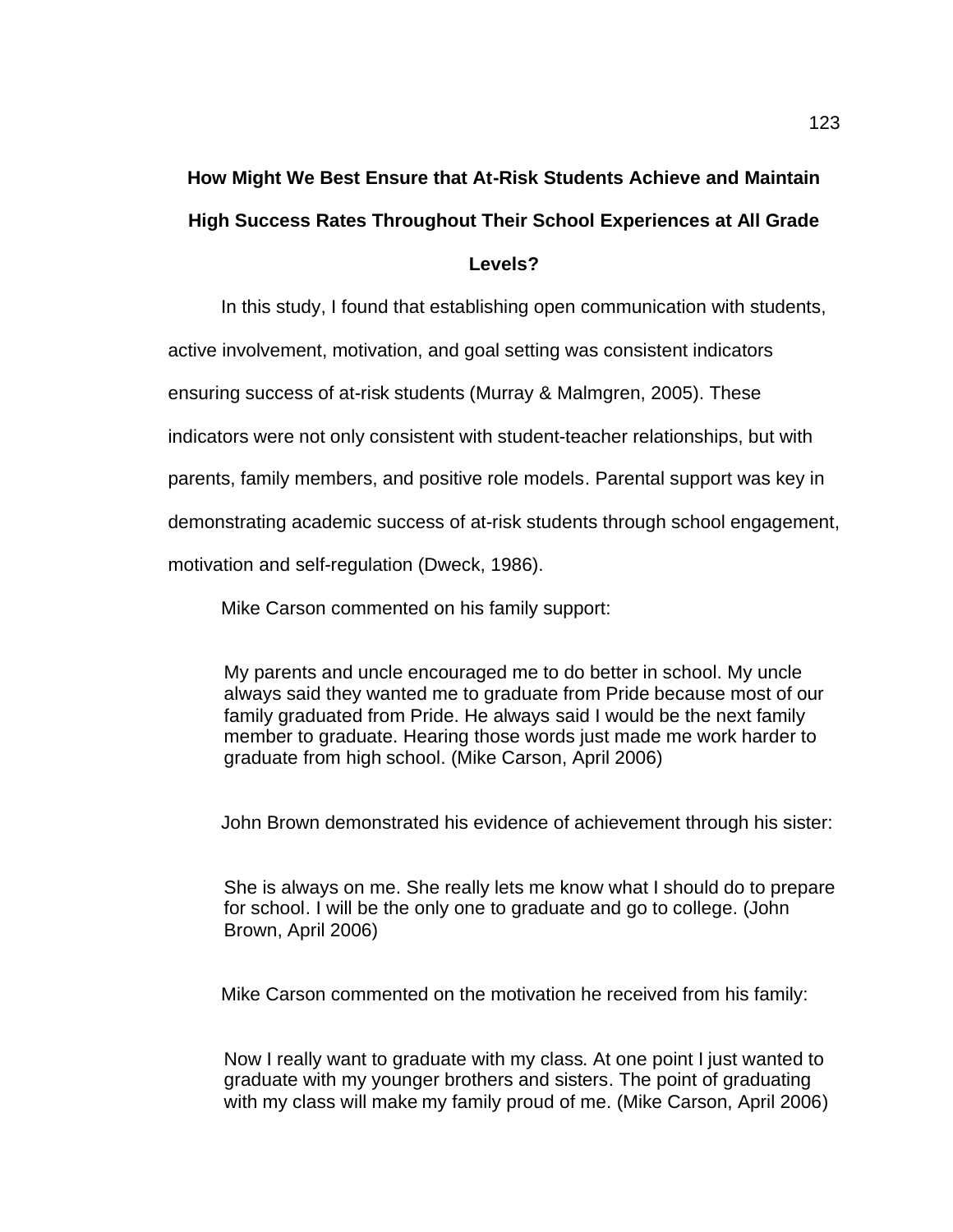## How Might We Best Ensure that At-Risk Students Achieve and Maintain High Success Rates Throughout Their School Experiences at All Grade Levels?

In this study, I found that establishing open communication with students, active involvement, motivation, and goal setting was consistent indicators ensuring success of at-risk students (Murray & Malmgren, 2005). These indicators were not only consistent with student-teacher relationships, but with parents, family members, and positive role models. Parental support was key in demonstrating academic success of at-risk students through school engagement, motivation and self-regulation (Dweck, 1986).

Mike Carson commented on his family support:

> My parents and uncle encouraged me to do better in school. My uncle always said they wanted me to graduate from Pride because most of our family graduated from Pride. He always said I would be the next family member to graduate. Hearing those words just made me work harder to graduate from high school. (Mike Carson, April 2006)

John Brown demonstrated his evidence of achievement through his sister:

> She is always on me. She really lets me know what I should do to prepare for school. I will be the only one to graduate and go to college. (John Brown, April 2006)

Mike Carson commented on the motivation he received from his family:

> Now I really want to graduate with my class. At one point I just wanted to graduate with my younger brothers and sisters. The point of graduating with my class will make my family proud of me. (Mike Carson, April 2006)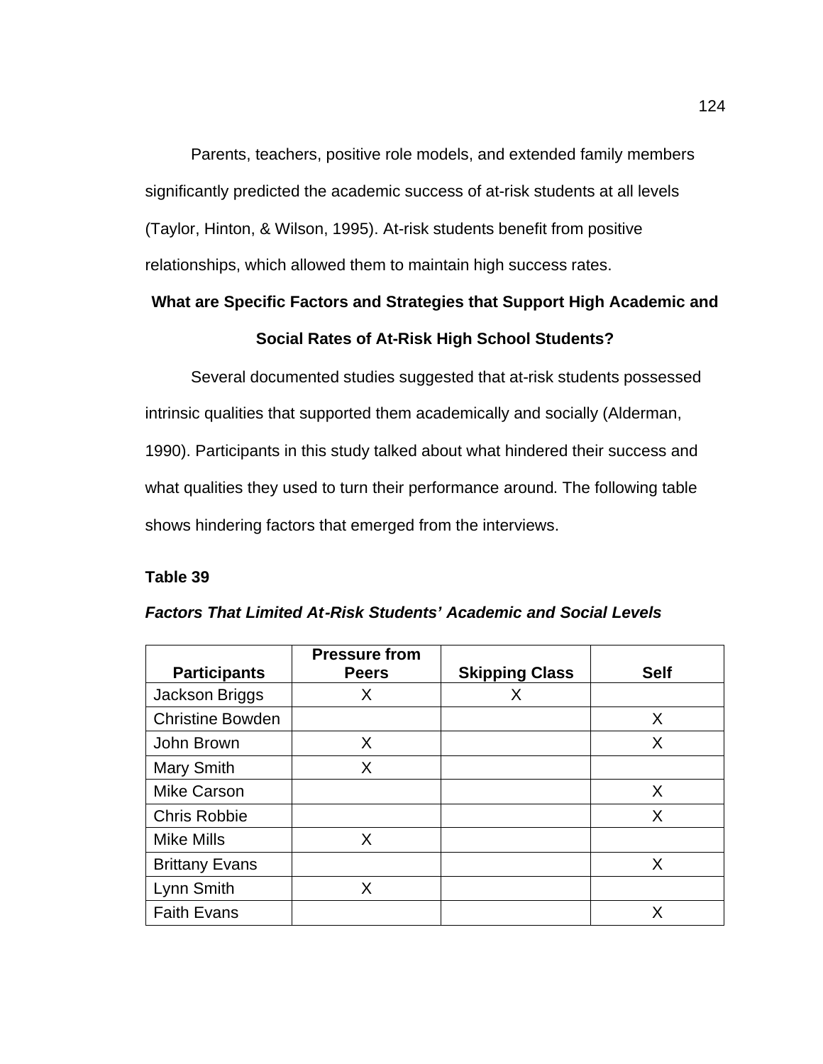Parents, teachers, positive role models, and extended family members significantly predicted the academic success of at-risk students at all levels (Taylor, Hinton, & Wilson, 1995). At-risk students benefit from positive relationships, which allowed them to maintain high success rates.

## What are Specific Factors and Strategies that Support High Academic and Social Rates of At-Risk High School Students?

Several documented studies suggested that at-risk students possessed intrinsic qualities that supported them academically and socially (Alderman, 1990). Participants in this study talked about what hindered their success and what qualities they used to turn their performance around. The following table shows hindering factors that emerged from the interviews.

**Table 39**

***Factors That Limited At-Risk Students' Academic and Social Levels***

| Participants | Pressure from Peers | Skipping Class | Self |
|---|---|---|---|
| Jackson Briggs | X | X | |
| Christine Bowden | | | X |
| John Brown | X | | X |
| Mary Smith | X | | |
| Mike Carson | | | X |
| Chris Robbie | | | X |
| Mike Mills | X | | |
| Brittany Evans | | | X |
| Lynn Smith | X | | |
| Faith Evans | | | X |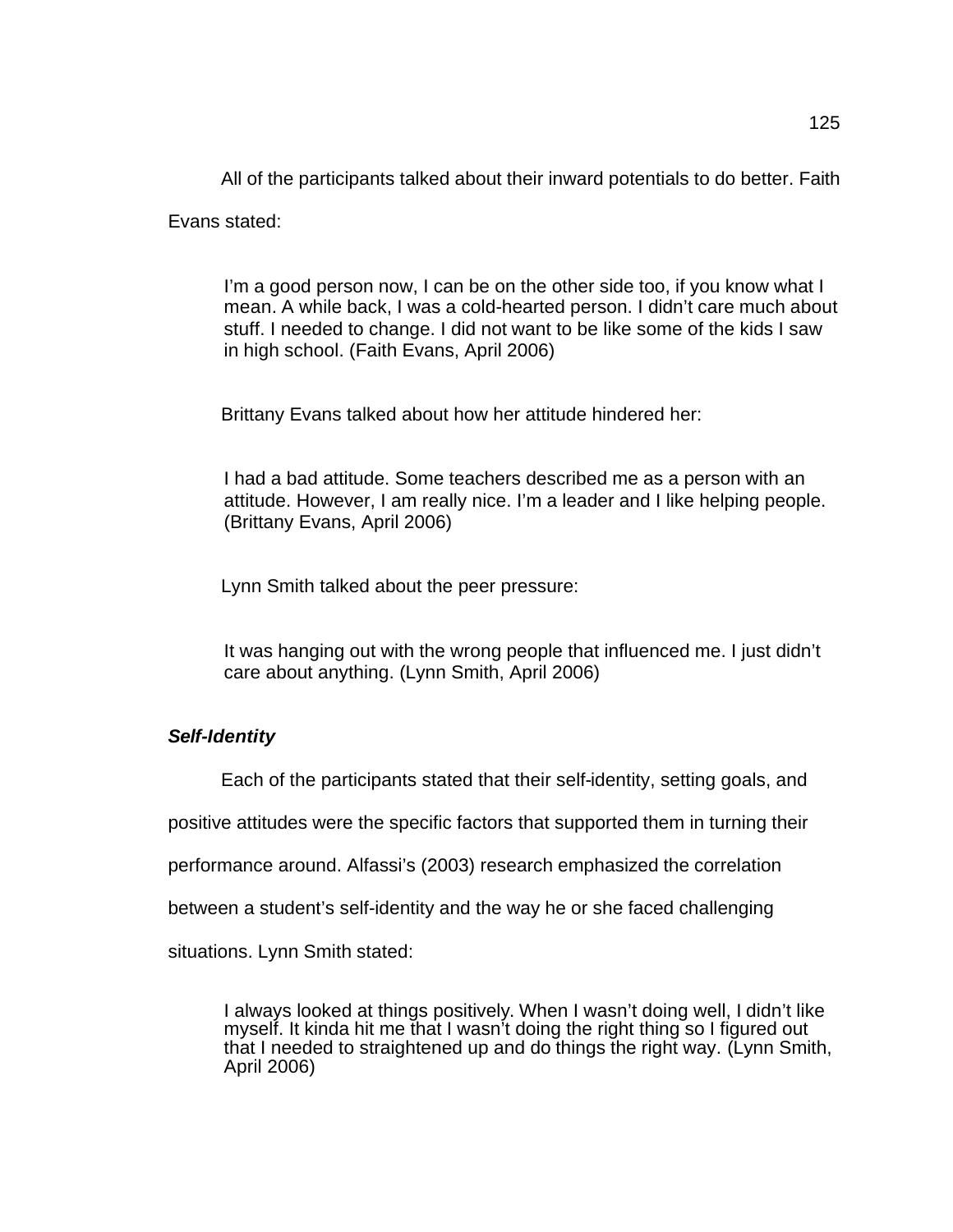All of the participants talked about their inward potentials to do better. Faith Evans stated:

> I'm a good person now, I can be on the other side too, if you know what I mean. A while back, I was a cold-hearted person. I didn't care much about stuff. I needed to change. I did not want to be like some of the kids I saw in high school. (Faith Evans, April 2006)

Brittany Evans talked about how her attitude hindered her:

> I had a bad attitude. Some teachers described me as a person with an attitude. However, I am really nice. I'm a leader and I like helping people. (Brittany Evans, April 2006)

Lynn Smith talked about the peer pressure:

> It was hanging out with the wrong people that influenced me. I just didn't care about anything. (Lynn Smith, April 2006)

### ***Self-Identity***

Each of the participants stated that their self-identity, setting goals, and positive attitudes were the specific factors that supported them in turning their performance around. Alfassi's (2003) research emphasized the correlation between a student's self-identity and the way he or she faced challenging situations. Lynn Smith stated:

> I always looked at things positively. When I wasn't doing well, I didn't like myself. It kinda hit me that I wasn't doing the right thing so I figured out that I needed to straightened up and do things the right way. (Lynn Smith, April 2006)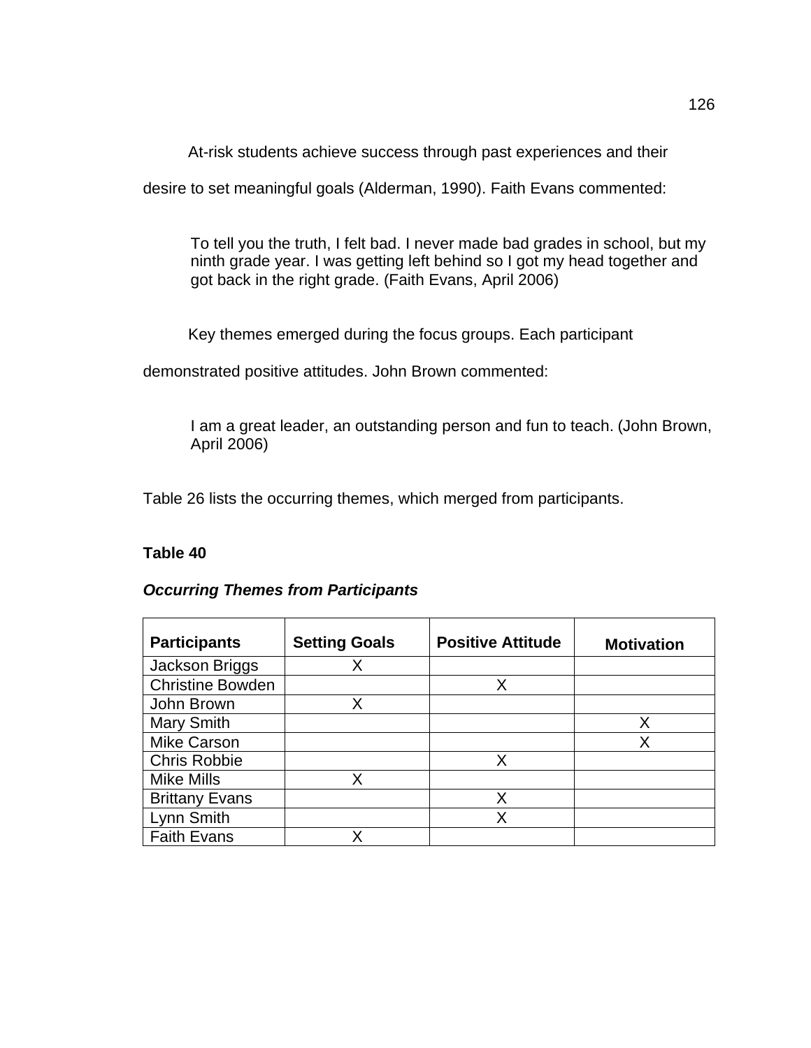At-risk students achieve success through past experiences and their desire to set meaningful goals (Alderman, 1990). Faith Evans commented:

> To tell you the truth, I felt bad. I never made bad grades in school, but my ninth grade year. I was getting left behind so I got my head together and got back in the right grade. (Faith Evans, April 2006)

Key themes emerged during the focus groups. Each participant demonstrated positive attitudes. John Brown commented:

> I am a great leader, an outstanding person and fun to teach. (John Brown, April 2006)

Table 26 lists the occurring themes, which merged from participants.

**Table 40**

***Occurring Themes from Participants***

| Participants | Setting Goals | Positive Attitude | Motivation |
|---|---|---|---|
| Jackson Briggs | X | | |
| Christine Bowden | | X | |
| John Brown | X | | |
| Mary Smith | | | X |
| Mike Carson | | | X |
| Chris Robbie | | X | |
| Mike Mills | X | | |
| Brittany Evans | | X | |
| Lynn Smith | | X | |
| Faith Evans | X | | |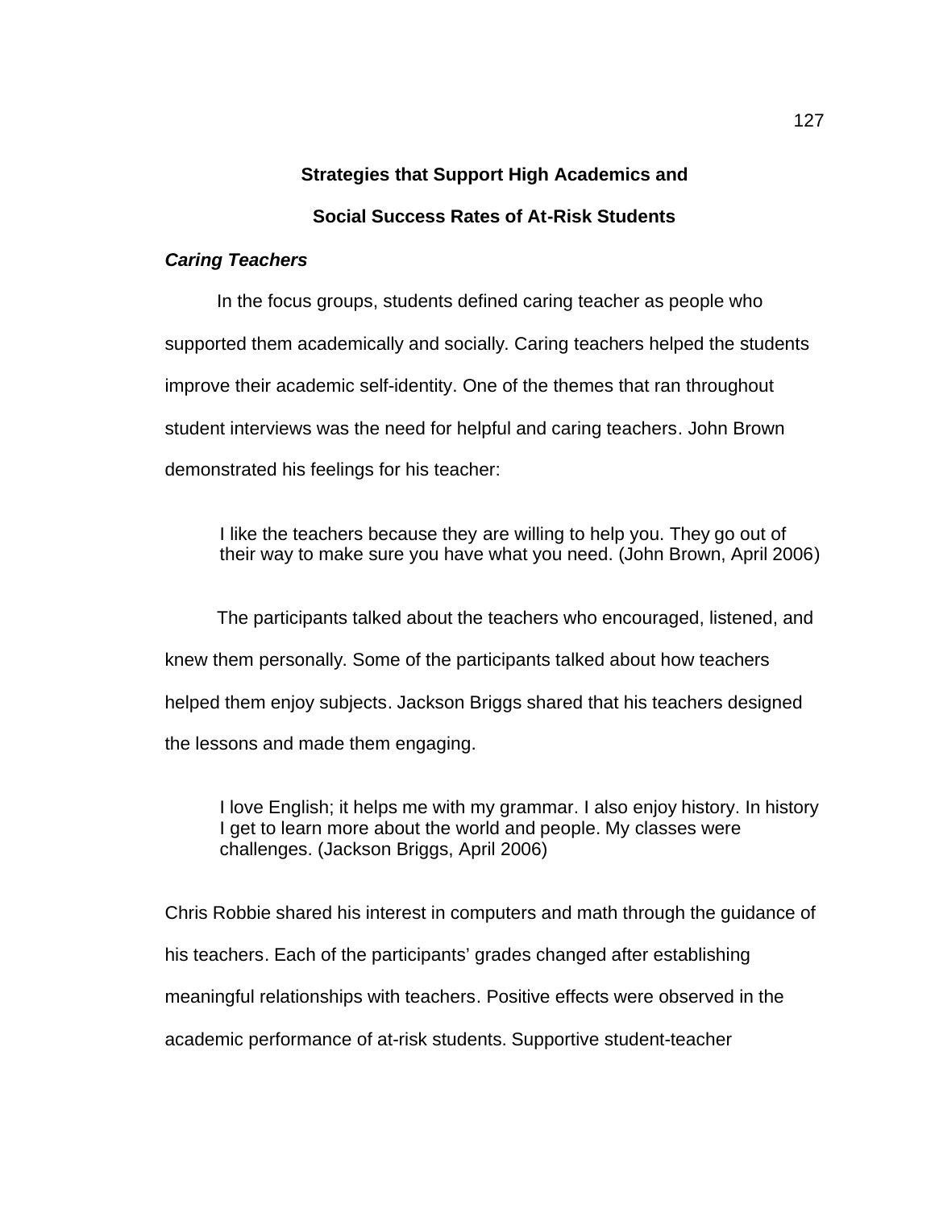## Strategies that Support High Academics and Social Success Rates of At-Risk Students

### *Caring Teachers*

In the focus groups, students defined caring teacher as people who supported them academically and socially. Caring teachers helped the students improve their academic self-identity. One of the themes that ran throughout student interviews was the need for helpful and caring teachers. John Brown demonstrated his feelings for his teacher:

> I like the teachers because they are willing to help you. They go out of their way to make sure you have what you need. (John Brown, April 2006)

The participants talked about the teachers who encouraged, listened, and knew them personally. Some of the participants talked about how teachers helped them enjoy subjects. Jackson Briggs shared that his teachers designed the lessons and made them engaging.

> I love English; it helps me with my grammar. I also enjoy history. In history I get to learn more about the world and people. My classes were challenges. (Jackson Briggs, April 2006)

Chris Robbie shared his interest in computers and math through the guidance of his teachers. Each of the participants' grades changed after establishing meaningful relationships with teachers. Positive effects were observed in the academic performance of at-risk students. Supportive student-teacher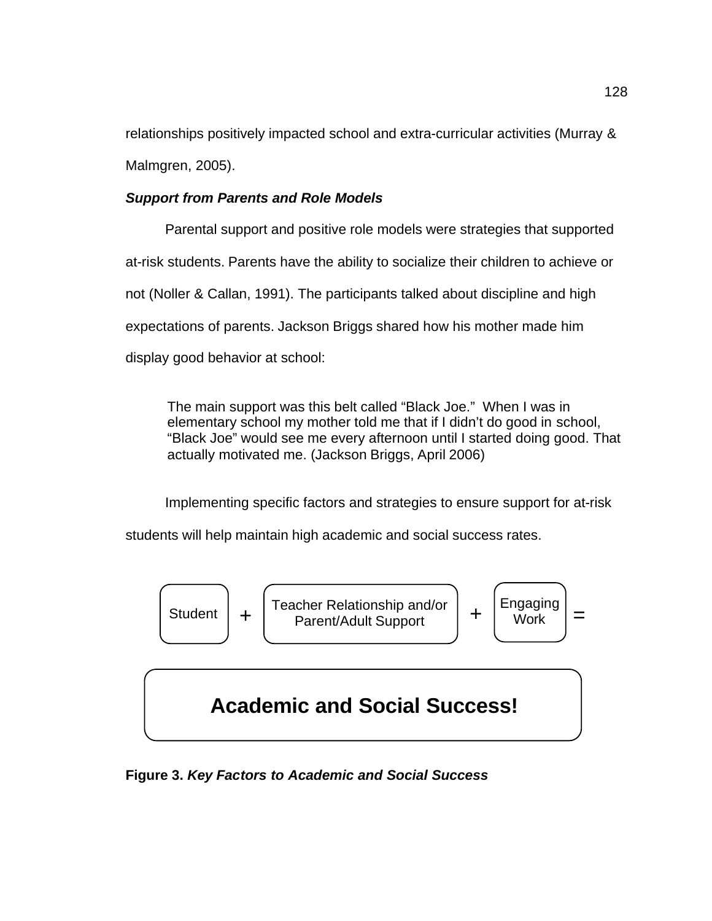relationships positively impacted school and extra-curricular activities (Murray & Malmgren, 2005).

***Support from Parents and Role Models***

Parental support and positive role models were strategies that supported at-risk students. Parents have the ability to socialize their children to achieve or not (Noller & Callan, 1991). The participants talked about discipline and high expectations of parents. Jackson Briggs shared how his mother made him display good behavior at school:

> The main support was this belt called "Black Joe." When I was in elementary school my mother told me that if I didn't do good in school, "Black Joe" would see me every afternoon until I started doing good. That actually motivated me. (Jackson Briggs, April 2006)

Implementing specific factors and strategies to ensure support for at-risk students will help maintain high academic and social success rates.

Student + Teacher Relationship and/or Parent/Adult Support + Engaging Work =

**Academic and Social Success!**

**Figure 3.** ***Key Factors to Academic and Social Success***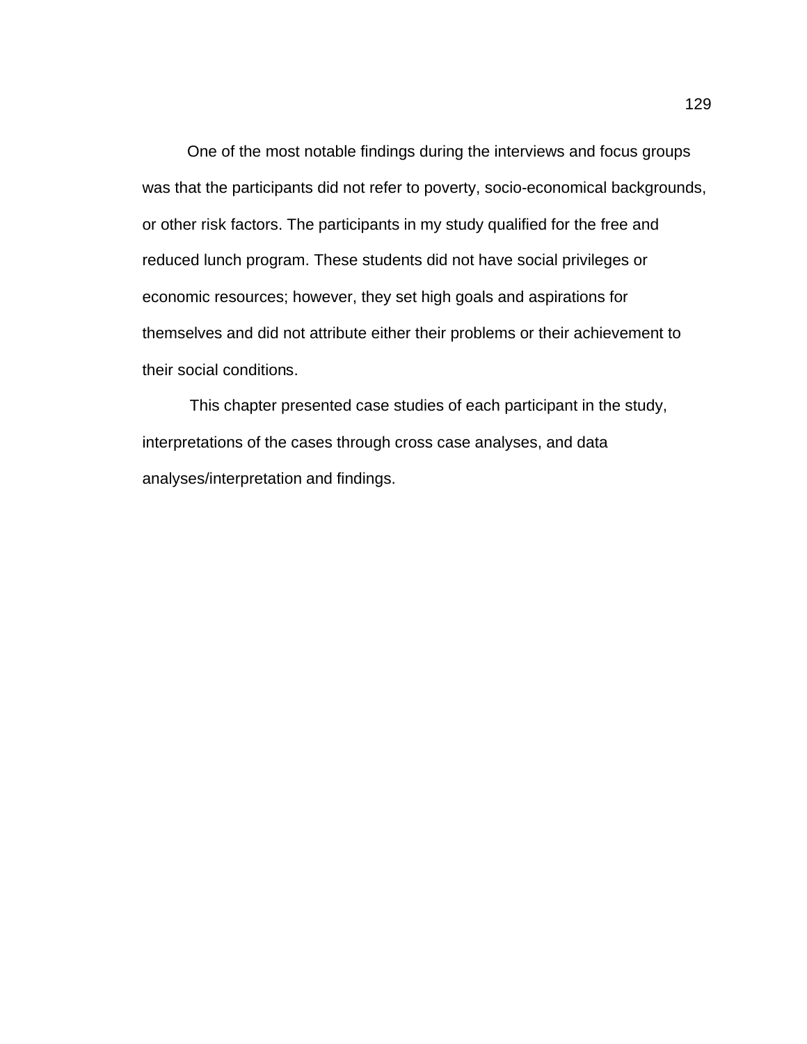One of the most notable findings during the interviews and focus groups was that the participants did not refer to poverty, socio-economical backgrounds, or other risk factors. The participants in my study qualified for the free and reduced lunch program. These students did not have social privileges or economic resources; however, they set high goals and aspirations for themselves and did not attribute either their problems or their achievement to their social conditions.

This chapter presented case studies of each participant in the study, interpretations of the cases through cross case analyses, and data analyses/interpretation and findings.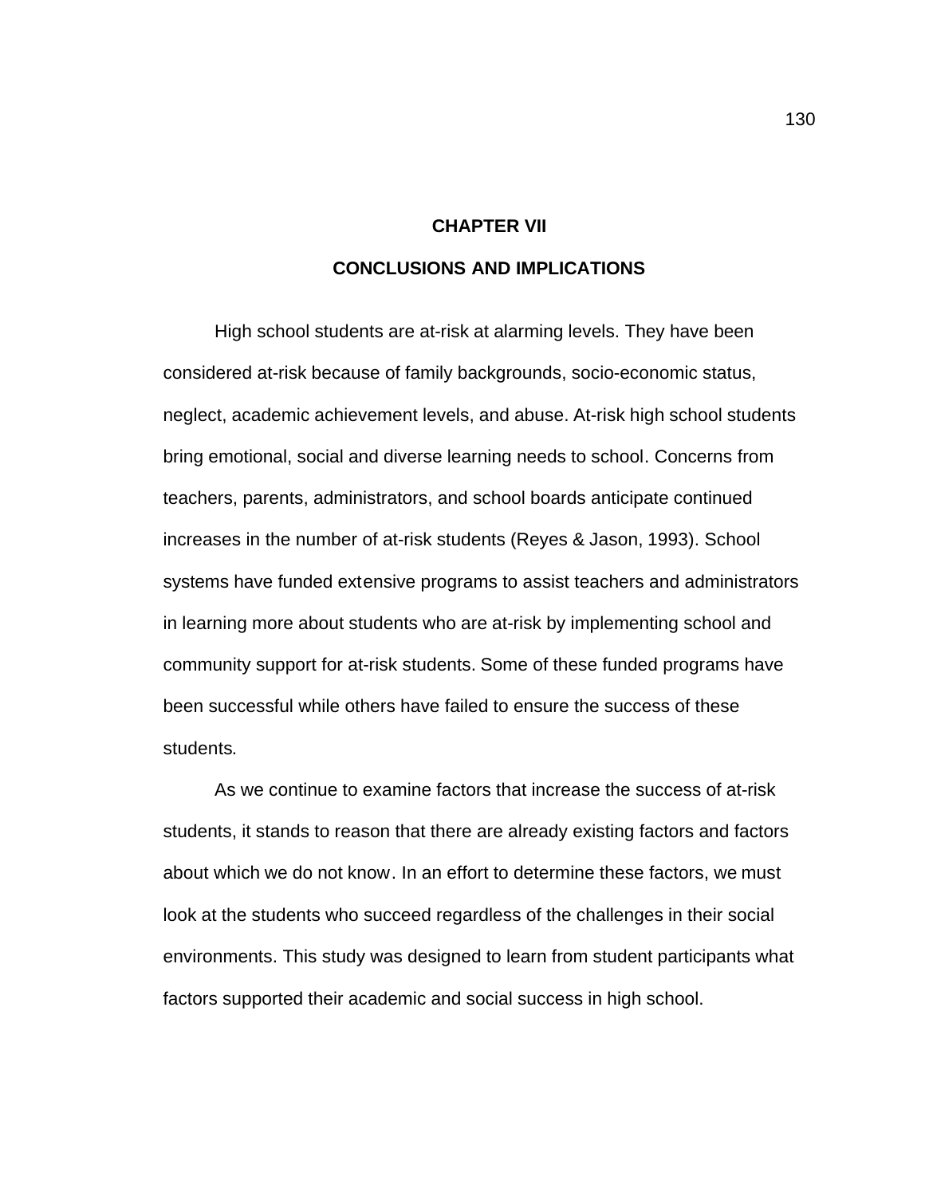# CHAPTER VII

## CONCLUSIONS AND IMPLICATIONS

High school students are at-risk at alarming levels. They have been considered at-risk because of family backgrounds, socio-economic status, neglect, academic achievement levels, and abuse. At-risk high school students bring emotional, social and diverse learning needs to school. Concerns from teachers, parents, administrators, and school boards anticipate continued increases in the number of at-risk students (Reyes & Jason, 1993). School systems have funded extensive programs to assist teachers and administrators in learning more about students who are at-risk by implementing school and community support for at-risk students. Some of these funded programs have been successful while others have failed to ensure the success of these students.

As we continue to examine factors that increase the success of at-risk students, it stands to reason that there are already existing factors and factors about which we do not know. In an effort to determine these factors, we must look at the students who succeed regardless of the challenges in their social environments. This study was designed to learn from student participants what factors supported their academic and social success in high school.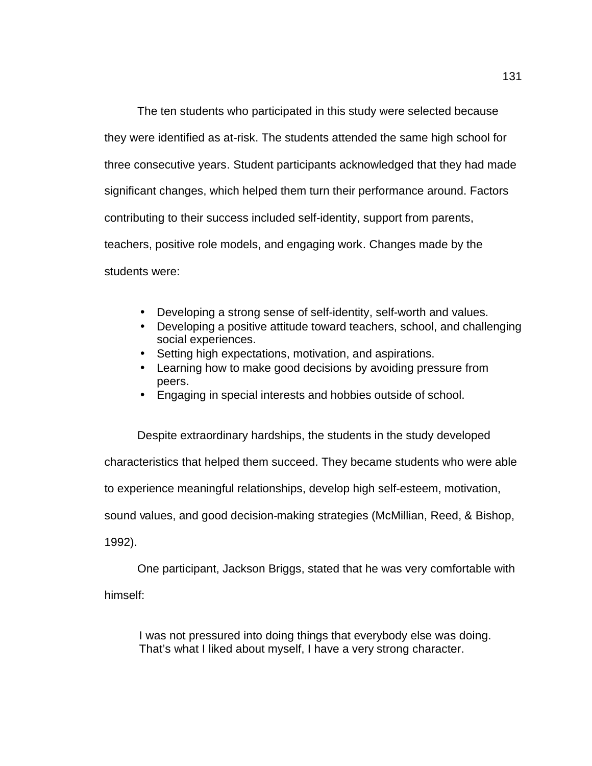The ten students who participated in this study were selected because they were identified as at-risk. The students attended the same high school for three consecutive years. Student participants acknowledged that they had made significant changes, which helped them turn their performance around. Factors contributing to their success included self-identity, support from parents, teachers, positive role models, and engaging work. Changes made by the students were:

- Developing a strong sense of self-identity, self-worth and values.
- Developing a positive attitude toward teachers, school, and challenging social experiences.
- Setting high expectations, motivation, and aspirations.
- Learning how to make good decisions by avoiding pressure from peers.
- Engaging in special interests and hobbies outside of school.

Despite extraordinary hardships, the students in the study developed characteristics that helped them succeed. They became students who were able to experience meaningful relationships, develop high self-esteem, motivation, sound values, and good decision-making strategies (McMillian, Reed, & Bishop, 1992).

One participant, Jackson Briggs, stated that he was very comfortable with himself:

> I was not pressured into doing things that everybody else was doing. That's what I liked about myself, I have a very strong character.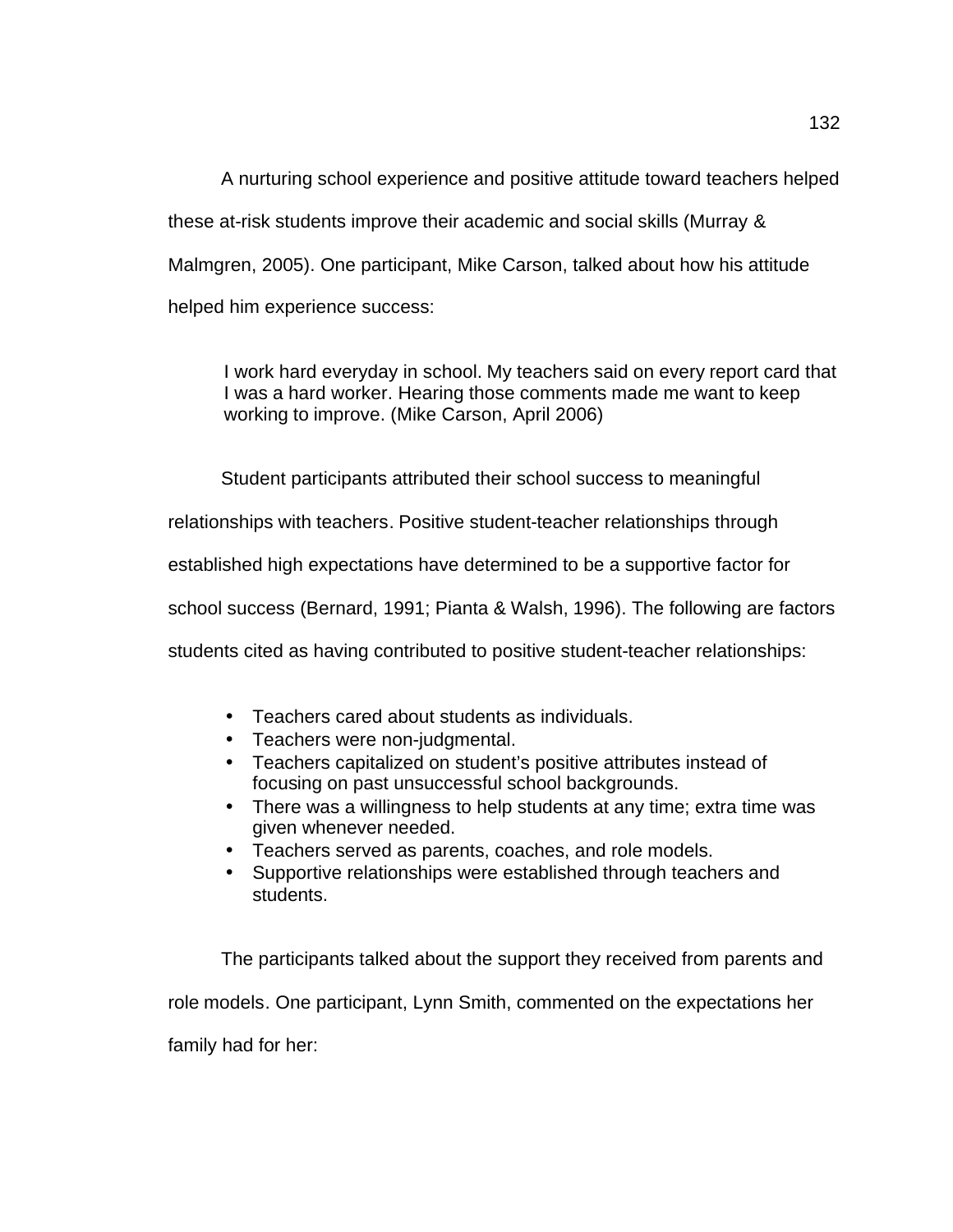A nurturing school experience and positive attitude toward teachers helped these at-risk students improve their academic and social skills (Murray & Malmgren, 2005). One participant, Mike Carson, talked about how his attitude helped him experience success:

> I work hard everyday in school. My teachers said on every report card that I was a hard worker. Hearing those comments made me want to keep working to improve. (Mike Carson, April 2006)

Student participants attributed their school success to meaningful relationships with teachers. Positive student-teacher relationships through established high expectations have determined to be a supportive factor for school success (Bernard, 1991; Pianta & Walsh, 1996). The following are factors students cited as having contributed to positive student-teacher relationships:

- Teachers cared about students as individuals.
- Teachers were non-judgmental.
- Teachers capitalized on student's positive attributes instead of focusing on past unsuccessful school backgrounds.
- There was a willingness to help students at any time; extra time was given whenever needed.
- Teachers served as parents, coaches, and role models.
- Supportive relationships were established through teachers and students.

The participants talked about the support they received from parents and role models. One participant, Lynn Smith, commented on the expectations her family had for her: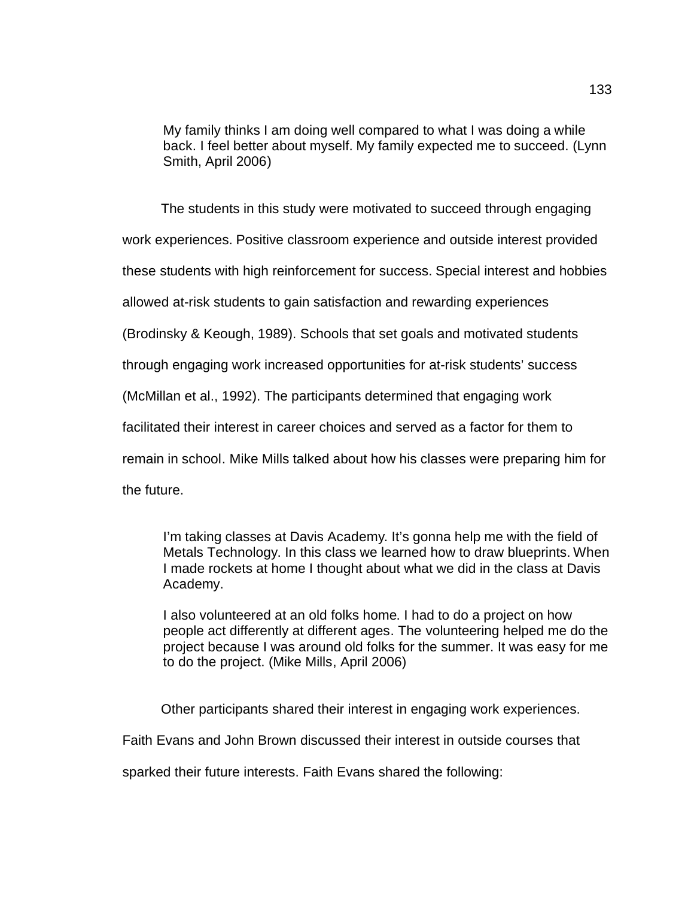> My family thinks I am doing well compared to what I was doing a while back. I feel better about myself. My family expected me to succeed. (Lynn Smith, April 2006)

The students in this study were motivated to succeed through engaging work experiences. Positive classroom experience and outside interest provided these students with high reinforcement for success. Special interest and hobbies allowed at-risk students to gain satisfaction and rewarding experiences (Brodinsky & Keough, 1989). Schools that set goals and motivated students through engaging work increased opportunities for at-risk students' success (McMillan et al., 1992). The participants determined that engaging work facilitated their interest in career choices and served as a factor for them to remain in school. Mike Mills talked about how his classes were preparing him for the future.

> I'm taking classes at Davis Academy. It's gonna help me with the field of Metals Technology. In this class we learned how to draw blueprints. When I made rockets at home I thought about what we did in the class at Davis Academy.
>
> I also volunteered at an old folks home. I had to do a project on how people act differently at different ages. The volunteering helped me do the project because I was around old folks for the summer. It was easy for me to do the project. (Mike Mills, April 2006)

Other participants shared their interest in engaging work experiences. Faith Evans and John Brown discussed their interest in outside courses that sparked their future interests. Faith Evans shared the following: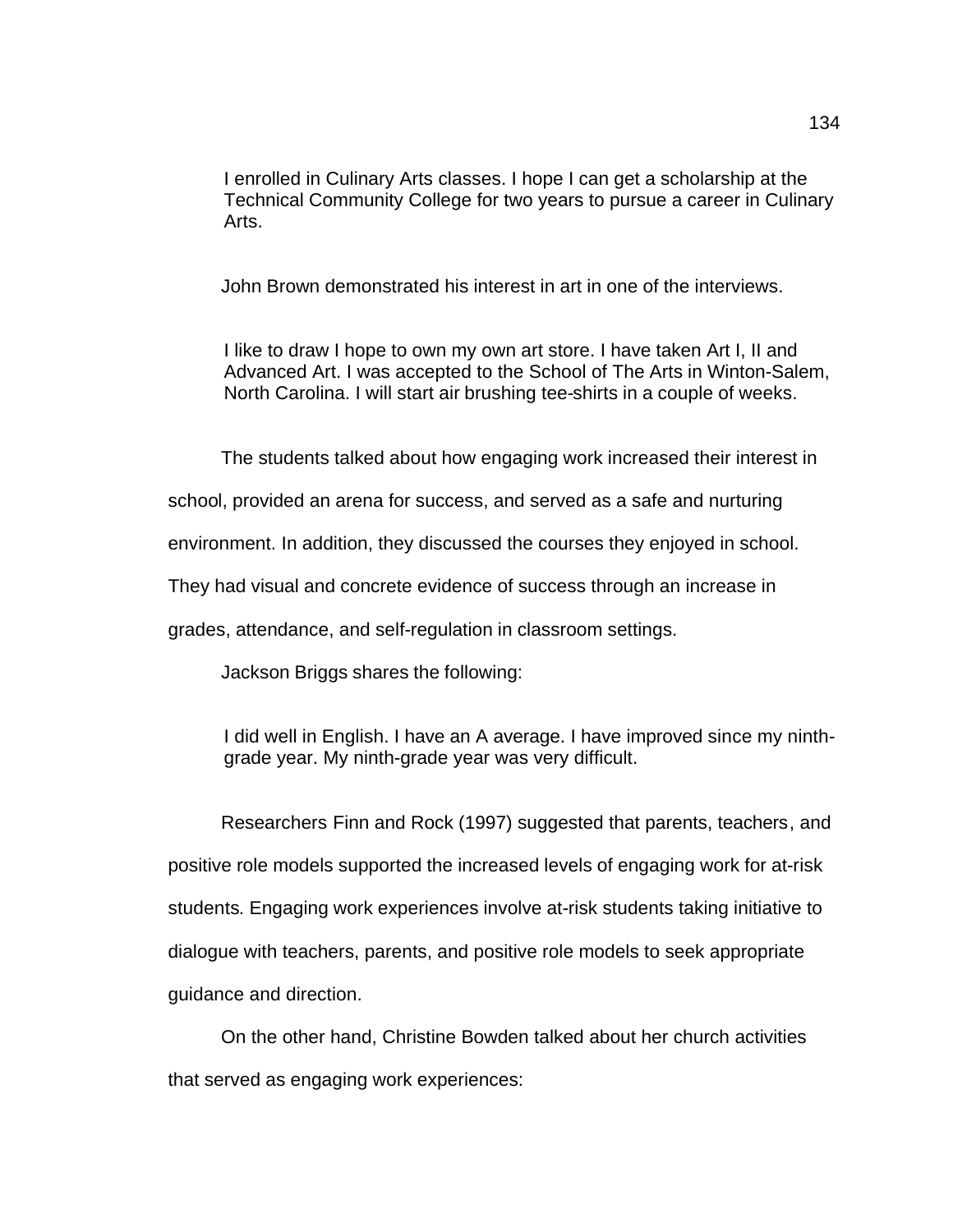> I enrolled in Culinary Arts classes. I hope I can get a scholarship at the Technical Community College for two years to pursue a career in Culinary Arts.

John Brown demonstrated his interest in art in one of the interviews.

> I like to draw I hope to own my own art store. I have taken Art I, II and Advanced Art. I was accepted to the School of The Arts in Winton-Salem, North Carolina. I will start air brushing tee-shirts in a couple of weeks.

The students talked about how engaging work increased their interest in school, provided an arena for success, and served as a safe and nurturing environment. In addition, they discussed the courses they enjoyed in school. They had visual and concrete evidence of success through an increase in grades, attendance, and self-regulation in classroom settings.

Jackson Briggs shares the following:

> I did well in English. I have an A average. I have improved since my ninth-grade year. My ninth-grade year was very difficult.

Researchers Finn and Rock (1997) suggested that parents, teachers, and positive role models supported the increased levels of engaging work for at-risk students. Engaging work experiences involve at-risk students taking initiative to dialogue with teachers, parents, and positive role models to seek appropriate guidance and direction.

On the other hand, Christine Bowden talked about her church activities that served as engaging work experiences: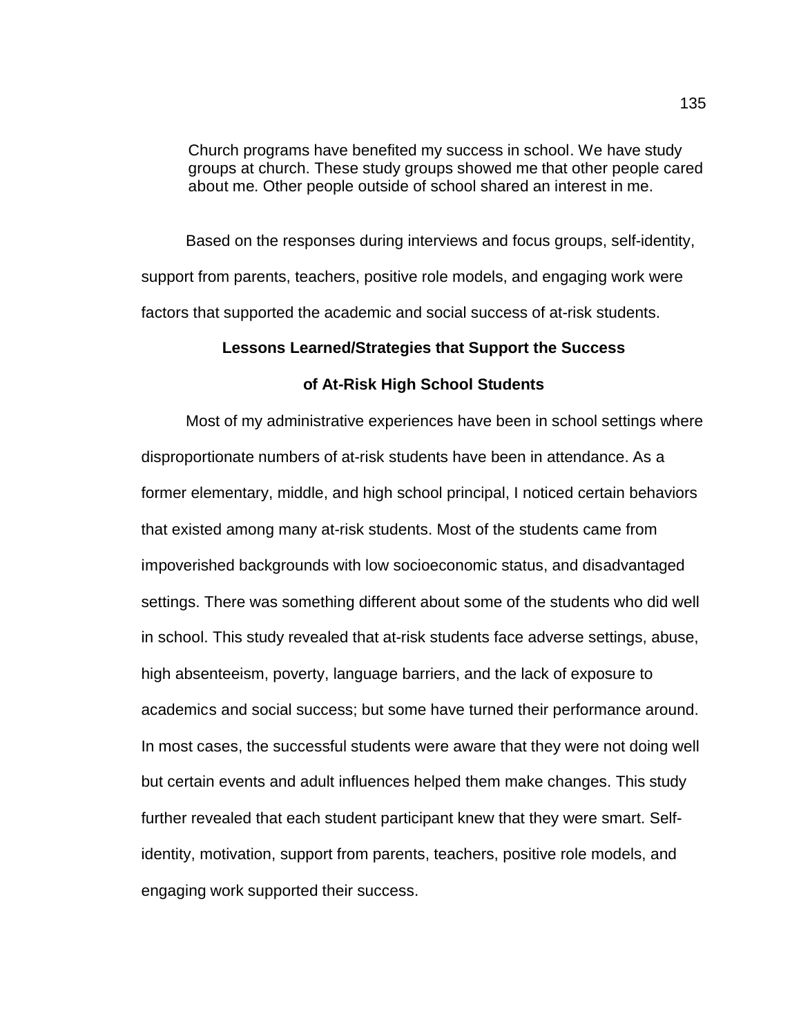> Church programs have benefited my success in school. We have study groups at church. These study groups showed me that other people cared about me. Other people outside of school shared an interest in me.

Based on the responses during interviews and focus groups, self-identity, support from parents, teachers, positive role models, and engaging work were factors that supported the academic and social success of at-risk students.

## Lessons Learned/Strategies that Support the Success of At-Risk High School Students

Most of my administrative experiences have been in school settings where disproportionate numbers of at-risk students have been in attendance. As a former elementary, middle, and high school principal, I noticed certain behaviors that existed among many at-risk students. Most of the students came from impoverished backgrounds with low socioeconomic status, and disadvantaged settings. There was something different about some of the students who did well in school. This study revealed that at-risk students face adverse settings, abuse, high absenteeism, poverty, language barriers, and the lack of exposure to academics and social success; but some have turned their performance around. In most cases, the successful students were aware that they were not doing well but certain events and adult influences helped them make changes. This study further revealed that each student participant knew that they were smart. Self-identity, motivation, support from parents, teachers, positive role models, and engaging work supported their success.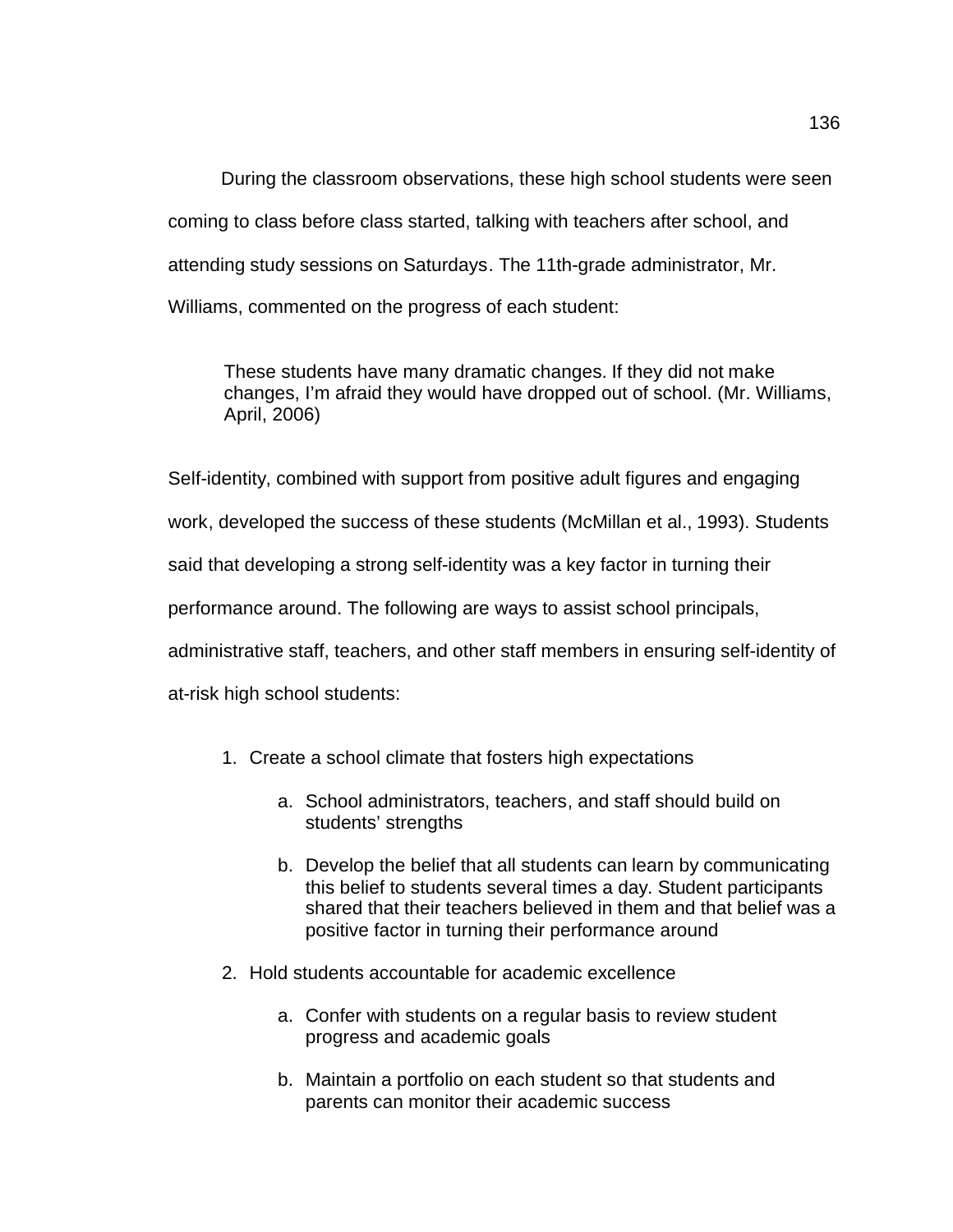During the classroom observations, these high school students were seen coming to class before class started, talking with teachers after school, and attending study sessions on Saturdays. The 11th-grade administrator, Mr. Williams, commented on the progress of each student:

> These students have many dramatic changes. If they did not make changes, I'm afraid they would have dropped out of school. (Mr. Williams, April, 2006)

Self-identity, combined with support from positive adult figures and engaging work, developed the success of these students (McMillan et al., 1993). Students said that developing a strong self-identity was a key factor in turning their performance around. The following are ways to assist school principals, administrative staff, teachers, and other staff members in ensuring self-identity of at-risk high school students:

1. Create a school climate that fosters high expectations
    a. School administrators, teachers, and staff should build on students' strengths
    b. Develop the belief that all students can learn by communicating this belief to students several times a day. Student participants shared that their teachers believed in them and that belief was a positive factor in turning their performance around
2. Hold students accountable for academic excellence
    a. Confer with students on a regular basis to review student progress and academic goals
    b. Maintain a portfolio on each student so that students and parents can monitor their academic success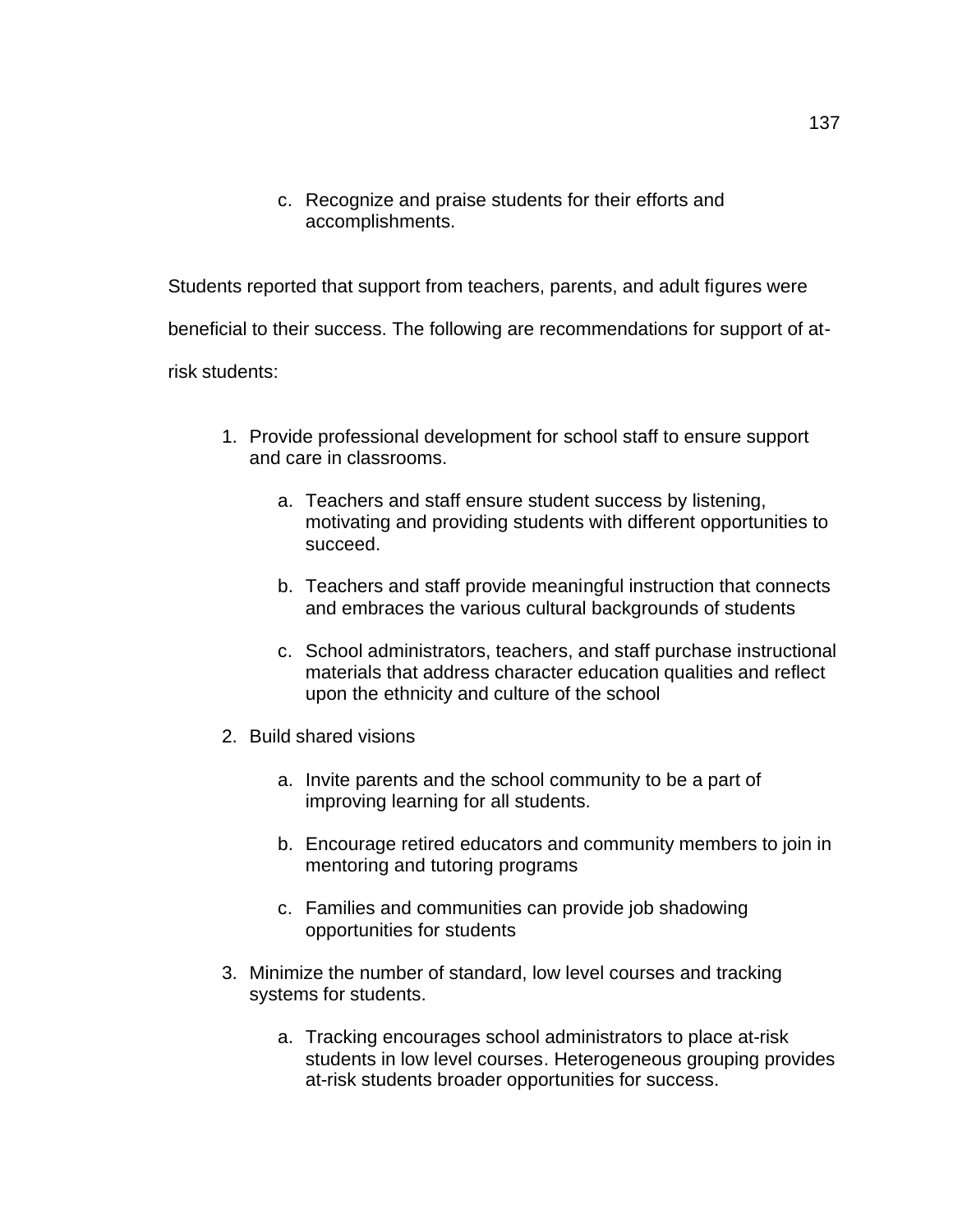c. Recognize and praise students for their efforts and accomplishments.

Students reported that support from teachers, parents, and adult figures were beneficial to their success. The following are recommendations for support of at-risk students:

1. Provide professional development for school staff to ensure support and care in classrooms.

    a. Teachers and staff ensure student success by listening, motivating and providing students with different opportunities to succeed.

    b. Teachers and staff provide meaningful instruction that connects and embraces the various cultural backgrounds of students

    c. School administrators, teachers, and staff purchase instructional materials that address character education qualities and reflect upon the ethnicity and culture of the school

2. Build shared visions

    a. Invite parents and the school community to be a part of improving learning for all students.

    b. Encourage retired educators and community members to join in mentoring and tutoring programs

    c. Families and communities can provide job shadowing opportunities for students

3. Minimize the number of standard, low level courses and tracking systems for students.

    a. Tracking encourages school administrators to place at-risk students in low level courses. Heterogeneous grouping provides at-risk students broader opportunities for success.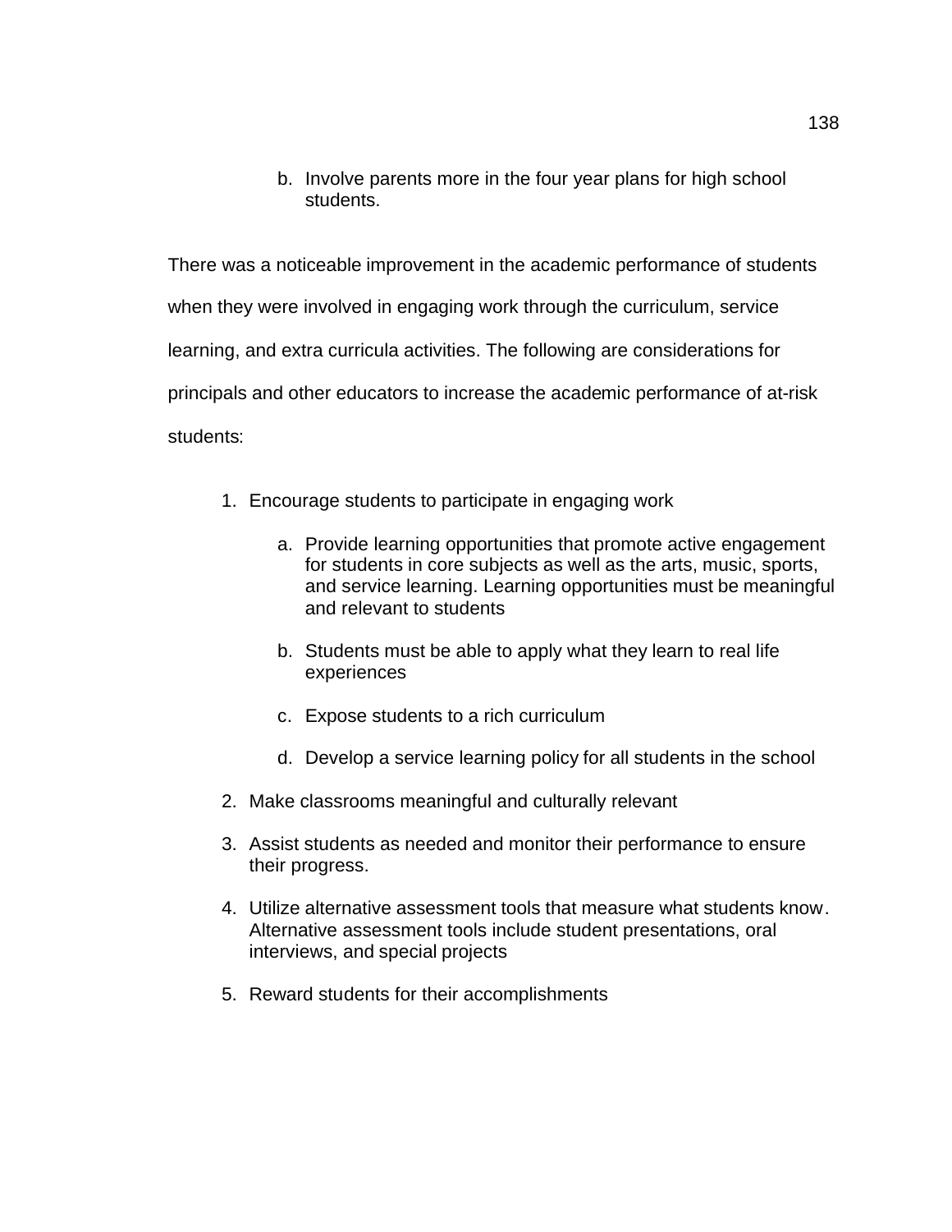b. Involve parents more in the four year plans for high school students.

There was a noticeable improvement in the academic performance of students when they were involved in engaging work through the curriculum, service learning, and extra curricula activities. The following are considerations for principals and other educators to increase the academic performance of at-risk students:

1. Encourage students to participate in engaging work

    a. Provide learning opportunities that promote active engagement for students in core subjects as well as the arts, music, sports, and service learning. Learning opportunities must be meaningful and relevant to students

    b. Students must be able to apply what they learn to real life experiences

    c. Expose students to a rich curriculum

    d. Develop a service learning policy for all students in the school

2. Make classrooms meaningful and culturally relevant

3. Assist students as needed and monitor their performance to ensure their progress.

4. Utilize alternative assessment tools that measure what students know. Alternative assessment tools include student presentations, oral interviews, and special projects

5. Reward students for their accomplishments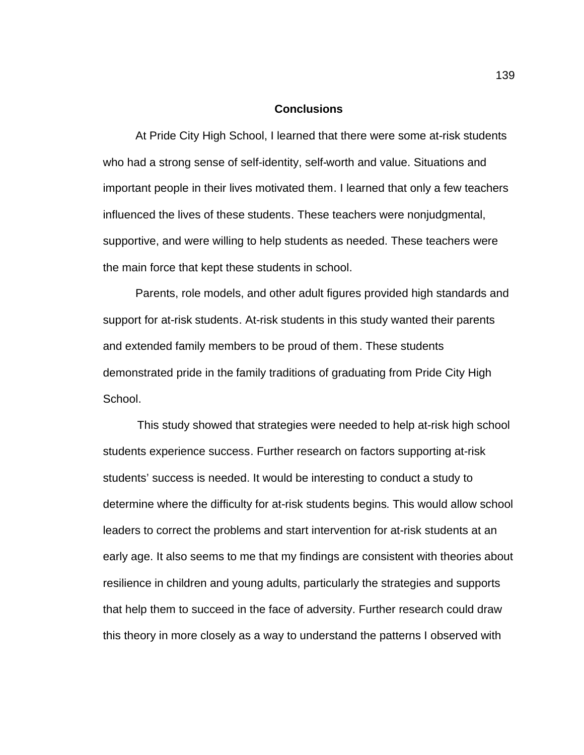## Conclusions

At Pride City High School, I learned that there were some at-risk students who had a strong sense of self-identity, self-worth and value. Situations and important people in their lives motivated them. I learned that only a few teachers influenced the lives of these students. These teachers were nonjudgmental, supportive, and were willing to help students as needed. These teachers were the main force that kept these students in school.

Parents, role models, and other adult figures provided high standards and support for at-risk students. At-risk students in this study wanted their parents and extended family members to be proud of them. These students demonstrated pride in the family traditions of graduating from Pride City High School.

This study showed that strategies were needed to help at-risk high school students experience success. Further research on factors supporting at-risk students' success is needed. It would be interesting to conduct a study to determine where the difficulty for at-risk students begins. This would allow school leaders to correct the problems and start intervention for at-risk students at an early age. It also seems to me that my findings are consistent with theories about resilience in children and young adults, particularly the strategies and supports that help them to succeed in the face of adversity. Further research could draw this theory in more closely as a way to understand the patterns I observed with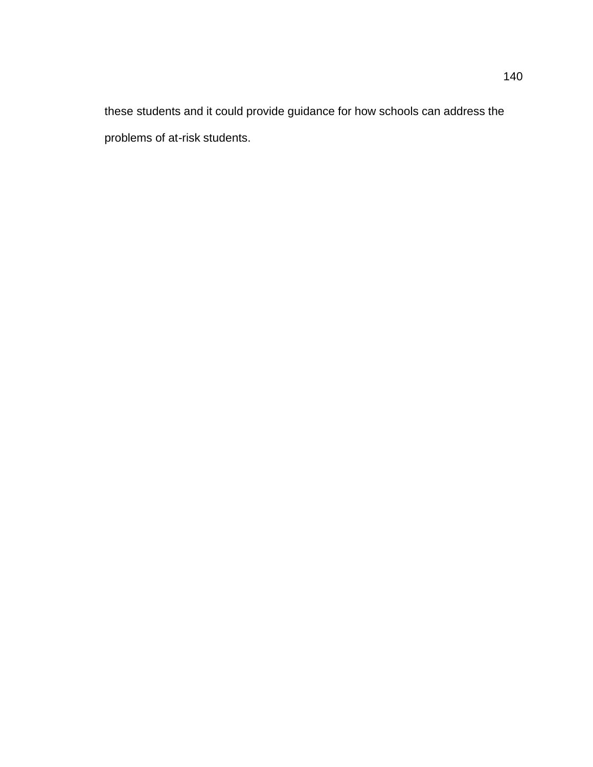these students and it could provide guidance for how schools can address the problems of at-risk students.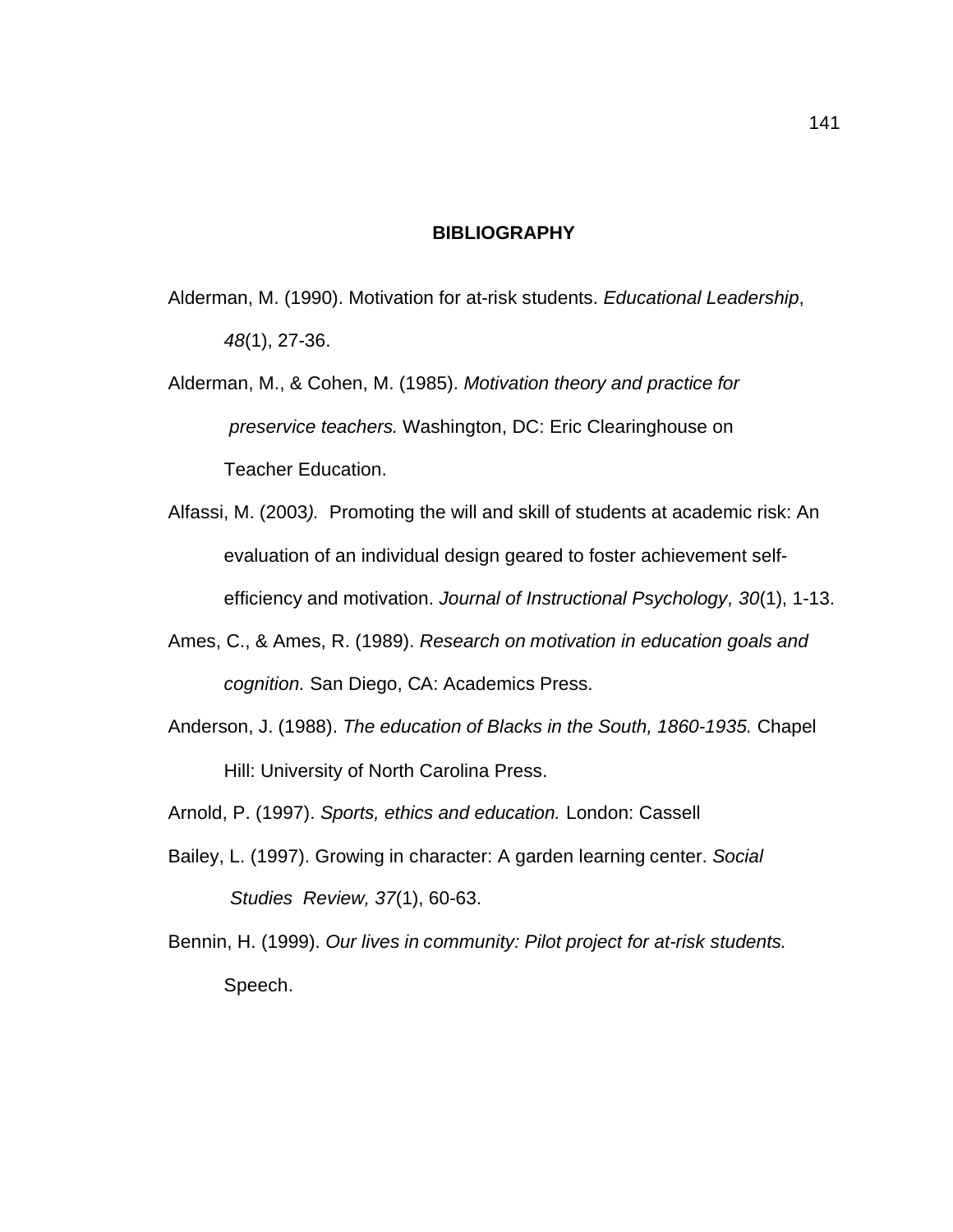# BIBLIOGRAPHY

Alderman, M. (1990). Motivation for at-risk students. *Educational Leadership*, *48*(1), 27-36.

Alderman, M., & Cohen, M. (1985). *Motivation theory and practice for preservice teachers.* Washington, DC: Eric Clearinghouse on Teacher Education.

Alfassi, M. (2003*).* Promoting the will and skill of students at academic risk: An evaluation of an individual design geared to foster achievement self-efficiency and motivation. *Journal of Instructional Psychology, 30*(1), 1-13.

Ames, C., & Ames, R. (1989). *Research on motivation in education goals and cognition.* San Diego, CA: Academics Press.

Anderson, J. (1988). *The education of Blacks in the South, 1860-1935.* Chapel Hill: University of North Carolina Press.

Arnold, P. (1997). *Sports, ethics and education.* London: Cassell

Bailey, L. (1997). Growing in character: A garden learning center. *Social Studies Review, 37*(1), 60-63.

Bennin, H. (1999). *Our lives in community: Pilot project for at-risk students.* Speech.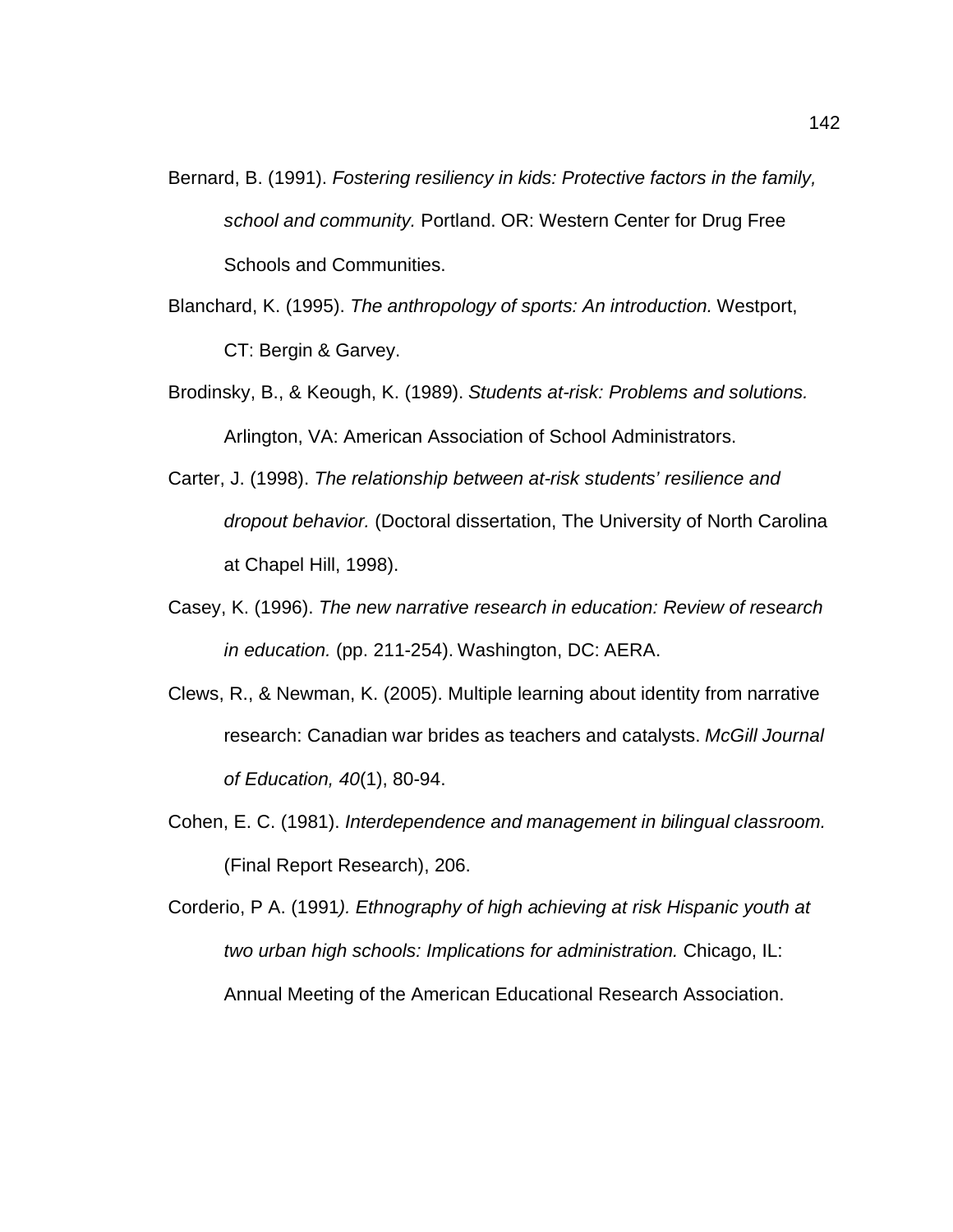Bernard, B. (1991). *Fostering resiliency in kids: Protective factors in the family, school and community.* Portland. OR: Western Center for Drug Free Schools and Communities.

Blanchard, K. (1995). *The anthropology of sports: An introduction.* Westport, CT: Bergin & Garvey.

Brodinsky, B., & Keough, K. (1989). *Students at-risk: Problems and solutions.* Arlington, VA: American Association of School Administrators.

Carter, J. (1998). *The relationship between at-risk students' resilience and dropout behavior.* (Doctoral dissertation, The University of North Carolina at Chapel Hill, 1998).

Casey, K. (1996). *The new narrative research in education: Review of research in education.* (pp. 211-254). Washington, DC: AERA.

Clews, R., & Newman, K. (2005). Multiple learning about identity from narrative research: Canadian war brides as teachers and catalysts. *McGill Journal of Education, 40*(1), 80-94.

Cohen, E. C. (1981). *Interdependence and management in bilingual classroom.* (Final Report Research), 206.

Corderio, P A. (1991*). Ethnography of high achieving at risk Hispanic youth at two urban high schools: Implications for administration.* Chicago, IL: Annual Meeting of the American Educational Research Association.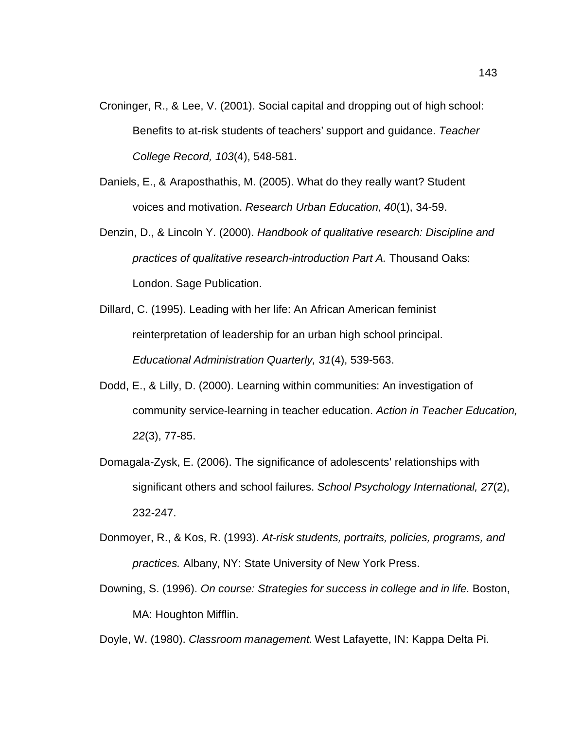Croninger, R., & Lee, V. (2001). Social capital and dropping out of high school: Benefits to at-risk students of teachers' support and guidance. *Teacher College Record, 103*(4), 548-581.

Daniels, E., & Araposthathis, M. (2005). What do they really want? Student voices and motivation. *Research Urban Education, 40*(1), 34-59.

Denzin, D., & Lincoln Y. (2000). *Handbook of qualitative research: Discipline and practices of qualitative research-introduction Part A.* Thousand Oaks: London. Sage Publication.

Dillard, C. (1995). Leading with her life: An African American feminist reinterpretation of leadership for an urban high school principal. *Educational Administration Quarterly, 31*(4), 539-563.

Dodd, E., & Lilly, D. (2000). Learning within communities: An investigation of community service-learning in teacher education. *Action in Teacher Education, 22*(3), 77-85.

Domagala-Zysk, E. (2006). The significance of adolescents' relationships with significant others and school failures. *School Psychology International, 27*(2), 232-247.

Donmoyer, R., & Kos, R. (1993). *At-risk students, portraits, policies, programs, and practices.* Albany, NY: State University of New York Press.

Downing, S. (1996). *On course: Strategies for success in college and in life.* Boston, MA: Houghton Mifflin.

Doyle, W. (1980). *Classroom management.* West Lafayette, IN: Kappa Delta Pi.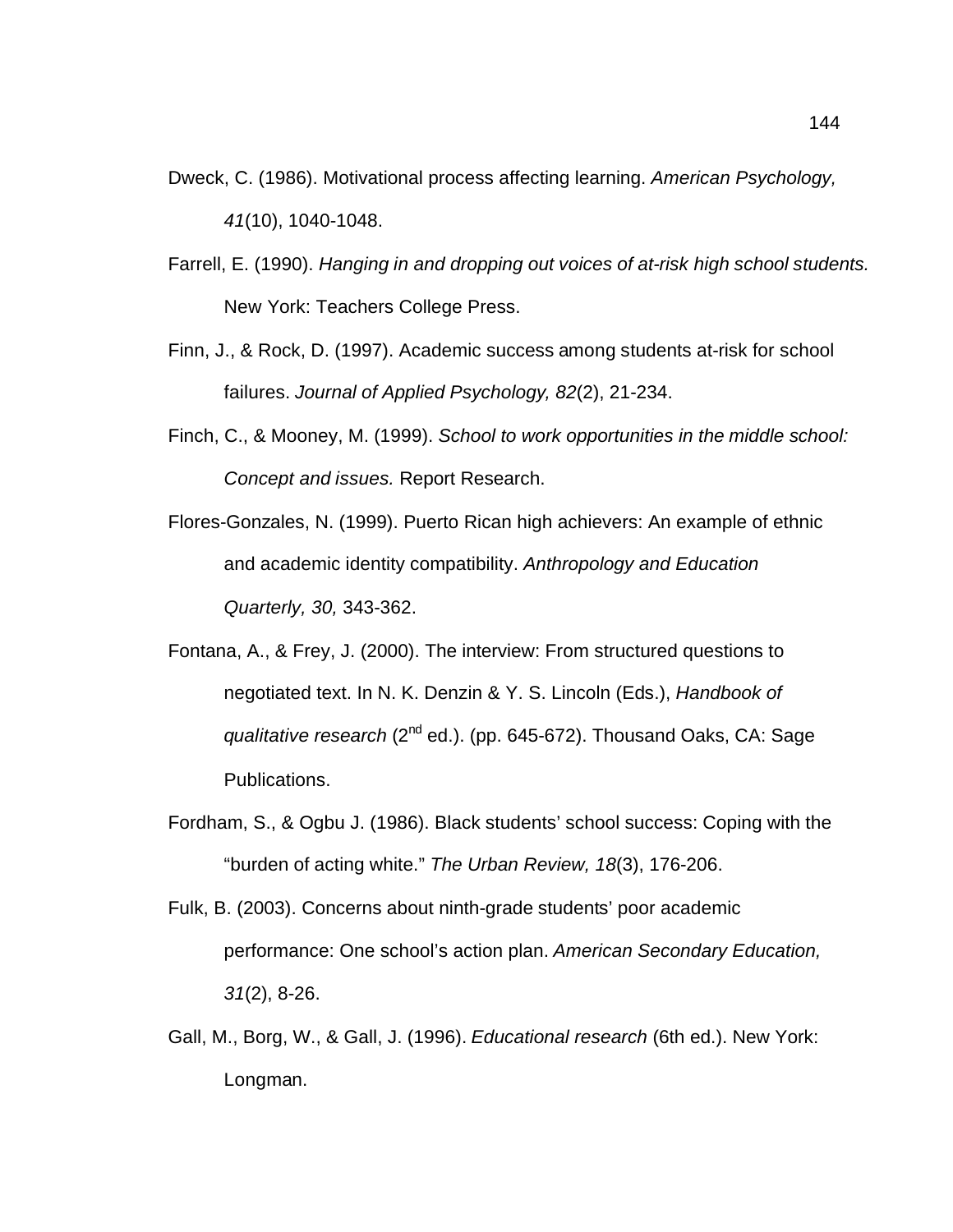Dweck, C. (1986). Motivational process affecting learning. *American Psychology, 41*(10), 1040-1048.

Farrell, E. (1990). *Hanging in and dropping out voices of at-risk high school students.* New York: Teachers College Press.

Finn, J., & Rock, D. (1997). Academic success among students at-risk for school failures. *Journal of Applied Psychology, 82*(2), 21-234.

Finch, C., & Mooney, M. (1999). *School to work opportunities in the middle school: Concept and issues.* Report Research.

Flores-Gonzales, N. (1999). Puerto Rican high achievers: An example of ethnic and academic identity compatibility. *Anthropology and Education Quarterly, 30,* 343-362.

Fontana, A., & Frey, J. (2000). The interview: From structured questions to negotiated text. In N. K. Denzin & Y. S. Lincoln (Eds.), *Handbook of qualitative research* (2nd ed.). (pp. 645-672). Thousand Oaks, CA: Sage Publications.

Fordham, S., & Ogbu J. (1986). Black students' school success: Coping with the "burden of acting white." *The Urban Review, 18*(3), 176-206.

Fulk, B. (2003). Concerns about ninth-grade students' poor academic performance: One school's action plan. *American Secondary Education, 31*(2), 8-26.

Gall, M., Borg, W., & Gall, J. (1996). *Educational research* (6th ed.). New York: Longman.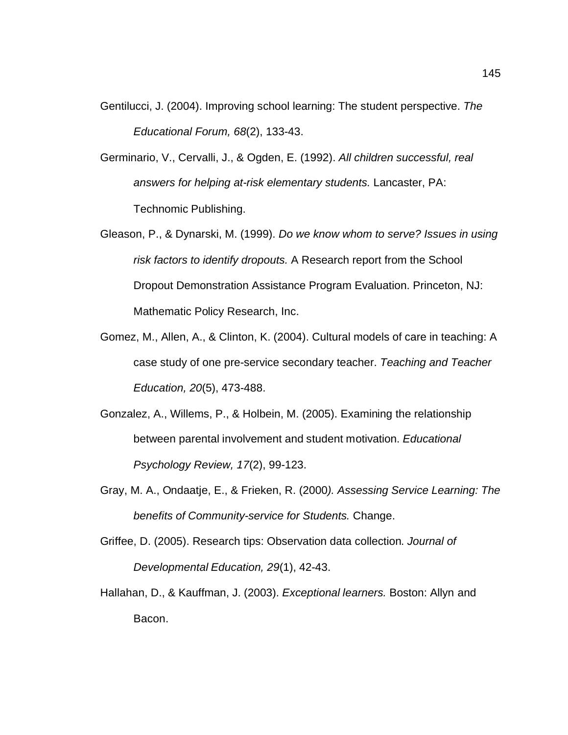Gentilucci, J. (2004). Improving school learning: The student perspective. *The Educational Forum, 68*(2), 133-43.

Germinario, V., Cervalli, J., & Ogden, E. (1992). *All children successful, real answers for helping at-risk elementary students.* Lancaster, PA: Technomic Publishing.

Gleason, P., & Dynarski, M. (1999). *Do we know whom to serve? Issues in using risk factors to identify dropouts.* A Research report from the School Dropout Demonstration Assistance Program Evaluation. Princeton, NJ: Mathematic Policy Research, Inc.

Gomez, M., Allen, A., & Clinton, K. (2004). Cultural models of care in teaching: A case study of one pre-service secondary teacher. *Teaching and Teacher Education, 20*(5), 473-488.

Gonzalez, A., Willems, P., & Holbein, M. (2005). Examining the relationship between parental involvement and student motivation. *Educational Psychology Review, 17*(2), 99-123.

Gray, M. A., Ondaatje, E., & Frieken, R. (2000*). Assessing Service Learning: The benefits of Community-service for Students.* Change.

Griffee, D. (2005). Research tips: Observation data collection. *Journal of Developmental Education, 29*(1), 42-43.

Hallahan, D., & Kauffman, J. (2003). *Exceptional learners.* Boston: Allyn and Bacon.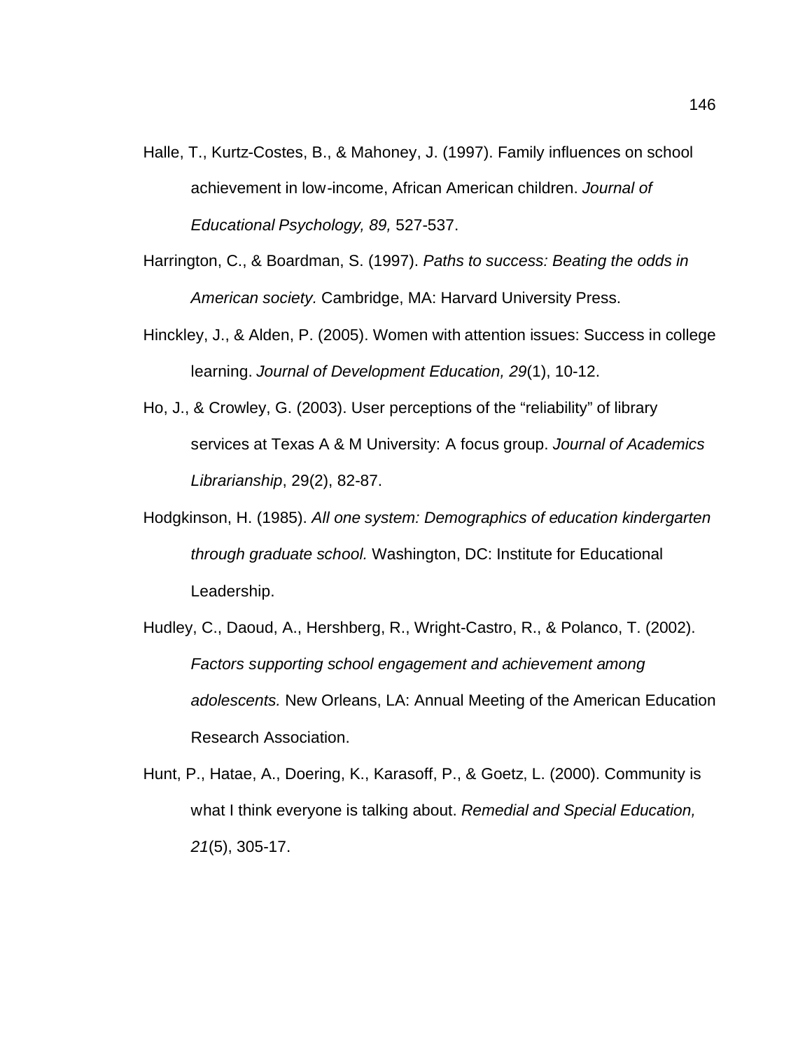Halle, T., Kurtz-Costes, B., & Mahoney, J. (1997). Family influences on school achievement in low-income, African American children. *Journal of Educational Psychology, 89,* 527-537.

Harrington, C., & Boardman, S. (1997). *Paths to success: Beating the odds in American society.* Cambridge, MA: Harvard University Press.

Hinckley, J., & Alden, P. (2005). Women with attention issues: Success in college learning. *Journal of Development Education, 29*(1), 10-12.

Ho, J., & Crowley, G. (2003). User perceptions of the "reliability" of library services at Texas A & M University: A focus group. *Journal of Academics Librarianship*, 29(2), 82-87.

Hodgkinson, H. (1985). *All one system: Demographics of education kindergarten through graduate school.* Washington, DC: Institute for Educational Leadership.

Hudley, C., Daoud, A., Hershberg, R., Wright-Castro, R., & Polanco, T. (2002). *Factors supporting school engagement and achievement among adolescents.* New Orleans, LA: Annual Meeting of the American Education Research Association.

Hunt, P., Hatae, A., Doering, K., Karasoff, P., & Goetz, L. (2000). Community is what I think everyone is talking about. *Remedial and Special Education, 21*(5), 305-17.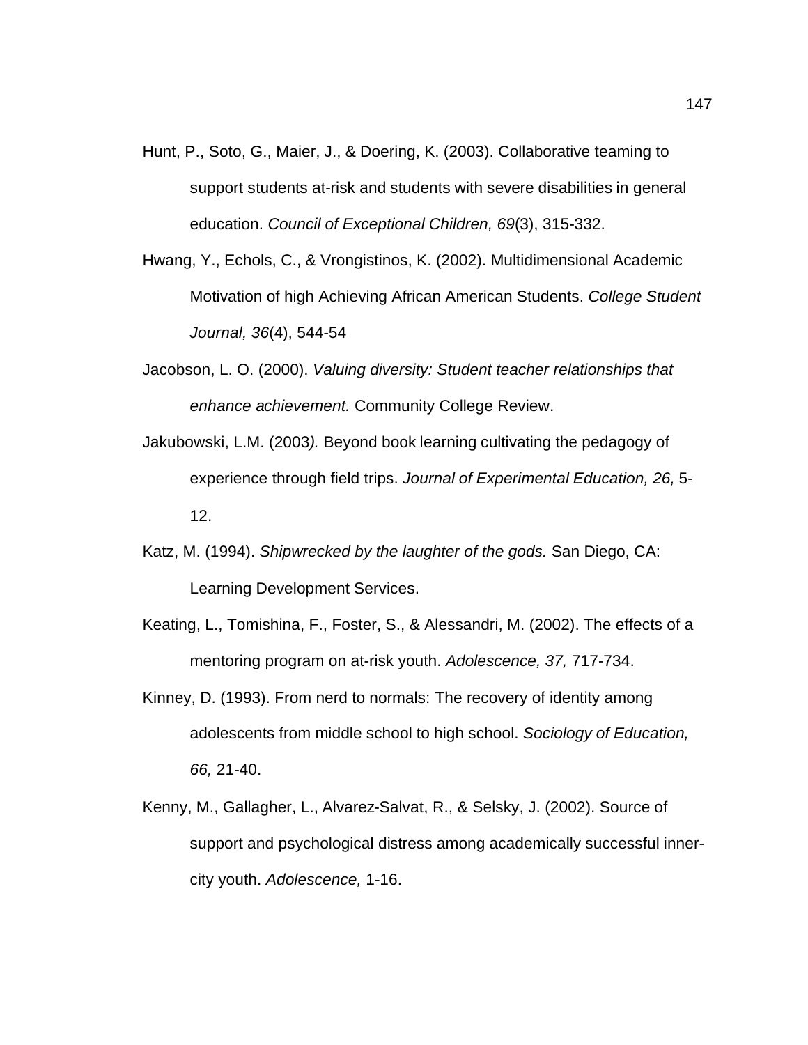Hunt, P., Soto, G., Maier, J., & Doering, K. (2003). Collaborative teaming to support students at-risk and students with severe disabilities in general education. *Council of Exceptional Children, 69*(3), 315-332.

Hwang, Y., Echols, C., & Vrongistinos, K. (2002). Multidimensional Academic Motivation of high Achieving African American Students. *College Student Journal, 36*(4), 544-54

Jacobson, L. O. (2000). *Valuing diversity: Student teacher relationships that enhance achievement.* Community College Review.

Jakubowski, L.M. (2003*).* Beyond book learning cultivating the pedagogy of experience through field trips. *Journal of Experimental Education, 26,* 5-12.

Katz, M. (1994). *Shipwrecked by the laughter of the gods.* San Diego, CA: Learning Development Services.

Keating, L., Tomishina, F., Foster, S., & Alessandri, M. (2002). The effects of a mentoring program on at-risk youth. *Adolescence, 37,* 717-734.

Kinney, D. (1993). From nerd to normals: The recovery of identity among adolescents from middle school to high school. *Sociology of Education, 66,* 21-40.

Kenny, M., Gallagher, L., Alvarez-Salvat, R., & Selsky, J. (2002). Source of support and psychological distress among academically successful inner-city youth. *Adolescence,* 1-16.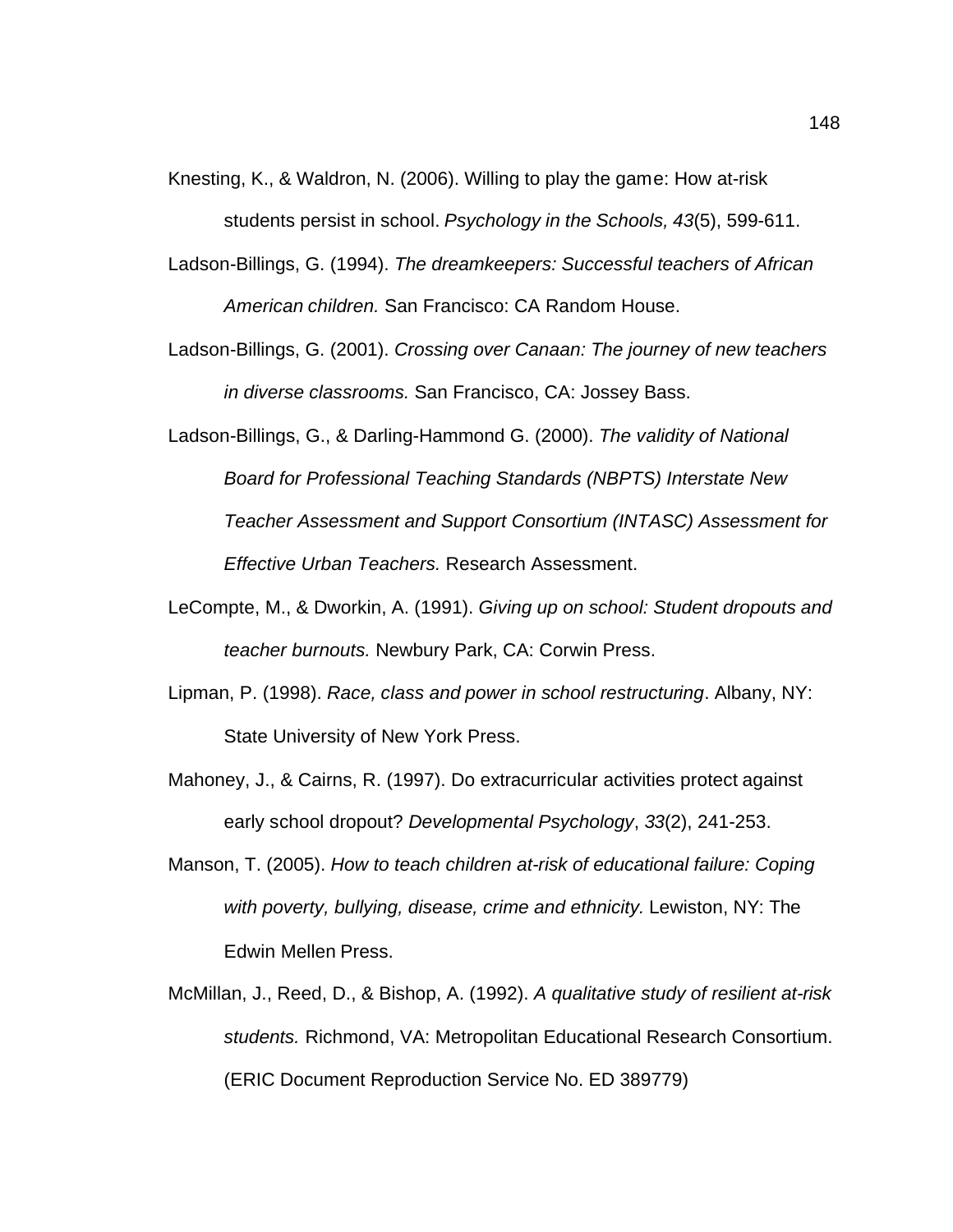Knesting, K., & Waldron, N. (2006). Willing to play the game: How at-risk students persist in school. *Psychology in the Schools, 43*(5), 599-611.

Ladson-Billings, G. (1994). *The dreamkeepers: Successful teachers of African American children.* San Francisco: CA Random House.

Ladson-Billings, G. (2001). *Crossing over Canaan: The journey of new teachers in diverse classrooms.* San Francisco, CA: Jossey Bass.

Ladson-Billings, G., & Darling-Hammond G. (2000). *The validity of National Board for Professional Teaching Standards (NBPTS) Interstate New Teacher Assessment and Support Consortium (INTASC) Assessment for Effective Urban Teachers.* Research Assessment.

LeCompte, M., & Dworkin, A. (1991). *Giving up on school: Student dropouts and teacher burnouts.* Newbury Park, CA: Corwin Press.

Lipman, P. (1998). *Race, class and power in school restructuring*. Albany, NY: State University of New York Press.

Mahoney, J., & Cairns, R. (1997). Do extracurricular activities protect against early school dropout? *Developmental Psychology*, *33*(2), 241-253.

Manson, T. (2005). *How to teach children at-risk of educational failure: Coping with poverty, bullying, disease, crime and ethnicity.* Lewiston, NY: The Edwin Mellen Press.

McMillan, J., Reed, D., & Bishop, A. (1992). *A qualitative study of resilient at-risk students.* Richmond, VA: Metropolitan Educational Research Consortium. (ERIC Document Reproduction Service No. ED 389779)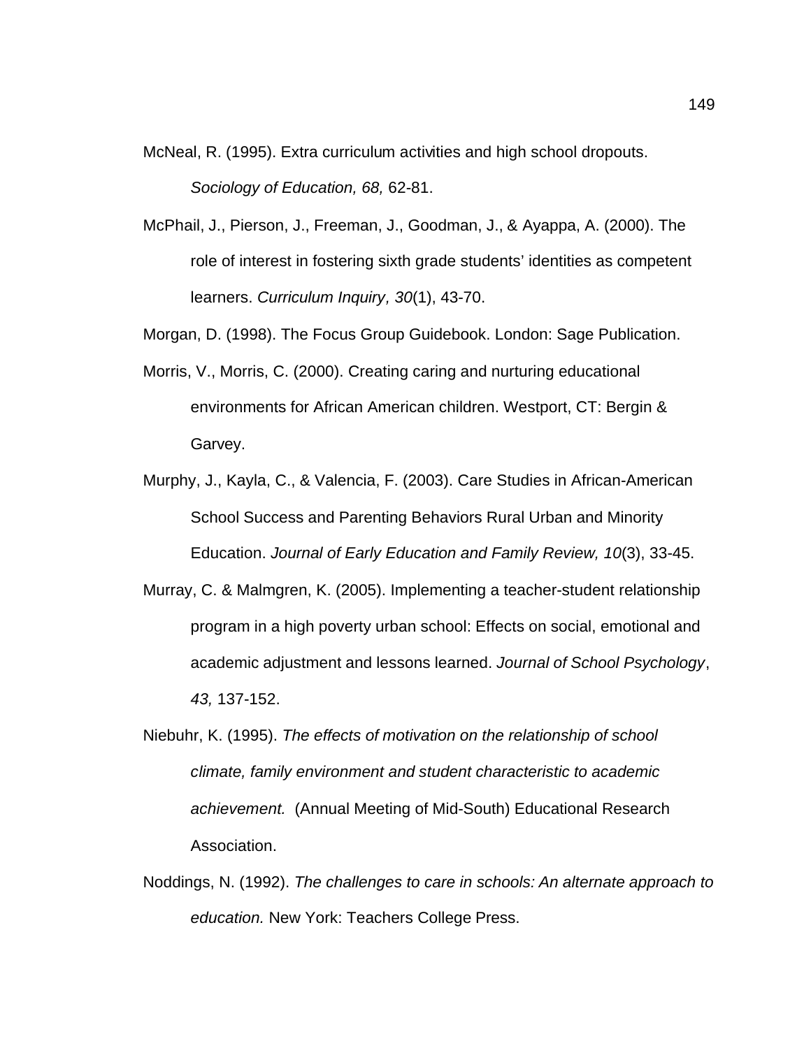McNeal, R. (1995). Extra curriculum activities and high school dropouts. *Sociology of Education, 68,* 62-81.

McPhail, J., Pierson, J., Freeman, J., Goodman, J., & Ayappa, A. (2000). The role of interest in fostering sixth grade students' identities as competent learners. *Curriculum Inquiry, 30*(1), 43-70.

Morgan, D. (1998). The Focus Group Guidebook. London: Sage Publication.

Morris, V., Morris, C. (2000). Creating caring and nurturing educational environments for African American children. Westport, CT: Bergin & Garvey.

Murphy, J., Kayla, C., & Valencia, F. (2003). Care Studies in African-American School Success and Parenting Behaviors Rural Urban and Minority Education. *Journal of Early Education and Family Review, 10*(3), 33-45.

Murray, C. & Malmgren, K. (2005). Implementing a teacher-student relationship program in a high poverty urban school: Effects on social, emotional and academic adjustment and lessons learned. *Journal of School Psychology*, *43,* 137-152.

Niebuhr, K. (1995). *The effects of motivation on the relationship of school climate, family environment and student characteristic to academic achievement.* (Annual Meeting of Mid-South) Educational Research Association.

Noddings, N. (1992). *The challenges to care in schools: An alternate approach to education.* New York: Teachers College Press.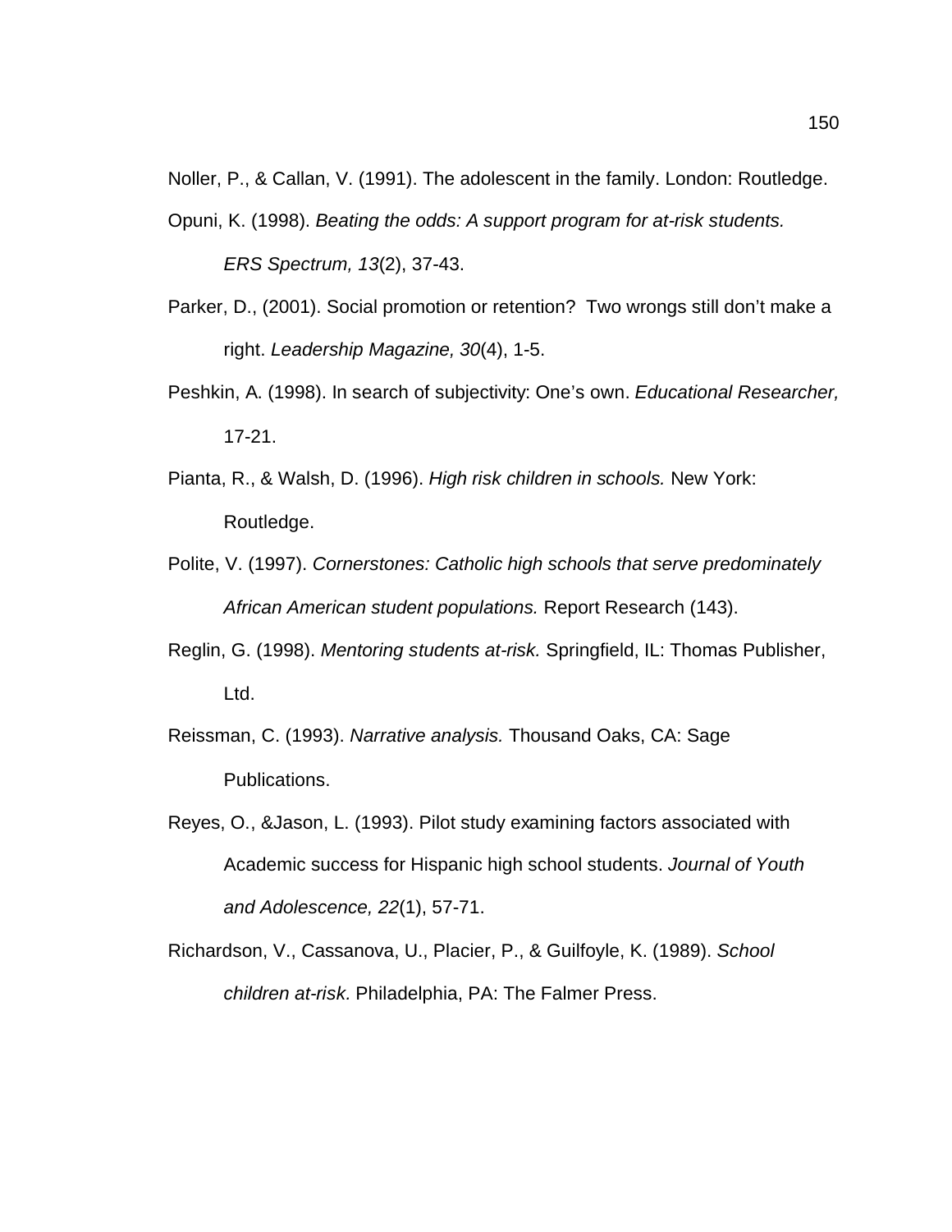Noller, P., & Callan, V. (1991). The adolescent in the family. London: Routledge.

Opuni, K. (1998). *Beating the odds: A support program for at-risk students. ERS Spectrum, 13*(2), 37-43.

Parker, D., (2001). Social promotion or retention? Two wrongs still don't make a right. *Leadership Magazine, 30*(4), 1-5.

Peshkin, A. (1998). In search of subjectivity: One's own. *Educational Researcher,* 17-21.

Pianta, R., & Walsh, D. (1996). *High risk children in schools.* New York: Routledge.

Polite, V. (1997). *Cornerstones: Catholic high schools that serve predominately African American student populations.* Report Research (143).

Reglin, G. (1998). *Mentoring students at-risk.* Springfield, IL: Thomas Publisher, Ltd.

Reissman, C. (1993). *Narrative analysis.* Thousand Oaks, CA: Sage Publications.

Reyes, O., &Jason, L. (1993). Pilot study examining factors associated with Academic success for Hispanic high school students. *Journal of Youth and Adolescence, 22*(1), 57-71.

Richardson, V., Cassanova, U., Placier, P., & Guilfoyle, K. (1989). *School children at-risk.* Philadelphia, PA: The Falmer Press.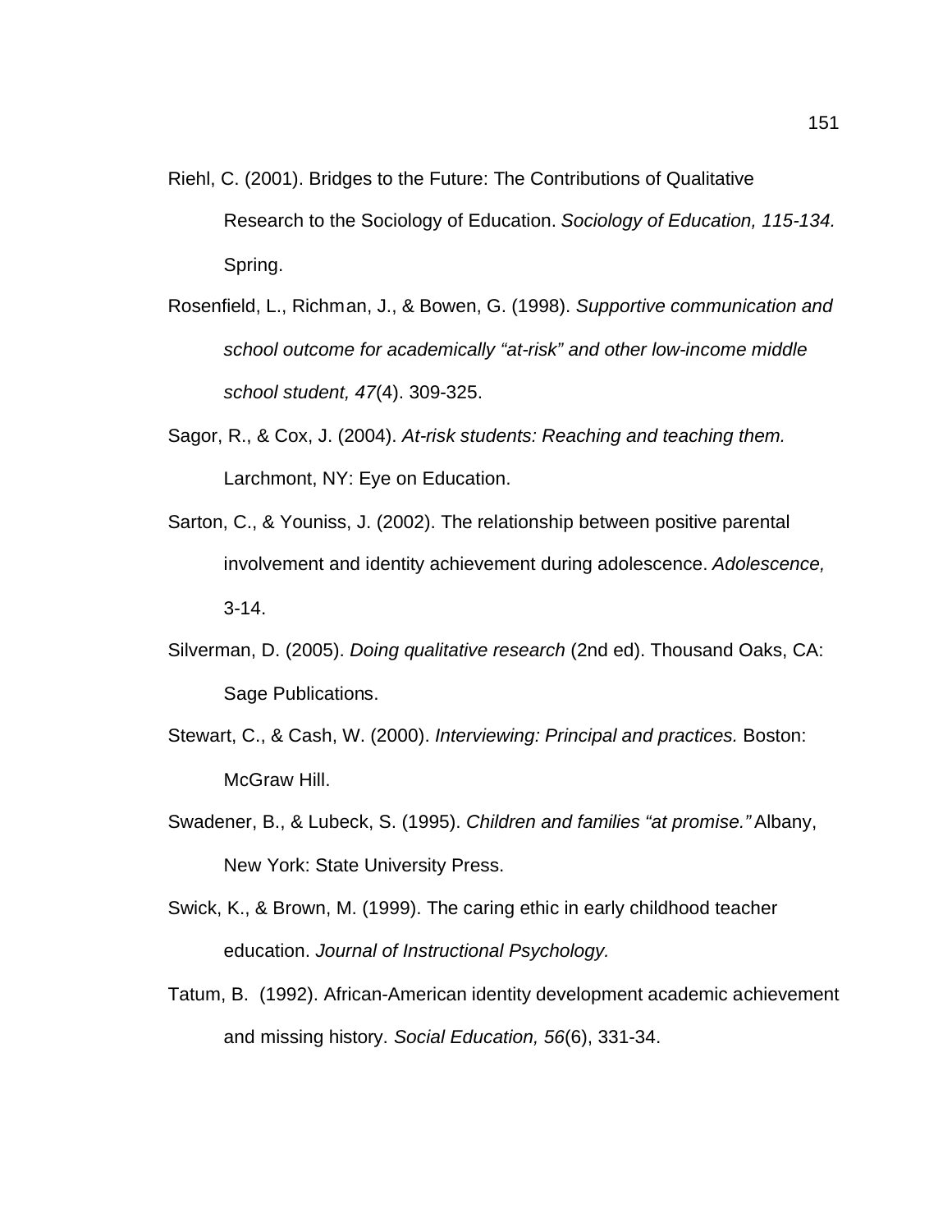Riehl, C. (2001). Bridges to the Future: The Contributions of Qualitative Research to the Sociology of Education. *Sociology of Education, 115-134.* Spring.

Rosenfield, L., Richman, J., & Bowen, G. (1998). *Supportive communication and school outcome for academically "at-risk" and other low-income middle school student, 47*(4). 309-325.

Sagor, R., & Cox, J. (2004). *At-risk students: Reaching and teaching them.* Larchmont, NY: Eye on Education.

Sarton, C., & Youniss, J. (2002). The relationship between positive parental involvement and identity achievement during adolescence. *Adolescence,* 3-14.

Silverman, D. (2005). *Doing qualitative research* (2nd ed). Thousand Oaks, CA: Sage Publications.

Stewart, C., & Cash, W. (2000). *Interviewing: Principal and practices.* Boston: McGraw Hill.

Swadener, B., & Lubeck, S. (1995). *Children and families "at promise."* Albany, New York: State University Press.

Swick, K., & Brown, M. (1999). The caring ethic in early childhood teacher education. *Journal of Instructional Psychology.*

Tatum, B. (1992). African-American identity development academic achievement and missing history. *Social Education, 56*(6), 331-34.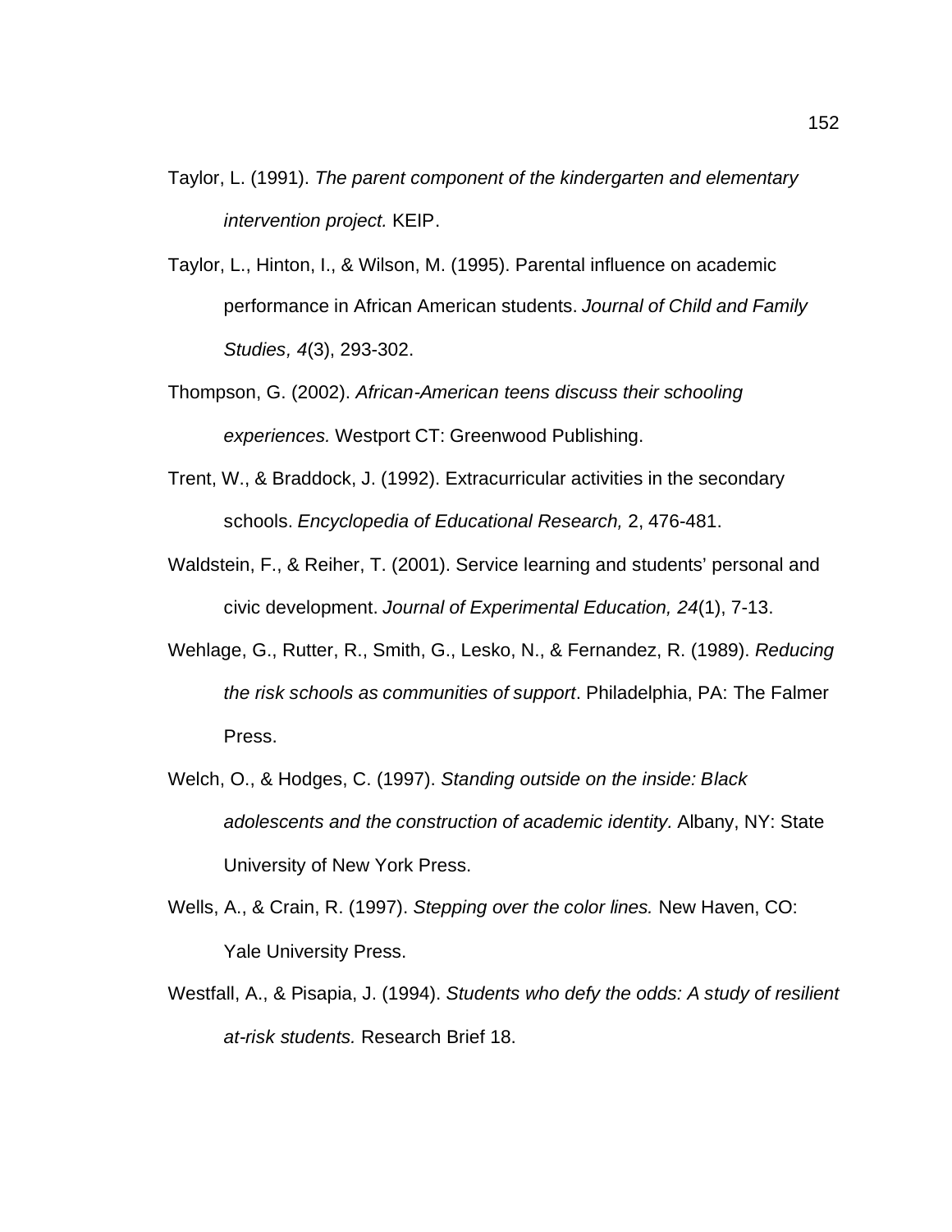Taylor, L. (1991). *The parent component of the kindergarten and elementary intervention project.* KEIP.

Taylor, L., Hinton, I., & Wilson, M. (1995). Parental influence on academic performance in African American students. *Journal of Child and Family Studies, 4*(3), 293-302.

Thompson, G. (2002). *African-American teens discuss their schooling experiences.* Westport CT: Greenwood Publishing.

Trent, W., & Braddock, J. (1992). Extracurricular activities in the secondary schools. *Encyclopedia of Educational Research,* 2, 476-481.

Waldstein, F., & Reiher, T. (2001). Service learning and students' personal and civic development. *Journal of Experimental Education, 24*(1), 7-13.

Wehlage, G., Rutter, R., Smith, G., Lesko, N., & Fernandez, R. (1989). *Reducing the risk schools as communities of support*. Philadelphia, PA: The Falmer Press.

Welch, O., & Hodges, C. (1997). *Standing outside on the inside: Black adolescents and the construction of academic identity.* Albany, NY: State University of New York Press.

Wells, A., & Crain, R. (1997). *Stepping over the color lines.* New Haven, CO: Yale University Press.

Westfall, A., & Pisapia, J. (1994). *Students who defy the odds: A study of resilient at-risk students.* Research Brief 18.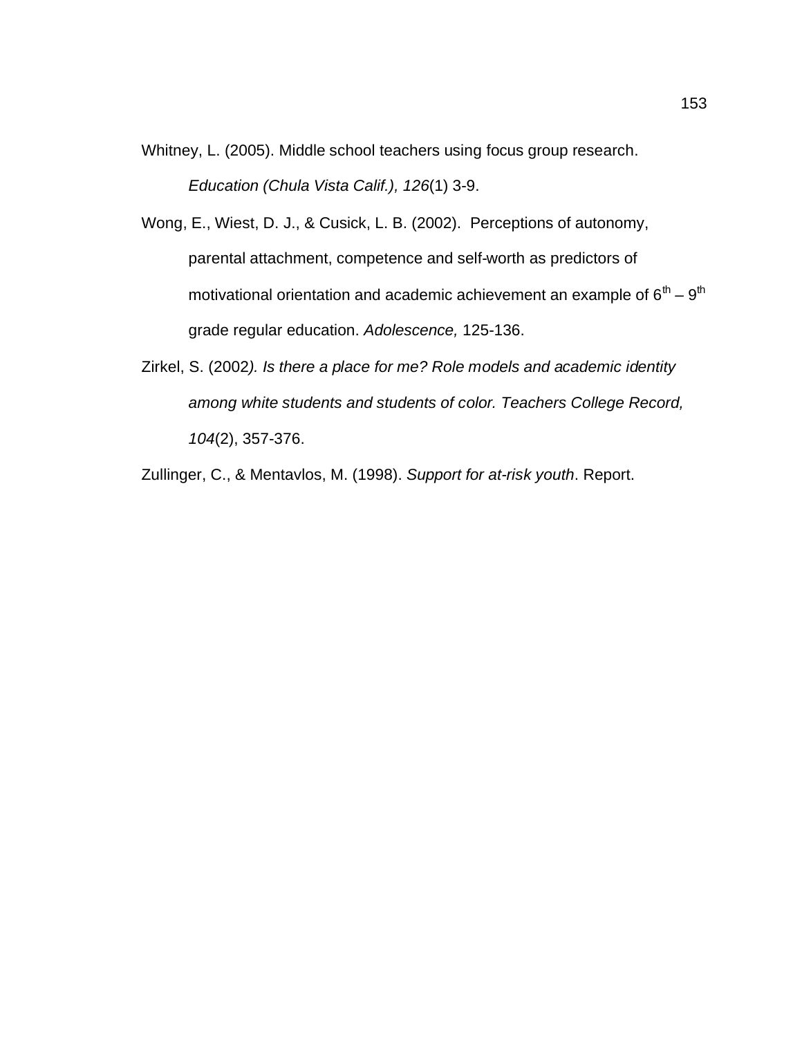Whitney, L. (2005). Middle school teachers using focus group research. *Education (Chula Vista Calif.), 126*(1) 3-9.

Wong, E., Wiest, D. J., & Cusick, L. B. (2002). Perceptions of autonomy, parental attachment, competence and self-worth as predictors of motivational orientation and academic achievement an example of 6th – 9th grade regular education. *Adolescence,* 125-136.

Zirkel, S. (2002*). Is there a place for me? Role models and academic identity among white students and students of color. Teachers College Record, 104*(2), 357-376.

Zullinger, C., & Mentavlos, M. (1998). *Support for at-risk youth*. Report.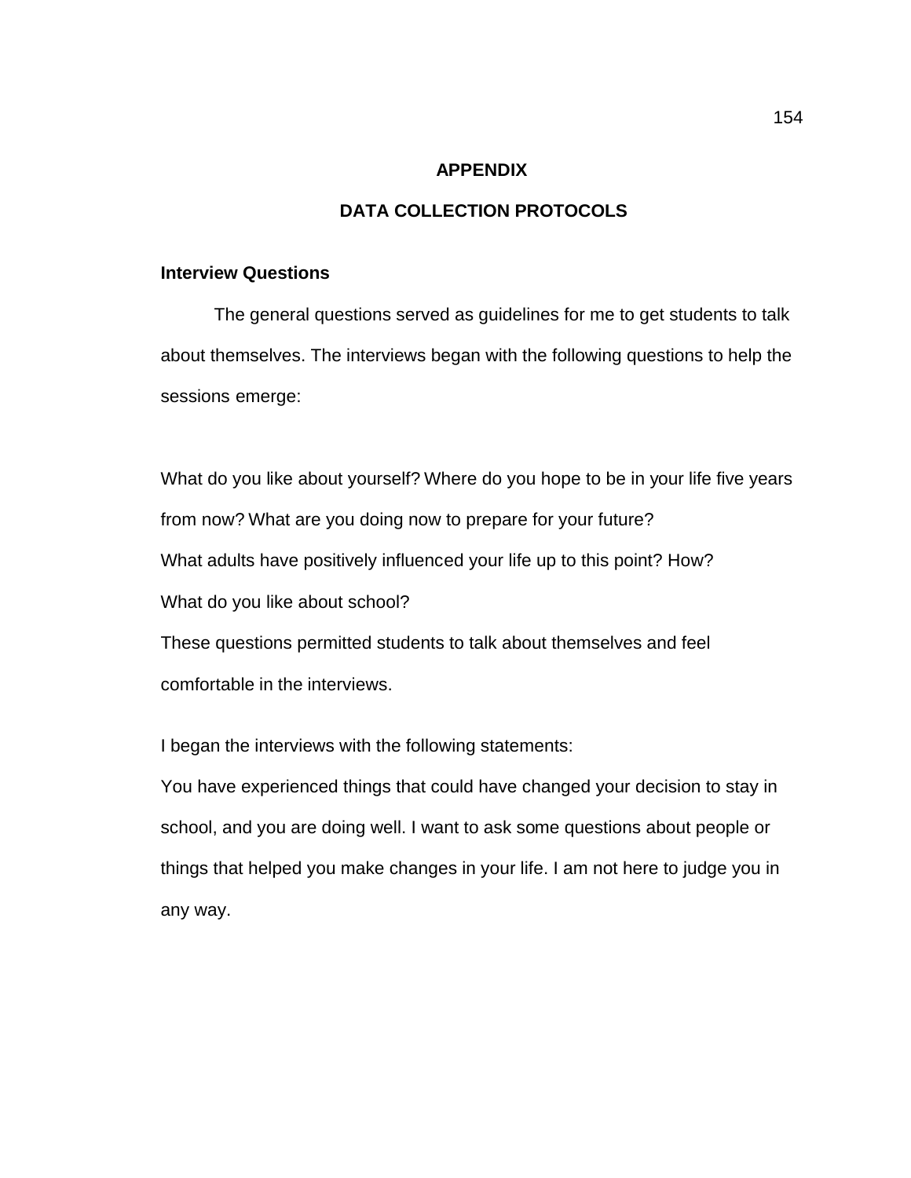# APPENDIX

# DATA COLLECTION PROTOCOLS

## Interview Questions

The general questions served as guidelines for me to get students to talk about themselves. The interviews began with the following questions to help the sessions emerge:

What do you like about yourself? Where do you hope to be in your life five years from now? What are you doing now to prepare for your future?
What adults have positively influenced your life up to this point? How?
What do you like about school?
These questions permitted students to talk about themselves and feel comfortable in the interviews.

I began the interviews with the following statements:
You have experienced things that could have changed your decision to stay in school, and you are doing well. I want to ask some questions about people or things that helped you make changes in your life. I am not here to judge you in any way.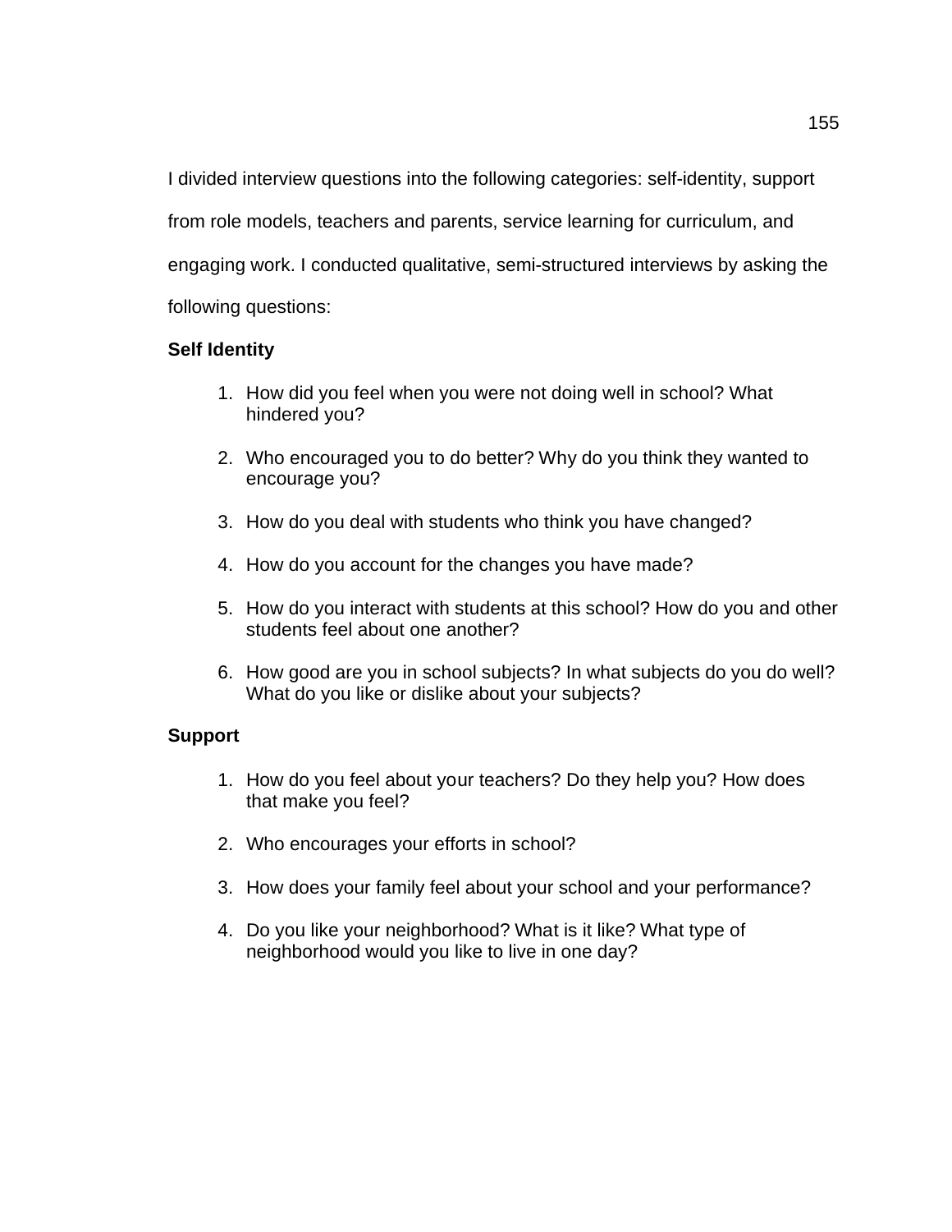I divided interview questions into the following categories: self-identity, support from role models, teachers and parents, service learning for curriculum, and engaging work. I conducted qualitative, semi-structured interviews by asking the following questions:

**Self Identity**

1. How did you feel when you were not doing well in school? What hindered you?

2. Who encouraged you to do better? Why do you think they wanted to encourage you?

3. How do you deal with students who think you have changed?

4. How do you account for the changes you have made?

5. How do you interact with students at this school? How do you and other students feel about one another?

6. How good are you in school subjects? In what subjects do you do well? What do you like or dislike about your subjects?

**Support**

1. How do you feel about your teachers? Do they help you? How does that make you feel?

2. Who encourages your efforts in school?

3. How does your family feel about your school and your performance?

4. Do you like your neighborhood? What is it like? What type of neighborhood would you like to live in one day?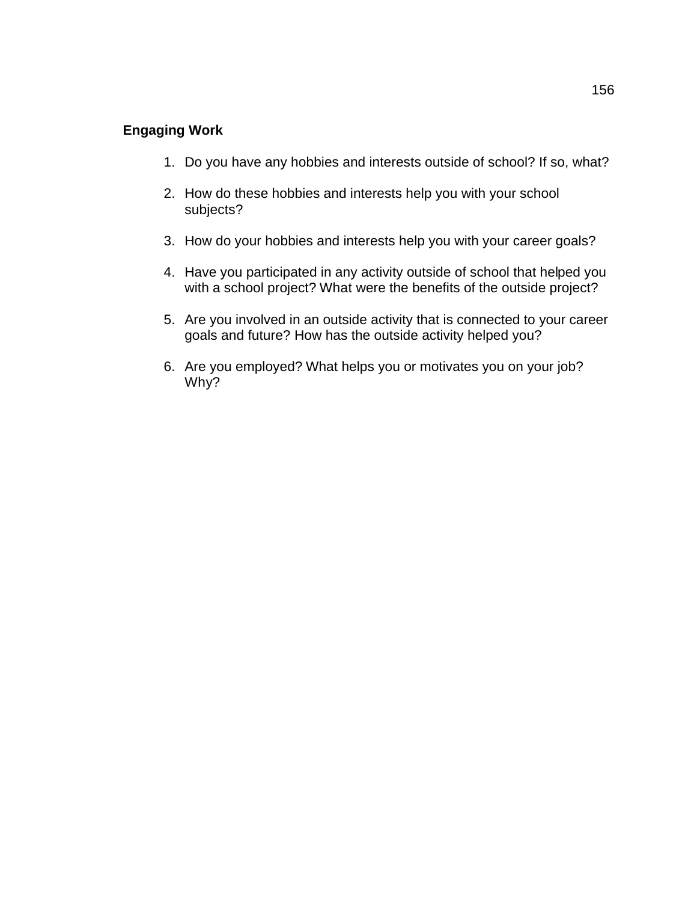**Engaging Work**

1. Do you have any hobbies and interests outside of school? If so, what?

2. How do these hobbies and interests help you with your school subjects?

3. How do your hobbies and interests help you with your career goals?

4. Have you participated in any activity outside of school that helped you with a school project? What were the benefits of the outside project?

5. Are you involved in an outside activity that is connected to your career goals and future? How has the outside activity helped you?

6. Are you employed? What helps you or motivates you on your job? Why?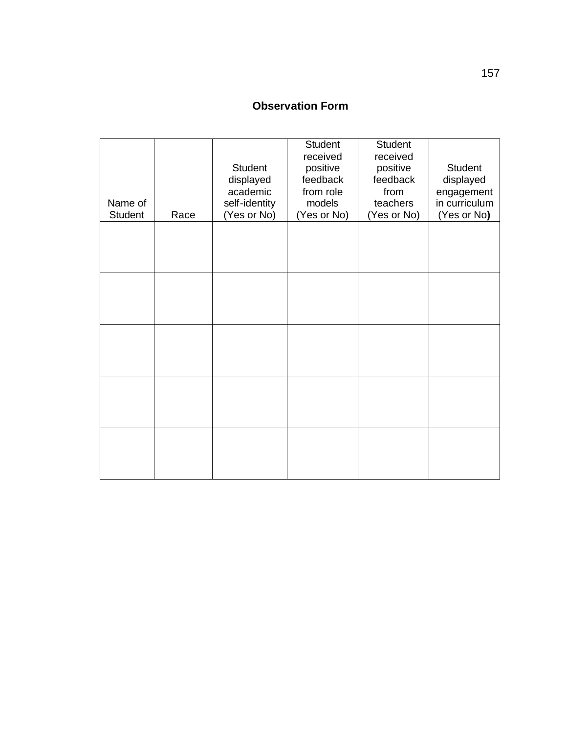**Observation Form**

| Name of Student | Race | Student displayed academic self-identity (Yes or No) | Student received positive feedback from role models (Yes or No) | Student received positive feedback from teachers (Yes or No) | Student displayed engagement in curriculum (Yes or No) |
|---|---|---|---|---|---|
| | | | | | |
| | | | | | |
| | | | | | |
| | | | | | |
| | | | | | |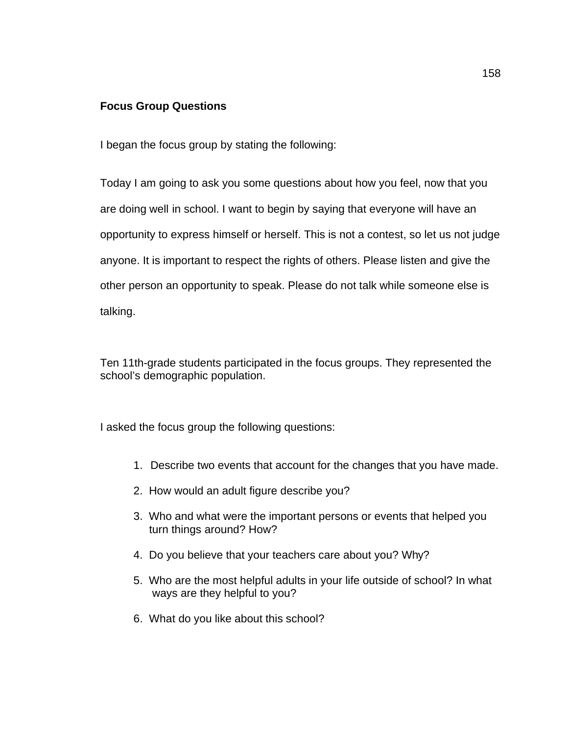**Focus Group Questions**

I began the focus group by stating the following:

Today I am going to ask you some questions about how you feel, now that you are doing well in school. I want to begin by saying that everyone will have an opportunity to express himself or herself. This is not a contest, so let us not judge anyone. It is important to respect the rights of others. Please listen and give the other person an opportunity to speak. Please do not talk while someone else is talking.

Ten 11th-grade students participated in the focus groups. They represented the school's demographic population.

I asked the focus group the following questions:

1. Describe two events that account for the changes that you have made.
2. How would an adult figure describe you?
3. Who and what were the important persons or events that helped you turn things around? How?
4. Do you believe that your teachers care about you? Why?
5. Who are the most helpful adults in your life outside of school? In what ways are they helpful to you?
6. What do you like about this school?